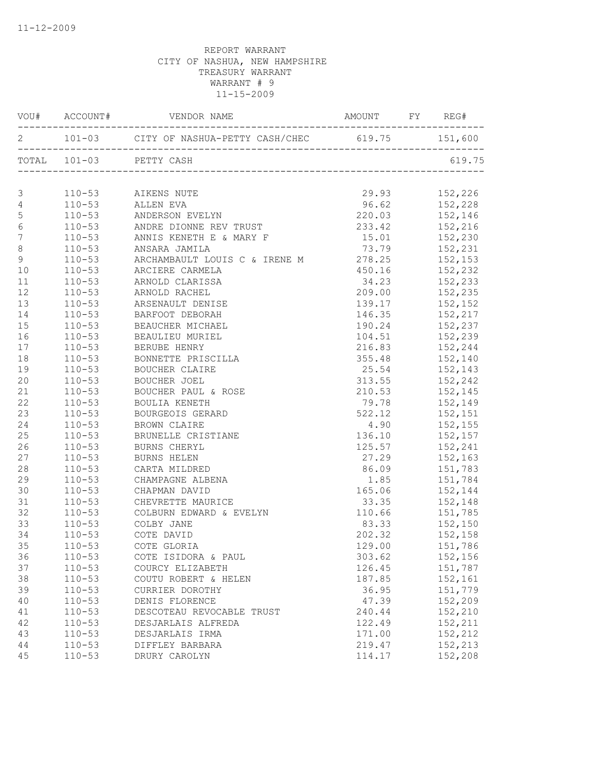11-12-2009

REPORT WARRANT
CITY OF NASHUA, NEW HAMPSHIRE
TREASURY WARRANT
WARRANT # 9
11-15-2009

| VOU# | ACCOUNT# | VENDOR NAME | AMOUNT | FY | REG# |
|---|---|---|---|---|---|
| 2 | 101-03 | CITY OF NASHUA-PETTY CASH/CHEC | 619.75 | | 151,600 |
| TOTAL | 101-03 | PETTY CASH | | | 619.75 |
| 3 | 110-53 | AIKENS NUTE | 29.93 | | 152,226 |
| 4 | 110-53 | ALLEN EVA | 96.62 | | 152,228 |
| 5 | 110-53 | ANDERSON EVELYN | 220.03 | | 152,146 |
| 6 | 110-53 | ANDRE DIONNE REV TRUST | 233.42 | | 152,216 |
| 7 | 110-53 | ANNIS KENETH E & MARY F | 15.01 | | 152,230 |
| 8 | 110-53 | ANSARA JAMILA | 73.79 | | 152,231 |
| 9 | 110-53 | ARCHAMBAULT LOUIS C & IRENE M | 278.25 | | 152,153 |
| 10 | 110-53 | ARCIERE CARMELA | 450.16 | | 152,232 |
| 11 | 110-53 | ARNOLD CLARISSA | 34.23 | | 152,233 |
| 12 | 110-53 | ARNOLD RACHEL | 209.00 | | 152,235 |
| 13 | 110-53 | ARSENAULT DENISE | 139.17 | | 152,152 |
| 14 | 110-53 | BARFOOT DEBORAH | 146.35 | | 152,217 |
| 15 | 110-53 | BEAUCHER MICHAEL | 190.24 | | 152,237 |
| 16 | 110-53 | BEAULIEU MURIEL | 104.51 | | 152,239 |
| 17 | 110-53 | BERUBE HENRY | 216.83 | | 152,244 |
| 18 | 110-53 | BONNETTE PRISCILLA | 355.48 | | 152,140 |
| 19 | 110-53 | BOUCHER CLAIRE | 25.54 | | 152,143 |
| 20 | 110-53 | BOUCHER JOEL | 313.55 | | 152,242 |
| 21 | 110-53 | BOUCHER PAUL & ROSE | 210.53 | | 152,145 |
| 22 | 110-53 | BOULIA KENETH | 79.78 | | 152,149 |
| 23 | 110-53 | BOURGEOIS GERARD | 522.12 | | 152,151 |
| 24 | 110-53 | BROWN CLAIRE | 4.90 | | 152,155 |
| 25 | 110-53 | BRUNELLE CRISTIANE | 136.10 | | 152,157 |
| 26 | 110-53 | BURNS CHERYL | 125.57 | | 152,241 |
| 27 | 110-53 | BURNS HELEN | 27.29 | | 152,163 |
| 28 | 110-53 | CARTA MILDRED | 86.09 | | 151,783 |
| 29 | 110-53 | CHAMPAGNE ALBENA | 1.85 | | 151,784 |
| 30 | 110-53 | CHAPMAN DAVID | 165.06 | | 152,144 |
| 31 | 110-53 | CHEVRETTE MAURICE | 33.35 | | 152,148 |
| 32 | 110-53 | COLBURN EDWARD & EVELYN | 110.66 | | 151,785 |
| 33 | 110-53 | COLBY JANE | 83.33 | | 152,150 |
| 34 | 110-53 | COTE DAVID | 202.32 | | 152,158 |
| 35 | 110-53 | COTE GLORIA | 129.00 | | 151,786 |
| 36 | 110-53 | COTE ISIDORA & PAUL | 303.62 | | 152,156 |
| 37 | 110-53 | COURCY ELIZABETH | 126.45 | | 151,787 |
| 38 | 110-53 | COUTU ROBERT & HELEN | 187.85 | | 152,161 |
| 39 | 110-53 | CURRIER DOROTHY | 36.95 | | 151,779 |
| 40 | 110-53 | DENIS FLORENCE | 47.39 | | 152,209 |
| 41 | 110-53 | DESCOTEAU REVOCABLE TRUST | 240.44 | | 152,210 |
| 42 | 110-53 | DESJARLAIS ALFREDA | 122.49 | | 152,211 |
| 43 | 110-53 | DESJARLAIS IRMA | 171.00 | | 152,212 |
| 44 | 110-53 | DIFFLEY BARBARA | 219.47 | | 152,213 |
| 45 | 110-53 | DRURY CAROLYN | 114.17 | | 152,208 |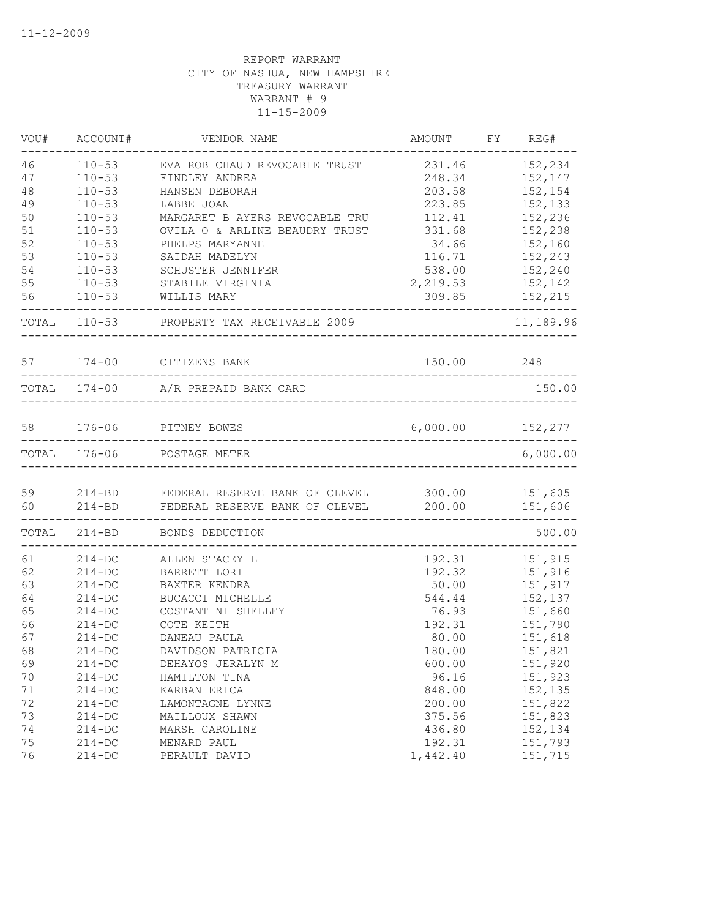REPORT WARRANT
CITY OF NASHUA, NEW HAMPSHIRE
TREASURY WARRANT
WARRANT # 9
11-15-2009

| VOU# | ACCOUNT# | VENDOR NAME | AMOUNT | FY | REG# |
|---|---|---|---|---|---|
| 46 | 110-53 | EVA ROBICHAUD REVOCABLE TRUST | 231.46 | | 152,234 |
| 47 | 110-53 | FINDLEY ANDREA | 248.34 | | 152,147 |
| 48 | 110-53 | HANSEN DEBORAH | 203.58 | | 152,154 |
| 49 | 110-53 | LABBE JOAN | 223.85 | | 152,133 |
| 50 | 110-53 | MARGARET B AYERS REVOCABLE TRU | 112.41 | | 152,236 |
| 51 | 110-53 | OVILA O & ARLINE BEAUDRY TRUST | 331.68 | | 152,238 |
| 52 | 110-53 | PHELPS MARYANNE | 34.66 | | 152,160 |
| 53 | 110-53 | SAIDAH MADELYN | 116.71 | | 152,243 |
| 54 | 110-53 | SCHUSTER JENNIFER | 538.00 | | 152,240 |
| 55 | 110-53 | STABILE VIRGINIA | 2,219.53 | | 152,142 |
| 56 | 110-53 | WILLIS MARY | 309.85 | | 152,215 |
| TOTAL | 110-53 | PROPERTY TAX RECEIVABLE 2009 | | | 11,189.96 |
| 57 | 174-00 | CITIZENS BANK | 150.00 | | 248 |
| TOTAL | 174-00 | A/R PREPAID BANK CARD | | | 150.00 |
| 58 | 176-06 | PITNEY BOWES | 6,000.00 | | 152,277 |
| TOTAL | 176-06 | POSTAGE METER | | | 6,000.00 |
| 59 | 214-BD | FEDERAL RESERVE BANK OF CLEVEL | 300.00 | | 151,605 |
| 60 | 214-BD | FEDERAL RESERVE BANK OF CLEVEL | 200.00 | | 151,606 |
| TOTAL | 214-BD | BONDS DEDUCTION | | | 500.00 |
| 61 | 214-DC | ALLEN STACEY L | 192.31 | | 151,915 |
| 62 | 214-DC | BARRETT LORI | 192.32 | | 151,916 |
| 63 | 214-DC | BAXTER KENDRA | 50.00 | | 151,917 |
| 64 | 214-DC | BUCACCI MICHELLE | 544.44 | | 152,137 |
| 65 | 214-DC | COSTANTINI SHELLEY | 76.93 | | 151,660 |
| 66 | 214-DC | COTE KEITH | 192.31 | | 151,790 |
| 67 | 214-DC | DANEAU PAULA | 80.00 | | 151,618 |
| 68 | 214-DC | DAVIDSON PATRICIA | 180.00 | | 151,821 |
| 69 | 214-DC | DEHAYOS JERALYN M | 600.00 | | 151,920 |
| 70 | 214-DC | HAMILTON TINA | 96.16 | | 151,923 |
| 71 | 214-DC | KARBAN ERICA | 848.00 | | 152,135 |
| 72 | 214-DC | LAMONTAGNE LYNNE | 200.00 | | 151,822 |
| 73 | 214-DC | MAILLOUX SHAWN | 375.56 | | 151,823 |
| 74 | 214-DC | MARSH CAROLINE | 436.80 | | 152,134 |
| 75 | 214-DC | MENARD PAUL | 192.31 | | 151,793 |
| 76 | 214-DC | PERAULT DAVID | 1,442.40 | | 151,715 |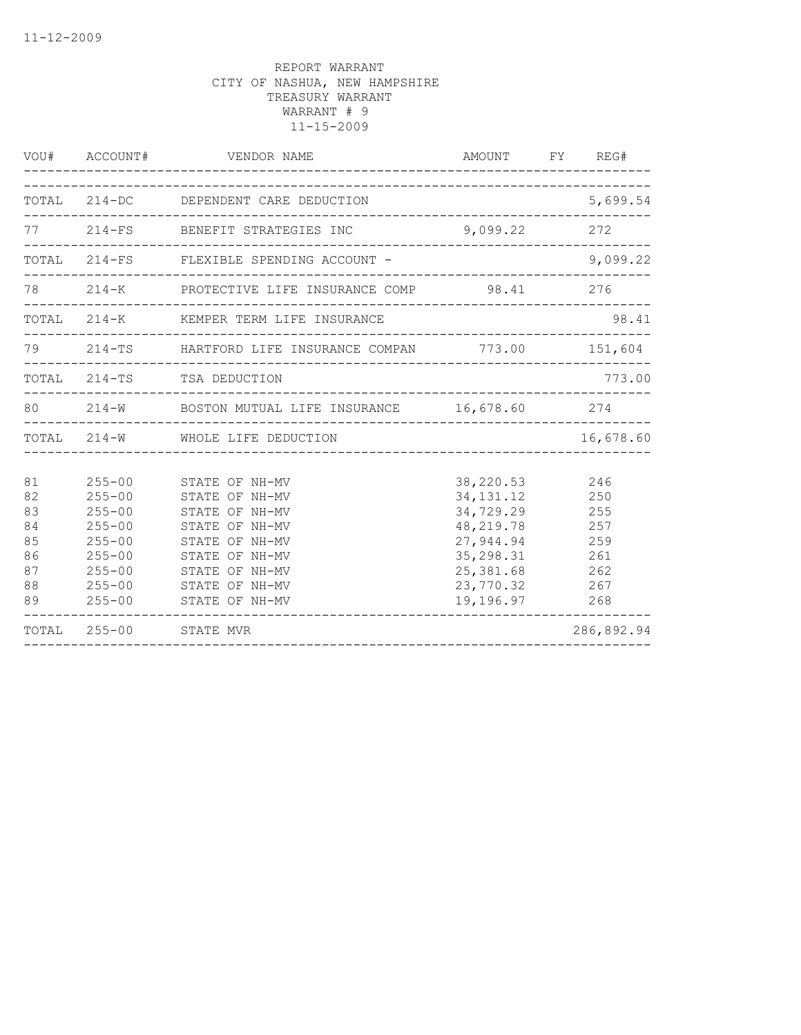11-12-2009

REPORT WARRANT
CITY OF NASHUA, NEW HAMPSHIRE
TREASURY WARRANT
WARRANT # 9
11-15-2009

| VOU# | ACCOUNT# | VENDOR NAME | AMOUNT | FY | REG# |
|---|---|---|---|---|---|
| TOTAL | 214-DC | DEPENDENT CARE DEDUCTION | | | 5,699.54 |
| 77 | 214-FS | BENEFIT STRATEGIES INC | 9,099.22 | | 272 |
| TOTAL | 214-FS | FLEXIBLE SPENDING ACCOUNT - | | | 9,099.22 |
| 78 | 214-K | PROTECTIVE LIFE INSURANCE COMP | 98.41 | | 276 |
| TOTAL | 214-K | KEMPER TERM LIFE INSURANCE | | | 98.41 |
| 79 | 214-TS | HARTFORD LIFE INSURANCE COMPAN | 773.00 | | 151,604 |
| TOTAL | 214-TS | TSA DEDUCTION | | | 773.00 |
| 80 | 214-W | BOSTON MUTUAL LIFE INSURANCE | 16,678.60 | | 274 |
| TOTAL | 214-W | WHOLE LIFE DEDUCTION | | | 16,678.60 |
| 81 | 255-00 | STATE OF NH-MV | 38,220.53 | | 246 |
| 82 | 255-00 | STATE OF NH-MV | 34,131.12 | | 250 |
| 83 | 255-00 | STATE OF NH-MV | 34,729.29 | | 255 |
| 84 | 255-00 | STATE OF NH-MV | 48,219.78 | | 257 |
| 85 | 255-00 | STATE OF NH-MV | 27,944.94 | | 259 |
| 86 | 255-00 | STATE OF NH-MV | 35,298.31 | | 261 |
| 87 | 255-00 | STATE OF NH-MV | 25,381.68 | | 262 |
| 88 | 255-00 | STATE OF NH-MV | 23,770.32 | | 267 |
| 89 | 255-00 | STATE OF NH-MV | 19,196.97 | | 268 |
| TOTAL | 255-00 | STATE MVR | | | 286,892.94 |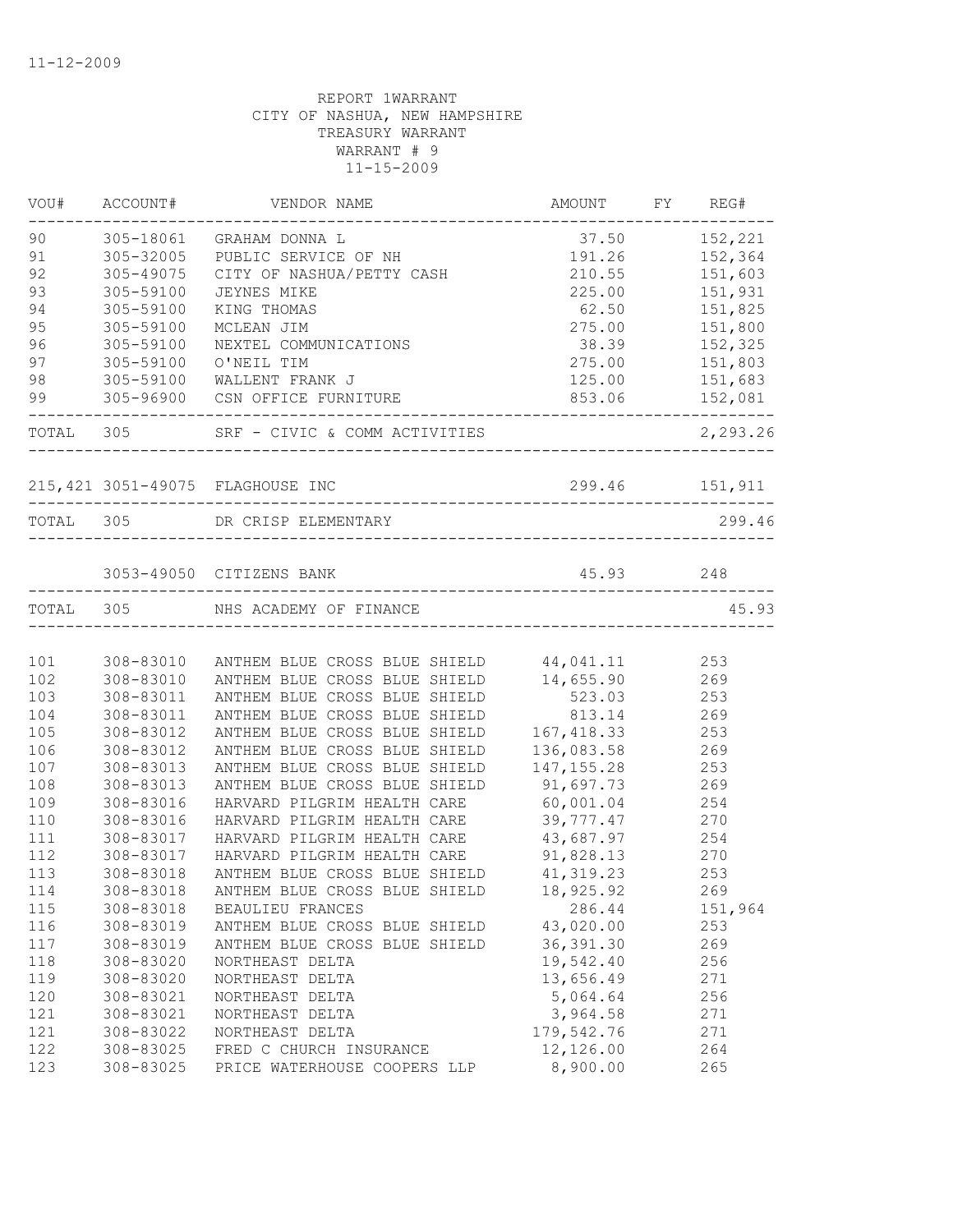11-12-2009

REPORT 1WARRANT
CITY OF NASHUA, NEW HAMPSHIRE
TREASURY WARRANT
WARRANT # 9
11-15-2009

| VOU# | ACCOUNT# | VENDOR NAME | AMOUNT | FY | REG# |
|---|---|---|---|---|---|
| 90 | 305-18061 | GRAHAM DONNA L | 37.50 | | 152,221 |
| 91 | 305-32005 | PUBLIC SERVICE OF NH | 191.26 | | 152,364 |
| 92 | 305-49075 | CITY OF NASHUA/PETTY CASH | 210.55 | | 151,603 |
| 93 | 305-59100 | JEYNES MIKE | 225.00 | | 151,931 |
| 94 | 305-59100 | KING THOMAS | 62.50 | | 151,825 |
| 95 | 305-59100 | MCLEAN JIM | 275.00 | | 151,800 |
| 96 | 305-59100 | NEXTEL COMMUNICATIONS | 38.39 | | 152,325 |
| 97 | 305-59100 | O'NEIL TIM | 275.00 | | 151,803 |
| 98 | 305-59100 | WALLENT FRANK J | 125.00 | | 151,683 |
| 99 | 305-96900 | CSN OFFICE FURNITURE | 853.06 | | 152,081 |
| TOTAL | 305 | SRF - CIVIC & COMM ACTIVITIES | | | 2,293.26 |
| 215,421 | 3051-49075 | FLAGHOUSE INC | 299.46 | | 151,911 |
| TOTAL | 305 | DR CRISP ELEMENTARY | | | 299.46 |
| | 3053-49050 | CITIZENS BANK | 45.93 | | 248 |
| TOTAL | 305 | NHS ACADEMY OF FINANCE | | | 45.93 |
| 101 | 308-83010 | ANTHEM BLUE CROSS BLUE SHIELD | 44,041.11 | | 253 |
| 102 | 308-83010 | ANTHEM BLUE CROSS BLUE SHIELD | 14,655.90 | | 269 |
| 103 | 308-83011 | ANTHEM BLUE CROSS BLUE SHIELD | 523.03 | | 253 |
| 104 | 308-83011 | ANTHEM BLUE CROSS BLUE SHIELD | 813.14 | | 269 |
| 105 | 308-83012 | ANTHEM BLUE CROSS BLUE SHIELD | 167,418.33 | | 253 |
| 106 | 308-83012 | ANTHEM BLUE CROSS BLUE SHIELD | 136,083.58 | | 269 |
| 107 | 308-83013 | ANTHEM BLUE CROSS BLUE SHIELD | 147,155.28 | | 253 |
| 108 | 308-83013 | ANTHEM BLUE CROSS BLUE SHIELD | 91,697.73 | | 269 |
| 109 | 308-83016 | HARVARD PILGRIM HEALTH CARE | 60,001.04 | | 254 |
| 110 | 308-83016 | HARVARD PILGRIM HEALTH CARE | 39,777.47 | | 270 |
| 111 | 308-83017 | HARVARD PILGRIM HEALTH CARE | 43,687.97 | | 254 |
| 112 | 308-83017 | HARVARD PILGRIM HEALTH CARE | 91,828.13 | | 270 |
| 113 | 308-83018 | ANTHEM BLUE CROSS BLUE SHIELD | 41,319.23 | | 253 |
| 114 | 308-83018 | ANTHEM BLUE CROSS BLUE SHIELD | 18,925.92 | | 269 |
| 115 | 308-83018 | BEAULIEU FRANCES | 286.44 | | 151,964 |
| 116 | 308-83019 | ANTHEM BLUE CROSS BLUE SHIELD | 43,020.00 | | 253 |
| 117 | 308-83019 | ANTHEM BLUE CROSS BLUE SHIELD | 36,391.30 | | 269 |
| 118 | 308-83020 | NORTHEAST DELTA | 19,542.40 | | 256 |
| 119 | 308-83020 | NORTHEAST DELTA | 13,656.49 | | 271 |
| 120 | 308-83021 | NORTHEAST DELTA | 5,064.64 | | 256 |
| 121 | 308-83021 | NORTHEAST DELTA | 3,964.58 | | 271 |
| 121 | 308-83022 | NORTHEAST DELTA | 179,542.76 | | 271 |
| 122 | 308-83025 | FRED C CHURCH INSURANCE | 12,126.00 | | 264 |
| 123 | 308-83025 | PRICE WATERHOUSE COOPERS LLP | 8,900.00 | | 265 |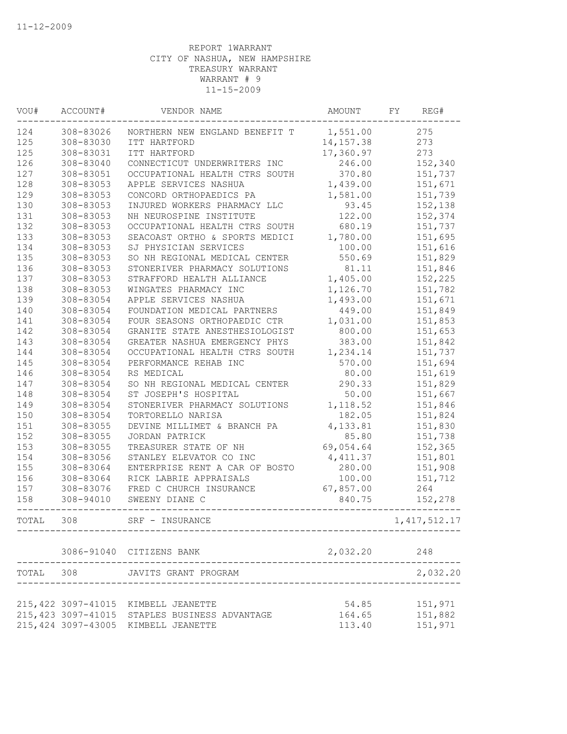11-12-2009

REPORT 1WARRANT
CITY OF NASHUA, NEW HAMPSHIRE
TREASURY WARRANT
WARRANT # 9
11-15-2009

| VOU# | ACCOUNT# | VENDOR NAME | AMOUNT | FY | REG# |
|---|---|---|---|---|---|
| 124 | 308-83026 | NORTHERN NEW ENGLAND BENEFIT T | 1,551.00 | | 275 |
| 125 | 308-83030 | ITT HARTFORD | 14,157.38 | | 273 |
| 125 | 308-83031 | ITT HARTFORD | 17,360.97 | | 273 |
| 126 | 308-83040 | CONNECTICUT UNDERWRITERS INC | 246.00 | | 152,340 |
| 127 | 308-83051 | OCCUPATIONAL HEALTH CTRS SOUTH | 370.80 | | 151,737 |
| 128 | 308-83053 | APPLE SERVICES NASHUA | 1,439.00 | | 151,671 |
| 129 | 308-83053 | CONCORD ORTHOPAEDICS PA | 1,581.00 | | 151,739 |
| 130 | 308-83053 | INJURED WORKERS PHARMACY LLC | 93.45 | | 152,138 |
| 131 | 308-83053 | NH NEUROSPINE INSTITUTE | 122.00 | | 152,374 |
| 132 | 308-83053 | OCCUPATIONAL HEALTH CTRS SOUTH | 680.19 | | 151,737 |
| 133 | 308-83053 | SEACOAST ORTHO & SPORTS MEDICI | 1,780.00 | | 151,695 |
| 134 | 308-83053 | SJ PHYSICIAN SERVICES | 100.00 | | 151,616 |
| 135 | 308-83053 | SO NH REGIONAL MEDICAL CENTER | 550.69 | | 151,829 |
| 136 | 308-83053 | STONERIVER PHARMACY SOLUTIONS | 81.11 | | 151,846 |
| 137 | 308-83053 | STRAFFORD HEALTH ALLIANCE | 1,405.00 | | 152,225 |
| 138 | 308-83053 | WINGATES PHARMACY INC | 1,126.70 | | 151,782 |
| 139 | 308-83054 | APPLE SERVICES NASHUA | 1,493.00 | | 151,671 |
| 140 | 308-83054 | FOUNDATION MEDICAL PARTNERS | 449.00 | | 151,849 |
| 141 | 308-83054 | FOUR SEASONS ORTHOPAEDIC CTR | 1,031.00 | | 151,853 |
| 142 | 308-83054 | GRANITE STATE ANESTHESIOLOGIST | 800.00 | | 151,653 |
| 143 | 308-83054 | GREATER NASHUA EMERGENCY PHYS | 383.00 | | 151,842 |
| 144 | 308-83054 | OCCUPATIONAL HEALTH CTRS SOUTH | 1,234.14 | | 151,737 |
| 145 | 308-83054 | PERFORMANCE REHAB INC | 570.00 | | 151,694 |
| 146 | 308-83054 | RS MEDICAL | 80.00 | | 151,619 |
| 147 | 308-83054 | SO NH REGIONAL MEDICAL CENTER | 290.33 | | 151,829 |
| 148 | 308-83054 | ST JOSEPH'S HOSPITAL | 50.00 | | 151,667 |
| 149 | 308-83054 | STONERIVER PHARMACY SOLUTIONS | 1,118.52 | | 151,846 |
| 150 | 308-83054 | TORTORELLO NARISA | 182.05 | | 151,824 |
| 151 | 308-83055 | DEVINE MILLIMET & BRANCH PA | 4,133.81 | | 151,830 |
| 152 | 308-83055 | JORDAN PATRICK | 85.80 | | 151,738 |
| 153 | 308-83055 | TREASURER STATE OF NH | 69,054.64 | | 152,365 |
| 154 | 308-83056 | STANLEY ELEVATOR CO INC | 4,411.37 | | 151,801 |
| 155 | 308-83064 | ENTERPRISE RENT A CAR OF BOSTO | 280.00 | | 151,908 |
| 156 | 308-83064 | RICK LABRIE APPRAISALS | 100.00 | | 151,712 |
| 157 | 308-83076 | FRED C CHURCH INSURANCE | 67,857.00 | | 264 |
| 158 | 308-94010 | SWEENY DIANE C | 840.75 | | 152,278 |
| TOTAL | 308 | SRF - INSURANCE | | | 1,417,512.17 |
| | 3086-91040 | CITIZENS BANK | 2,032.20 | | 248 |
| TOTAL | 308 | JAVITS GRANT PROGRAM | | | 2,032.20 |
| 215,422 | 3097-41015 | KIMBELL JEANETTE | 54.85 | | 151,971 |
| 215,423 | 3097-41015 | STAPLES BUSINESS ADVANTAGE | 164.65 | | 151,882 |
| 215,424 | 3097-43005 | KIMBELL JEANETTE | 113.40 | | 151,971 |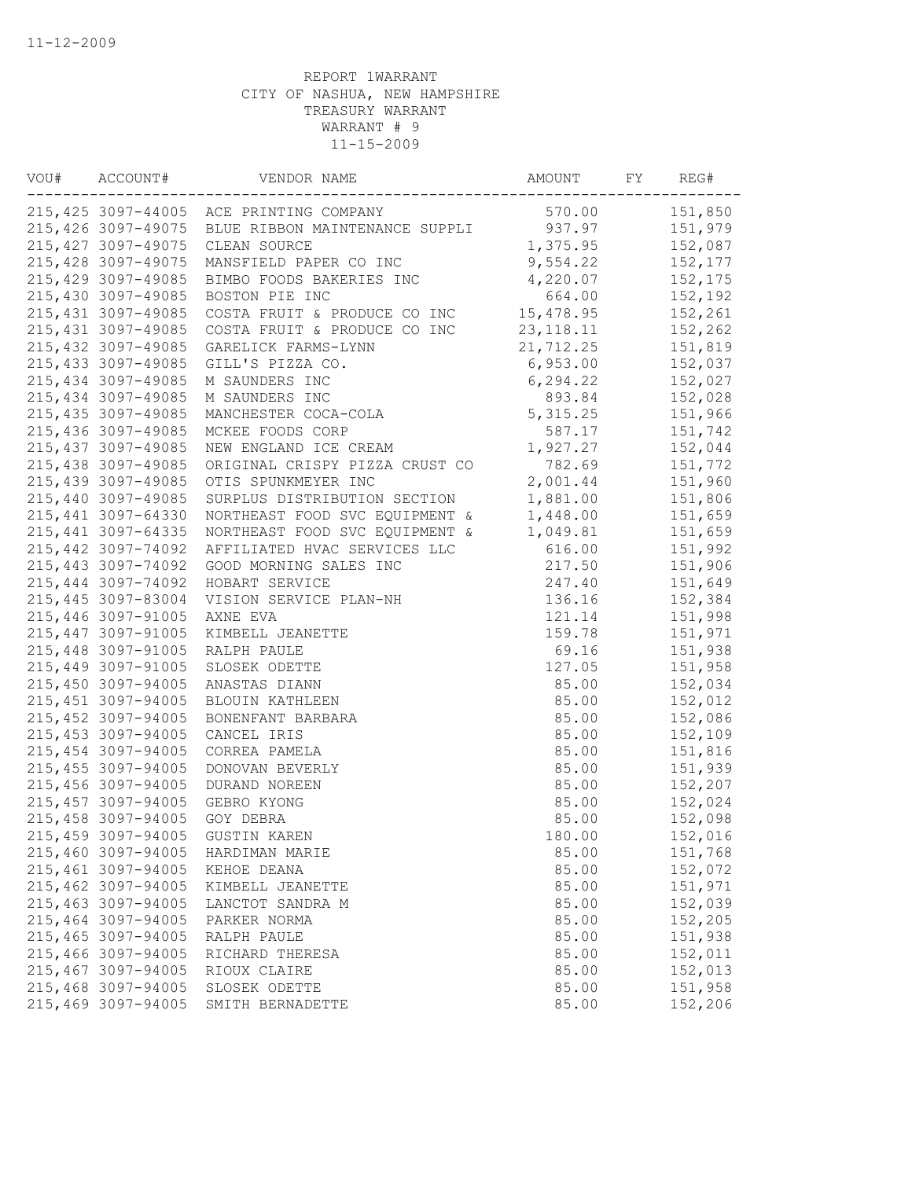11-12-2009

REPORT 1WARRANT
CITY OF NASHUA, NEW HAMPSHIRE
TREASURY WARRANT
WARRANT # 9
11-15-2009

| VOU# | ACCOUNT# | VENDOR NAME | AMOUNT | FY | REG# |
|---|---|---|---|---|---|
| 215,425 | 3097-44005 | ACE PRINTING COMPANY | 570.00 | | 151,850 |
| 215,426 | 3097-49075 | BLUE RIBBON MAINTENANCE SUPPLI | 937.97 | | 151,979 |
| 215,427 | 3097-49075 | CLEAN SOURCE | 1,375.95 | | 152,087 |
| 215,428 | 3097-49075 | MANSFIELD PAPER CO INC | 9,554.22 | | 152,177 |
| 215,429 | 3097-49085 | BIMBO FOODS BAKERIES INC | 4,220.07 | | 152,175 |
| 215,430 | 3097-49085 | BOSTON PIE INC | 664.00 | | 152,192 |
| 215,431 | 3097-49085 | COSTA FRUIT & PRODUCE CO INC | 15,478.95 | | 152,261 |
| 215,431 | 3097-49085 | COSTA FRUIT & PRODUCE CO INC | 23,118.11 | | 152,262 |
| 215,432 | 3097-49085 | GARELICK FARMS-LYNN | 21,712.25 | | 151,819 |
| 215,433 | 3097-49085 | GILL'S PIZZA CO. | 6,953.00 | | 152,037 |
| 215,434 | 3097-49085 | M SAUNDERS INC | 6,294.22 | | 152,027 |
| 215,434 | 3097-49085 | M SAUNDERS INC | 893.84 | | 152,028 |
| 215,435 | 3097-49085 | MANCHESTER COCA-COLA | 5,315.25 | | 151,966 |
| 215,436 | 3097-49085 | MCKEE FOODS CORP | 587.17 | | 151,742 |
| 215,437 | 3097-49085 | NEW ENGLAND ICE CREAM | 1,927.27 | | 152,044 |
| 215,438 | 3097-49085 | ORIGINAL CRISPY PIZZA CRUST CO | 782.69 | | 151,772 |
| 215,439 | 3097-49085 | OTIS SPUNKMEYER INC | 2,001.44 | | 151,960 |
| 215,440 | 3097-49085 | SURPLUS DISTRIBUTION SECTION | 1,881.00 | | 151,806 |
| 215,441 | 3097-64330 | NORTHEAST FOOD SVC EQUIPMENT & | 1,448.00 | | 151,659 |
| 215,441 | 3097-64335 | NORTHEAST FOOD SVC EQUIPMENT & | 1,049.81 | | 151,659 |
| 215,442 | 3097-74092 | AFFILIATED HVAC SERVICES LLC | 616.00 | | 151,992 |
| 215,443 | 3097-74092 | GOOD MORNING SALES INC | 217.50 | | 151,906 |
| 215,444 | 3097-74092 | HOBART SERVICE | 247.40 | | 151,649 |
| 215,445 | 3097-83004 | VISION SERVICE PLAN-NH | 136.16 | | 152,384 |
| 215,446 | 3097-91005 | AXNE EVA | 121.14 | | 151,998 |
| 215,447 | 3097-91005 | KIMBELL JEANETTE | 159.78 | | 151,971 |
| 215,448 | 3097-91005 | RALPH PAULE | 69.16 | | 151,938 |
| 215,449 | 3097-91005 | SLOSEK ODETTE | 127.05 | | 151,958 |
| 215,450 | 3097-94005 | ANASTAS DIANN | 85.00 | | 152,034 |
| 215,451 | 3097-94005 | BLOUIN KATHLEEN | 85.00 | | 152,012 |
| 215,452 | 3097-94005 | BONENFANT BARBARA | 85.00 | | 152,086 |
| 215,453 | 3097-94005 | CANCEL IRIS | 85.00 | | 152,109 |
| 215,454 | 3097-94005 | CORREA PAMELA | 85.00 | | 151,816 |
| 215,455 | 3097-94005 | DONOVAN BEVERLY | 85.00 | | 151,939 |
| 215,456 | 3097-94005 | DURAND NOREEN | 85.00 | | 152,207 |
| 215,457 | 3097-94005 | GEBRO KYONG | 85.00 | | 152,024 |
| 215,458 | 3097-94005 | GOY DEBRA | 85.00 | | 152,098 |
| 215,459 | 3097-94005 | GUSTIN KAREN | 180.00 | | 152,016 |
| 215,460 | 3097-94005 | HARDIMAN MARIE | 85.00 | | 151,768 |
| 215,461 | 3097-94005 | KEHOE DEANA | 85.00 | | 152,072 |
| 215,462 | 3097-94005 | KIMBELL JEANETTE | 85.00 | | 151,971 |
| 215,463 | 3097-94005 | LANCTOT SANDRA M | 85.00 | | 152,039 |
| 215,464 | 3097-94005 | PARKER NORMA | 85.00 | | 152,205 |
| 215,465 | 3097-94005 | RALPH PAULE | 85.00 | | 151,938 |
| 215,466 | 3097-94005 | RICHARD THERESA | 85.00 | | 152,011 |
| 215,467 | 3097-94005 | RIOUX CLAIRE | 85.00 | | 152,013 |
| 215,468 | 3097-94005 | SLOSEK ODETTE | 85.00 | | 151,958 |
| 215,469 | 3097-94005 | SMITH BERNADETTE | 85.00 | | 152,206 |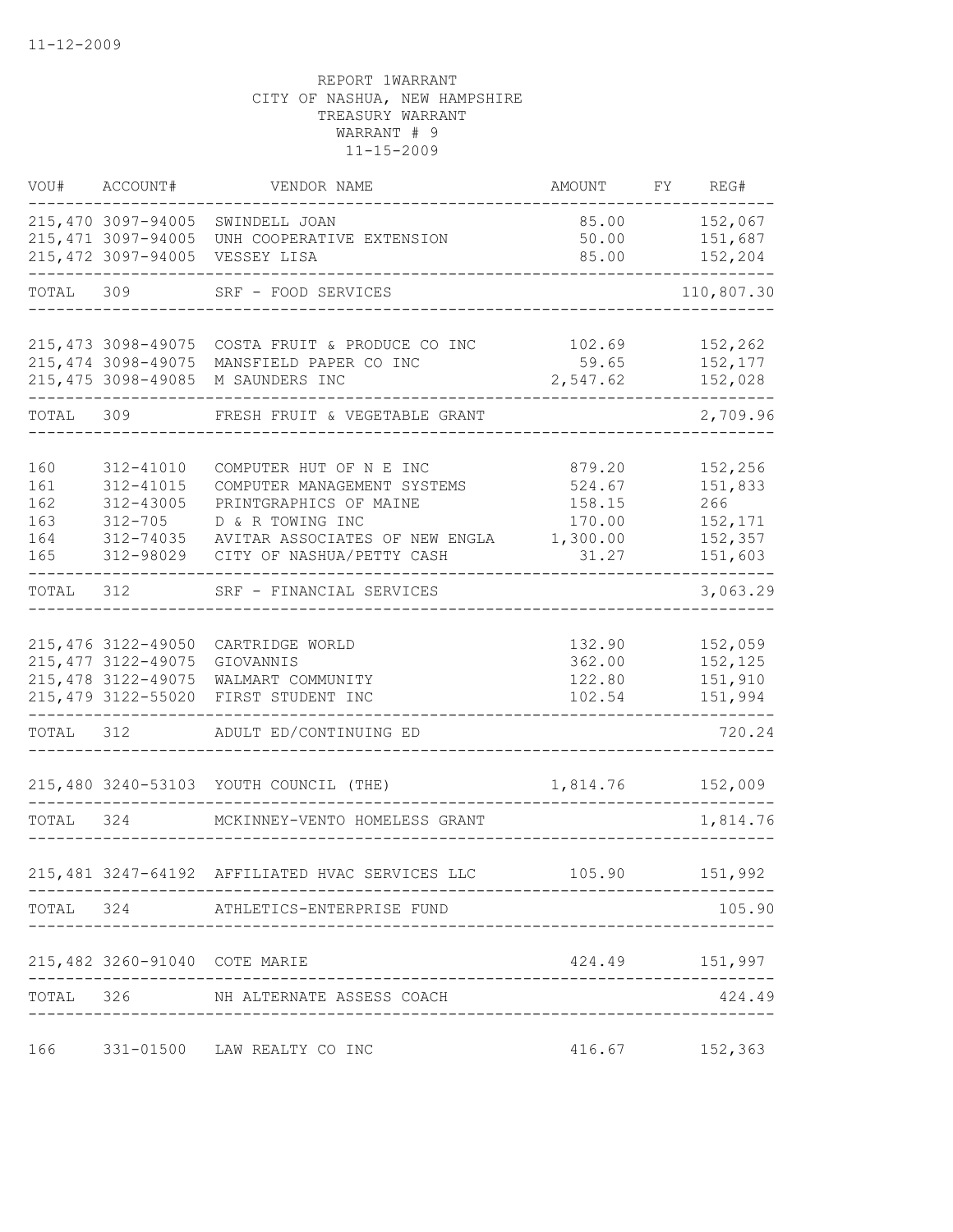11-12-2009

REPORT 1WARRANT
CITY OF NASHUA, NEW HAMPSHIRE
TREASURY WARRANT
WARRANT # 9
11-15-2009

| VOU# | ACCOUNT# | VENDOR NAME | AMOUNT | FY | REG# |
|---|---|---|---|---|---|
| 215,470 | 3097-94005 | SWINDELL JOAN | 85.00 | | 152,067 |
| 215,471 | 3097-94005 | UNH COOPERATIVE EXTENSION | 50.00 | | 151,687 |
| 215,472 | 3097-94005 | VESSEY LISA | 85.00 | | 152,204 |
| TOTAL | 309 | SRF - FOOD SERVICES | | | 110,807.30 |
| 215,473 | 3098-49075 | COSTA FRUIT & PRODUCE CO INC | 102.69 | | 152,262 |
| 215,474 | 3098-49075 | MANSFIELD PAPER CO INC | 59.65 | | 152,177 |
| 215,475 | 3098-49085 | M SAUNDERS INC | 2,547.62 | | 152,028 |
| TOTAL | 309 | FRESH FRUIT & VEGETABLE GRANT | | | 2,709.96 |
| 160 | 312-41010 | COMPUTER HUT OF N E INC | 879.20 | | 152,256 |
| 161 | 312-41015 | COMPUTER MANAGEMENT SYSTEMS | 524.67 | | 151,833 |
| 162 | 312-43005 | PRINTGRAPHICS OF MAINE | 158.15 | | 266 |
| 163 | 312-705 | D & R TOWING INC | 170.00 | | 152,171 |
| 164 | 312-74035 | AVITAR ASSOCIATES OF NEW ENGLA | 1,300.00 | | 152,357 |
| 165 | 312-98029 | CITY OF NASHUA/PETTY CASH | 31.27 | | 151,603 |
| TOTAL | 312 | SRF - FINANCIAL SERVICES | | | 3,063.29 |
| 215,476 | 3122-49050 | CARTRIDGE WORLD | 132.90 | | 152,059 |
| 215,477 | 3122-49075 | GIOVANNIS | 362.00 | | 152,125 |
| 215,478 | 3122-49075 | WALMART COMMUNITY | 122.80 | | 151,910 |
| 215,479 | 3122-55020 | FIRST STUDENT INC | 102.54 | | 151,994 |
| TOTAL | 312 | ADULT ED/CONTINUING ED | | | 720.24 |
| 215,480 | 3240-53103 | YOUTH COUNCIL (THE) | 1,814.76 | | 152,009 |
| TOTAL | 324 | MCKINNEY-VENTO HOMELESS GRANT | | | 1,814.76 |
| 215,481 | 3247-64192 | AFFILIATED HVAC SERVICES LLC | 105.90 | | 151,992 |
| TOTAL | 324 | ATHLETICS-ENTERPRISE FUND | | | 105.90 |
| 215,482 | 3260-91040 | COTE MARIE | 424.49 | | 151,997 |
| TOTAL | 326 | NH ALTERNATE ASSESS COACH | | | 424.49 |
| 166 | 331-01500 | LAW REALTY CO INC | 416.67 | | 152,363 |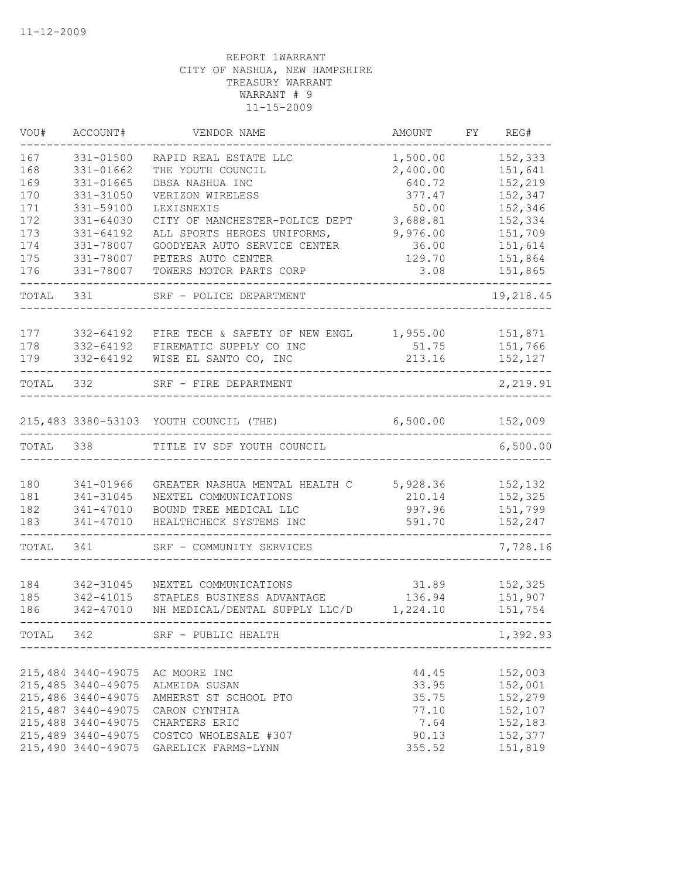11-12-2009

REPORT 1WARRANT
CITY OF NASHUA, NEW HAMPSHIRE
TREASURY WARRANT
WARRANT # 9
11-15-2009

| VOU# | ACCOUNT# | VENDOR NAME | AMOUNT | FY | REG# |
|---|---|---|---|---|---|
| 167 | 331-01500 | RAPID REAL ESTATE LLC | 1,500.00 | | 152,333 |
| 168 | 331-01662 | THE YOUTH COUNCIL | 2,400.00 | | 151,641 |
| 169 | 331-01665 | DBSA NASHUA INC | 640.72 | | 152,219 |
| 170 | 331-31050 | VERIZON WIRELESS | 377.47 | | 152,347 |
| 171 | 331-59100 | LEXISNEXIS | 50.00 | | 152,346 |
| 172 | 331-64030 | CITY OF MANCHESTER-POLICE DEPT | 3,688.81 | | 152,334 |
| 173 | 331-64192 | ALL SPORTS HEROES UNIFORMS, | 9,976.00 | | 151,709 |
| 174 | 331-78007 | GOODYEAR AUTO SERVICE CENTER | 36.00 | | 151,614 |
| 175 | 331-78007 | PETERS AUTO CENTER | 129.70 | | 151,864 |
| 176 | 331-78007 | TOWERS MOTOR PARTS CORP | 3.08 | | 151,865 |
| TOTAL | 331 | SRF - POLICE DEPARTMENT | | | 19,218.45 |
| 177 | 332-64192 | FIRE TECH & SAFETY OF NEW ENGL | 1,955.00 | | 151,871 |
| 178 | 332-64192 | FIREMATIC SUPPLY CO INC | 51.75 | | 151,766 |
| 179 | 332-64192 | WISE EL SANTO CO, INC | 213.16 | | 152,127 |
| TOTAL | 332 | SRF - FIRE DEPARTMENT | | | 2,219.91 |
| 215,483 | 3380-53103 | YOUTH COUNCIL (THE) | 6,500.00 | | 152,009 |
| TOTAL | 338 | TITLE IV SDF YOUTH COUNCIL | | | 6,500.00 |
| 180 | 341-01966 | GREATER NASHUA MENTAL HEALTH C | 5,928.36 | | 152,132 |
| 181 | 341-31045 | NEXTEL COMMUNICATIONS | 210.14 | | 152,325 |
| 182 | 341-47010 | BOUND TREE MEDICAL LLC | 997.96 | | 151,799 |
| 183 | 341-47010 | HEALTHCHECK SYSTEMS INC | 591.70 | | 152,247 |
| TOTAL | 341 | SRF - COMMUNITY SERVICES | | | 7,728.16 |
| 184 | 342-31045 | NEXTEL COMMUNICATIONS | 31.89 | | 152,325 |
| 185 | 342-41015 | STAPLES BUSINESS ADVANTAGE | 136.94 | | 151,907 |
| 186 | 342-47010 | NH MEDICAL/DENTAL SUPPLY LLC/D | 1,224.10 | | 151,754 |
| TOTAL | 342 | SRF - PUBLIC HEALTH | | | 1,392.93 |
| 215,484 | 3440-49075 | AC MOORE INC | 44.45 | | 152,003 |
| 215,485 | 3440-49075 | ALMEIDA SUSAN | 33.95 | | 152,001 |
| 215,486 | 3440-49075 | AMHERST ST SCHOOL PTO | 35.75 | | 152,279 |
| 215,487 | 3440-49075 | CARON CYNTHIA | 77.10 | | 152,107 |
| 215,488 | 3440-49075 | CHARTERS ERIC | 7.64 | | 152,183 |
| 215,489 | 3440-49075 | COSTCO WHOLESALE #307 | 90.13 | | 152,377 |
| 215,490 | 3440-49075 | GARELICK FARMS-LYNN | 355.52 | | 151,819 |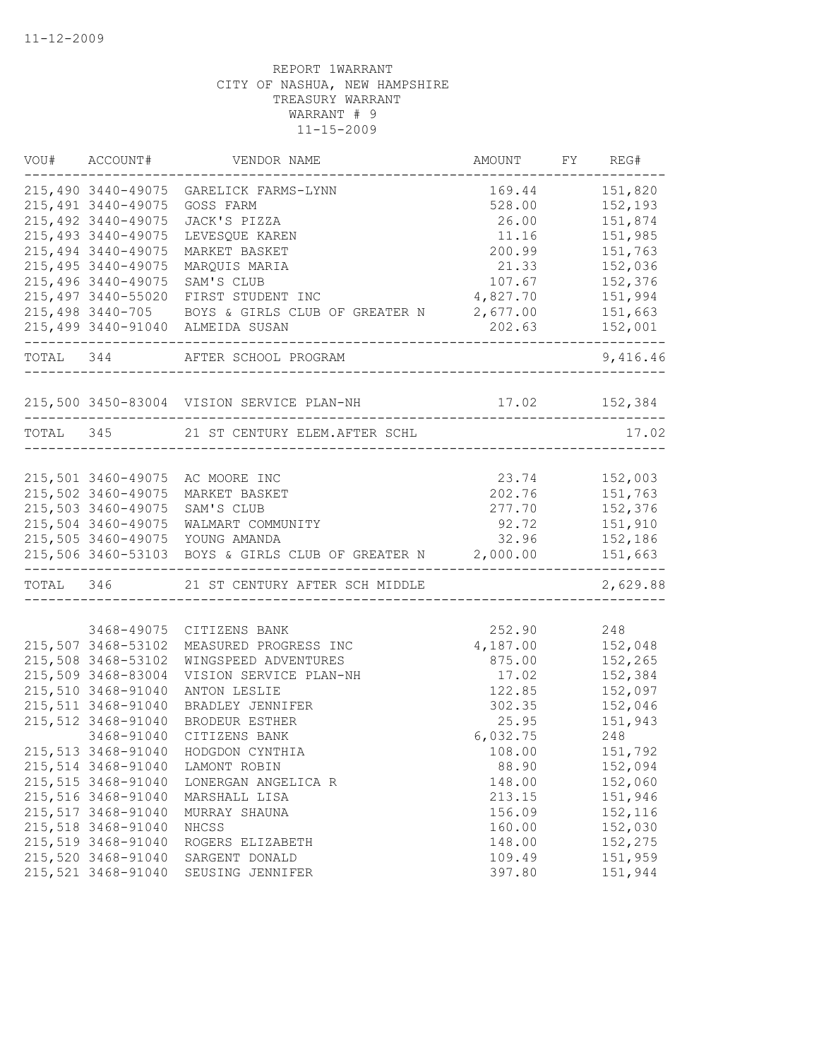11-12-2009

REPORT 1WARRANT
CITY OF NASHUA, NEW HAMPSHIRE
TREASURY WARRANT
WARRANT # 9
11-15-2009

| VOU# | ACCOUNT# | VENDOR NAME | AMOUNT | FY | REG# |
|---|---|---|---|---|---|
| 215,490 | 3440-49075 | GARELICK FARMS-LYNN | 169.44 | | 151,820 |
| 215,491 | 3440-49075 | GOSS FARM | 528.00 | | 152,193 |
| 215,492 | 3440-49075 | JACK'S PIZZA | 26.00 | | 151,874 |
| 215,493 | 3440-49075 | LEVESQUE KAREN | 11.16 | | 151,985 |
| 215,494 | 3440-49075 | MARKET BASKET | 200.99 | | 151,763 |
| 215,495 | 3440-49075 | MARQUIS MARIA | 21.33 | | 152,036 |
| 215,496 | 3440-49075 | SAM'S CLUB | 107.67 | | 152,376 |
| 215,497 | 3440-55020 | FIRST STUDENT INC | 4,827.70 | | 151,994 |
| 215,498 | 3440-705 | BOYS & GIRLS CLUB OF GREATER N | 2,677.00 | | 151,663 |
| 215,499 | 3440-91040 | ALMEIDA SUSAN | 202.63 | | 152,001 |
| TOTAL | 344 | AFTER SCHOOL PROGRAM | | | 9,416.46 |
| 215,500 | 3450-83004 | VISION SERVICE PLAN-NH | 17.02 | | 152,384 |
| TOTAL | 345 | 21 ST CENTURY ELEM.AFTER SCHL | | | 17.02 |
| 215,501 | 3460-49075 | AC MOORE INC | 23.74 | | 152,003 |
| 215,502 | 3460-49075 | MARKET BASKET | 202.76 | | 151,763 |
| 215,503 | 3460-49075 | SAM'S CLUB | 277.70 | | 152,376 |
| 215,504 | 3460-49075 | WALMART COMMUNITY | 92.72 | | 151,910 |
| 215,505 | 3460-49075 | YOUNG AMANDA | 32.96 | | 152,186 |
| 215,506 | 3460-53103 | BOYS & GIRLS CLUB OF GREATER N | 2,000.00 | | 151,663 |
| TOTAL | 346 | 21 ST CENTURY AFTER SCH MIDDLE | | | 2,629.88 |
| | 3468-49075 | CITIZENS BANK | 252.90 | | 248 |
| 215,507 | 3468-53102 | MEASURED PROGRESS INC | 4,187.00 | | 152,048 |
| 215,508 | 3468-53102 | WINGSPEED ADVENTURES | 875.00 | | 152,265 |
| 215,509 | 3468-83004 | VISION SERVICE PLAN-NH | 17.02 | | 152,384 |
| 215,510 | 3468-91040 | ANTON LESLIE | 122.85 | | 152,097 |
| 215,511 | 3468-91040 | BRADLEY JENNIFER | 302.35 | | 152,046 |
| 215,512 | 3468-91040 | BRODEUR ESTHER | 25.95 | | 151,943 |
| | 3468-91040 | CITIZENS BANK | 6,032.75 | | 248 |
| 215,513 | 3468-91040 | HODGDON CYNTHIA | 108.00 | | 151,792 |
| 215,514 | 3468-91040 | LAMONT ROBIN | 88.90 | | 152,094 |
| 215,515 | 3468-91040 | LONERGAN ANGELICA R | 148.00 | | 152,060 |
| 215,516 | 3468-91040 | MARSHALL LISA | 213.15 | | 151,946 |
| 215,517 | 3468-91040 | MURRAY SHAUNA | 156.09 | | 152,116 |
| 215,518 | 3468-91040 | NHCSS | 160.00 | | 152,030 |
| 215,519 | 3468-91040 | ROGERS ELIZABETH | 148.00 | | 152,275 |
| 215,520 | 3468-91040 | SARGENT DONALD | 109.49 | | 151,959 |
| 215,521 | 3468-91040 | SEUSING JENNIFER | 397.80 | | 151,944 |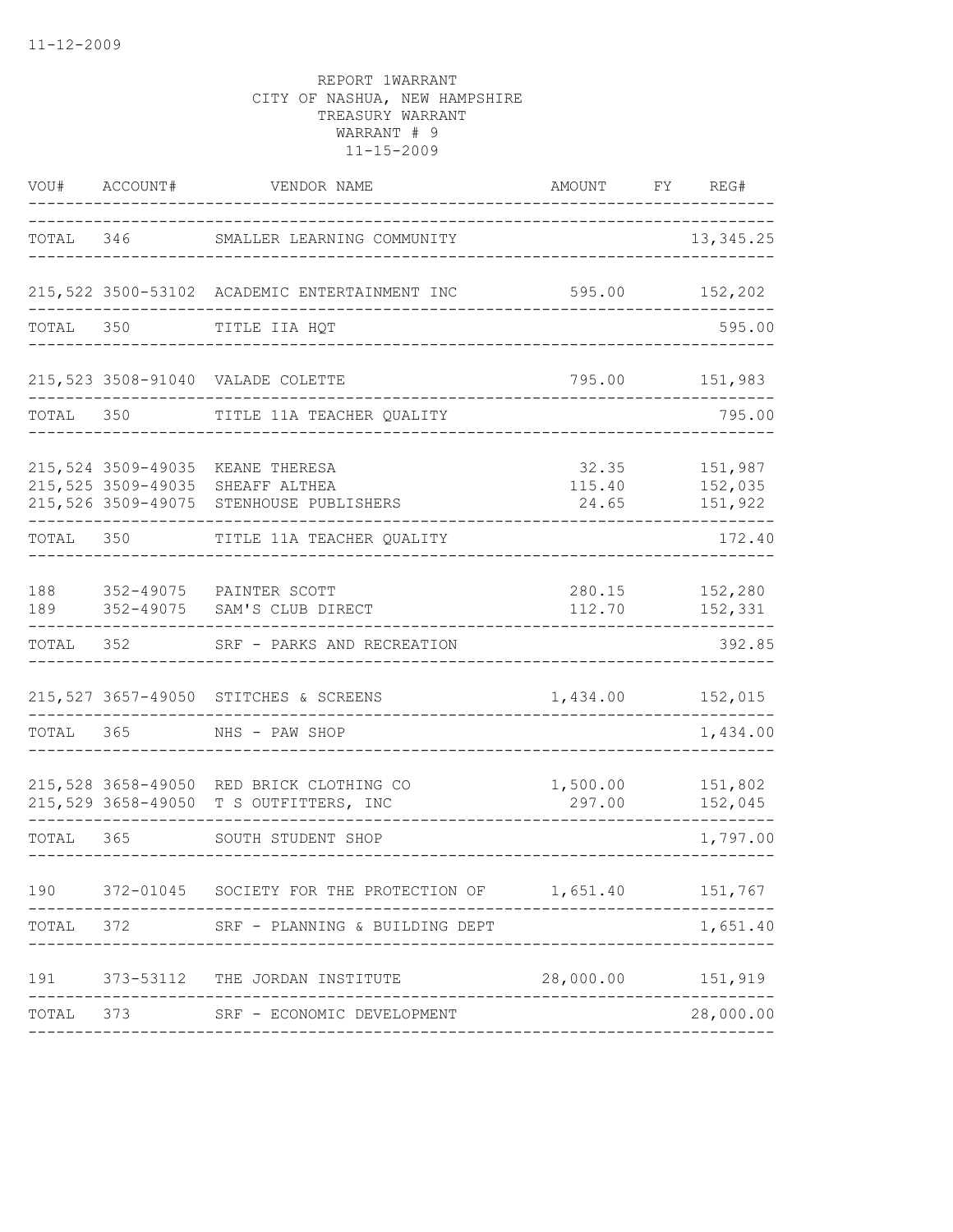11-12-2009

REPORT 1WARRANT
CITY OF NASHUA, NEW HAMPSHIRE
TREASURY WARRANT
WARRANT # 9
11-15-2009

| VOU# | ACCOUNT# | VENDOR NAME | AMOUNT | FY | REG# |
|---|---|---|---|---|---|
| TOTAL | 346 | SMALLER LEARNING COMMUNITY | | | 13,345.25 |
| 215,522 | 3500-53102 | ACADEMIC ENTERTAINMENT INC | 595.00 | | 152,202 |
| TOTAL | 350 | TITLE IIA HQT | | | 595.00 |
| 215,523 | 3508-91040 | VALADE COLETTE | 795.00 | | 151,983 |
| TOTAL | 350 | TITLE 11A TEACHER QUALITY | | | 795.00 |
| 215,524 | 3509-49035 | KEANE THERESA | 32.35 | | 151,987 |
| 215,525 | 3509-49035 | SHEAFF ALTHEA | 115.40 | | 152,035 |
| 215,526 | 3509-49075 | STENHOUSE PUBLISHERS | 24.65 | | 151,922 |
| TOTAL | 350 | TITLE 11A TEACHER QUALITY | | | 172.40 |
| 188 | 352-49075 | PAINTER SCOTT | 280.15 | | 152,280 |
| 189 | 352-49075 | SAM'S CLUB DIRECT | 112.70 | | 152,331 |
| TOTAL | 352 | SRF - PARKS AND RECREATION | | | 392.85 |
| 215,527 | 3657-49050 | STITCHES & SCREENS | 1,434.00 | | 152,015 |
| TOTAL | 365 | NHS - PAW SHOP | | | 1,434.00 |
| 215,528 | 3658-49050 | RED BRICK CLOTHING CO | 1,500.00 | | 151,802 |
| 215,529 | 3658-49050 | T S OUTFITTERS, INC | 297.00 | | 152,045 |
| TOTAL | 365 | SOUTH STUDENT SHOP | | | 1,797.00 |
| 190 | 372-01045 | SOCIETY FOR THE PROTECTION OF | 1,651.40 | | 151,767 |
| TOTAL | 372 | SRF - PLANNING & BUILDING DEPT | | | 1,651.40 |
| 191 | 373-53112 | THE JORDAN INSTITUTE | 28,000.00 | | 151,919 |
| TOTAL | 373 | SRF - ECONOMIC DEVELOPMENT | | | 28,000.00 |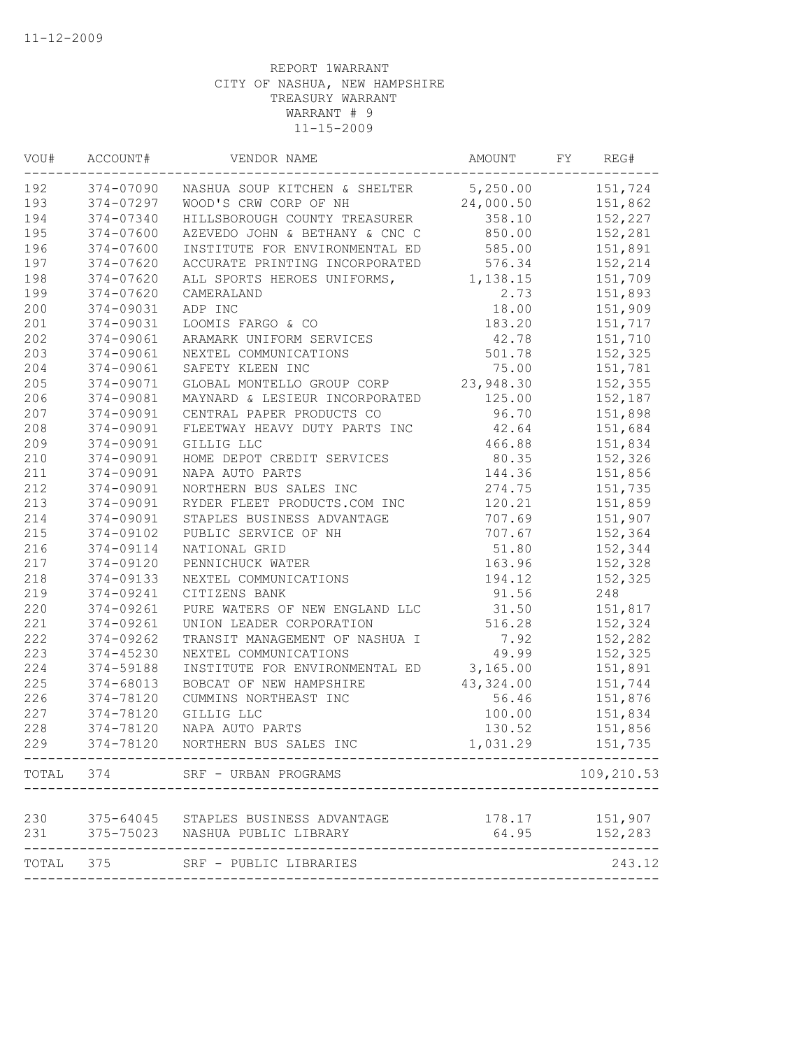11-12-2009

REPORT 1WARRANT
CITY OF NASHUA, NEW HAMPSHIRE
TREASURY WARRANT
WARRANT # 9
11-15-2009

| VOU# | ACCOUNT# | VENDOR NAME | AMOUNT | FY | REG# |
|---|---|---|---|---|---|
| 192 | 374-07090 | NASHUA SOUP KITCHEN & SHELTER | 5,250.00 | | 151,724 |
| 193 | 374-07297 | WOOD'S CRW CORP OF NH | 24,000.50 | | 151,862 |
| 194 | 374-07340 | HILLSBOROUGH COUNTY TREASURER | 358.10 | | 152,227 |
| 195 | 374-07600 | AZEVEDO JOHN & BETHANY & CNC C | 850.00 | | 152,281 |
| 196 | 374-07600 | INSTITUTE FOR ENVIRONMENTAL ED | 585.00 | | 151,891 |
| 197 | 374-07620 | ACCURATE PRINTING INCORPORATED | 576.34 | | 152,214 |
| 198 | 374-07620 | ALL SPORTS HEROES UNIFORMS, | 1,138.15 | | 151,709 |
| 199 | 374-07620 | CAMERALAND | 2.73 | | 151,893 |
| 200 | 374-09031 | ADP INC | 18.00 | | 151,909 |
| 201 | 374-09031 | LOOMIS FARGO & CO | 183.20 | | 151,717 |
| 202 | 374-09061 | ARAMARK UNIFORM SERVICES | 42.78 | | 151,710 |
| 203 | 374-09061 | NEXTEL COMMUNICATIONS | 501.78 | | 152,325 |
| 204 | 374-09061 | SAFETY KLEEN INC | 75.00 | | 151,781 |
| 205 | 374-09071 | GLOBAL MONTELLO GROUP CORP | 23,948.30 | | 152,355 |
| 206 | 374-09081 | MAYNARD & LESIEUR INCORPORATED | 125.00 | | 152,187 |
| 207 | 374-09091 | CENTRAL PAPER PRODUCTS CO | 96.70 | | 151,898 |
| 208 | 374-09091 | FLEETWAY HEAVY DUTY PARTS INC | 42.64 | | 151,684 |
| 209 | 374-09091 | GILLIG LLC | 466.88 | | 151,834 |
| 210 | 374-09091 | HOME DEPOT CREDIT SERVICES | 80.35 | | 152,326 |
| 211 | 374-09091 | NAPA AUTO PARTS | 144.36 | | 151,856 |
| 212 | 374-09091 | NORTHERN BUS SALES INC | 274.75 | | 151,735 |
| 213 | 374-09091 | RYDER FLEET PRODUCTS.COM INC | 120.21 | | 151,859 |
| 214 | 374-09091 | STAPLES BUSINESS ADVANTAGE | 707.69 | | 151,907 |
| 215 | 374-09102 | PUBLIC SERVICE OF NH | 707.67 | | 152,364 |
| 216 | 374-09114 | NATIONAL GRID | 51.80 | | 152,344 |
| 217 | 374-09120 | PENNICHUCK WATER | 163.96 | | 152,328 |
| 218 | 374-09133 | NEXTEL COMMUNICATIONS | 194.12 | | 152,325 |
| 219 | 374-09241 | CITIZENS BANK | 91.56 | | 248 |
| 220 | 374-09261 | PURE WATERS OF NEW ENGLAND LLC | 31.50 | | 151,817 |
| 221 | 374-09261 | UNION LEADER CORPORATION | 516.28 | | 152,324 |
| 222 | 374-09262 | TRANSIT MANAGEMENT OF NASHUA I | 7.92 | | 152,282 |
| 223 | 374-45230 | NEXTEL COMMUNICATIONS | 49.99 | | 152,325 |
| 224 | 374-59188 | INSTITUTE FOR ENVIRONMENTAL ED | 3,165.00 | | 151,891 |
| 225 | 374-68013 | BOBCAT OF NEW HAMPSHIRE | 43,324.00 | | 151,744 |
| 226 | 374-78120 | CUMMINS NORTHEAST INC | 56.46 | | 151,876 |
| 227 | 374-78120 | GILLIG LLC | 100.00 | | 151,834 |
| 228 | 374-78120 | NAPA AUTO PARTS | 130.52 | | 151,856 |
| 229 | 374-78120 | NORTHERN BUS SALES INC | 1,031.29 | | 151,735 |
| TOTAL | 374 | SRF - URBAN PROGRAMS | | | 109,210.53 |
| 230 | 375-64045 | STAPLES BUSINESS ADVANTAGE | 178.17 | | 151,907 |
| 231 | 375-75023 | NASHUA PUBLIC LIBRARY | 64.95 | | 152,283 |
| TOTAL | 375 | SRF - PUBLIC LIBRARIES | | | 243.12 |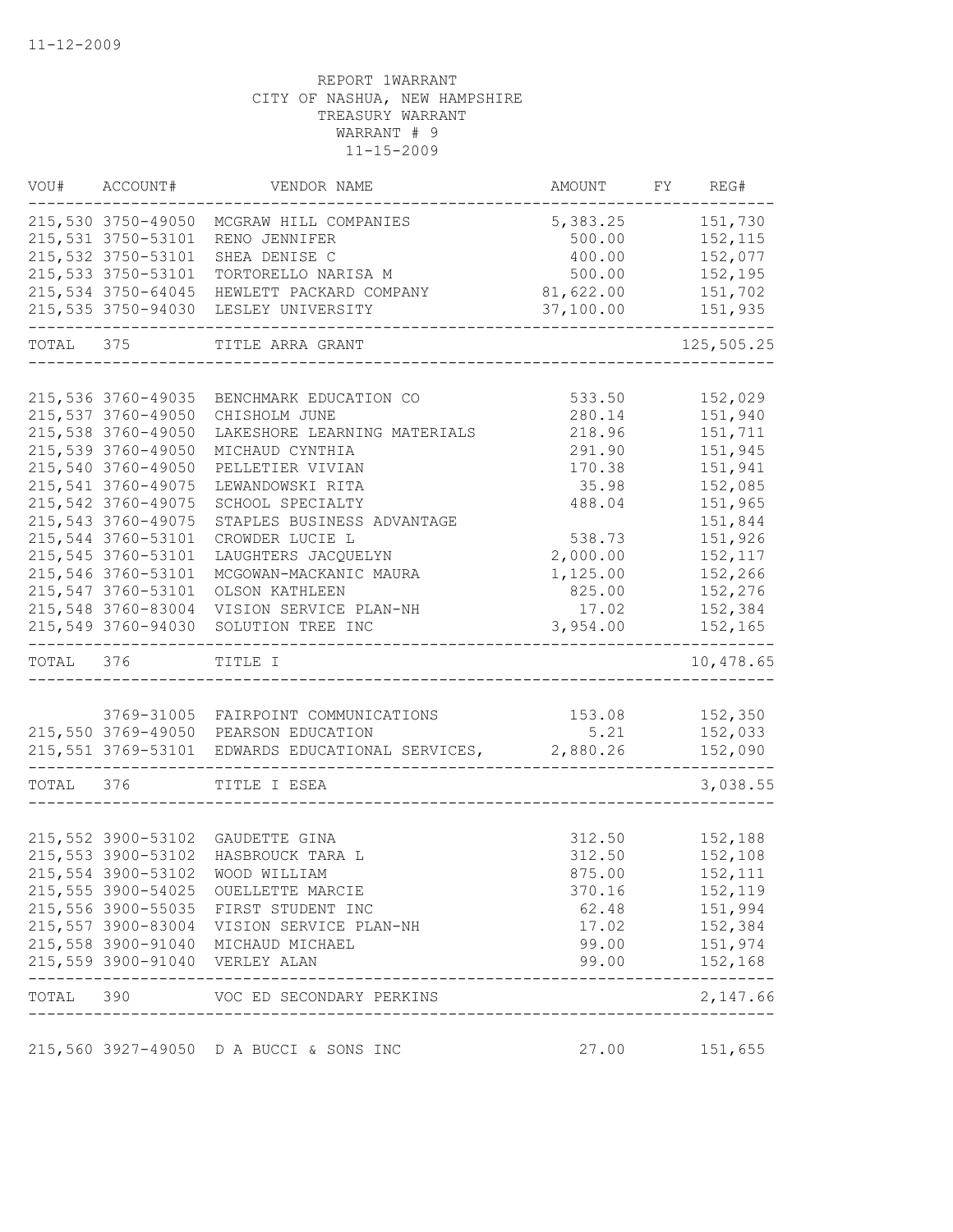11-12-2009

REPORT 1WARRANT
CITY OF NASHUA, NEW HAMPSHIRE
TREASURY WARRANT
WARRANT # 9
11-15-2009

| VOU# | ACCOUNT# | VENDOR NAME | AMOUNT | FY | REG# |
|---|---|---|---|---|---|
| 215,530 | 3750-49050 | MCGRAW HILL COMPANIES | 5,383.25 | | 151,730 |
| 215,531 | 3750-53101 | RENO JENNIFER | 500.00 | | 152,115 |
| 215,532 | 3750-53101 | SHEA DENISE C | 400.00 | | 152,077 |
| 215,533 | 3750-53101 | TORTORELLO NARISA M | 500.00 | | 152,195 |
| 215,534 | 3750-64045 | HEWLETT PACKARD COMPANY | 81,622.00 | | 151,702 |
| 215,535 | 3750-94030 | LESLEY UNIVERSITY | 37,100.00 | | 151,935 |
| TOTAL | 375 | TITLE ARRA GRANT | | | 125,505.25 |
| 215,536 | 3760-49035 | BENCHMARK EDUCATION CO | 533.50 | | 152,029 |
| 215,537 | 3760-49050 | CHISHOLM JUNE | 280.14 | | 151,940 |
| 215,538 | 3760-49050 | LAKESHORE LEARNING MATERIALS | 218.96 | | 151,711 |
| 215,539 | 3760-49050 | MICHAUD CYNTHIA | 291.90 | | 151,945 |
| 215,540 | 3760-49050 | PELLETIER VIVIAN | 170.38 | | 151,941 |
| 215,541 | 3760-49075 | LEWANDOWSKI RITA | 35.98 | | 152,085 |
| 215,542 | 3760-49075 | SCHOOL SPECIALTY | 488.04 | | 151,965 |
| 215,543 | 3760-49075 | STAPLES BUSINESS ADVANTAGE | | | 151,844 |
| 215,544 | 3760-53101 | CROWDER LUCIE L | 538.73 | | 151,926 |
| 215,545 | 3760-53101 | LAUGHTERS JACQUELYN | 2,000.00 | | 152,117 |
| 215,546 | 3760-53101 | MCGOWAN-MACKANIC MAURA | 1,125.00 | | 152,266 |
| 215,547 | 3760-53101 | OLSON KATHLEEN | 825.00 | | 152,276 |
| 215,548 | 3760-83004 | VISION SERVICE PLAN-NH | 17.02 | | 152,384 |
| 215,549 | 3760-94030 | SOLUTION TREE INC | 3,954.00 | | 152,165 |
| TOTAL | 376 | TITLE I | | | 10,478.65 |
| | 3769-31005 | FAIRPOINT COMMUNICATIONS | 153.08 | | 152,350 |
| 215,550 | 3769-49050 | PEARSON EDUCATION | 5.21 | | 152,033 |
| 215,551 | 3769-53101 | EDWARDS EDUCATIONAL SERVICES, | 2,880.26 | | 152,090 |
| TOTAL | 376 | TITLE I ESEA | | | 3,038.55 |
| 215,552 | 3900-53102 | GAUDETTE GINA | 312.50 | | 152,188 |
| 215,553 | 3900-53102 | HASBROUCK TARA L | 312.50 | | 152,108 |
| 215,554 | 3900-53102 | WOOD WILLIAM | 875.00 | | 152,111 |
| 215,555 | 3900-54025 | OUELLETTE MARCIE | 370.16 | | 152,119 |
| 215,556 | 3900-55035 | FIRST STUDENT INC | 62.48 | | 151,994 |
| 215,557 | 3900-83004 | VISION SERVICE PLAN-NH | 17.02 | | 152,384 |
| 215,558 | 3900-91040 | MICHAUD MICHAEL | 99.00 | | 151,974 |
| 215,559 | 3900-91040 | VERLEY ALAN | 99.00 | | 152,168 |
| TOTAL | 390 | VOC ED SECONDARY PERKINS | | | 2,147.66 |
| 215,560 | 3927-49050 | D A BUCCI & SONS INC | 27.00 | | 151,655 |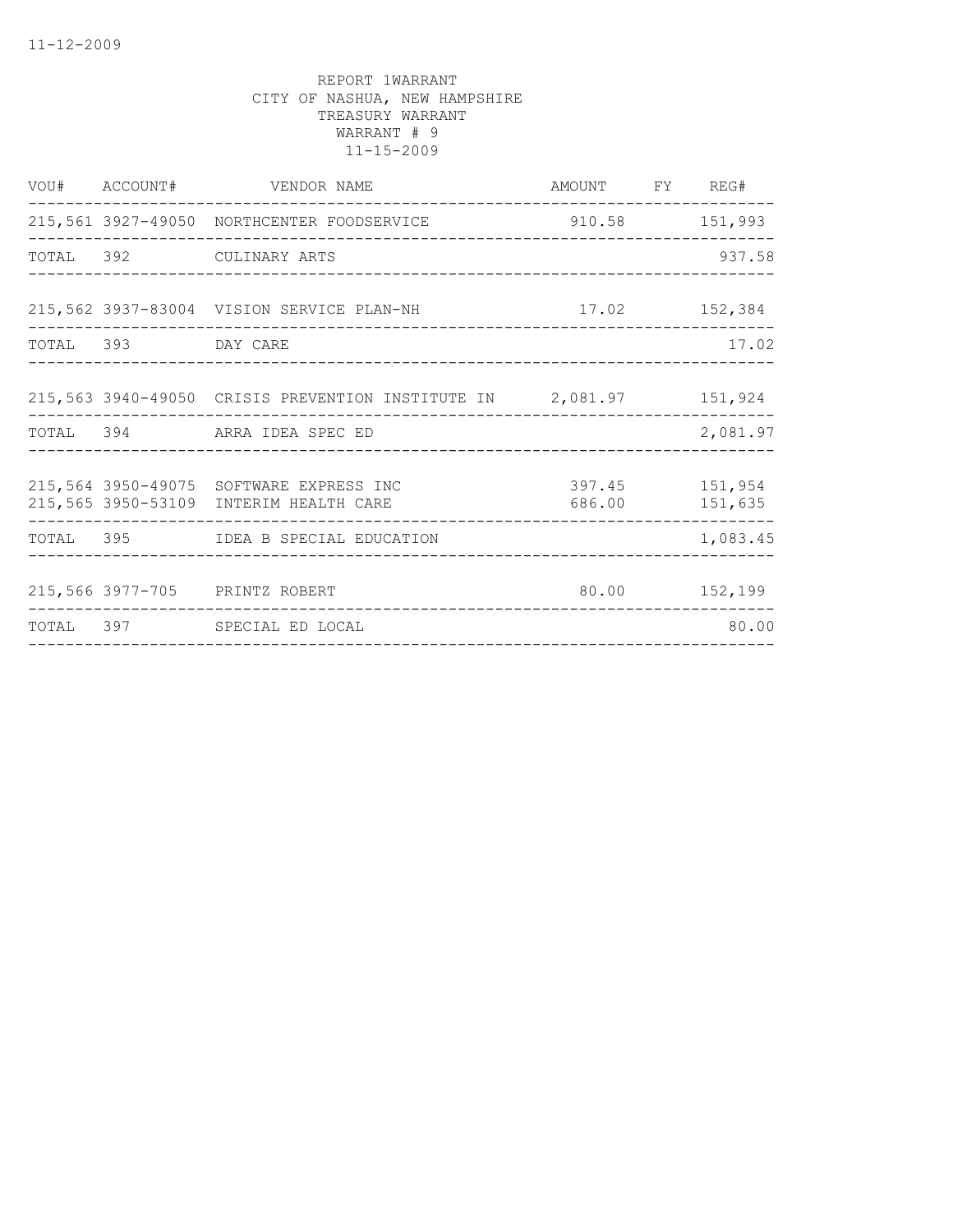11-12-2009

REPORT 1WARRANT
CITY OF NASHUA, NEW HAMPSHIRE
TREASURY WARRANT
WARRANT # 9
11-15-2009

| VOU# | ACCOUNT# | VENDOR NAME | AMOUNT | FY | REG# |
|---|---|---|---|---|---|
| 215,561 | 3927-49050 | NORTHCENTER FOODSERVICE | 910.58 | | 151,993 |
| TOTAL | 392 | CULINARY ARTS | | | 937.58 |
| 215,562 | 3937-83004 | VISION SERVICE PLAN-NH | 17.02 | | 152,384 |
| TOTAL | 393 | DAY CARE | | | 17.02 |
| 215,563 | 3940-49050 | CRISIS PREVENTION INSTITUTE IN | 2,081.97 | | 151,924 |
| TOTAL | 394 | ARRA IDEA SPEC ED | | | 2,081.97 |
| 215,564 | 3950-49075 | SOFTWARE EXPRESS INC | 397.45 | | 151,954 |
| 215,565 | 3950-53109 | INTERIM HEALTH CARE | 686.00 | | 151,635 |
| TOTAL | 395 | IDEA B SPECIAL EDUCATION | | | 1,083.45 |
| 215,566 | 3977-705 | PRINTZ ROBERT | 80.00 | | 152,199 |
| TOTAL | 397 | SPECIAL ED LOCAL | | | 80.00 |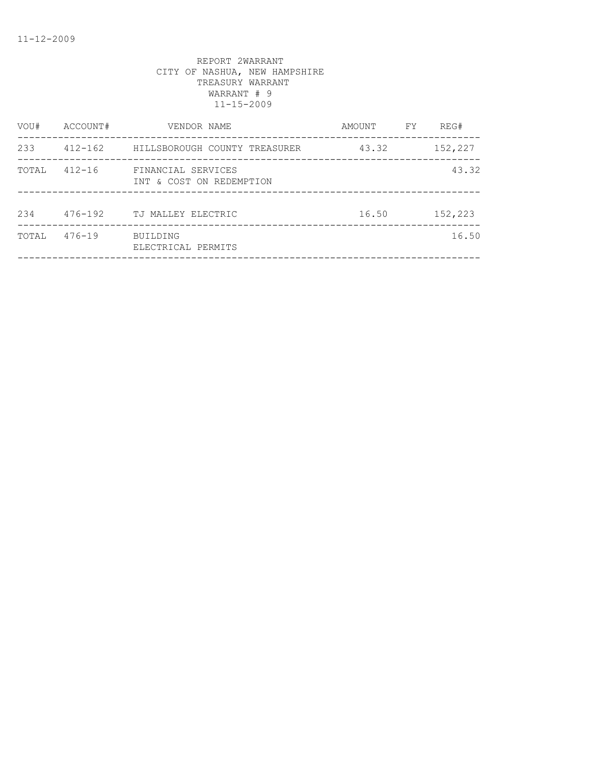11-12-2009

REPORT 2WARRANT
CITY OF NASHUA, NEW HAMPSHIRE
TREASURY WARRANT
WARRANT # 9
11-15-2009

| VOU# | ACCOUNT# | VENDOR NAME | AMOUNT | FY | REG# |
|---|---|---|---|---|---|
| 233 | 412-162 | HILLSBOROUGH COUNTY TREASURER | 43.32 | | 152,227 |
| TOTAL | 412-16 | FINANCIAL SERVICES<br>INT & COST ON REDEMPTION | | | 43.32 |
| 234 | 476-192 | TJ MALLEY ELECTRIC | 16.50 | | 152,223 |
| TOTAL | 476-19 | BUILDING<br>ELECTRICAL PERMITS | | | 16.50 |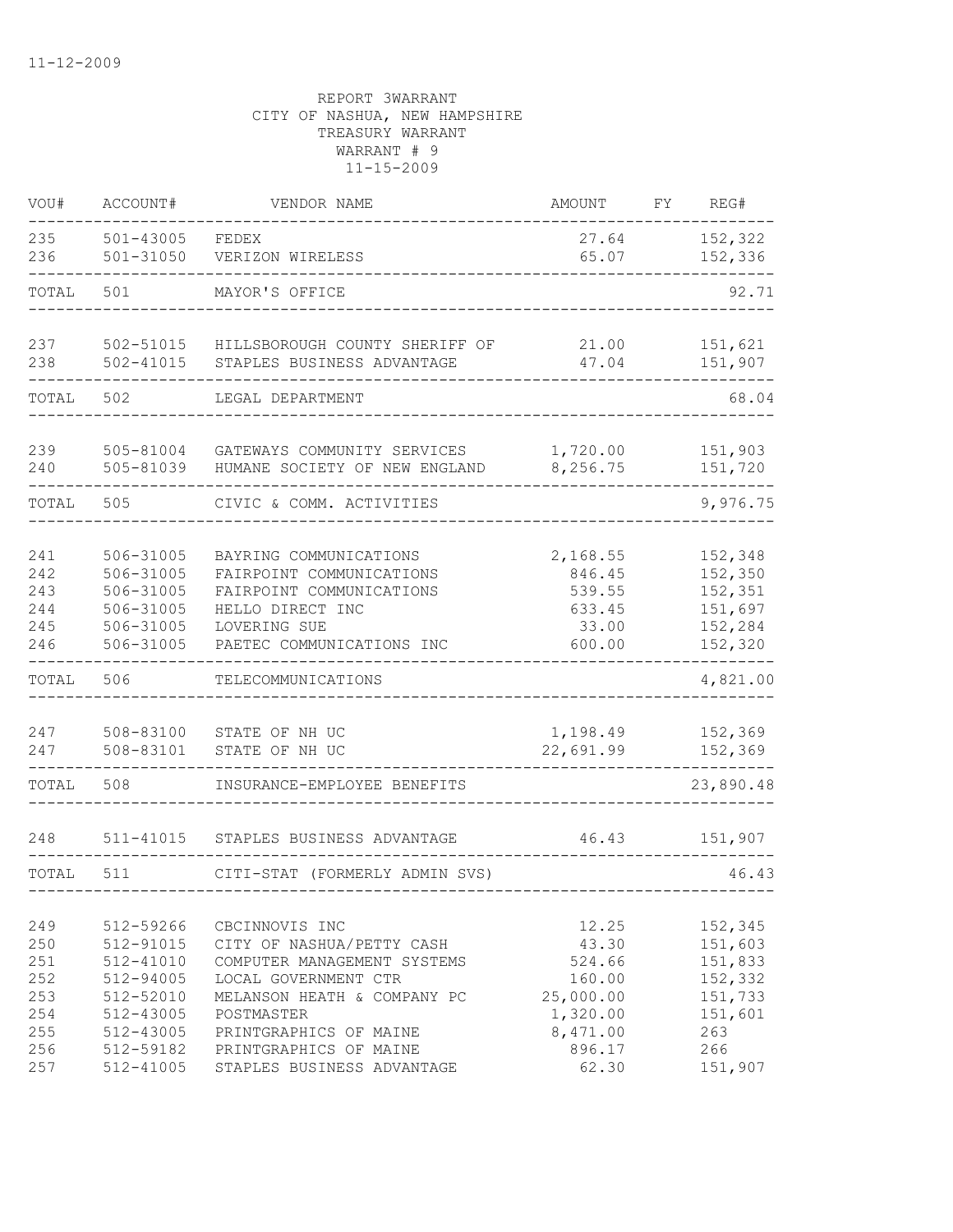11-12-2009

REPORT 3WARRANT
CITY OF NASHUA, NEW HAMPSHIRE
TREASURY WARRANT
WARRANT # 9
11-15-2009

| VOU# | ACCOUNT# | VENDOR NAME | AMOUNT | FY | REG# |
|---|---|---|---|---|---|
| 235 | 501-43005 | FEDEX | 27.64 | | 152,322 |
| 236 | 501-31050 | VERIZON WIRELESS | 65.07 | | 152,336 |
| TOTAL | 501 | MAYOR'S OFFICE | | | 92.71 |
| 237 | 502-51015 | HILLSBOROUGH COUNTY SHERIFF OF | 21.00 | | 151,621 |
| 238 | 502-41015 | STAPLES BUSINESS ADVANTAGE | 47.04 | | 151,907 |
| TOTAL | 502 | LEGAL DEPARTMENT | | | 68.04 |
| 239 | 505-81004 | GATEWAYS COMMUNITY SERVICES | 1,720.00 | | 151,903 |
| 240 | 505-81039 | HUMANE SOCIETY OF NEW ENGLAND | 8,256.75 | | 151,720 |
| TOTAL | 505 | CIVIC & COMM. ACTIVITIES | | | 9,976.75 |
| 241 | 506-31005 | BAYRING COMMUNICATIONS | 2,168.55 | | 152,348 |
| 242 | 506-31005 | FAIRPOINT COMMUNICATIONS | 846.45 | | 152,350 |
| 243 | 506-31005 | FAIRPOINT COMMUNICATIONS | 539.55 | | 152,351 |
| 244 | 506-31005 | HELLO DIRECT INC | 633.45 | | 151,697 |
| 245 | 506-31005 | LOVERING SUE | 33.00 | | 152,284 |
| 246 | 506-31005 | PAETEC COMMUNICATIONS INC | 600.00 | | 152,320 |
| TOTAL | 506 | TELECOMMUNICATIONS | | | 4,821.00 |
| 247 | 508-83100 | STATE OF NH UC | 1,198.49 | | 152,369 |
| 247 | 508-83101 | STATE OF NH UC | 22,691.99 | | 152,369 |
| TOTAL | 508 | INSURANCE-EMPLOYEE BENEFITS | | | 23,890.48 |
| 248 | 511-41015 | STAPLES BUSINESS ADVANTAGE | 46.43 | | 151,907 |
| TOTAL | 511 | CITI-STAT (FORMERLY ADMIN SVS) | | | 46.43 |
| 249 | 512-59266 | CBCINNOVIS INC | 12.25 | | 152,345 |
| 250 | 512-91015 | CITY OF NASHUA/PETTY CASH | 43.30 | | 151,603 |
| 251 | 512-41010 | COMPUTER MANAGEMENT SYSTEMS | 524.66 | | 151,833 |
| 252 | 512-94005 | LOCAL GOVERNMENT CTR | 160.00 | | 152,332 |
| 253 | 512-52010 | MELANSON HEATH & COMPANY PC | 25,000.00 | | 151,733 |
| 254 | 512-43005 | POSTMASTER | 1,320.00 | | 151,601 |
| 255 | 512-43005 | PRINTGRAPHICS OF MAINE | 8,471.00 | | 263 |
| 256 | 512-59182 | PRINTGRAPHICS OF MAINE | 896.17 | | 266 |
| 257 | 512-41005 | STAPLES BUSINESS ADVANTAGE | 62.30 | | 151,907 |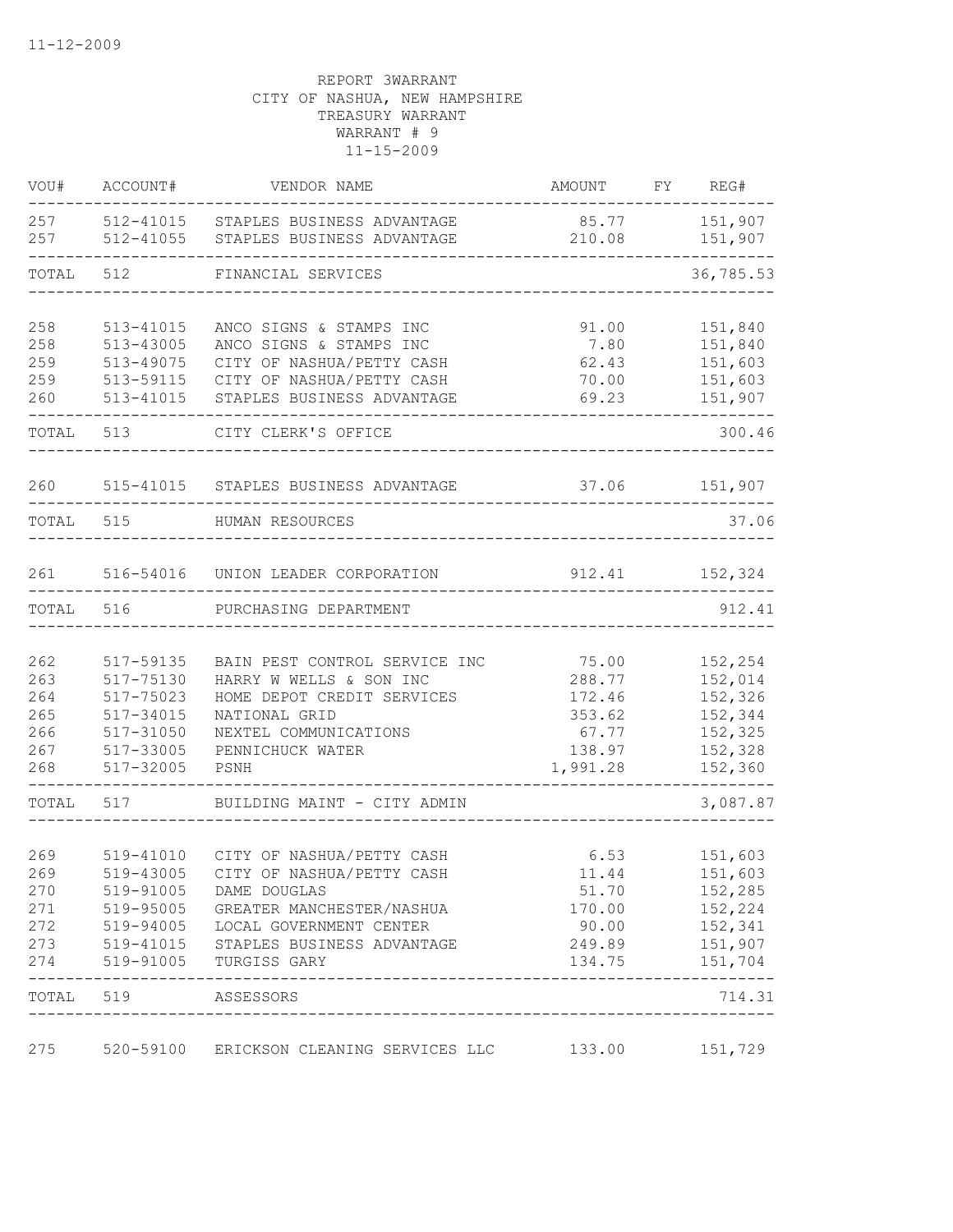11-12-2009

REPORT 3WARRANT
CITY OF NASHUA, NEW HAMPSHIRE
TREASURY WARRANT
WARRANT # 9
11-15-2009

| VOU# | ACCOUNT# | VENDOR NAME | AMOUNT | FY | REG# |
|---|---|---|---|---|---|
| 257 | 512-41015 | STAPLES BUSINESS ADVANTAGE | 85.77 | | 151,907 |
| 257 | 512-41055 | STAPLES BUSINESS ADVANTAGE | 210.08 | | 151,907 |
| TOTAL | 512 | FINANCIAL SERVICES | | | 36,785.53 |
| 258 | 513-41015 | ANCO SIGNS & STAMPS INC | 91.00 | | 151,840 |
| 258 | 513-43005 | ANCO SIGNS & STAMPS INC | 7.80 | | 151,840 |
| 259 | 513-49075 | CITY OF NASHUA/PETTY CASH | 62.43 | | 151,603 |
| 259 | 513-59115 | CITY OF NASHUA/PETTY CASH | 70.00 | | 151,603 |
| 260 | 513-41015 | STAPLES BUSINESS ADVANTAGE | 69.23 | | 151,907 |
| TOTAL | 513 | CITY CLERK'S OFFICE | | | 300.46 |
| 260 | 515-41015 | STAPLES BUSINESS ADVANTAGE | 37.06 | | 151,907 |
| TOTAL | 515 | HUMAN RESOURCES | | | 37.06 |
| 261 | 516-54016 | UNION LEADER CORPORATION | 912.41 | | 152,324 |
| TOTAL | 516 | PURCHASING DEPARTMENT | | | 912.41 |
| 262 | 517-59135 | BAIN PEST CONTROL SERVICE INC | 75.00 | | 152,254 |
| 263 | 517-75130 | HARRY W WELLS & SON INC | 288.77 | | 152,014 |
| 264 | 517-75023 | HOME DEPOT CREDIT SERVICES | 172.46 | | 152,326 |
| 265 | 517-34015 | NATIONAL GRID | 353.62 | | 152,344 |
| 266 | 517-31050 | NEXTEL COMMUNICATIONS | 67.77 | | 152,325 |
| 267 | 517-33005 | PENNICHUCK WATER | 138.97 | | 152,328 |
| 268 | 517-32005 | PSNH | 1,991.28 | | 152,360 |
| TOTAL | 517 | BUILDING MAINT - CITY ADMIN | | | 3,087.87 |
| 269 | 519-41010 | CITY OF NASHUA/PETTY CASH | 6.53 | | 151,603 |
| 269 | 519-43005 | CITY OF NASHUA/PETTY CASH | 11.44 | | 151,603 |
| 270 | 519-91005 | DAME DOUGLAS | 51.70 | | 152,285 |
| 271 | 519-95005 | GREATER MANCHESTER/NASHUA | 170.00 | | 152,224 |
| 272 | 519-94005 | LOCAL GOVERNMENT CENTER | 90.00 | | 152,341 |
| 273 | 519-41015 | STAPLES BUSINESS ADVANTAGE | 249.89 | | 151,907 |
| 274 | 519-91005 | TURGISS GARY | 134.75 | | 151,704 |
| TOTAL | 519 | ASSESSORS | | | 714.31 |
| 275 | 520-59100 | ERICKSON CLEANING SERVICES LLC | 133.00 | | 151,729 |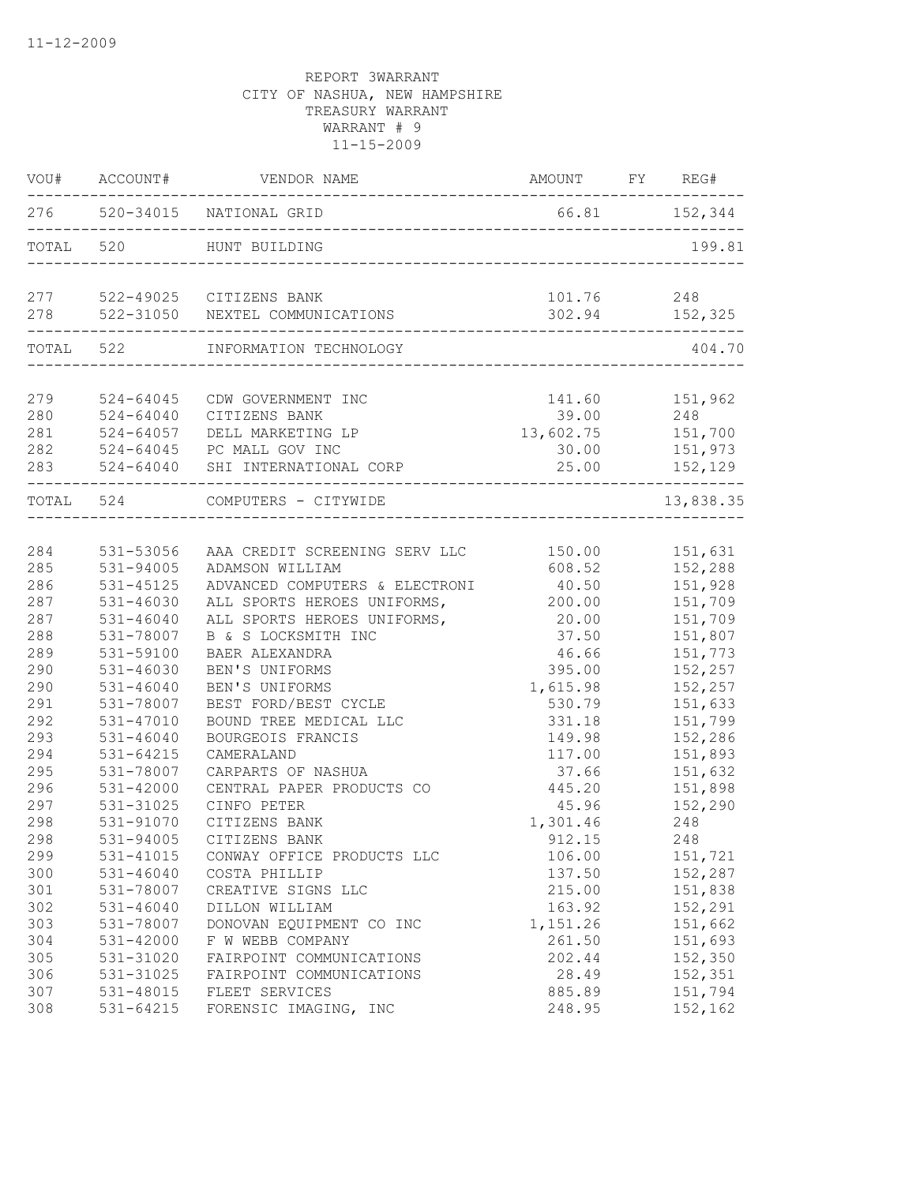11-12-2009

REPORT 3WARRANT
CITY OF NASHUA, NEW HAMPSHIRE
TREASURY WARRANT
WARRANT # 9
11-15-2009

| VOU# | ACCOUNT# | VENDOR NAME | AMOUNT | FY | REG# |
|---|---|---|---|---|---|
| 276 | 520-34015 | NATIONAL GRID | 66.81 | | 152,344 |
| TOTAL | 520 | HUNT BUILDING | | | 199.81 |
| 277 | 522-49025 | CITIZENS BANK | 101.76 | | 248 |
| 278 | 522-31050 | NEXTEL COMMUNICATIONS | 302.94 | | 152,325 |
| TOTAL | 522 | INFORMATION TECHNOLOGY | | | 404.70 |
| 279 | 524-64045 | CDW GOVERNMENT INC | 141.60 | | 151,962 |
| 280 | 524-64040 | CITIZENS BANK | 39.00 | | 248 |
| 281 | 524-64057 | DELL MARKETING LP | 13,602.75 | | 151,700 |
| 282 | 524-64045 | PC MALL GOV INC | 30.00 | | 151,973 |
| 283 | 524-64040 | SHI INTERNATIONAL CORP | 25.00 | | 152,129 |
| TOTAL | 524 | COMPUTERS - CITYWIDE | | | 13,838.35 |
| 284 | 531-53056 | AAA CREDIT SCREENING SERV LLC | 150.00 | | 151,631 |
| 285 | 531-94005 | ADAMSON WILLIAM | 608.52 | | 152,288 |
| 286 | 531-45125 | ADVANCED COMPUTERS & ELECTRONI | 40.50 | | 151,928 |
| 287 | 531-46030 | ALL SPORTS HEROES UNIFORMS, | 200.00 | | 151,709 |
| 287 | 531-46040 | ALL SPORTS HEROES UNIFORMS, | 20.00 | | 151,709 |
| 288 | 531-78007 | B & S LOCKSMITH INC | 37.50 | | 151,807 |
| 289 | 531-59100 | BAER ALEXANDRA | 46.66 | | 151,773 |
| 290 | 531-46030 | BEN'S UNIFORMS | 395.00 | | 152,257 |
| 290 | 531-46040 | BEN'S UNIFORMS | 1,615.98 | | 152,257 |
| 291 | 531-78007 | BEST FORD/BEST CYCLE | 530.79 | | 151,633 |
| 292 | 531-47010 | BOUND TREE MEDICAL LLC | 331.18 | | 151,799 |
| 293 | 531-46040 | BOURGEOIS FRANCIS | 149.98 | | 152,286 |
| 294 | 531-64215 | CAMERALAND | 117.00 | | 151,893 |
| 295 | 531-78007 | CARPARTS OF NASHUA | 37.66 | | 151,632 |
| 296 | 531-42000 | CENTRAL PAPER PRODUCTS CO | 445.20 | | 151,898 |
| 297 | 531-31025 | CINFO PETER | 45.96 | | 152,290 |
| 298 | 531-91070 | CITIZENS BANK | 1,301.46 | | 248 |
| 298 | 531-94005 | CITIZENS BANK | 912.15 | | 248 |
| 299 | 531-41015 | CONWAY OFFICE PRODUCTS LLC | 106.00 | | 151,721 |
| 300 | 531-46040 | COSTA PHILLIP | 137.50 | | 152,287 |
| 301 | 531-78007 | CREATIVE SIGNS LLC | 215.00 | | 151,838 |
| 302 | 531-46040 | DILLON WILLIAM | 163.92 | | 152,291 |
| 303 | 531-78007 | DONOVAN EQUIPMENT CO INC | 1,151.26 | | 151,662 |
| 304 | 531-42000 | F W WEBB COMPANY | 261.50 | | 151,693 |
| 305 | 531-31020 | FAIRPOINT COMMUNICATIONS | 202.44 | | 152,350 |
| 306 | 531-31025 | FAIRPOINT COMMUNICATIONS | 28.49 | | 152,351 |
| 307 | 531-48015 | FLEET SERVICES | 885.89 | | 151,794 |
| 308 | 531-64215 | FORENSIC IMAGING, INC | 248.95 | | 152,162 |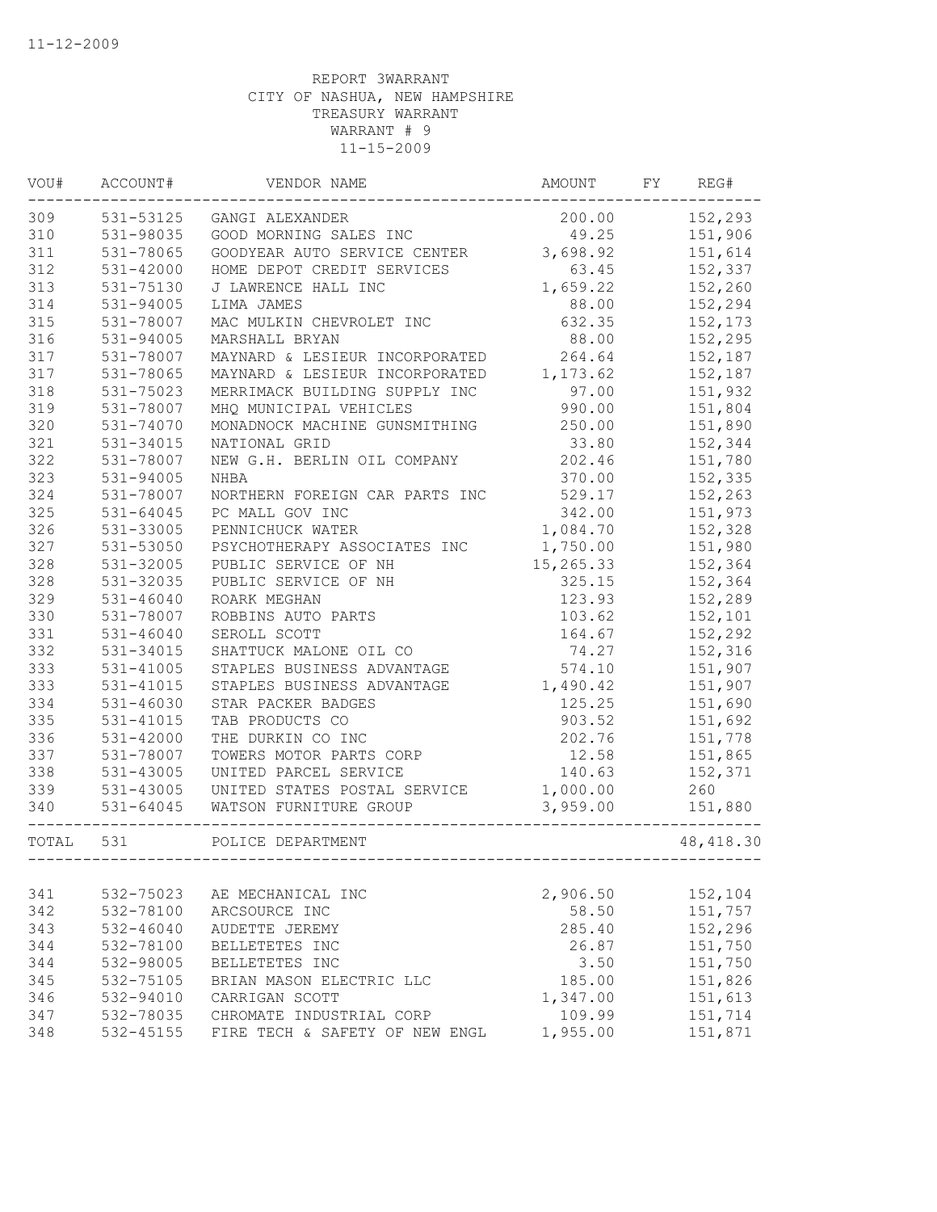11-12-2009

REPORT 3WARRANT
CITY OF NASHUA, NEW HAMPSHIRE
TREASURY WARRANT
WARRANT # 9
11-15-2009

| VOU# | ACCOUNT# | VENDOR NAME | AMOUNT | FY | REG# |
|---|---|---|---|---|---|
| 309 | 531-53125 | GANGI ALEXANDER | 200.00 | | 152,293 |
| 310 | 531-98035 | GOOD MORNING SALES INC | 49.25 | | 151,906 |
| 311 | 531-78065 | GOODYEAR AUTO SERVICE CENTER | 3,698.92 | | 151,614 |
| 312 | 531-42000 | HOME DEPOT CREDIT SERVICES | 63.45 | | 152,337 |
| 313 | 531-75130 | J LAWRENCE HALL INC | 1,659.22 | | 152,260 |
| 314 | 531-94005 | LIMA JAMES | 88.00 | | 152,294 |
| 315 | 531-78007 | MAC MULKIN CHEVROLET INC | 632.35 | | 152,173 |
| 316 | 531-94005 | MARSHALL BRYAN | 88.00 | | 152,295 |
| 317 | 531-78007 | MAYNARD & LESIEUR INCORPORATED | 264.64 | | 152,187 |
| 317 | 531-78065 | MAYNARD & LESIEUR INCORPORATED | 1,173.62 | | 152,187 |
| 318 | 531-75023 | MERRIMACK BUILDING SUPPLY INC | 97.00 | | 151,932 |
| 319 | 531-78007 | MHQ MUNICIPAL VEHICLES | 990.00 | | 151,804 |
| 320 | 531-74070 | MONADNOCK MACHINE GUNSMITHING | 250.00 | | 151,890 |
| 321 | 531-34015 | NATIONAL GRID | 33.80 | | 152,344 |
| 322 | 531-78007 | NEW G.H. BERLIN OIL COMPANY | 202.46 | | 151,780 |
| 323 | 531-94005 | NHBA | 370.00 | | 152,335 |
| 324 | 531-78007 | NORTHERN FOREIGN CAR PARTS INC | 529.17 | | 152,263 |
| 325 | 531-64045 | PC MALL GOV INC | 342.00 | | 151,973 |
| 326 | 531-33005 | PENNICHUCK WATER | 1,084.70 | | 152,328 |
| 327 | 531-53050 | PSYCHOTHERAPY ASSOCIATES INC | 1,750.00 | | 151,980 |
| 328 | 531-32005 | PUBLIC SERVICE OF NH | 15,265.33 | | 152,364 |
| 328 | 531-32035 | PUBLIC SERVICE OF NH | 325.15 | | 152,364 |
| 329 | 531-46040 | ROARK MEGHAN | 123.93 | | 152,289 |
| 330 | 531-78007 | ROBBINS AUTO PARTS | 103.62 | | 152,101 |
| 331 | 531-46040 | SEROLL SCOTT | 164.67 | | 152,292 |
| 332 | 531-34015 | SHATTUCK MALONE OIL CO | 74.27 | | 152,316 |
| 333 | 531-41005 | STAPLES BUSINESS ADVANTAGE | 574.10 | | 151,907 |
| 333 | 531-41015 | STAPLES BUSINESS ADVANTAGE | 1,490.42 | | 151,907 |
| 334 | 531-46030 | STAR PACKER BADGES | 125.25 | | 151,690 |
| 335 | 531-41015 | TAB PRODUCTS CO | 903.52 | | 151,692 |
| 336 | 531-42000 | THE DURKIN CO INC | 202.76 | | 151,778 |
| 337 | 531-78007 | TOWERS MOTOR PARTS CORP | 12.58 | | 151,865 |
| 338 | 531-43005 | UNITED PARCEL SERVICE | 140.63 | | 152,371 |
| 339 | 531-43005 | UNITED STATES POSTAL SERVICE | 1,000.00 | | 260 |
| 340 | 531-64045 | WATSON FURNITURE GROUP | 3,959.00 | | 151,880 |
| TOTAL | 531 | POLICE DEPARTMENT | | | 48,418.30 |
| 341 | 532-75023 | AE MECHANICAL INC | 2,906.50 | | 152,104 |
| 342 | 532-78100 | ARCSOURCE INC | 58.50 | | 151,757 |
| 343 | 532-46040 | AUDETTE JEREMY | 285.40 | | 152,296 |
| 344 | 532-78100 | BELLETETES INC | 26.87 | | 151,750 |
| 344 | 532-98005 | BELLETETES INC | 3.50 | | 151,750 |
| 345 | 532-75105 | BRIAN MASON ELECTRIC LLC | 185.00 | | 151,826 |
| 346 | 532-94010 | CARRIGAN SCOTT | 1,347.00 | | 151,613 |
| 347 | 532-78035 | CHROMATE INDUSTRIAL CORP | 109.99 | | 151,714 |
| 348 | 532-45155 | FIRE TECH & SAFETY OF NEW ENGL | 1,955.00 | | 151,871 |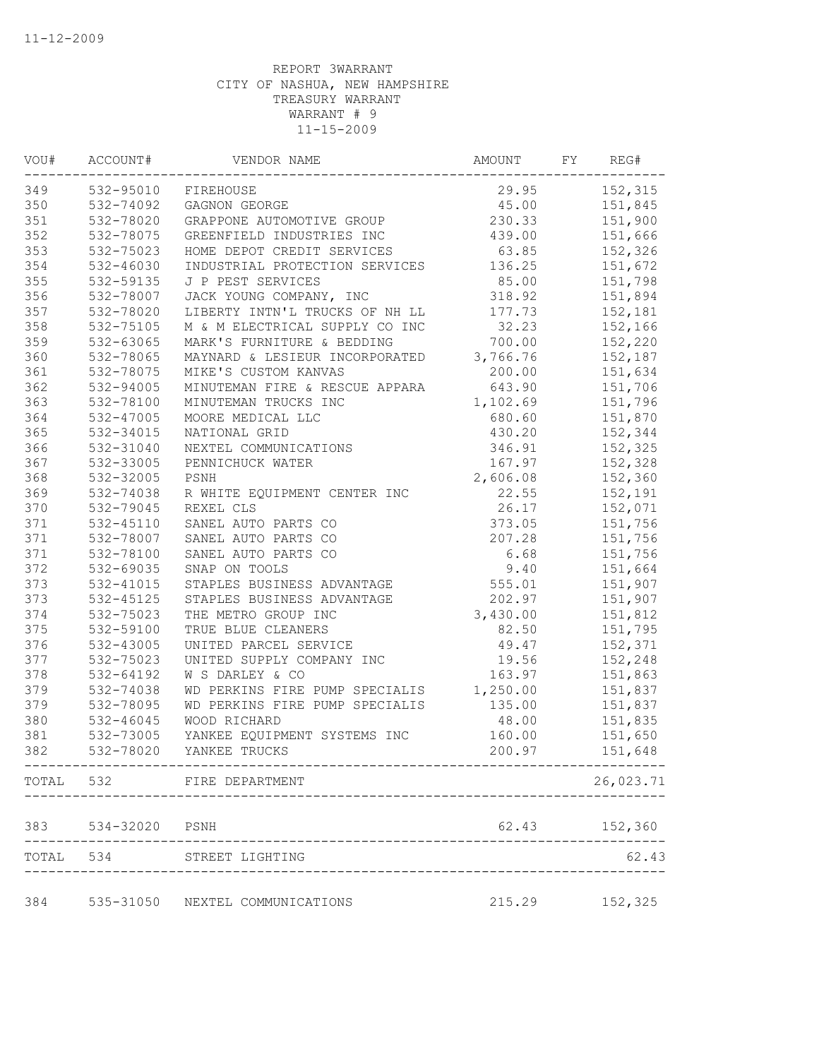REPORT 3WARRANT
CITY OF NASHUA, NEW HAMPSHIRE
TREASURY WARRANT
WARRANT # 9
11-15-2009

| VOU# | ACCOUNT# | VENDOR NAME | AMOUNT | FY | REG# |
|---|---|---|---|---|---|
| 349 | 532-95010 | FIREHOUSE | 29.95 | | 152,315 |
| 350 | 532-74092 | GAGNON GEORGE | 45.00 | | 151,845 |
| 351 | 532-78020 | GRAPPONE AUTOMOTIVE GROUP | 230.33 | | 151,900 |
| 352 | 532-78075 | GREENFIELD INDUSTRIES INC | 439.00 | | 151,666 |
| 353 | 532-75023 | HOME DEPOT CREDIT SERVICES | 63.85 | | 152,326 |
| 354 | 532-46030 | INDUSTRIAL PROTECTION SERVICES | 136.25 | | 151,672 |
| 355 | 532-59135 | J P PEST SERVICES | 85.00 | | 151,798 |
| 356 | 532-78007 | JACK YOUNG COMPANY, INC | 318.92 | | 151,894 |
| 357 | 532-78020 | LIBERTY INTN'L TRUCKS OF NH LL | 177.73 | | 152,181 |
| 358 | 532-75105 | M & M ELECTRICAL SUPPLY CO INC | 32.23 | | 152,166 |
| 359 | 532-63065 | MARK'S FURNITURE & BEDDING | 700.00 | | 152,220 |
| 360 | 532-78065 | MAYNARD & LESIEUR INCORPORATED | 3,766.76 | | 152,187 |
| 361 | 532-78075 | MIKE'S CUSTOM KANVAS | 200.00 | | 151,634 |
| 362 | 532-94005 | MINUTEMAN FIRE & RESCUE APPARA | 643.90 | | 151,706 |
| 363 | 532-78100 | MINUTEMAN TRUCKS INC | 1,102.69 | | 151,796 |
| 364 | 532-47005 | MOORE MEDICAL LLC | 680.60 | | 151,870 |
| 365 | 532-34015 | NATIONAL GRID | 430.20 | | 152,344 |
| 366 | 532-31040 | NEXTEL COMMUNICATIONS | 346.91 | | 152,325 |
| 367 | 532-33005 | PENNICHUCK WATER | 167.97 | | 152,328 |
| 368 | 532-32005 | PSNH | 2,606.08 | | 152,360 |
| 369 | 532-74038 | R WHITE EQUIPMENT CENTER INC | 22.55 | | 152,191 |
| 370 | 532-79045 | REXEL CLS | 26.17 | | 152,071 |
| 371 | 532-45110 | SANEL AUTO PARTS CO | 373.05 | | 151,756 |
| 371 | 532-78007 | SANEL AUTO PARTS CO | 207.28 | | 151,756 |
| 371 | 532-78100 | SANEL AUTO PARTS CO | 6.68 | | 151,756 |
| 372 | 532-69035 | SNAP ON TOOLS | 9.40 | | 151,664 |
| 373 | 532-41015 | STAPLES BUSINESS ADVANTAGE | 555.01 | | 151,907 |
| 373 | 532-45125 | STAPLES BUSINESS ADVANTAGE | 202.97 | | 151,907 |
| 374 | 532-75023 | THE METRO GROUP INC | 3,430.00 | | 151,812 |
| 375 | 532-59100 | TRUE BLUE CLEANERS | 82.50 | | 151,795 |
| 376 | 532-43005 | UNITED PARCEL SERVICE | 49.47 | | 152,371 |
| 377 | 532-75023 | UNITED SUPPLY COMPANY INC | 19.56 | | 152,248 |
| 378 | 532-64192 | W S DARLEY & CO | 163.97 | | 151,863 |
| 379 | 532-74038 | WD PERKINS FIRE PUMP SPECIALIS | 1,250.00 | | 151,837 |
| 379 | 532-78095 | WD PERKINS FIRE PUMP SPECIALIS | 135.00 | | 151,837 |
| 380 | 532-46045 | WOOD RICHARD | 48.00 | | 151,835 |
| 381 | 532-73005 | YANKEE EQUIPMENT SYSTEMS INC | 160.00 | | 151,650 |
| 382 | 532-78020 | YANKEE TRUCKS | 200.97 | | 151,648 |
| TOTAL | 532 | FIRE DEPARTMENT | | | 26,023.71 |
| 383 | 534-32020 | PSNH | 62.43 | | 152,360 |
| TOTAL | 534 | STREET LIGHTING | | | 62.43 |
| 384 | 535-31050 | NEXTEL COMMUNICATIONS | 215.29 | | 152,325 |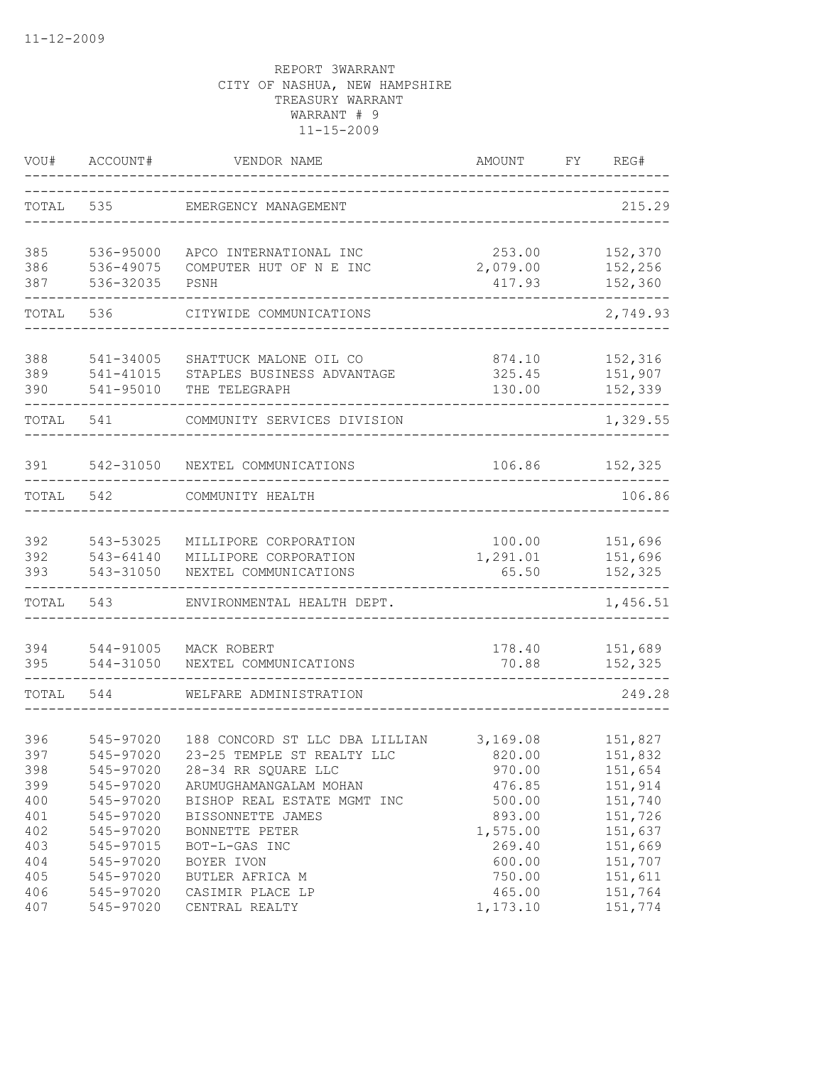REPORT 3WARRANT
CITY OF NASHUA, NEW HAMPSHIRE
TREASURY WARRANT
WARRANT # 9
11-15-2009

| VOU# | ACCOUNT# | VENDOR NAME | AMOUNT | FY | REG# |
|---|---|---|---|---|---|
| TOTAL | 535 | EMERGENCY MANAGEMENT | | | 215.29 |
| 385 | 536-95000 | APCO INTERNATIONAL INC | 253.00 | | 152,370 |
| 386 | 536-49075 | COMPUTER HUT OF N E INC | 2,079.00 | | 152,256 |
| 387 | 536-32035 | PSNH | 417.93 | | 152,360 |
| TOTAL | 536 | CITYWIDE COMMUNICATIONS | | | 2,749.93 |
| 388 | 541-34005 | SHATTUCK MALONE OIL CO | 874.10 | | 152,316 |
| 389 | 541-41015 | STAPLES BUSINESS ADVANTAGE | 325.45 | | 151,907 |
| 390 | 541-95010 | THE TELEGRAPH | 130.00 | | 152,339 |
| TOTAL | 541 | COMMUNITY SERVICES DIVISION | | | 1,329.55 |
| 391 | 542-31050 | NEXTEL COMMUNICATIONS | 106.86 | | 152,325 |
| TOTAL | 542 | COMMUNITY HEALTH | | | 106.86 |
| 392 | 543-53025 | MILLIPORE CORPORATION | 100.00 | | 151,696 |
| 392 | 543-64140 | MILLIPORE CORPORATION | 1,291.01 | | 151,696 |
| 393 | 543-31050 | NEXTEL COMMUNICATIONS | 65.50 | | 152,325 |
| TOTAL | 543 | ENVIRONMENTAL HEALTH DEPT. | | | 1,456.51 |
| 394 | 544-91005 | MACK ROBERT | 178.40 | | 151,689 |
| 395 | 544-31050 | NEXTEL COMMUNICATIONS | 70.88 | | 152,325 |
| TOTAL | 544 | WELFARE ADMINISTRATION | | | 249.28 |
| 396 | 545-97020 | 188 CONCORD ST LLC DBA LILLIAN | 3,169.08 | | 151,827 |
| 397 | 545-97020 | 23-25 TEMPLE ST REALTY LLC | 820.00 | | 151,832 |
| 398 | 545-97020 | 28-34 RR SQUARE LLC | 970.00 | | 151,654 |
| 399 | 545-97020 | ARUMUGHAMANGALAM MOHAN | 476.85 | | 151,914 |
| 400 | 545-97020 | BISHOP REAL ESTATE MGMT INC | 500.00 | | 151,740 |
| 401 | 545-97020 | BISSONNETTE JAMES | 893.00 | | 151,726 |
| 402 | 545-97020 | BONNETTE PETER | 1,575.00 | | 151,637 |
| 403 | 545-97015 | BOT-L-GAS INC | 269.40 | | 151,669 |
| 404 | 545-97020 | BOYER IVON | 600.00 | | 151,707 |
| 405 | 545-97020 | BUTLER AFRICA M | 750.00 | | 151,611 |
| 406 | 545-97020 | CASIMIR PLACE LP | 465.00 | | 151,764 |
| 407 | 545-97020 | CENTRAL REALTY | 1,173.10 | | 151,774 |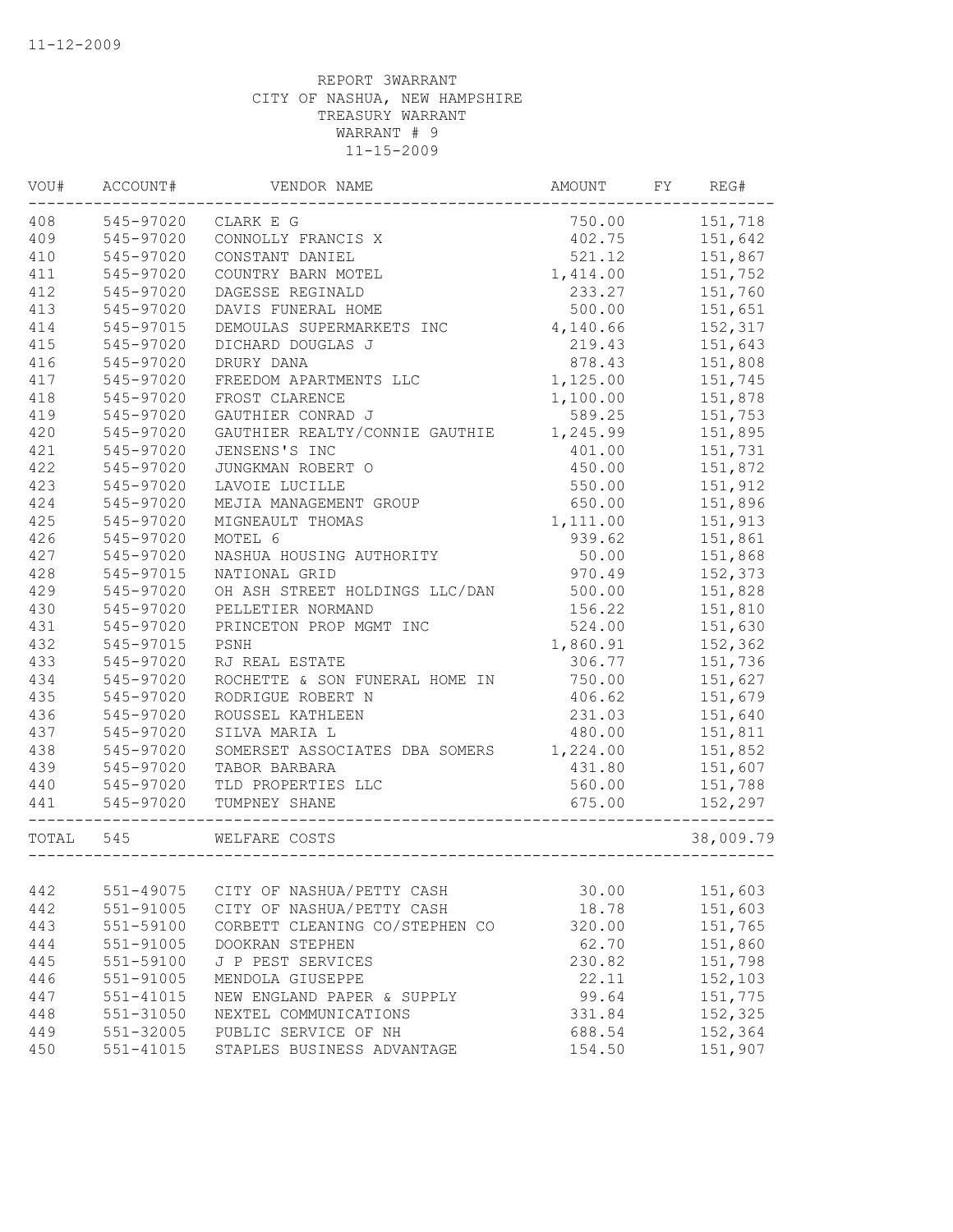11-12-2009

REPORT 3WARRANT
CITY OF NASHUA, NEW HAMPSHIRE
TREASURY WARRANT
WARRANT # 9
11-15-2009

| VOU# | ACCOUNT# | VENDOR NAME | AMOUNT | FY | REG# |
|---|---|---|---|---|---|
| 408 | 545-97020 | CLARK E G | 750.00 | | 151,718 |
| 409 | 545-97020 | CONNOLLY FRANCIS X | 402.75 | | 151,642 |
| 410 | 545-97020 | CONSTANT DANIEL | 521.12 | | 151,867 |
| 411 | 545-97020 | COUNTRY BARN MOTEL | 1,414.00 | | 151,752 |
| 412 | 545-97020 | DAGESSE REGINALD | 233.27 | | 151,760 |
| 413 | 545-97020 | DAVIS FUNERAL HOME | 500.00 | | 151,651 |
| 414 | 545-97015 | DEMOULAS SUPERMARKETS INC | 4,140.66 | | 152,317 |
| 415 | 545-97020 | DICHARD DOUGLAS J | 219.43 | | 151,643 |
| 416 | 545-97020 | DRURY DANA | 878.43 | | 151,808 |
| 417 | 545-97020 | FREEDOM APARTMENTS LLC | 1,125.00 | | 151,745 |
| 418 | 545-97020 | FROST CLARENCE | 1,100.00 | | 151,878 |
| 419 | 545-97020 | GAUTHIER CONRAD J | 589.25 | | 151,753 |
| 420 | 545-97020 | GAUTHIER REALTY/CONNIE GAUTHIE | 1,245.99 | | 151,895 |
| 421 | 545-97020 | JENSENS'S INC | 401.00 | | 151,731 |
| 422 | 545-97020 | JUNGKMAN ROBERT O | 450.00 | | 151,872 |
| 423 | 545-97020 | LAVOIE LUCILLE | 550.00 | | 151,912 |
| 424 | 545-97020 | MEJIA MANAGEMENT GROUP | 650.00 | | 151,896 |
| 425 | 545-97020 | MIGNEAULT THOMAS | 1,111.00 | | 151,913 |
| 426 | 545-97020 | MOTEL 6 | 939.62 | | 151,861 |
| 427 | 545-97020 | NASHUA HOUSING AUTHORITY | 50.00 | | 151,868 |
| 428 | 545-97015 | NATIONAL GRID | 970.49 | | 152,373 |
| 429 | 545-97020 | OH ASH STREET HOLDINGS LLC/DAN | 500.00 | | 151,828 |
| 430 | 545-97020 | PELLETIER NORMAND | 156.22 | | 151,810 |
| 431 | 545-97020 | PRINCETON PROP MGMT INC | 524.00 | | 151,630 |
| 432 | 545-97015 | PSNH | 1,860.91 | | 152,362 |
| 433 | 545-97020 | RJ REAL ESTATE | 306.77 | | 151,736 |
| 434 | 545-97020 | ROCHETTE & SON FUNERAL HOME IN | 750.00 | | 151,627 |
| 435 | 545-97020 | RODRIGUE ROBERT N | 406.62 | | 151,679 |
| 436 | 545-97020 | ROUSSEL KATHLEEN | 231.03 | | 151,640 |
| 437 | 545-97020 | SILVA MARIA L | 480.00 | | 151,811 |
| 438 | 545-97020 | SOMERSET ASSOCIATES DBA SOMERS | 1,224.00 | | 151,852 |
| 439 | 545-97020 | TABOR BARBARA | 431.80 | | 151,607 |
| 440 | 545-97020 | TLD PROPERTIES LLC | 560.00 | | 151,788 |
| 441 | 545-97020 | TUMPNEY SHANE | 675.00 | | 152,297 |
| TOTAL | 545 | WELFARE COSTS | | | 38,009.79 |
| 442 | 551-49075 | CITY OF NASHUA/PETTY CASH | 30.00 | | 151,603 |
| 442 | 551-91005 | CITY OF NASHUA/PETTY CASH | 18.78 | | 151,603 |
| 443 | 551-59100 | CORBETT CLEANING CO/STEPHEN CO | 320.00 | | 151,765 |
| 444 | 551-91005 | DOOKRAN STEPHEN | 62.70 | | 151,860 |
| 445 | 551-59100 | J P PEST SERVICES | 230.82 | | 151,798 |
| 446 | 551-91005 | MENDOLA GIUSEPPE | 22.11 | | 152,103 |
| 447 | 551-41015 | NEW ENGLAND PAPER & SUPPLY | 99.64 | | 151,775 |
| 448 | 551-31050 | NEXTEL COMMUNICATIONS | 331.84 | | 152,325 |
| 449 | 551-32005 | PUBLIC SERVICE OF NH | 688.54 | | 152,364 |
| 450 | 551-41015 | STAPLES BUSINESS ADVANTAGE | 154.50 | | 151,907 |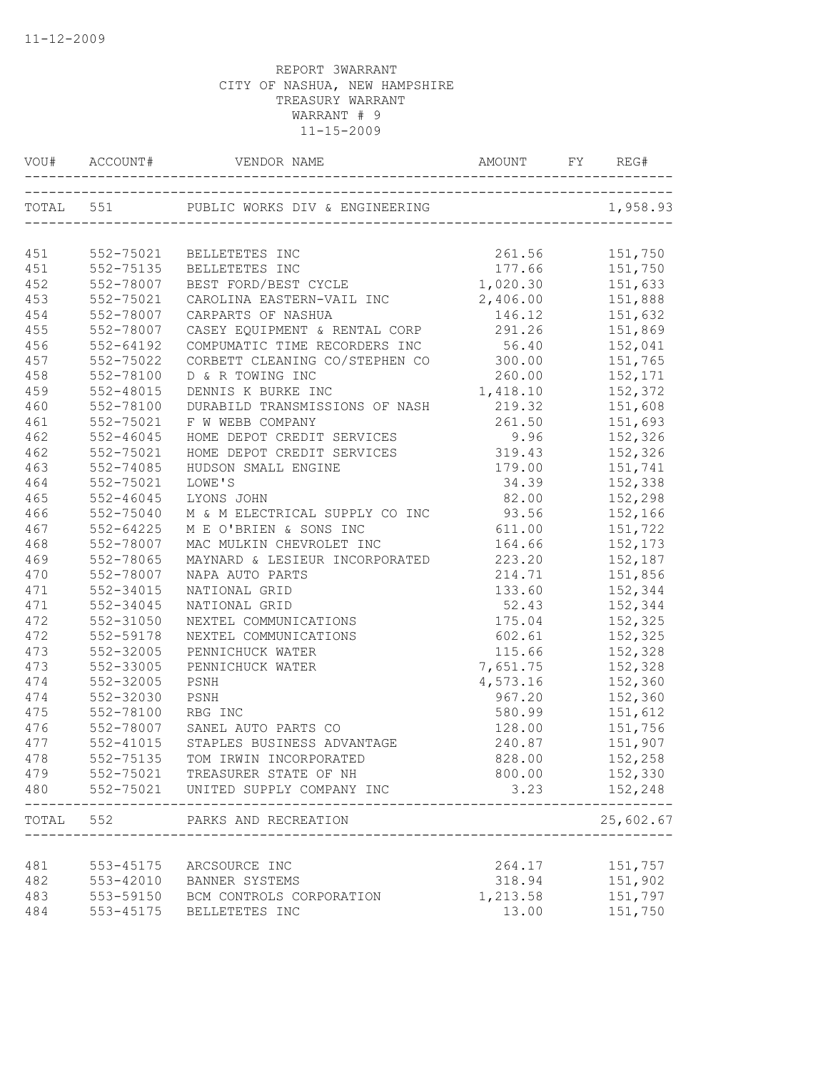REPORT 3WARRANT
CITY OF NASHUA, NEW HAMPSHIRE
TREASURY WARRANT
WARRANT # 9
11-15-2009

| VOU# | ACCOUNT# | VENDOR NAME | AMOUNT | FY | REG# |
|---|---|---|---|---|---|
| TOTAL | 551 | PUBLIC WORKS DIV & ENGINEERING | | | 1,958.93 |
| 451 | 552-75021 | BELLETETES INC | 261.56 | | 151,750 |
| 451 | 552-75135 | BELLETETES INC | 177.66 | | 151,750 |
| 452 | 552-78007 | BEST FORD/BEST CYCLE | 1,020.30 | | 151,633 |
| 453 | 552-75021 | CAROLINA EASTERN-VAIL INC | 2,406.00 | | 151,888 |
| 454 | 552-78007 | CARPARTS OF NASHUA | 146.12 | | 151,632 |
| 455 | 552-78007 | CASEY EQUIPMENT & RENTAL CORP | 291.26 | | 151,869 |
| 456 | 552-64192 | COMPUMATIC TIME RECORDERS INC | 56.40 | | 152,041 |
| 457 | 552-75022 | CORBETT CLEANING CO/STEPHEN CO | 300.00 | | 151,765 |
| 458 | 552-78100 | D & R TOWING INC | 260.00 | | 152,171 |
| 459 | 552-48015 | DENNIS K BURKE INC | 1,418.10 | | 152,372 |
| 460 | 552-78100 | DURABILD TRANSMISSIONS OF NASH | 219.32 | | 151,608 |
| 461 | 552-75021 | F W WEBB COMPANY | 261.50 | | 151,693 |
| 462 | 552-46045 | HOME DEPOT CREDIT SERVICES | 9.96 | | 152,326 |
| 462 | 552-75021 | HOME DEPOT CREDIT SERVICES | 319.43 | | 152,326 |
| 463 | 552-74085 | HUDSON SMALL ENGINE | 179.00 | | 151,741 |
| 464 | 552-75021 | LOWE'S | 34.39 | | 152,338 |
| 465 | 552-46045 | LYONS JOHN | 82.00 | | 152,298 |
| 466 | 552-75040 | M & M ELECTRICAL SUPPLY CO INC | 93.56 | | 152,166 |
| 467 | 552-64225 | M E O'BRIEN & SONS INC | 611.00 | | 151,722 |
| 468 | 552-78007 | MAC MULKIN CHEVROLET INC | 164.66 | | 152,173 |
| 469 | 552-78065 | MAYNARD & LESIEUR INCORPORATED | 223.20 | | 152,187 |
| 470 | 552-78007 | NAPA AUTO PARTS | 214.71 | | 151,856 |
| 471 | 552-34015 | NATIONAL GRID | 133.60 | | 152,344 |
| 471 | 552-34045 | NATIONAL GRID | 52.43 | | 152,344 |
| 472 | 552-31050 | NEXTEL COMMUNICATIONS | 175.04 | | 152,325 |
| 472 | 552-59178 | NEXTEL COMMUNICATIONS | 602.61 | | 152,325 |
| 473 | 552-32005 | PENNICHUCK WATER | 115.66 | | 152,328 |
| 473 | 552-33005 | PENNICHUCK WATER | 7,651.75 | | 152,328 |
| 474 | 552-32005 | PSNH | 4,573.16 | | 152,360 |
| 474 | 552-32030 | PSNH | 967.20 | | 152,360 |
| 475 | 552-78100 | RBG INC | 580.99 | | 151,612 |
| 476 | 552-78007 | SANEL AUTO PARTS CO | 128.00 | | 151,756 |
| 477 | 552-41015 | STAPLES BUSINESS ADVANTAGE | 240.87 | | 151,907 |
| 478 | 552-75135 | TOM IRWIN INCORPORATED | 828.00 | | 152,258 |
| 479 | 552-75021 | TREASURER STATE OF NH | 800.00 | | 152,330 |
| 480 | 552-75021 | UNITED SUPPLY COMPANY INC | 3.23 | | 152,248 |
| TOTAL | 552 | PARKS AND RECREATION | | | 25,602.67 |
| 481 | 553-45175 | ARCSOURCE INC | 264.17 | | 151,757 |
| 482 | 553-42010 | BANNER SYSTEMS | 318.94 | | 151,902 |
| 483 | 553-59150 | BCM CONTROLS CORPORATION | 1,213.58 | | 151,797 |
| 484 | 553-45175 | BELLETETES INC | 13.00 | | 151,750 |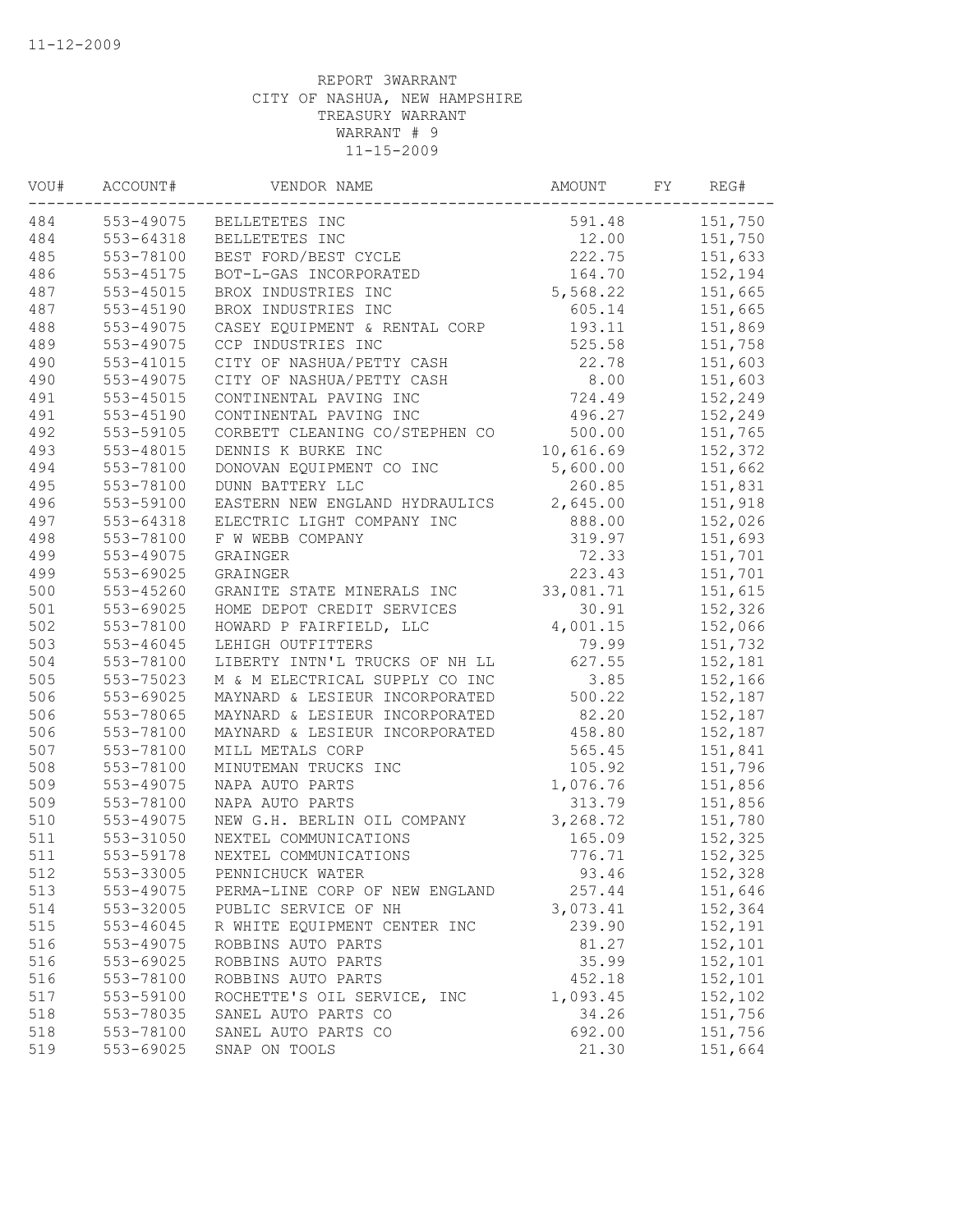11-12-2009

REPORT 3WARRANT
CITY OF NASHUA, NEW HAMPSHIRE
TREASURY WARRANT
WARRANT # 9
11-15-2009

| VOU# | ACCOUNT# | VENDOR NAME | AMOUNT | FY | REG# |
|---|---|---|---|---|---|
| 484 | 553-49075 | BELLETETES INC | 591.48 | | 151,750 |
| 484 | 553-64318 | BELLETETES INC | 12.00 | | 151,750 |
| 485 | 553-78100 | BEST FORD/BEST CYCLE | 222.75 | | 151,633 |
| 486 | 553-45175 | BOT-L-GAS INCORPORATED | 164.70 | | 152,194 |
| 487 | 553-45015 | BROX INDUSTRIES INC | 5,568.22 | | 151,665 |
| 487 | 553-45190 | BROX INDUSTRIES INC | 605.14 | | 151,665 |
| 488 | 553-49075 | CASEY EQUIPMENT & RENTAL CORP | 193.11 | | 151,869 |
| 489 | 553-49075 | CCP INDUSTRIES INC | 525.58 | | 151,758 |
| 490 | 553-41015 | CITY OF NASHUA/PETTY CASH | 22.78 | | 151,603 |
| 490 | 553-49075 | CITY OF NASHUA/PETTY CASH | 8.00 | | 151,603 |
| 491 | 553-45015 | CONTINENTAL PAVING INC | 724.49 | | 152,249 |
| 491 | 553-45190 | CONTINENTAL PAVING INC | 496.27 | | 152,249 |
| 492 | 553-59105 | CORBETT CLEANING CO/STEPHEN CO | 500.00 | | 151,765 |
| 493 | 553-48015 | DENNIS K BURKE INC | 10,616.69 | | 152,372 |
| 494 | 553-78100 | DONOVAN EQUIPMENT CO INC | 5,600.00 | | 151,662 |
| 495 | 553-78100 | DUNN BATTERY LLC | 260.85 | | 151,831 |
| 496 | 553-59100 | EASTERN NEW ENGLAND HYDRAULICS | 2,645.00 | | 151,918 |
| 497 | 553-64318 | ELECTRIC LIGHT COMPANY INC | 888.00 | | 152,026 |
| 498 | 553-78100 | F W WEBB COMPANY | 319.97 | | 151,693 |
| 499 | 553-49075 | GRAINGER | 72.33 | | 151,701 |
| 499 | 553-69025 | GRAINGER | 223.43 | | 151,701 |
| 500 | 553-45260 | GRANITE STATE MINERALS INC | 33,081.71 | | 151,615 |
| 501 | 553-69025 | HOME DEPOT CREDIT SERVICES | 30.91 | | 152,326 |
| 502 | 553-78100 | HOWARD P FAIRFIELD, LLC | 4,001.15 | | 152,066 |
| 503 | 553-46045 | LEHIGH OUTFITTERS | 79.99 | | 151,732 |
| 504 | 553-78100 | LIBERTY INTN'L TRUCKS OF NH LL | 627.55 | | 152,181 |
| 505 | 553-75023 | M & M ELECTRICAL SUPPLY CO INC | 3.85 | | 152,166 |
| 506 | 553-69025 | MAYNARD & LESIEUR INCORPORATED | 500.22 | | 152,187 |
| 506 | 553-78065 | MAYNARD & LESIEUR INCORPORATED | 82.20 | | 152,187 |
| 506 | 553-78100 | MAYNARD & LESIEUR INCORPORATED | 458.80 | | 152,187 |
| 507 | 553-78100 | MILL METALS CORP | 565.45 | | 151,841 |
| 508 | 553-78100 | MINUTEMAN TRUCKS INC | 105.92 | | 151,796 |
| 509 | 553-49075 | NAPA AUTO PARTS | 1,076.76 | | 151,856 |
| 509 | 553-78100 | NAPA AUTO PARTS | 313.79 | | 151,856 |
| 510 | 553-49075 | NEW G.H. BERLIN OIL COMPANY | 3,268.72 | | 151,780 |
| 511 | 553-31050 | NEXTEL COMMUNICATIONS | 165.09 | | 152,325 |
| 511 | 553-59178 | NEXTEL COMMUNICATIONS | 776.71 | | 152,325 |
| 512 | 553-33005 | PENNICHUCK WATER | 93.46 | | 152,328 |
| 513 | 553-49075 | PERMA-LINE CORP OF NEW ENGLAND | 257.44 | | 151,646 |
| 514 | 553-32005 | PUBLIC SERVICE OF NH | 3,073.41 | | 152,364 |
| 515 | 553-46045 | R WHITE EQUIPMENT CENTER INC | 239.90 | | 152,191 |
| 516 | 553-49075 | ROBBINS AUTO PARTS | 81.27 | | 152,101 |
| 516 | 553-69025 | ROBBINS AUTO PARTS | 35.99 | | 152,101 |
| 516 | 553-78100 | ROBBINS AUTO PARTS | 452.18 | | 152,101 |
| 517 | 553-59100 | ROCHETTE'S OIL SERVICE, INC | 1,093.45 | | 152,102 |
| 518 | 553-78035 | SANEL AUTO PARTS CO | 34.26 | | 151,756 |
| 518 | 553-78100 | SANEL AUTO PARTS CO | 692.00 | | 151,756 |
| 519 | 553-69025 | SNAP ON TOOLS | 21.30 | | 151,664 |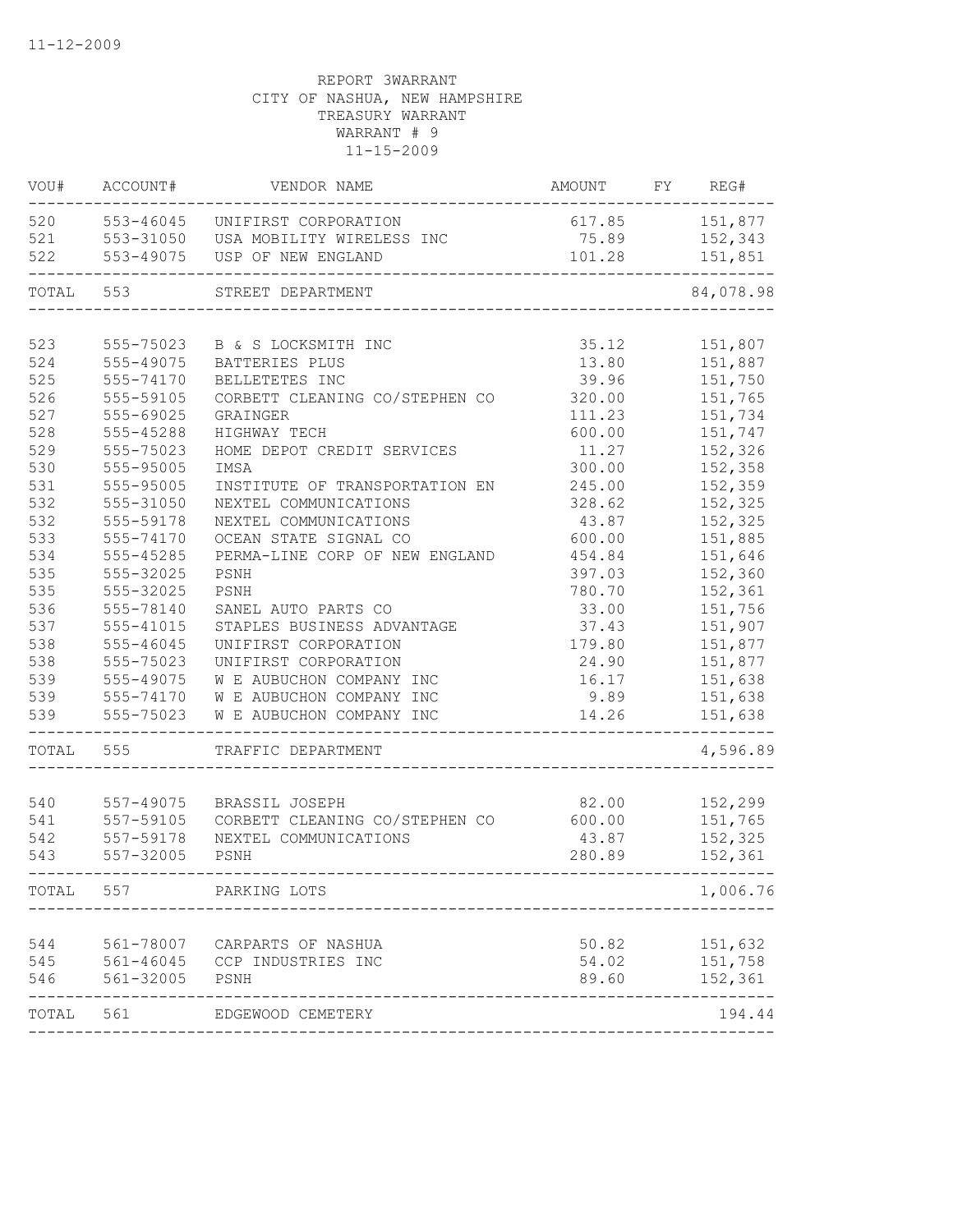11-12-2009

REPORT 3WARRANT
CITY OF NASHUA, NEW HAMPSHIRE
TREASURY WARRANT
WARRANT # 9
11-15-2009

| VOU# | ACCOUNT# | VENDOR NAME | AMOUNT | FY | REG# |
|---|---|---|---|---|---|
| 520 | 553-46045 | UNIFIRST CORPORATION | 617.85 | | 151,877 |
| 521 | 553-31050 | USA MOBILITY WIRELESS INC | 75.89 | | 152,343 |
| 522 | 553-49075 | USP OF NEW ENGLAND | 101.28 | | 151,851 |
| TOTAL | 553 | STREET DEPARTMENT | | | 84,078.98 |
| 523 | 555-75023 | B & S LOCKSMITH INC | 35.12 | | 151,807 |
| 524 | 555-49075 | BATTERIES PLUS | 13.80 | | 151,887 |
| 525 | 555-74170 | BELLETETES INC | 39.96 | | 151,750 |
| 526 | 555-59105 | CORBETT CLEANING CO/STEPHEN CO | 320.00 | | 151,765 |
| 527 | 555-69025 | GRAINGER | 111.23 | | 151,734 |
| 528 | 555-45288 | HIGHWAY TECH | 600.00 | | 151,747 |
| 529 | 555-75023 | HOME DEPOT CREDIT SERVICES | 11.27 | | 152,326 |
| 530 | 555-95005 | IMSA | 300.00 | | 152,358 |
| 531 | 555-95005 | INSTITUTE OF TRANSPORTATION EN | 245.00 | | 152,359 |
| 532 | 555-31050 | NEXTEL COMMUNICATIONS | 328.62 | | 152,325 |
| 532 | 555-59178 | NEXTEL COMMUNICATIONS | 43.87 | | 152,325 |
| 533 | 555-74170 | OCEAN STATE SIGNAL CO | 600.00 | | 151,885 |
| 534 | 555-45285 | PERMA-LINE CORP OF NEW ENGLAND | 454.84 | | 151,646 |
| 535 | 555-32025 | PSNH | 397.03 | | 152,360 |
| 535 | 555-32025 | PSNH | 780.70 | | 152,361 |
| 536 | 555-78140 | SANEL AUTO PARTS CO | 33.00 | | 151,756 |
| 537 | 555-41015 | STAPLES BUSINESS ADVANTAGE | 37.43 | | 151,907 |
| 538 | 555-46045 | UNIFIRST CORPORATION | 179.80 | | 151,877 |
| 538 | 555-75023 | UNIFIRST CORPORATION | 24.90 | | 151,877 |
| 539 | 555-49075 | W E AUBUCHON COMPANY INC | 16.17 | | 151,638 |
| 539 | 555-74170 | W E AUBUCHON COMPANY INC | 9.89 | | 151,638 |
| 539 | 555-75023 | W E AUBUCHON COMPANY INC | 14.26 | | 151,638 |
| TOTAL | 555 | TRAFFIC DEPARTMENT | | | 4,596.89 |
| 540 | 557-49075 | BRASSIL JOSEPH | 82.00 | | 152,299 |
| 541 | 557-59105 | CORBETT CLEANING CO/STEPHEN CO | 600.00 | | 151,765 |
| 542 | 557-59178 | NEXTEL COMMUNICATIONS | 43.87 | | 152,325 |
| 543 | 557-32005 | PSNH | 280.89 | | 152,361 |
| TOTAL | 557 | PARKING LOTS | | | 1,006.76 |
| 544 | 561-78007 | CARPARTS OF NASHUA | 50.82 | | 151,632 |
| 545 | 561-46045 | CCP INDUSTRIES INC | 54.02 | | 151,758 |
| 546 | 561-32005 | PSNH | 89.60 | | 152,361 |
| TOTAL | 561 | EDGEWOOD CEMETERY | | | 194.44 |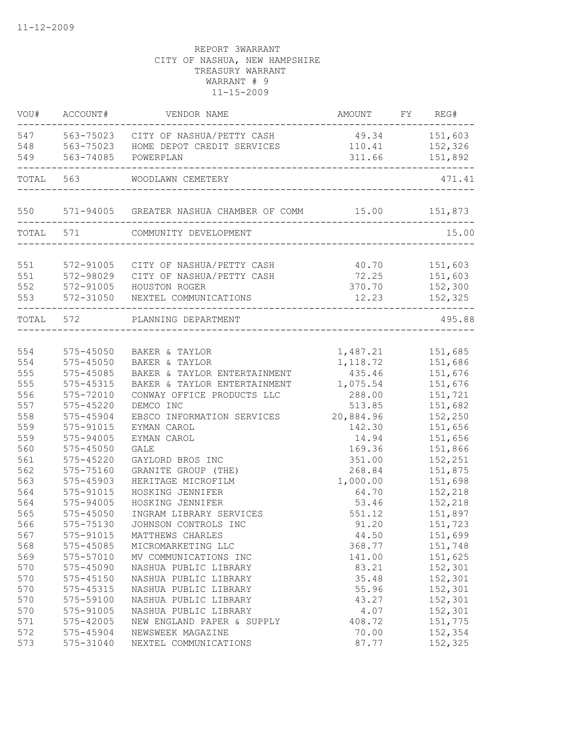11-12-2009

REPORT 3WARRANT
CITY OF NASHUA, NEW HAMPSHIRE
TREASURY WARRANT
WARRANT # 9
11-15-2009

| VOU# | ACCOUNT# | VENDOR NAME | AMOUNT | FY | REG# |
|---|---|---|---|---|---|
| 547 | 563-75023 | CITY OF NASHUA/PETTY CASH | 49.34 | | 151,603 |
| 548 | 563-75023 | HOME DEPOT CREDIT SERVICES | 110.41 | | 152,326 |
| 549 | 563-74085 | POWERPLAN | 311.66 | | 151,892 |
| TOTAL | 563 | WOODLAWN CEMETERY | | | 471.41 |
| 550 | 571-94005 | GREATER NASHUA CHAMBER OF COMM | 15.00 | | 151,873 |
| TOTAL | 571 | COMMUNITY DEVELOPMENT | | | 15.00 |
| 551 | 572-91005 | CITY OF NASHUA/PETTY CASH | 40.70 | | 151,603 |
| 551 | 572-98029 | CITY OF NASHUA/PETTY CASH | 72.25 | | 151,603 |
| 552 | 572-91005 | HOUSTON ROGER | 370.70 | | 152,300 |
| 553 | 572-31050 | NEXTEL COMMUNICATIONS | 12.23 | | 152,325 |
| TOTAL | 572 | PLANNING DEPARTMENT | | | 495.88 |
| 554 | 575-45050 | BAKER & TAYLOR | 1,487.21 | | 151,685 |
| 554 | 575-45050 | BAKER & TAYLOR | 1,118.72 | | 151,686 |
| 555 | 575-45085 | BAKER & TAYLOR ENTERTAINMENT | 435.46 | | 151,676 |
| 555 | 575-45315 | BAKER & TAYLOR ENTERTAINMENT | 1,075.54 | | 151,676 |
| 556 | 575-72010 | CONWAY OFFICE PRODUCTS LLC | 288.00 | | 151,721 |
| 557 | 575-45220 | DEMCO INC | 513.85 | | 151,682 |
| 558 | 575-45904 | EBSCO INFORMATION SERVICES | 20,884.96 | | 152,250 |
| 559 | 575-91015 | EYMAN CAROL | 142.30 | | 151,656 |
| 559 | 575-94005 | EYMAN CAROL | 14.94 | | 151,656 |
| 560 | 575-45050 | GALE | 169.36 | | 151,866 |
| 561 | 575-45220 | GAYLORD BROS INC | 351.00 | | 152,251 |
| 562 | 575-75160 | GRANITE GROUP (THE) | 268.84 | | 151,875 |
| 563 | 575-45903 | HERITAGE MICROFILM | 1,000.00 | | 151,698 |
| 564 | 575-91015 | HOSKING JENNIFER | 64.70 | | 152,218 |
| 564 | 575-94005 | HOSKING JENNIFER | 53.46 | | 152,218 |
| 565 | 575-45050 | INGRAM LIBRARY SERVICES | 551.12 | | 151,897 |
| 566 | 575-75130 | JOHNSON CONTROLS INC | 91.20 | | 151,723 |
| 567 | 575-91015 | MATTHEWS CHARLES | 44.50 | | 151,699 |
| 568 | 575-45085 | MICROMARKETING LLC | 368.77 | | 151,748 |
| 569 | 575-57010 | MV COMMUNICATIONS INC | 141.00 | | 151,625 |
| 570 | 575-45090 | NASHUA PUBLIC LIBRARY | 83.21 | | 152,301 |
| 570 | 575-45150 | NASHUA PUBLIC LIBRARY | 35.48 | | 152,301 |
| 570 | 575-45315 | NASHUA PUBLIC LIBRARY | 55.96 | | 152,301 |
| 570 | 575-59100 | NASHUA PUBLIC LIBRARY | 43.27 | | 152,301 |
| 570 | 575-91005 | NASHUA PUBLIC LIBRARY | 4.07 | | 152,301 |
| 571 | 575-42005 | NEW ENGLAND PAPER & SUPPLY | 408.72 | | 151,775 |
| 572 | 575-45904 | NEWSWEEK MAGAZINE | 70.00 | | 152,354 |
| 573 | 575-31040 | NEXTEL COMMUNICATIONS | 87.77 | | 152,325 |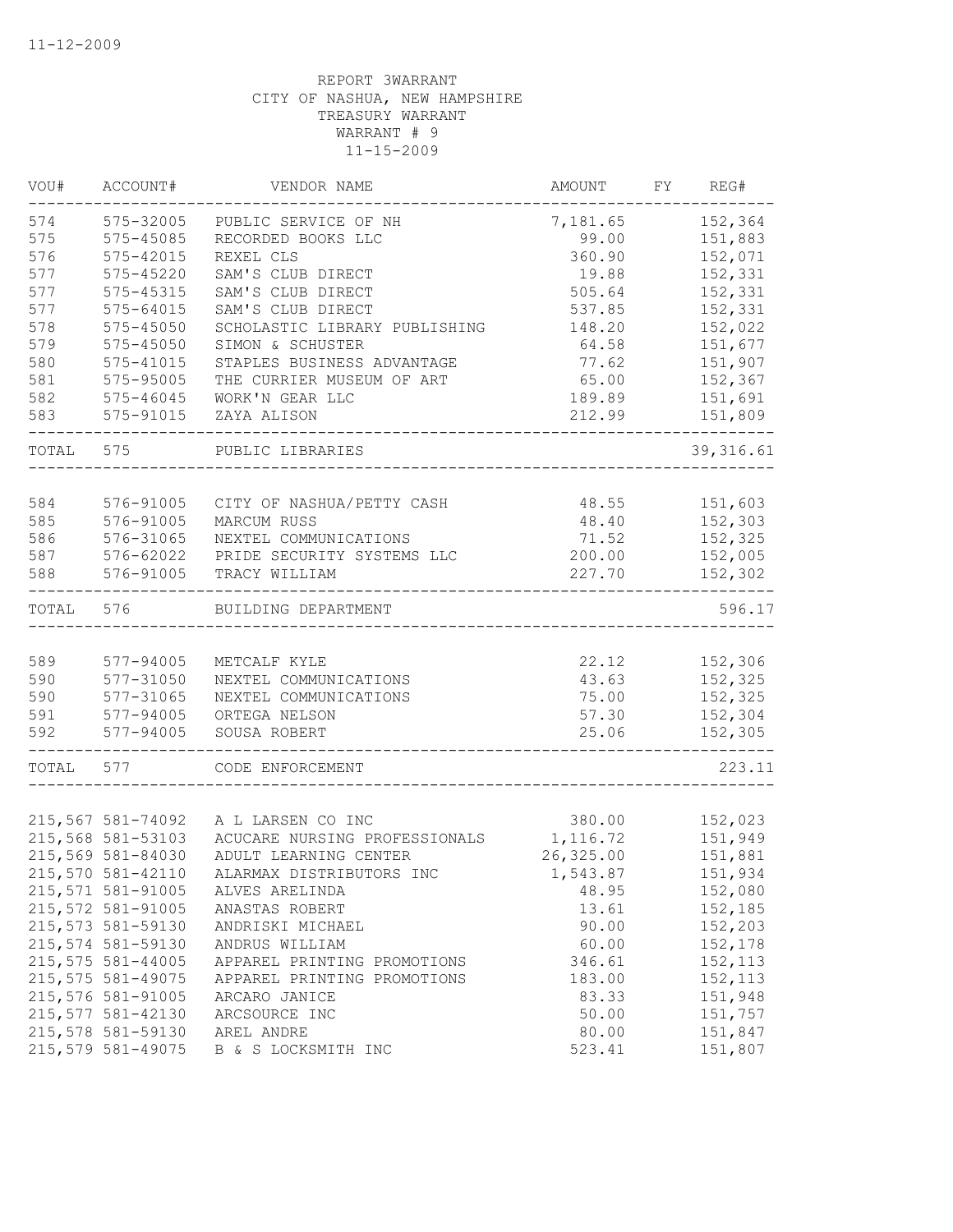11-12-2009

REPORT 3WARRANT
CITY OF NASHUA, NEW HAMPSHIRE
TREASURY WARRANT
WARRANT # 9
11-15-2009

| VOU# | ACCOUNT# | VENDOR NAME | AMOUNT | FY | REG# |
|---|---|---|---|---|---|
| 574 | 575-32005 | PUBLIC SERVICE OF NH | 7,181.65 | | 152,364 |
| 575 | 575-45085 | RECORDED BOOKS LLC | 99.00 | | 151,883 |
| 576 | 575-42015 | REXEL CLS | 360.90 | | 152,071 |
| 577 | 575-45220 | SAM'S CLUB DIRECT | 19.88 | | 152,331 |
| 577 | 575-45315 | SAM'S CLUB DIRECT | 505.64 | | 152,331 |
| 577 | 575-64015 | SAM'S CLUB DIRECT | 537.85 | | 152,331 |
| 578 | 575-45050 | SCHOLASTIC LIBRARY PUBLISHING | 148.20 | | 152,022 |
| 579 | 575-45050 | SIMON & SCHUSTER | 64.58 | | 151,677 |
| 580 | 575-41015 | STAPLES BUSINESS ADVANTAGE | 77.62 | | 151,907 |
| 581 | 575-95005 | THE CURRIER MUSEUM OF ART | 65.00 | | 152,367 |
| 582 | 575-46045 | WORK'N GEAR LLC | 189.89 | | 151,691 |
| 583 | 575-91015 | ZAYA ALISON | 212.99 | | 151,809 |
| TOTAL | 575 | PUBLIC LIBRARIES | | | 39,316.61 |
| 584 | 576-91005 | CITY OF NASHUA/PETTY CASH | 48.55 | | 151,603 |
| 585 | 576-91005 | MARCUM RUSS | 48.40 | | 152,303 |
| 586 | 576-31065 | NEXTEL COMMUNICATIONS | 71.52 | | 152,325 |
| 587 | 576-62022 | PRIDE SECURITY SYSTEMS LLC | 200.00 | | 152,005 |
| 588 | 576-91005 | TRACY WILLIAM | 227.70 | | 152,302 |
| TOTAL | 576 | BUILDING DEPARTMENT | | | 596.17 |
| 589 | 577-94005 | METCALF KYLE | 22.12 | | 152,306 |
| 590 | 577-31050 | NEXTEL COMMUNICATIONS | 43.63 | | 152,325 |
| 590 | 577-31065 | NEXTEL COMMUNICATIONS | 75.00 | | 152,325 |
| 591 | 577-94005 | ORTEGA NELSON | 57.30 | | 152,304 |
| 592 | 577-94005 | SOUSA ROBERT | 25.06 | | 152,305 |
| TOTAL | 577 | CODE ENFORCEMENT | | | 223.11 |
| 215,567 | 581-74092 | A L LARSEN CO INC | 380.00 | | 152,023 |
| 215,568 | 581-53103 | ACUCARE NURSING PROFESSIONALS | 1,116.72 | | 151,949 |
| 215,569 | 581-84030 | ADULT LEARNING CENTER | 26,325.00 | | 151,881 |
| 215,570 | 581-42110 | ALARMAX DISTRIBUTORS INC | 1,543.87 | | 151,934 |
| 215,571 | 581-91005 | ALVES ARELINDA | 48.95 | | 152,080 |
| 215,572 | 581-91005 | ANASTAS ROBERT | 13.61 | | 152,185 |
| 215,573 | 581-59130 | ANDRISKI MICHAEL | 90.00 | | 152,203 |
| 215,574 | 581-59130 | ANDRUS WILLIAM | 60.00 | | 152,178 |
| 215,575 | 581-44005 | APPAREL PRINTING PROMOTIONS | 346.61 | | 152,113 |
| 215,575 | 581-49075 | APPAREL PRINTING PROMOTIONS | 183.00 | | 152,113 |
| 215,576 | 581-91005 | ARCARO JANICE | 83.33 | | 151,948 |
| 215,577 | 581-42130 | ARCSOURCE INC | 50.00 | | 151,757 |
| 215,578 | 581-59130 | AREL ANDRE | 80.00 | | 151,847 |
| 215,579 | 581-49075 | B & S LOCKSMITH INC | 523.41 | | 151,807 |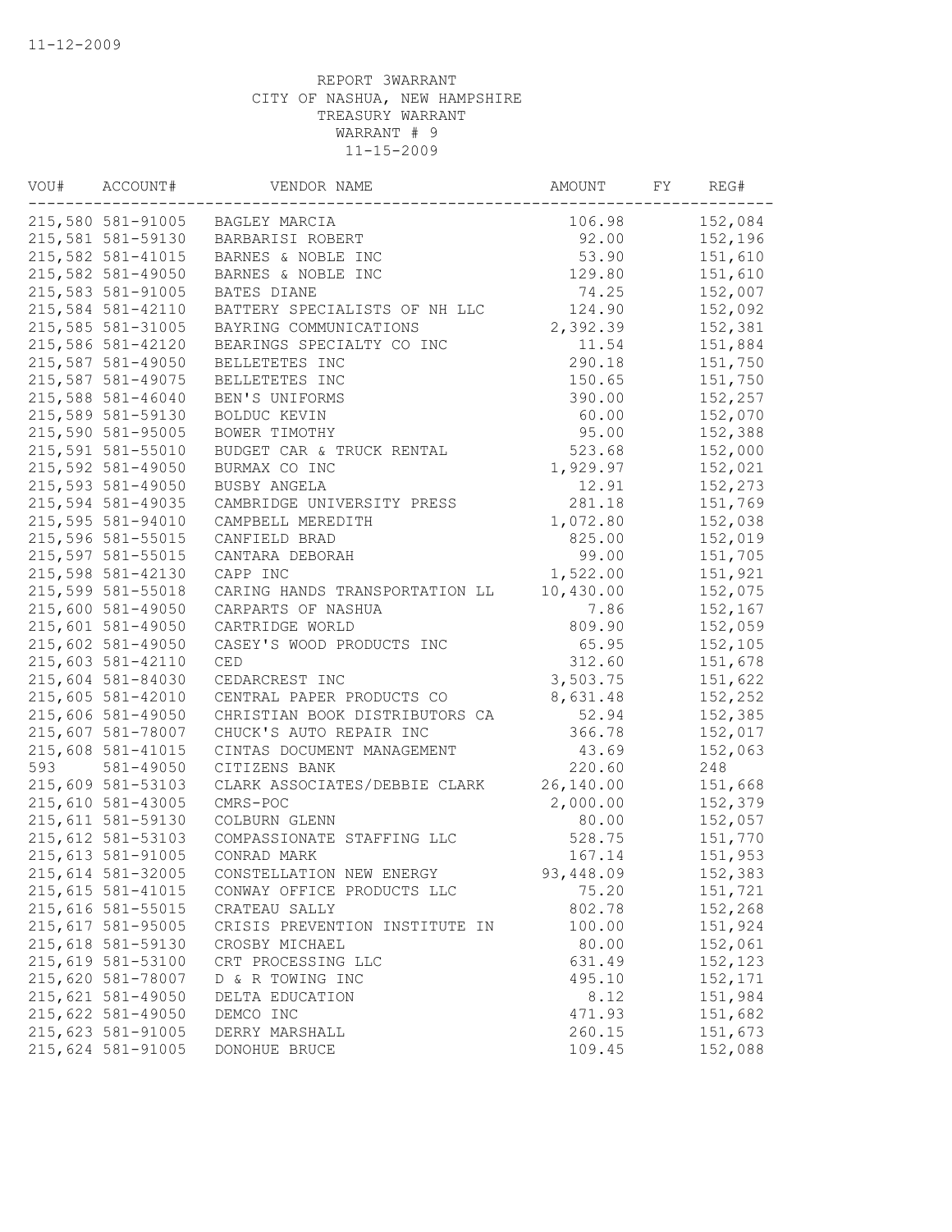11-12-2009

REPORT 3WARRANT
CITY OF NASHUA, NEW HAMPSHIRE
TREASURY WARRANT
WARRANT # 9
11-15-2009

| VOU# | ACCOUNT# | VENDOR NAME | AMOUNT | FY | REG# |
|---|---|---|---|---|---|
| 215,580 | 581-91005 | BAGLEY MARCIA | 106.98 | | 152,084 |
| 215,581 | 581-59130 | BARBARISI ROBERT | 92.00 | | 152,196 |
| 215,582 | 581-41015 | BARNES & NOBLE INC | 53.90 | | 151,610 |
| 215,582 | 581-49050 | BARNES & NOBLE INC | 129.80 | | 151,610 |
| 215,583 | 581-91005 | BATES DIANE | 74.25 | | 152,007 |
| 215,584 | 581-42110 | BATTERY SPECIALISTS OF NH LLC | 124.90 | | 152,092 |
| 215,585 | 581-31005 | BAYRING COMMUNICATIONS | 2,392.39 | | 152,381 |
| 215,586 | 581-42120 | BEARINGS SPECIALTY CO INC | 11.54 | | 151,884 |
| 215,587 | 581-49050 | BELLETETES INC | 290.18 | | 151,750 |
| 215,587 | 581-49075 | BELLETETES INC | 150.65 | | 151,750 |
| 215,588 | 581-46040 | BEN'S UNIFORMS | 390.00 | | 152,257 |
| 215,589 | 581-59130 | BOLDUC KEVIN | 60.00 | | 152,070 |
| 215,590 | 581-95005 | BOWER TIMOTHY | 95.00 | | 152,388 |
| 215,591 | 581-55010 | BUDGET CAR & TRUCK RENTAL | 523.68 | | 152,000 |
| 215,592 | 581-49050 | BURMAX CO INC | 1,929.97 | | 152,021 |
| 215,593 | 581-49050 | BUSBY ANGELA | 12.91 | | 152,273 |
| 215,594 | 581-49035 | CAMBRIDGE UNIVERSITY PRESS | 281.18 | | 151,769 |
| 215,595 | 581-94010 | CAMPBELL MEREDITH | 1,072.80 | | 152,038 |
| 215,596 | 581-55015 | CANFIELD BRAD | 825.00 | | 152,019 |
| 215,597 | 581-55015 | CANTARA DEBORAH | 99.00 | | 151,705 |
| 215,598 | 581-42130 | CAPP INC | 1,522.00 | | 151,921 |
| 215,599 | 581-55018 | CARING HANDS TRANSPORTATION LL | 10,430.00 | | 152,075 |
| 215,600 | 581-49050 | CARPARTS OF NASHUA | 7.86 | | 152,167 |
| 215,601 | 581-49050 | CARTRIDGE WORLD | 809.90 | | 152,059 |
| 215,602 | 581-49050 | CASEY'S WOOD PRODUCTS INC | 65.95 | | 152,105 |
| 215,603 | 581-42110 | CED | 312.60 | | 151,678 |
| 215,604 | 581-84030 | CEDARCREST INC | 3,503.75 | | 151,622 |
| 215,605 | 581-42010 | CENTRAL PAPER PRODUCTS CO | 8,631.48 | | 152,252 |
| 215,606 | 581-49050 | CHRISTIAN BOOK DISTRIBUTORS CA | 52.94 | | 152,385 |
| 215,607 | 581-78007 | CHUCK'S AUTO REPAIR INC | 366.78 | | 152,017 |
| 215,608 | 581-41015 | CINTAS DOCUMENT MANAGEMENT | 43.69 | | 152,063 |
| 593 | 581-49050 | CITIZENS BANK | 220.60 | | 248 |
| 215,609 | 581-53103 | CLARK ASSOCIATES/DEBBIE CLARK | 26,140.00 | | 151,668 |
| 215,610 | 581-43005 | CMRS-POC | 2,000.00 | | 152,379 |
| 215,611 | 581-59130 | COLBURN GLENN | 80.00 | | 152,057 |
| 215,612 | 581-53103 | COMPASSIONATE STAFFING LLC | 528.75 | | 151,770 |
| 215,613 | 581-91005 | CONRAD MARK | 167.14 | | 151,953 |
| 215,614 | 581-32005 | CONSTELLATION NEW ENERGY | 93,448.09 | | 152,383 |
| 215,615 | 581-41015 | CONWAY OFFICE PRODUCTS LLC | 75.20 | | 151,721 |
| 215,616 | 581-55015 | CRATEAU SALLY | 802.78 | | 152,268 |
| 215,617 | 581-95005 | CRISIS PREVENTION INSTITUTE IN | 100.00 | | 151,924 |
| 215,618 | 581-59130 | CROSBY MICHAEL | 80.00 | | 152,061 |
| 215,619 | 581-53100 | CRT PROCESSING LLC | 631.49 | | 152,123 |
| 215,620 | 581-78007 | D & R TOWING INC | 495.10 | | 152,171 |
| 215,621 | 581-49050 | DELTA EDUCATION | 8.12 | | 151,984 |
| 215,622 | 581-49050 | DEMCO INC | 471.93 | | 151,682 |
| 215,623 | 581-91005 | DERRY MARSHALL | 260.15 | | 151,673 |
| 215,624 | 581-91005 | DONOHUE BRUCE | 109.45 | | 152,088 |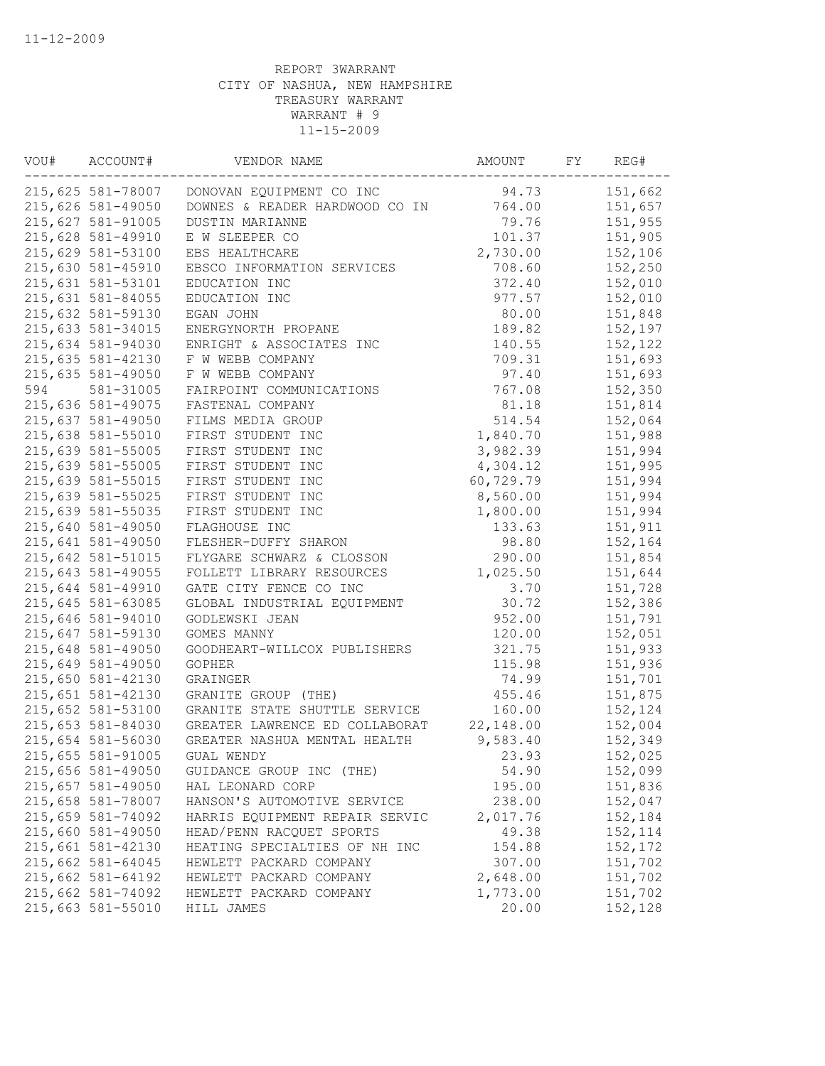11-12-2009

REPORT 3WARRANT
CITY OF NASHUA, NEW HAMPSHIRE
TREASURY WARRANT
WARRANT # 9
11-15-2009

| VOU# | ACCOUNT# | VENDOR NAME | AMOUNT | FY | REG# |
|---|---|---|---|---|---|
| 215,625 | 581-78007 | DONOVAN EQUIPMENT CO INC | 94.73 | | 151,662 |
| 215,626 | 581-49050 | DOWNES & READER HARDWOOD CO IN | 764.00 | | 151,657 |
| 215,627 | 581-91005 | DUSTIN MARIANNE | 79.76 | | 151,955 |
| 215,628 | 581-49910 | E W SLEEPER CO | 101.37 | | 151,905 |
| 215,629 | 581-53100 | EBS HEALTHCARE | 2,730.00 | | 152,106 |
| 215,630 | 581-45910 | EBSCO INFORMATION SERVICES | 708.60 | | 152,250 |
| 215,631 | 581-53101 | EDUCATION INC | 372.40 | | 152,010 |
| 215,631 | 581-84055 | EDUCATION INC | 977.57 | | 152,010 |
| 215,632 | 581-59130 | EGAN JOHN | 80.00 | | 151,848 |
| 215,633 | 581-34015 | ENERGYNORTH PROPANE | 189.82 | | 152,197 |
| 215,634 | 581-94030 | ENRIGHT & ASSOCIATES INC | 140.55 | | 152,122 |
| 215,635 | 581-42130 | F W WEBB COMPANY | 709.31 | | 151,693 |
| 215,635 | 581-49050 | F W WEBB COMPANY | 97.40 | | 151,693 |
| 594 | 581-31005 | FAIRPOINT COMMUNICATIONS | 767.08 | | 152,350 |
| 215,636 | 581-49075 | FASTENAL COMPANY | 81.18 | | 151,814 |
| 215,637 | 581-49050 | FILMS MEDIA GROUP | 514.54 | | 152,064 |
| 215,638 | 581-55010 | FIRST STUDENT INC | 1,840.70 | | 151,988 |
| 215,639 | 581-55005 | FIRST STUDENT INC | 3,982.39 | | 151,994 |
| 215,639 | 581-55005 | FIRST STUDENT INC | 4,304.12 | | 151,995 |
| 215,639 | 581-55015 | FIRST STUDENT INC | 60,729.79 | | 151,994 |
| 215,639 | 581-55025 | FIRST STUDENT INC | 8,560.00 | | 151,994 |
| 215,639 | 581-55035 | FIRST STUDENT INC | 1,800.00 | | 151,994 |
| 215,640 | 581-49050 | FLAGHOUSE INC | 133.63 | | 151,911 |
| 215,641 | 581-49050 | FLESHER-DUFFY SHARON | 98.80 | | 152,164 |
| 215,642 | 581-51015 | FLYGARE SCHWARZ & CLOSSON | 290.00 | | 151,854 |
| 215,643 | 581-49055 | FOLLETT LIBRARY RESOURCES | 1,025.50 | | 151,644 |
| 215,644 | 581-49910 | GATE CITY FENCE CO INC | 3.70 | | 151,728 |
| 215,645 | 581-63085 | GLOBAL INDUSTRIAL EQUIPMENT | 30.72 | | 152,386 |
| 215,646 | 581-94010 | GODLEWSKI JEAN | 952.00 | | 151,791 |
| 215,647 | 581-59130 | GOMES MANNY | 120.00 | | 152,051 |
| 215,648 | 581-49050 | GOODHEART-WILLCOX PUBLISHERS | 321.75 | | 151,933 |
| 215,649 | 581-49050 | GOPHER | 115.98 | | 151,936 |
| 215,650 | 581-42130 | GRAINGER | 74.99 | | 151,701 |
| 215,651 | 581-42130 | GRANITE GROUP (THE) | 455.46 | | 151,875 |
| 215,652 | 581-53100 | GRANITE STATE SHUTTLE SERVICE | 160.00 | | 152,124 |
| 215,653 | 581-84030 | GREATER LAWRENCE ED COLLABORAT | 22,148.00 | | 152,004 |
| 215,654 | 581-56030 | GREATER NASHUA MENTAL HEALTH | 9,583.40 | | 152,349 |
| 215,655 | 581-91005 | GUAL WENDY | 23.93 | | 152,025 |
| 215,656 | 581-49050 | GUIDANCE GROUP INC (THE) | 54.90 | | 152,099 |
| 215,657 | 581-49050 | HAL LEONARD CORP | 195.00 | | 151,836 |
| 215,658 | 581-78007 | HANSON'S AUTOMOTIVE SERVICE | 238.00 | | 152,047 |
| 215,659 | 581-74092 | HARRIS EQUIPMENT REPAIR SERVIC | 2,017.76 | | 152,184 |
| 215,660 | 581-49050 | HEAD/PENN RACQUET SPORTS | 49.38 | | 152,114 |
| 215,661 | 581-42130 | HEATING SPECIALTIES OF NH INC | 154.88 | | 152,172 |
| 215,662 | 581-64045 | HEWLETT PACKARD COMPANY | 307.00 | | 151,702 |
| 215,662 | 581-64192 | HEWLETT PACKARD COMPANY | 2,648.00 | | 151,702 |
| 215,662 | 581-74092 | HEWLETT PACKARD COMPANY | 1,773.00 | | 151,702 |
| 215,663 | 581-55010 | HILL JAMES | 20.00 | | 152,128 |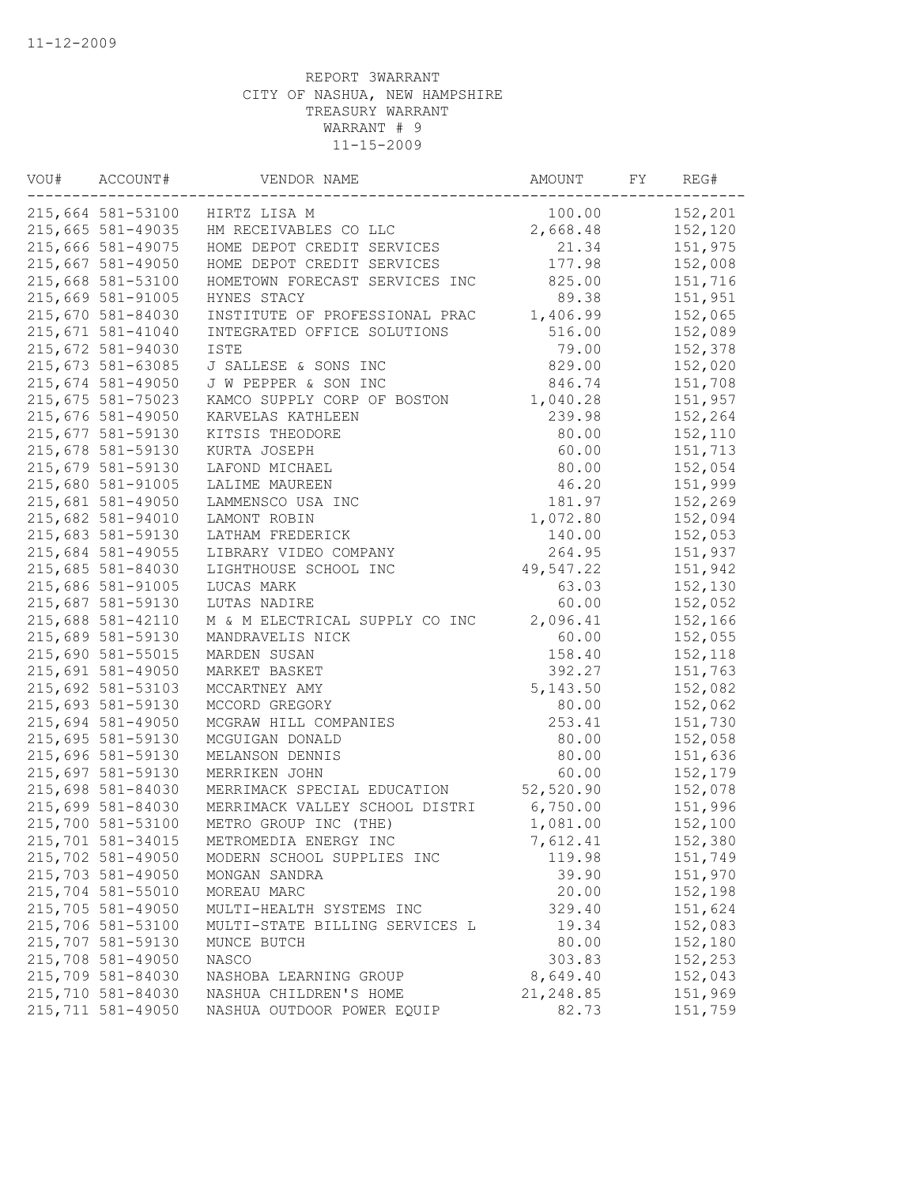11-12-2009

REPORT 3WARRANT
CITY OF NASHUA, NEW HAMPSHIRE
TREASURY WARRANT
WARRANT # 9
11-15-2009

| VOU# | ACCOUNT# | VENDOR NAME | AMOUNT | FY | REG# |
|---|---|---|---|---|---|
| 215,664 | 581-53100 | HIRTZ LISA M | 100.00 | | 152,201 |
| 215,665 | 581-49035 | HM RECEIVABLES CO LLC | 2,668.48 | | 152,120 |
| 215,666 | 581-49075 | HOME DEPOT CREDIT SERVICES | 21.34 | | 151,975 |
| 215,667 | 581-49050 | HOME DEPOT CREDIT SERVICES | 177.98 | | 152,008 |
| 215,668 | 581-53100 | HOMETOWN FORECAST SERVICES INC | 825.00 | | 151,716 |
| 215,669 | 581-91005 | HYNES STACY | 89.38 | | 151,951 |
| 215,670 | 581-84030 | INSTITUTE OF PROFESSIONAL PRAC | 1,406.99 | | 152,065 |
| 215,671 | 581-41040 | INTEGRATED OFFICE SOLUTIONS | 516.00 | | 152,089 |
| 215,672 | 581-94030 | ISTE | 79.00 | | 152,378 |
| 215,673 | 581-63085 | J SALLESE & SONS INC | 829.00 | | 152,020 |
| 215,674 | 581-49050 | J W PEPPER & SON INC | 846.74 | | 151,708 |
| 215,675 | 581-75023 | KAMCO SUPPLY CORP OF BOSTON | 1,040.28 | | 151,957 |
| 215,676 | 581-49050 | KARVELAS KATHLEEN | 239.98 | | 152,264 |
| 215,677 | 581-59130 | KITSIS THEODORE | 80.00 | | 152,110 |
| 215,678 | 581-59130 | KURTA JOSEPH | 60.00 | | 151,713 |
| 215,679 | 581-59130 | LAFOND MICHAEL | 80.00 | | 152,054 |
| 215,680 | 581-91005 | LALIME MAUREEN | 46.20 | | 151,999 |
| 215,681 | 581-49050 | LAMMENSCO USA INC | 181.97 | | 152,269 |
| 215,682 | 581-94010 | LAMONT ROBIN | 1,072.80 | | 152,094 |
| 215,683 | 581-59130 | LATHAM FREDERICK | 140.00 | | 152,053 |
| 215,684 | 581-49055 | LIBRARY VIDEO COMPANY | 264.95 | | 151,937 |
| 215,685 | 581-84030 | LIGHTHOUSE SCHOOL INC | 49,547.22 | | 151,942 |
| 215,686 | 581-91005 | LUCAS MARK | 63.03 | | 152,130 |
| 215,687 | 581-59130 | LUTAS NADIRE | 60.00 | | 152,052 |
| 215,688 | 581-42110 | M & M ELECTRICAL SUPPLY CO INC | 2,096.41 | | 152,166 |
| 215,689 | 581-59130 | MANDRAVELIS NICK | 60.00 | | 152,055 |
| 215,690 | 581-55015 | MARDEN SUSAN | 158.40 | | 152,118 |
| 215,691 | 581-49050 | MARKET BASKET | 392.27 | | 151,763 |
| 215,692 | 581-53103 | MCCARTNEY AMY | 5,143.50 | | 152,082 |
| 215,693 | 581-59130 | MCCORD GREGORY | 80.00 | | 152,062 |
| 215,694 | 581-49050 | MCGRAW HILL COMPANIES | 253.41 | | 151,730 |
| 215,695 | 581-59130 | MCGUIGAN DONALD | 80.00 | | 152,058 |
| 215,696 | 581-59130 | MELANSON DENNIS | 80.00 | | 151,636 |
| 215,697 | 581-59130 | MERRIKEN JOHN | 60.00 | | 152,179 |
| 215,698 | 581-84030 | MERRIMACK SPECIAL EDUCATION | 52,520.90 | | 152,078 |
| 215,699 | 581-84030 | MERRIMACK VALLEY SCHOOL DISTRI | 6,750.00 | | 151,996 |
| 215,700 | 581-53100 | METRO GROUP INC (THE) | 1,081.00 | | 152,100 |
| 215,701 | 581-34015 | METROMEDIA ENERGY INC | 7,612.41 | | 152,380 |
| 215,702 | 581-49050 | MODERN SCHOOL SUPPLIES INC | 119.98 | | 151,749 |
| 215,703 | 581-49050 | MONGAN SANDRA | 39.90 | | 151,970 |
| 215,704 | 581-55010 | MOREAU MARC | 20.00 | | 152,198 |
| 215,705 | 581-49050 | MULTI-HEALTH SYSTEMS INC | 329.40 | | 151,624 |
| 215,706 | 581-53100 | MULTI-STATE BILLING SERVICES L | 19.34 | | 152,083 |
| 215,707 | 581-59130 | MUNCE BUTCH | 80.00 | | 152,180 |
| 215,708 | 581-49050 | NASCO | 303.83 | | 152,253 |
| 215,709 | 581-84030 | NASHOBA LEARNING GROUP | 8,649.40 | | 152,043 |
| 215,710 | 581-84030 | NASHUA CHILDREN'S HOME | 21,248.85 | | 151,969 |
| 215,711 | 581-49050 | NASHUA OUTDOOR POWER EQUIP | 82.73 | | 151,759 |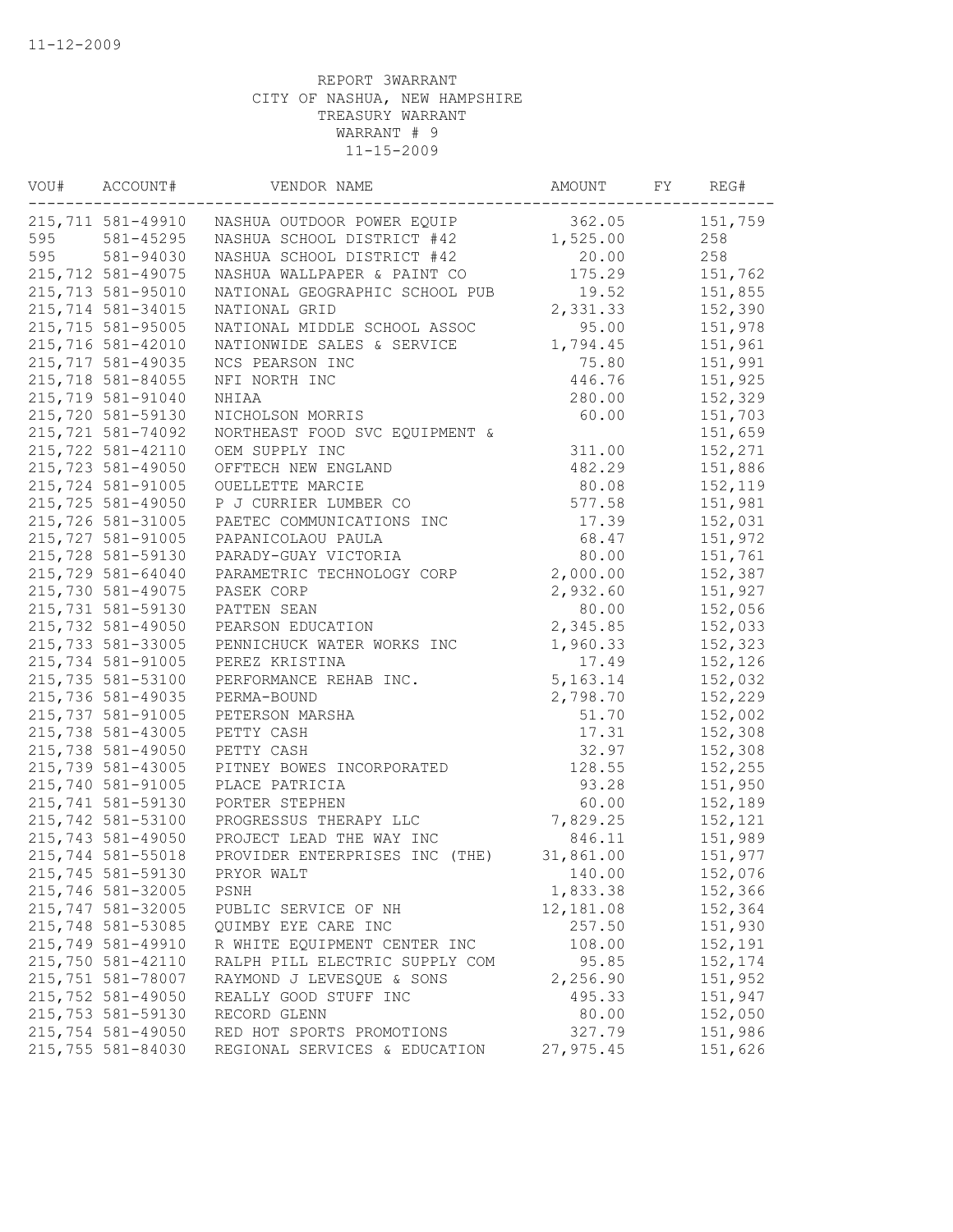REPORT 3WARRANT
CITY OF NASHUA, NEW HAMPSHIRE
TREASURY WARRANT
WARRANT # 9
11-15-2009

| VOU# | ACCOUNT# | VENDOR NAME | AMOUNT | FY | REG# |
|---|---|---|---|---|---|
| 215,711 | 581-49910 | NASHUA OUTDOOR POWER EQUIP | 362.05 | | 151,759 |
| 595 | 581-45295 | NASHUA SCHOOL DISTRICT #42 | 1,525.00 | | 258 |
| 595 | 581-94030 | NASHUA SCHOOL DISTRICT #42 | 20.00 | | 258 |
| 215,712 | 581-49075 | NASHUA WALLPAPER & PAINT CO | 175.29 | | 151,762 |
| 215,713 | 581-95010 | NATIONAL GEOGRAPHIC SCHOOL PUB | 19.52 | | 151,855 |
| 215,714 | 581-34015 | NATIONAL GRID | 2,331.33 | | 152,390 |
| 215,715 | 581-95005 | NATIONAL MIDDLE SCHOOL ASSOC | 95.00 | | 151,978 |
| 215,716 | 581-42010 | NATIONWIDE SALES & SERVICE | 1,794.45 | | 151,961 |
| 215,717 | 581-49035 | NCS PEARSON INC | 75.80 | | 151,991 |
| 215,718 | 581-84055 | NFI NORTH INC | 446.76 | | 151,925 |
| 215,719 | 581-91040 | NHIAA | 280.00 | | 152,329 |
| 215,720 | 581-59130 | NICHOLSON MORRIS | 60.00 | | 151,703 |
| 215,721 | 581-74092 | NORTHEAST FOOD SVC EQUIPMENT & | | | 151,659 |
| 215,722 | 581-42110 | OEM SUPPLY INC | 311.00 | | 152,271 |
| 215,723 | 581-49050 | OFFTECH NEW ENGLAND | 482.29 | | 151,886 |
| 215,724 | 581-91005 | OUELLETTE MARCIE | 80.08 | | 152,119 |
| 215,725 | 581-49050 | P J CURRIER LUMBER CO | 577.58 | | 151,981 |
| 215,726 | 581-31005 | PAETEC COMMUNICATIONS INC | 17.39 | | 152,031 |
| 215,727 | 581-91005 | PAPANICOLAOU PAULA | 68.47 | | 151,972 |
| 215,728 | 581-59130 | PARADY-GUAY VICTORIA | 80.00 | | 151,761 |
| 215,729 | 581-64040 | PARAMETRIC TECHNOLOGY CORP | 2,000.00 | | 152,387 |
| 215,730 | 581-49075 | PASEK CORP | 2,932.60 | | 151,927 |
| 215,731 | 581-59130 | PATTEN SEAN | 80.00 | | 152,056 |
| 215,732 | 581-49050 | PEARSON EDUCATION | 2,345.85 | | 152,033 |
| 215,733 | 581-33005 | PENNICHUCK WATER WORKS INC | 1,960.33 | | 152,323 |
| 215,734 | 581-91005 | PEREZ KRISTINA | 17.49 | | 152,126 |
| 215,735 | 581-53100 | PERFORMANCE REHAB INC. | 5,163.14 | | 152,032 |
| 215,736 | 581-49035 | PERMA-BOUND | 2,798.70 | | 152,229 |
| 215,737 | 581-91005 | PETERSON MARSHA | 51.70 | | 152,002 |
| 215,738 | 581-43005 | PETTY CASH | 17.31 | | 152,308 |
| 215,738 | 581-49050 | PETTY CASH | 32.97 | | 152,308 |
| 215,739 | 581-43005 | PITNEY BOWES INCORPORATED | 128.55 | | 152,255 |
| 215,740 | 581-91005 | PLACE PATRICIA | 93.28 | | 151,950 |
| 215,741 | 581-59130 | PORTER STEPHEN | 60.00 | | 152,189 |
| 215,742 | 581-53100 | PROGRESSUS THERAPY LLC | 7,829.25 | | 152,121 |
| 215,743 | 581-49050 | PROJECT LEAD THE WAY INC | 846.11 | | 151,989 |
| 215,744 | 581-55018 | PROVIDER ENTERPRISES INC (THE) | 31,861.00 | | 151,977 |
| 215,745 | 581-59130 | PRYOR WALT | 140.00 | | 152,076 |
| 215,746 | 581-32005 | PSNH | 1,833.38 | | 152,366 |
| 215,747 | 581-32005 | PUBLIC SERVICE OF NH | 12,181.08 | | 152,364 |
| 215,748 | 581-53085 | QUIMBY EYE CARE INC | 257.50 | | 151,930 |
| 215,749 | 581-49910 | R WHITE EQUIPMENT CENTER INC | 108.00 | | 152,191 |
| 215,750 | 581-42110 | RALPH PILL ELECTRIC SUPPLY COM | 95.85 | | 152,174 |
| 215,751 | 581-78007 | RAYMOND J LEVESQUE & SONS | 2,256.90 | | 151,952 |
| 215,752 | 581-49050 | REALLY GOOD STUFF INC | 495.33 | | 151,947 |
| 215,753 | 581-59130 | RECORD GLENN | 80.00 | | 152,050 |
| 215,754 | 581-49050 | RED HOT SPORTS PROMOTIONS | 327.79 | | 151,986 |
| 215,755 | 581-84030 | REGIONAL SERVICES & EDUCATION | 27,975.45 | | 151,626 |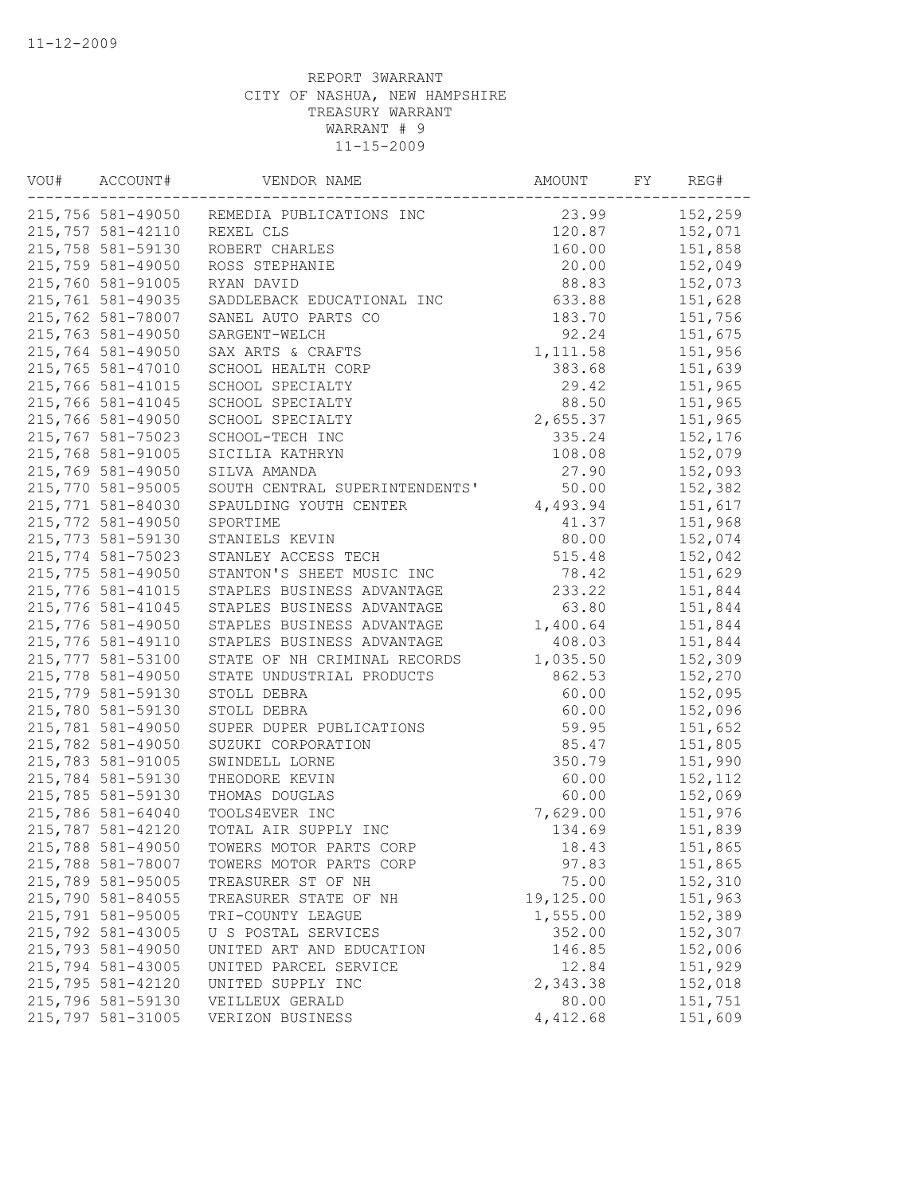11-12-2009

REPORT 3WARRANT
CITY OF NASHUA, NEW HAMPSHIRE
TREASURY WARRANT
WARRANT # 9
11-15-2009

| VOU# | ACCOUNT# | VENDOR NAME | AMOUNT | FY | REG# |
|---|---|---|---|---|---|
| 215,756 | 581-49050 | REMEDIA PUBLICATIONS INC | 23.99 | | 152,259 |
| 215,757 | 581-42110 | REXEL CLS | 120.87 | | 152,071 |
| 215,758 | 581-59130 | ROBERT CHARLES | 160.00 | | 151,858 |
| 215,759 | 581-49050 | ROSS STEPHANIE | 20.00 | | 152,049 |
| 215,760 | 581-91005 | RYAN DAVID | 88.83 | | 152,073 |
| 215,761 | 581-49035 | SADDLEBACK EDUCATIONAL INC | 633.88 | | 151,628 |
| 215,762 | 581-78007 | SANEL AUTO PARTS CO | 183.70 | | 151,756 |
| 215,763 | 581-49050 | SARGENT-WELCH | 92.24 | | 151,675 |
| 215,764 | 581-49050 | SAX ARTS & CRAFTS | 1,111.58 | | 151,956 |
| 215,765 | 581-47010 | SCHOOL HEALTH CORP | 383.68 | | 151,639 |
| 215,766 | 581-41015 | SCHOOL SPECIALTY | 29.42 | | 151,965 |
| 215,766 | 581-41045 | SCHOOL SPECIALTY | 88.50 | | 151,965 |
| 215,766 | 581-49050 | SCHOOL SPECIALTY | 2,655.37 | | 151,965 |
| 215,767 | 581-75023 | SCHOOL-TECH INC | 335.24 | | 152,176 |
| 215,768 | 581-91005 | SICILIA KATHRYN | 108.08 | | 152,079 |
| 215,769 | 581-49050 | SILVA AMANDA | 27.90 | | 152,093 |
| 215,770 | 581-95005 | SOUTH CENTRAL SUPERINTENDENTS' | 50.00 | | 152,382 |
| 215,771 | 581-84030 | SPAULDING YOUTH CENTER | 4,493.94 | | 151,617 |
| 215,772 | 581-49050 | SPORTIME | 41.37 | | 151,968 |
| 215,773 | 581-59130 | STANIELS KEVIN | 80.00 | | 152,074 |
| 215,774 | 581-75023 | STANLEY ACCESS TECH | 515.48 | | 152,042 |
| 215,775 | 581-49050 | STANTON'S SHEET MUSIC INC | 78.42 | | 151,629 |
| 215,776 | 581-41015 | STAPLES BUSINESS ADVANTAGE | 233.22 | | 151,844 |
| 215,776 | 581-41045 | STAPLES BUSINESS ADVANTAGE | 63.80 | | 151,844 |
| 215,776 | 581-49050 | STAPLES BUSINESS ADVANTAGE | 1,400.64 | | 151,844 |
| 215,776 | 581-49110 | STAPLES BUSINESS ADVANTAGE | 408.03 | | 151,844 |
| 215,777 | 581-53100 | STATE OF NH CRIMINAL RECORDS | 1,035.50 | | 152,309 |
| 215,778 | 581-49050 | STATE UNDUSTRIAL PRODUCTS | 862.53 | | 152,270 |
| 215,779 | 581-59130 | STOLL DEBRA | 60.00 | | 152,095 |
| 215,780 | 581-59130 | STOLL DEBRA | 60.00 | | 152,096 |
| 215,781 | 581-49050 | SUPER DUPER PUBLICATIONS | 59.95 | | 151,652 |
| 215,782 | 581-49050 | SUZUKI CORPORATION | 85.47 | | 151,805 |
| 215,783 | 581-91005 | SWINDELL LORNE | 350.79 | | 151,990 |
| 215,784 | 581-59130 | THEODORE KEVIN | 60.00 | | 152,112 |
| 215,785 | 581-59130 | THOMAS DOUGLAS | 60.00 | | 152,069 |
| 215,786 | 581-64040 | TOOLS4EVER INC | 7,629.00 | | 151,976 |
| 215,787 | 581-42120 | TOTAL AIR SUPPLY INC | 134.69 | | 151,839 |
| 215,788 | 581-49050 | TOWERS MOTOR PARTS CORP | 18.43 | | 151,865 |
| 215,788 | 581-78007 | TOWERS MOTOR PARTS CORP | 97.83 | | 151,865 |
| 215,789 | 581-95005 | TREASURER ST OF NH | 75.00 | | 152,310 |
| 215,790 | 581-84055 | TREASURER STATE OF NH | 19,125.00 | | 151,963 |
| 215,791 | 581-95005 | TRI-COUNTY LEAGUE | 1,555.00 | | 152,389 |
| 215,792 | 581-43005 | U S POSTAL SERVICES | 352.00 | | 152,307 |
| 215,793 | 581-49050 | UNITED ART AND EDUCATION | 146.85 | | 152,006 |
| 215,794 | 581-43005 | UNITED PARCEL SERVICE | 12.84 | | 151,929 |
| 215,795 | 581-42120 | UNITED SUPPLY INC | 2,343.38 | | 152,018 |
| 215,796 | 581-59130 | VEILLEUX GERALD | 80.00 | | 151,751 |
| 215,797 | 581-31005 | VERIZON BUSINESS | 4,412.68 | | 151,609 |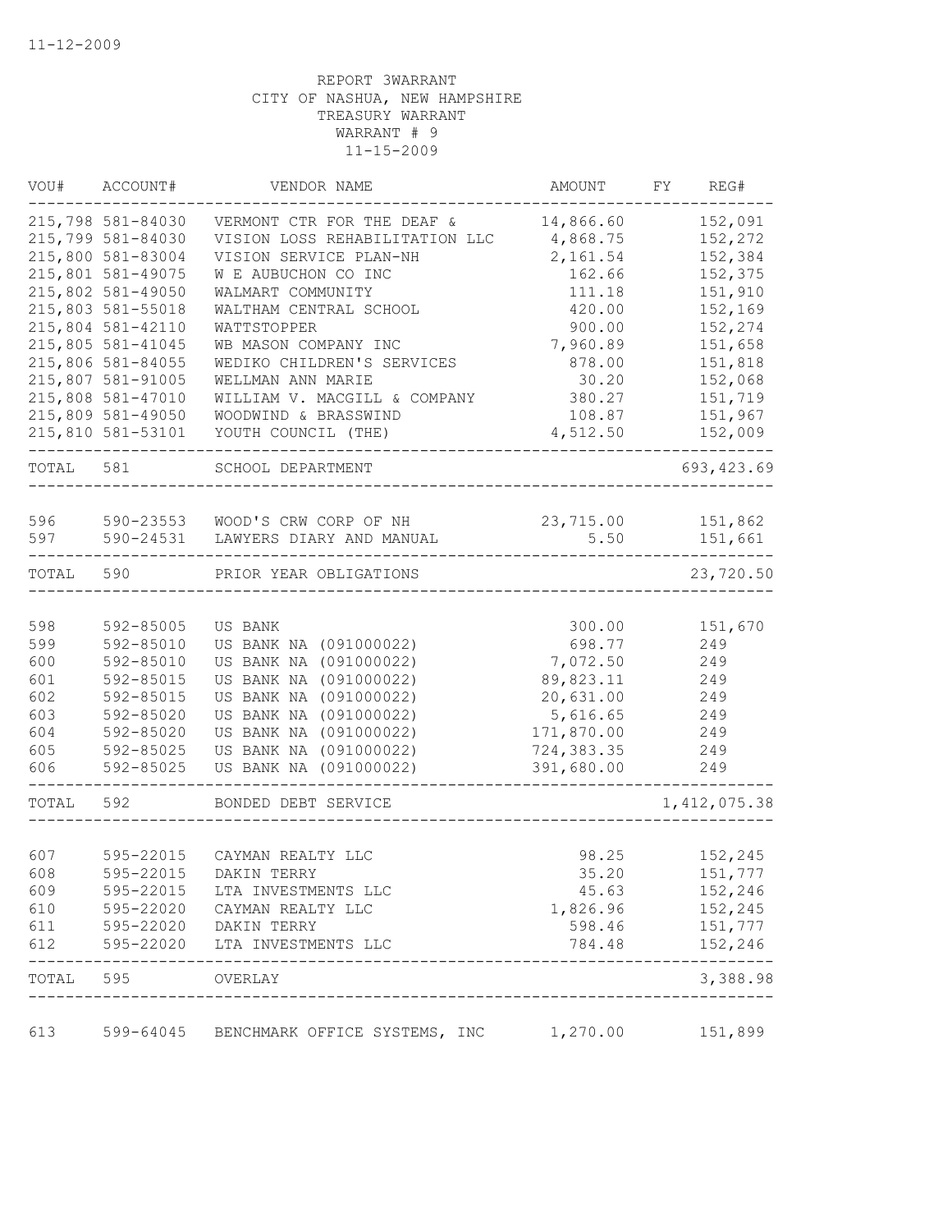11-12-2009

REPORT 3WARRANT
CITY OF NASHUA, NEW HAMPSHIRE
TREASURY WARRANT
WARRANT # 9
11-15-2009

| VOU# | ACCOUNT# | VENDOR NAME | AMOUNT | FY | REG# |
|---|---|---|---|---|---|
| 215,798 | 581-84030 | VERMONT CTR FOR THE DEAF & | 14,866.60 | | 152,091 |
| 215,799 | 581-84030 | VISION LOSS REHABILITATION LLC | 4,868.75 | | 152,272 |
| 215,800 | 581-83004 | VISION SERVICE PLAN-NH | 2,161.54 | | 152,384 |
| 215,801 | 581-49075 | W E AUBUCHON CO INC | 162.66 | | 152,375 |
| 215,802 | 581-49050 | WALMART COMMUNITY | 111.18 | | 151,910 |
| 215,803 | 581-55018 | WALTHAM CENTRAL SCHOOL | 420.00 | | 152,169 |
| 215,804 | 581-42110 | WATTSTOPPER | 900.00 | | 152,274 |
| 215,805 | 581-41045 | WB MASON COMPANY INC | 7,960.89 | | 151,658 |
| 215,806 | 581-84055 | WEDIKO CHILDREN'S SERVICES | 878.00 | | 151,818 |
| 215,807 | 581-91005 | WELLMAN ANN MARIE | 30.20 | | 152,068 |
| 215,808 | 581-47010 | WILLIAM V. MACGILL & COMPANY | 380.27 | | 151,719 |
| 215,809 | 581-49050 | WOODWIND & BRASSWIND | 108.87 | | 151,967 |
| 215,810 | 581-53101 | YOUTH COUNCIL (THE) | 4,512.50 | | 152,009 |
| TOTAL | 581 | SCHOOL DEPARTMENT | | | 693,423.69 |
| 596 | 590-23553 | WOOD'S CRW CORP OF NH | 23,715.00 | | 151,862 |
| 597 | 590-24531 | LAWYERS DIARY AND MANUAL | 5.50 | | 151,661 |
| TOTAL | 590 | PRIOR YEAR OBLIGATIONS | | | 23,720.50 |
| 598 | 592-85005 | US BANK | 300.00 | | 151,670 |
| 599 | 592-85010 | US BANK NA (091000022) | 698.77 | | 249 |
| 600 | 592-85010 | US BANK NA (091000022) | 7,072.50 | | 249 |
| 601 | 592-85015 | US BANK NA (091000022) | 89,823.11 | | 249 |
| 602 | 592-85015 | US BANK NA (091000022) | 20,631.00 | | 249 |
| 603 | 592-85020 | US BANK NA (091000022) | 5,616.65 | | 249 |
| 604 | 592-85020 | US BANK NA (091000022) | 171,870.00 | | 249 |
| 605 | 592-85025 | US BANK NA (091000022) | 724,383.35 | | 249 |
| 606 | 592-85025 | US BANK NA (091000022) | 391,680.00 | | 249 |
| TOTAL | 592 | BONDED DEBT SERVICE | | | 1,412,075.38 |
| 607 | 595-22015 | CAYMAN REALTY LLC | 98.25 | | 152,245 |
| 608 | 595-22015 | DAKIN TERRY | 35.20 | | 151,777 |
| 609 | 595-22015 | LTA INVESTMENTS LLC | 45.63 | | 152,246 |
| 610 | 595-22020 | CAYMAN REALTY LLC | 1,826.96 | | 152,245 |
| 611 | 595-22020 | DAKIN TERRY | 598.46 | | 151,777 |
| 612 | 595-22020 | LTA INVESTMENTS LLC | 784.48 | | 152,246 |
| TOTAL | 595 | OVERLAY | | | 3,388.98 |
| 613 | 599-64045 | BENCHMARK OFFICE SYSTEMS, INC | 1,270.00 | | 151,899 |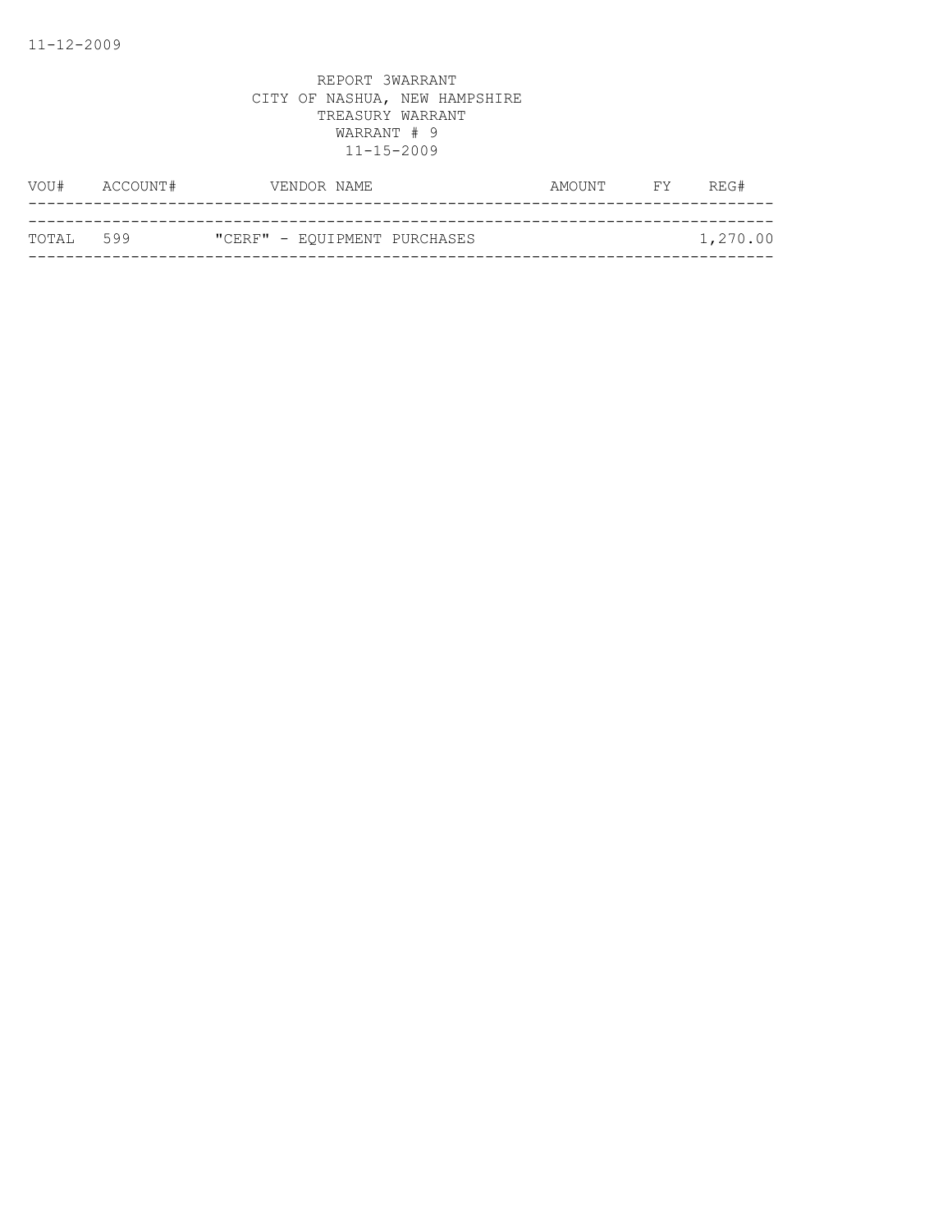REPORT 3WARRANT
CITY OF NASHUA, NEW HAMPSHIRE
TREASURY WARRANT
WARRANT # 9
11-15-2009

| VOU# | ACCOUNT# | VENDOR NAME | AMOUNT | FY | REG# |
|---|---|---|---|---|---|
| TOTAL | 599 | "CERF" - EQUIPMENT PURCHASES | | | 1,270.00 |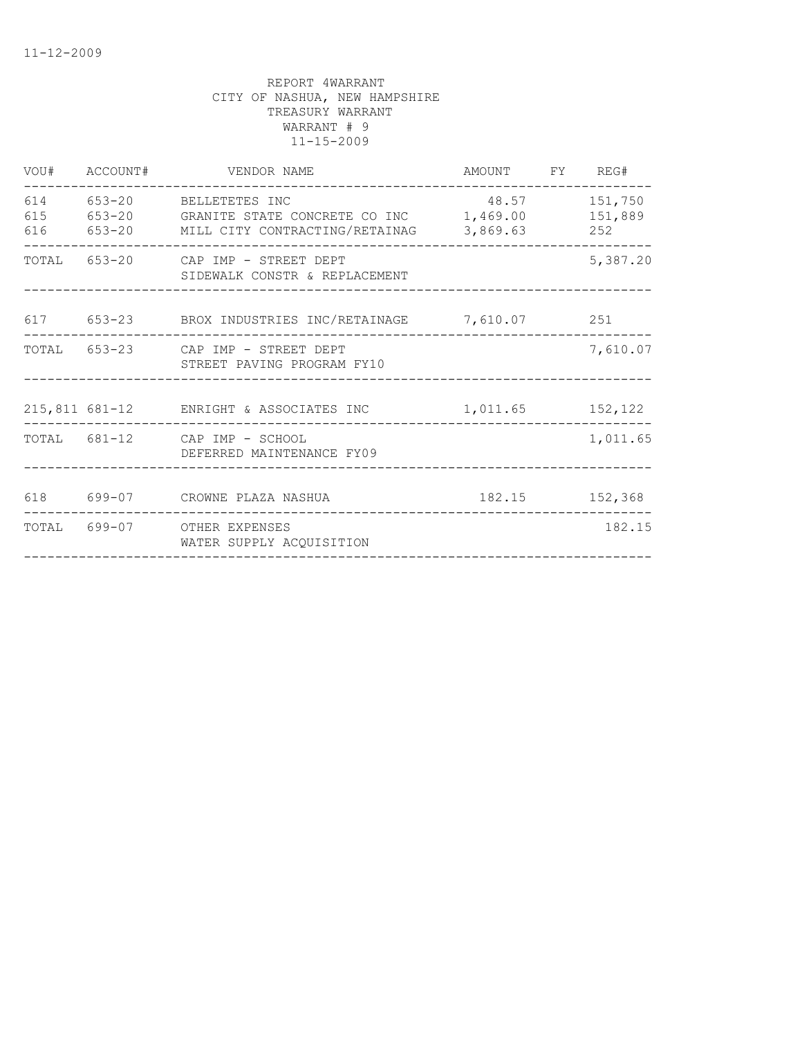11-12-2009

REPORT 4WARRANT
CITY OF NASHUA, NEW HAMPSHIRE
TREASURY WARRANT
WARRANT # 9
11-15-2009

| VOU# | ACCOUNT# | VENDOR NAME | AMOUNT | FY | REG# |
|---|---|---|---|---|---|
| 614 | 653-20 | BELLETETES INC | 48.57 | | 151,750 |
| 615 | 653-20 | GRANITE STATE CONCRETE CO INC | 1,469.00 | | 151,889 |
| 616 | 653-20 | MILL CITY CONTRACTING/RETAINAG | 3,869.63 | | 252 |
| TOTAL | 653-20 | CAP IMP - STREET DEPT<br>SIDEWALK CONSTR & REPLACEMENT | | | 5,387.20 |
| 617 | 653-23 | BROX INDUSTRIES INC/RETAINAGE | 7,610.07 | | 251 |
| TOTAL | 653-23 | CAP IMP - STREET DEPT<br>STREET PAVING PROGRAM FY10 | | | 7,610.07 |
| 215,811 | 681-12 | ENRIGHT & ASSOCIATES INC | 1,011.65 | | 152,122 |
| TOTAL | 681-12 | CAP IMP - SCHOOL<br>DEFERRED MAINTENANCE FY09 | | | 1,011.65 |
| 618 | 699-07 | CROWNE PLAZA NASHUA | 182.15 | | 152,368 |
| TOTAL | 699-07 | OTHER EXPENSES<br>WATER SUPPLY ACQUISITION | | | 182.15 |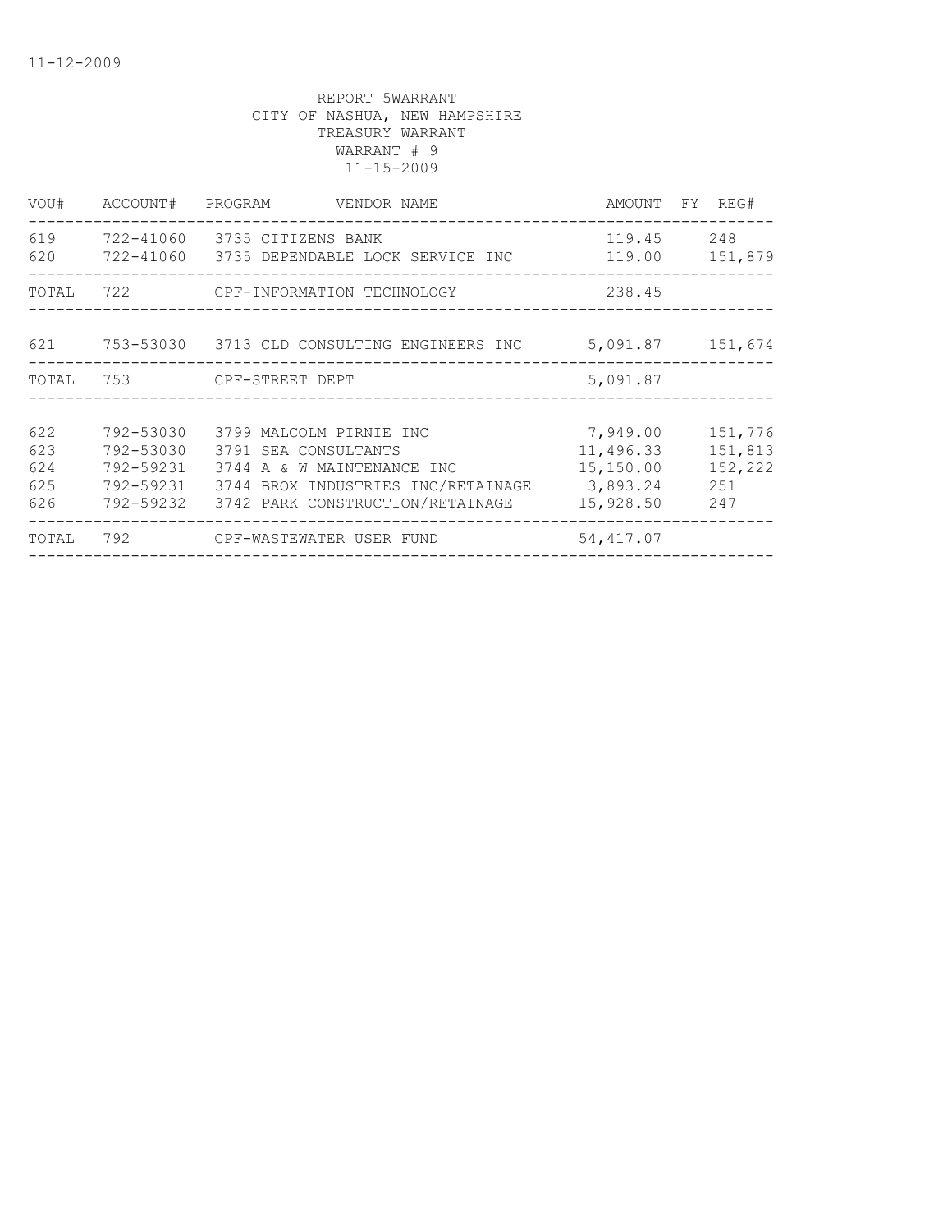REPORT 5WARRANT
CITY OF NASHUA, NEW HAMPSHIRE
TREASURY WARRANT
WARRANT # 9
11-15-2009

| VOU# | ACCOUNT# | PROGRAM | VENDOR NAME | AMOUNT | FY | REG# |
|---|---|---|---|---|---|---|
| 619 | 722-41060 | 3735 | CITIZENS BANK | 119.45 | | 248 |
| 620 | 722-41060 | 3735 | DEPENDABLE LOCK SERVICE INC | 119.00 | | 151,879 |
| TOTAL | 722 | | CPF-INFORMATION TECHNOLOGY | 238.45 | | |
| 621 | 753-53030 | 3713 | CLD CONSULTING ENGINEERS INC | 5,091.87 | | 151,674 |
| TOTAL | 753 | | CPF-STREET DEPT | 5,091.87 | | |
| 622 | 792-53030 | 3799 | MALCOLM PIRNIE INC | 7,949.00 | | 151,776 |
| 623 | 792-53030 | 3791 | SEA CONSULTANTS | 11,496.33 | | 151,813 |
| 624 | 792-59231 | 3744 | A & W MAINTENANCE INC | 15,150.00 | | 152,222 |
| 625 | 792-59231 | 3744 | BROX INDUSTRIES INC/RETAINAGE | 3,893.24 | | 251 |
| 626 | 792-59232 | 3742 | PARK CONSTRUCTION/RETAINAGE | 15,928.50 | | 247 |
| TOTAL | 792 | | CPF-WASTEWATER USER FUND | 54,417.07 | | |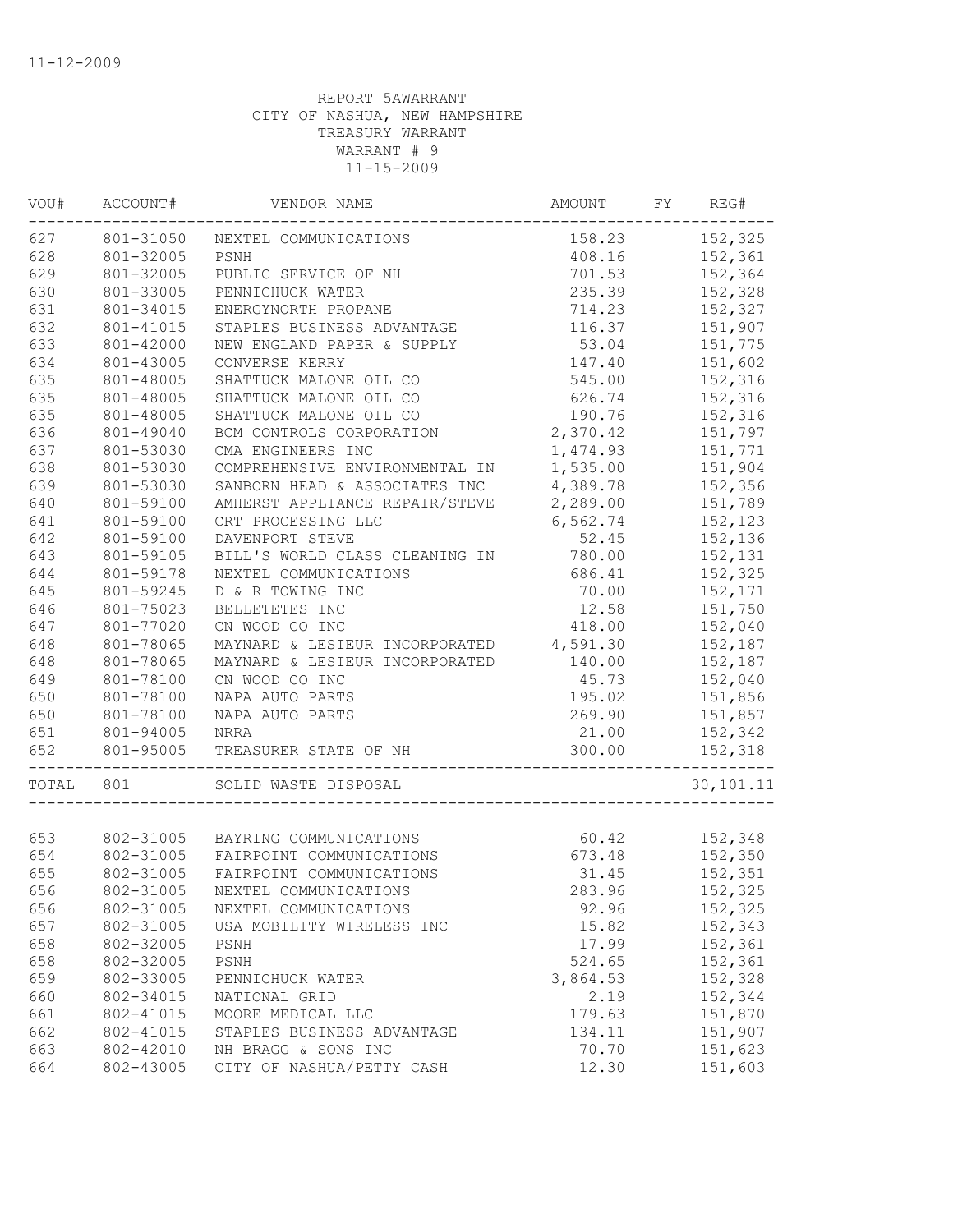11-12-2009

REPORT 5AWARRANT
CITY OF NASHUA, NEW HAMPSHIRE
TREASURY WARRANT
WARRANT # 9
11-15-2009

| VOU# | ACCOUNT# | VENDOR NAME | AMOUNT | FY | REG# |
|---|---|---|---|---|---|
| 627 | 801-31050 | NEXTEL COMMUNICATIONS | 158.23 | | 152,325 |
| 628 | 801-32005 | PSNH | 408.16 | | 152,361 |
| 629 | 801-32005 | PUBLIC SERVICE OF NH | 701.53 | | 152,364 |
| 630 | 801-33005 | PENNICHUCK WATER | 235.39 | | 152,328 |
| 631 | 801-34015 | ENERGYNORTH PROPANE | 714.23 | | 152,327 |
| 632 | 801-41015 | STAPLES BUSINESS ADVANTAGE | 116.37 | | 151,907 |
| 633 | 801-42000 | NEW ENGLAND PAPER & SUPPLY | 53.04 | | 151,775 |
| 634 | 801-43005 | CONVERSE KERRY | 147.40 | | 151,602 |
| 635 | 801-48005 | SHATTUCK MALONE OIL CO | 545.00 | | 152,316 |
| 635 | 801-48005 | SHATTUCK MALONE OIL CO | 626.74 | | 152,316 |
| 635 | 801-48005 | SHATTUCK MALONE OIL CO | 190.76 | | 152,316 |
| 636 | 801-49040 | BCM CONTROLS CORPORATION | 2,370.42 | | 151,797 |
| 637 | 801-53030 | CMA ENGINEERS INC | 1,474.93 | | 151,771 |
| 638 | 801-53030 | COMPREHENSIVE ENVIRONMENTAL IN | 1,535.00 | | 151,904 |
| 639 | 801-53030 | SANBORN HEAD & ASSOCIATES INC | 4,389.78 | | 152,356 |
| 640 | 801-59100 | AMHERST APPLIANCE REPAIR/STEVE | 2,289.00 | | 151,789 |
| 641 | 801-59100 | CRT PROCESSING LLC | 6,562.74 | | 152,123 |
| 642 | 801-59100 | DAVENPORT STEVE | 52.45 | | 152,136 |
| 643 | 801-59105 | BILL'S WORLD CLASS CLEANING IN | 780.00 | | 152,131 |
| 644 | 801-59178 | NEXTEL COMMUNICATIONS | 686.41 | | 152,325 |
| 645 | 801-59245 | D & R TOWING INC | 70.00 | | 152,171 |
| 646 | 801-75023 | BELLETETES INC | 12.58 | | 151,750 |
| 647 | 801-77020 | CN WOOD CO INC | 418.00 | | 152,040 |
| 648 | 801-78065 | MAYNARD & LESIEUR INCORPORATED | 4,591.30 | | 152,187 |
| 648 | 801-78065 | MAYNARD & LESIEUR INCORPORATED | 140.00 | | 152,187 |
| 649 | 801-78100 | CN WOOD CO INC | 45.73 | | 152,040 |
| 650 | 801-78100 | NAPA AUTO PARTS | 195.02 | | 151,856 |
| 650 | 801-78100 | NAPA AUTO PARTS | 269.90 | | 151,857 |
| 651 | 801-94005 | NRRA | 21.00 | | 152,342 |
| 652 | 801-95005 | TREASURER STATE OF NH | 300.00 | | 152,318 |
| TOTAL | 801 | SOLID WASTE DISPOSAL | | | 30,101.11 |
| 653 | 802-31005 | BAYRING COMMUNICATIONS | 60.42 | | 152,348 |
| 654 | 802-31005 | FAIRPOINT COMMUNICATIONS | 673.48 | | 152,350 |
| 655 | 802-31005 | FAIRPOINT COMMUNICATIONS | 31.45 | | 152,351 |
| 656 | 802-31005 | NEXTEL COMMUNICATIONS | 283.96 | | 152,325 |
| 656 | 802-31005 | NEXTEL COMMUNICATIONS | 92.96 | | 152,325 |
| 657 | 802-31005 | USA MOBILITY WIRELESS INC | 15.82 | | 152,343 |
| 658 | 802-32005 | PSNH | 17.99 | | 152,361 |
| 658 | 802-32005 | PSNH | 524.65 | | 152,361 |
| 659 | 802-33005 | PENNICHUCK WATER | 3,864.53 | | 152,328 |
| 660 | 802-34015 | NATIONAL GRID | 2.19 | | 152,344 |
| 661 | 802-41015 | MOORE MEDICAL LLC | 179.63 | | 151,870 |
| 662 | 802-41015 | STAPLES BUSINESS ADVANTAGE | 134.11 | | 151,907 |
| 663 | 802-42010 | NH BRAGG & SONS INC | 70.70 | | 151,623 |
| 664 | 802-43005 | CITY OF NASHUA/PETTY CASH | 12.30 | | 151,603 |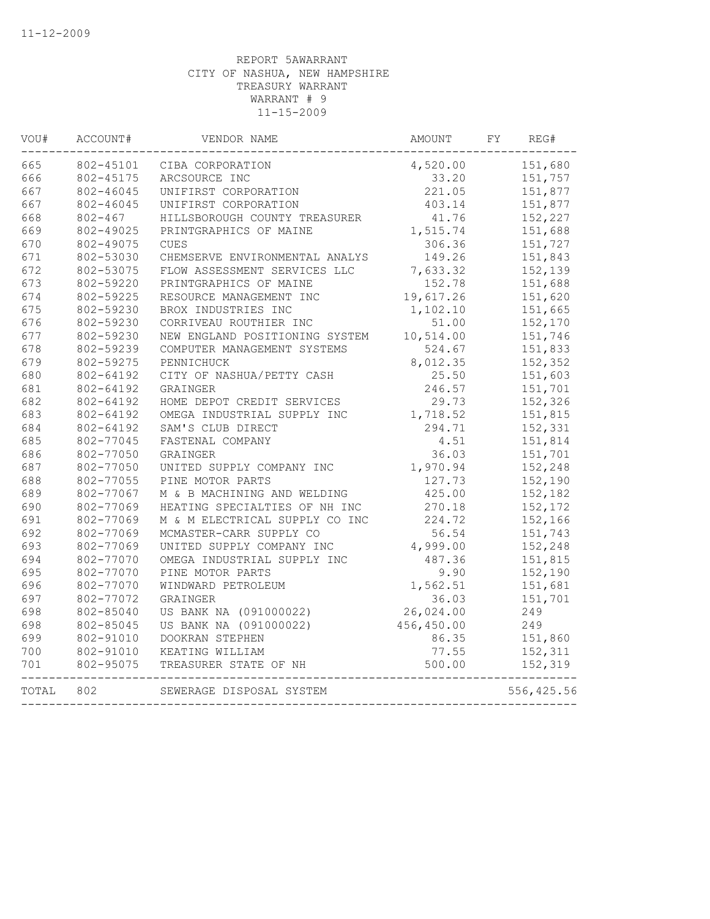11-12-2009

REPORT 5AWARRANT
CITY OF NASHUA, NEW HAMPSHIRE
TREASURY WARRANT
WARRANT # 9
11-15-2009

| VOU# | ACCOUNT# | VENDOR NAME | AMOUNT | FY | REG# |
|---|---|---|---|---|---|
| 665 | 802-45101 | CIBA CORPORATION | 4,520.00 | | 151,680 |
| 666 | 802-45175 | ARCSOURCE INC | 33.20 | | 151,757 |
| 667 | 802-46045 | UNIFIRST CORPORATION | 221.05 | | 151,877 |
| 667 | 802-46045 | UNIFIRST CORPORATION | 403.14 | | 151,877 |
| 668 | 802-467 | HILLSBOROUGH COUNTY TREASURER | 41.76 | | 152,227 |
| 669 | 802-49025 | PRINTGRAPHICS OF MAINE | 1,515.74 | | 151,688 |
| 670 | 802-49075 | CUES | 306.36 | | 151,727 |
| 671 | 802-53030 | CHEMSERVE ENVIRONMENTAL ANALYS | 149.26 | | 151,843 |
| 672 | 802-53075 | FLOW ASSESSMENT SERVICES LLC | 7,633.32 | | 152,139 |
| 673 | 802-59220 | PRINTGRAPHICS OF MAINE | 152.78 | | 151,688 |
| 674 | 802-59225 | RESOURCE MANAGEMENT INC | 19,617.26 | | 151,620 |
| 675 | 802-59230 | BROX INDUSTRIES INC | 1,102.10 | | 151,665 |
| 676 | 802-59230 | CORRIVEAU ROUTHIER INC | 51.00 | | 152,170 |
| 677 | 802-59230 | NEW ENGLAND POSITIONING SYSTEM | 10,514.00 | | 151,746 |
| 678 | 802-59239 | COMPUTER MANAGEMENT SYSTEMS | 524.67 | | 151,833 |
| 679 | 802-59275 | PENNICHUCK | 8,012.35 | | 152,352 |
| 680 | 802-64192 | CITY OF NASHUA/PETTY CASH | 25.50 | | 151,603 |
| 681 | 802-64192 | GRAINGER | 246.57 | | 151,701 |
| 682 | 802-64192 | HOME DEPOT CREDIT SERVICES | 29.73 | | 152,326 |
| 683 | 802-64192 | OMEGA INDUSTRIAL SUPPLY INC | 1,718.52 | | 151,815 |
| 684 | 802-64192 | SAM'S CLUB DIRECT | 294.71 | | 152,331 |
| 685 | 802-77045 | FASTENAL COMPANY | 4.51 | | 151,814 |
| 686 | 802-77050 | GRAINGER | 36.03 | | 151,701 |
| 687 | 802-77050 | UNITED SUPPLY COMPANY INC | 1,970.94 | | 152,248 |
| 688 | 802-77055 | PINE MOTOR PARTS | 127.73 | | 152,190 |
| 689 | 802-77067 | M & B MACHINING AND WELDING | 425.00 | | 152,182 |
| 690 | 802-77069 | HEATING SPECIALTIES OF NH INC | 270.18 | | 152,172 |
| 691 | 802-77069 | M & M ELECTRICAL SUPPLY CO INC | 224.72 | | 152,166 |
| 692 | 802-77069 | MCMASTER-CARR SUPPLY CO | 56.54 | | 151,743 |
| 693 | 802-77069 | UNITED SUPPLY COMPANY INC | 4,999.00 | | 152,248 |
| 694 | 802-77070 | OMEGA INDUSTRIAL SUPPLY INC | 487.36 | | 151,815 |
| 695 | 802-77070 | PINE MOTOR PARTS | 9.90 | | 152,190 |
| 696 | 802-77070 | WINDWARD PETROLEUM | 1,562.51 | | 151,681 |
| 697 | 802-77072 | GRAINGER | 36.03 | | 151,701 |
| 698 | 802-85040 | US BANK NA (091000022) | 26,024.00 | | 249 |
| 698 | 802-85045 | US BANK NA (091000022) | 456,450.00 | | 249 |
| 699 | 802-91010 | DOOKRAN STEPHEN | 86.35 | | 151,860 |
| 700 | 802-91010 | KEATING WILLIAM | 77.55 | | 152,311 |
| 701 | 802-95075 | TREASURER STATE OF NH | 500.00 | | 152,319 |
| TOTAL | 802 | SEWERAGE DISPOSAL SYSTEM | | | 556,425.56 |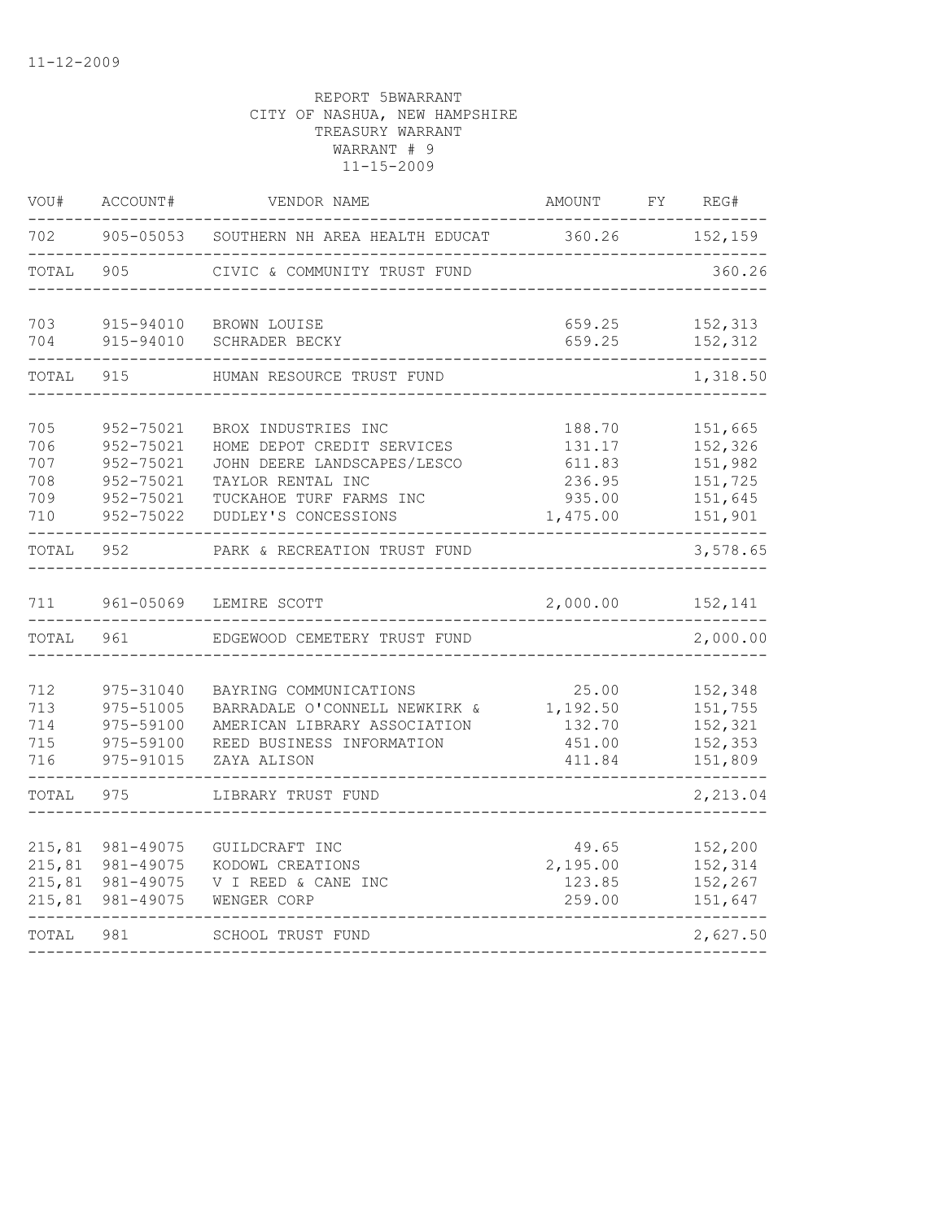11-12-2009

REPORT 5BWARRANT
CITY OF NASHUA, NEW HAMPSHIRE
TREASURY WARRANT
WARRANT # 9
11-15-2009

| VOU# | ACCOUNT# | VENDOR NAME | AMOUNT | FY | REG# |
|---|---|---|---|---|---|
| 702 | 905-05053 | SOUTHERN NH AREA HEALTH EDUCAT | 360.26 | | 152,159 |
| TOTAL | 905 | CIVIC & COMMUNITY TRUST FUND | | | 360.26 |
| 703 | 915-94010 | BROWN LOUISE | 659.25 | | 152,313 |
| 704 | 915-94010 | SCHRADER BECKY | 659.25 | | 152,312 |
| TOTAL | 915 | HUMAN RESOURCE TRUST FUND | | | 1,318.50 |
| 705 | 952-75021 | BROX INDUSTRIES INC | 188.70 | | 151,665 |
| 706 | 952-75021 | HOME DEPOT CREDIT SERVICES | 131.17 | | 152,326 |
| 707 | 952-75021 | JOHN DEERE LANDSCAPES/LESCO | 611.83 | | 151,982 |
| 708 | 952-75021 | TAYLOR RENTAL INC | 236.95 | | 151,725 |
| 709 | 952-75021 | TUCKAHOE TURF FARMS INC | 935.00 | | 151,645 |
| 710 | 952-75022 | DUDLEY'S CONCESSIONS | 1,475.00 | | 151,901 |
| TOTAL | 952 | PARK & RECREATION TRUST FUND | | | 3,578.65 |
| 711 | 961-05069 | LEMIRE SCOTT | 2,000.00 | | 152,141 |
| TOTAL | 961 | EDGEWOOD CEMETERY TRUST FUND | | | 2,000.00 |
| 712 | 975-31040 | BAYRING COMMUNICATIONS | 25.00 | | 152,348 |
| 713 | 975-51005 | BARRADALE O'CONNELL NEWKIRK & | 1,192.50 | | 151,755 |
| 714 | 975-59100 | AMERICAN LIBRARY ASSOCIATION | 132.70 | | 152,321 |
| 715 | 975-59100 | REED BUSINESS INFORMATION | 451.00 | | 152,353 |
| 716 | 975-91015 | ZAYA ALISON | 411.84 | | 151,809 |
| TOTAL | 975 | LIBRARY TRUST FUND | | | 2,213.04 |
| 215,81 | 981-49075 | GUILDCRAFT INC | 49.65 | | 152,200 |
| 215,81 | 981-49075 | KODOWL CREATIONS | 2,195.00 | | 152,314 |
| 215,81 | 981-49075 | V I REED & CANE INC | 123.85 | | 152,267 |
| 215,81 | 981-49075 | WENGER CORP | 259.00 | | 151,647 |
| TOTAL | 981 | SCHOOL TRUST FUND | | | 2,627.50 |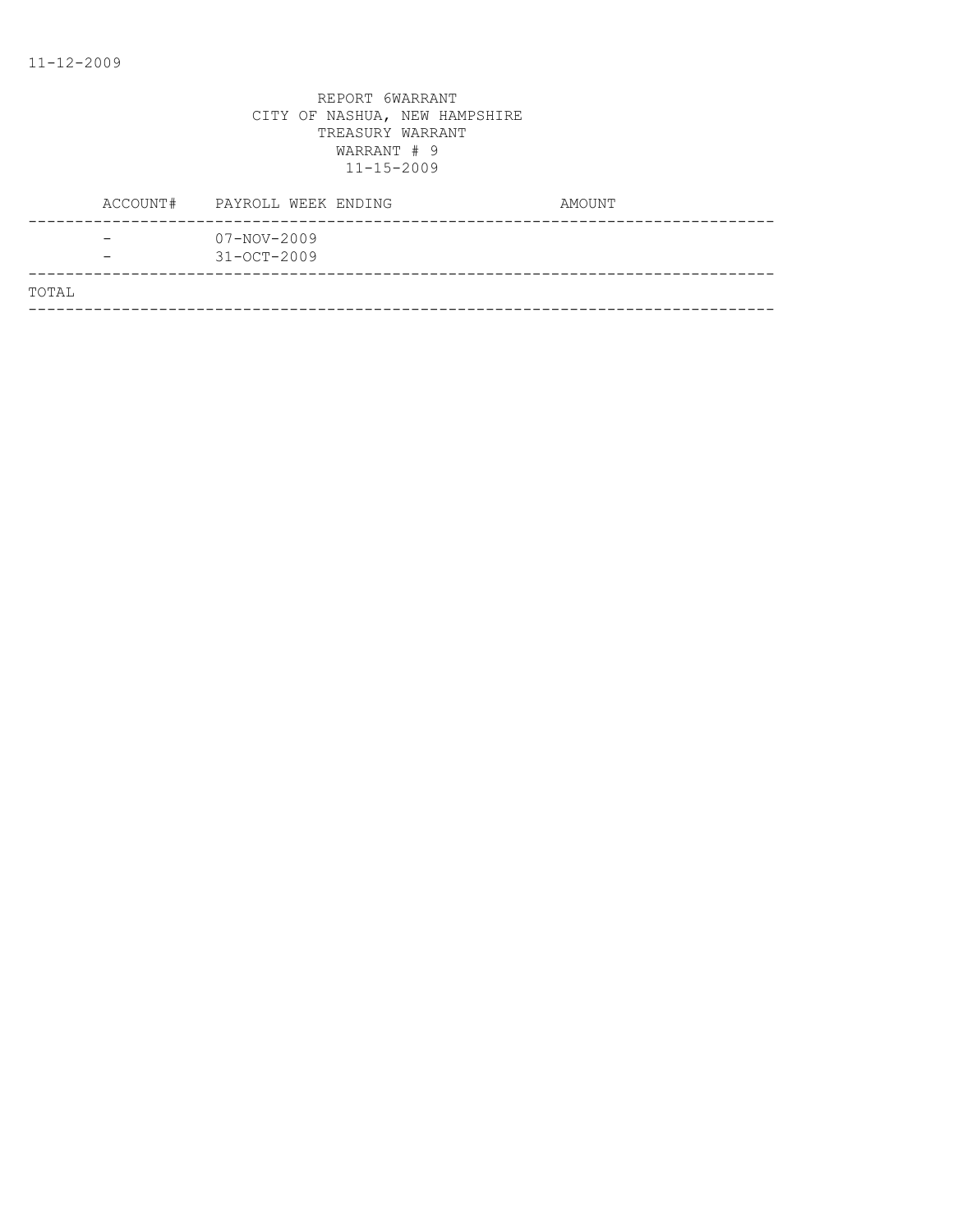11-12-2009

REPORT 6WARRANT
CITY OF NASHUA, NEW HAMPSHIRE
TREASURY WARRANT
WARRANT # 9
11-15-2009

| ACCOUNT# | PAYROLL WEEK ENDING | AMOUNT |
|---|---|---|
| - | 07-NOV-2009 | |
| - | 31-OCT-2009 | |
| TOTAL | | |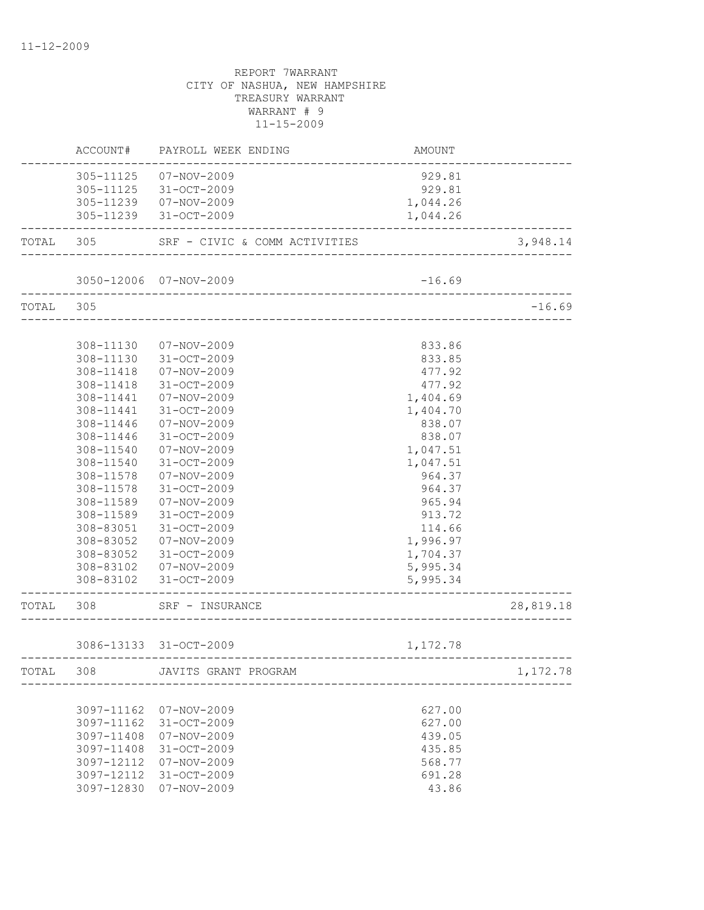REPORT 7WARRANT
CITY OF NASHUA, NEW HAMPSHIRE
TREASURY WARRANT
WARRANT # 9
11-15-2009

| | ACCOUNT# | PAYROLL WEEK ENDING | AMOUNT | |
|---|---|---|---|---|
| | 305-11125 | 07-NOV-2009 | 929.81 | |
| | 305-11125 | 31-OCT-2009 | 929.81 | |
| | 305-11239 | 07-NOV-2009 | 1,044.26 | |
| | 305-11239 | 31-OCT-2009 | 1,044.26 | |
| TOTAL | 305 | SRF - CIVIC & COMM ACTIVITIES | | 3,948.14 |
| | 3050-12006 | 07-NOV-2009 | -16.69 | |
| TOTAL | 305 | | | -16.69 |
| | 308-11130 | 07-NOV-2009 | 833.86 | |
| | 308-11130 | 31-OCT-2009 | 833.85 | |
| | 308-11418 | 07-NOV-2009 | 477.92 | |
| | 308-11418 | 31-OCT-2009 | 477.92 | |
| | 308-11441 | 07-NOV-2009 | 1,404.69 | |
| | 308-11441 | 31-OCT-2009 | 1,404.70 | |
| | 308-11446 | 07-NOV-2009 | 838.07 | |
| | 308-11446 | 31-OCT-2009 | 838.07 | |
| | 308-11540 | 07-NOV-2009 | 1,047.51 | |
| | 308-11540 | 31-OCT-2009 | 1,047.51 | |
| | 308-11578 | 07-NOV-2009 | 964.37 | |
| | 308-11578 | 31-OCT-2009 | 964.37 | |
| | 308-11589 | 07-NOV-2009 | 965.94 | |
| | 308-11589 | 31-OCT-2009 | 913.72 | |
| | 308-83051 | 31-OCT-2009 | 114.66 | |
| | 308-83052 | 07-NOV-2009 | 1,996.97 | |
| | 308-83052 | 31-OCT-2009 | 1,704.37 | |
| | 308-83102 | 07-NOV-2009 | 5,995.34 | |
| | 308-83102 | 31-OCT-2009 | 5,995.34 | |
| TOTAL | 308 | SRF - INSURANCE | | 28,819.18 |
| | 3086-13133 | 31-OCT-2009 | 1,172.78 | |
| TOTAL | 308 | JAVITS GRANT PROGRAM | | 1,172.78 |
| | 3097-11162 | 07-NOV-2009 | 627.00 | |
| | 3097-11162 | 31-OCT-2009 | 627.00 | |
| | 3097-11408 | 07-NOV-2009 | 439.05 | |
| | 3097-11408 | 31-OCT-2009 | 435.85 | |
| | 3097-12112 | 07-NOV-2009 | 568.77 | |
| | 3097-12112 | 31-OCT-2009 | 691.28 | |
| | 3097-12830 | 07-NOV-2009 | 43.86 | |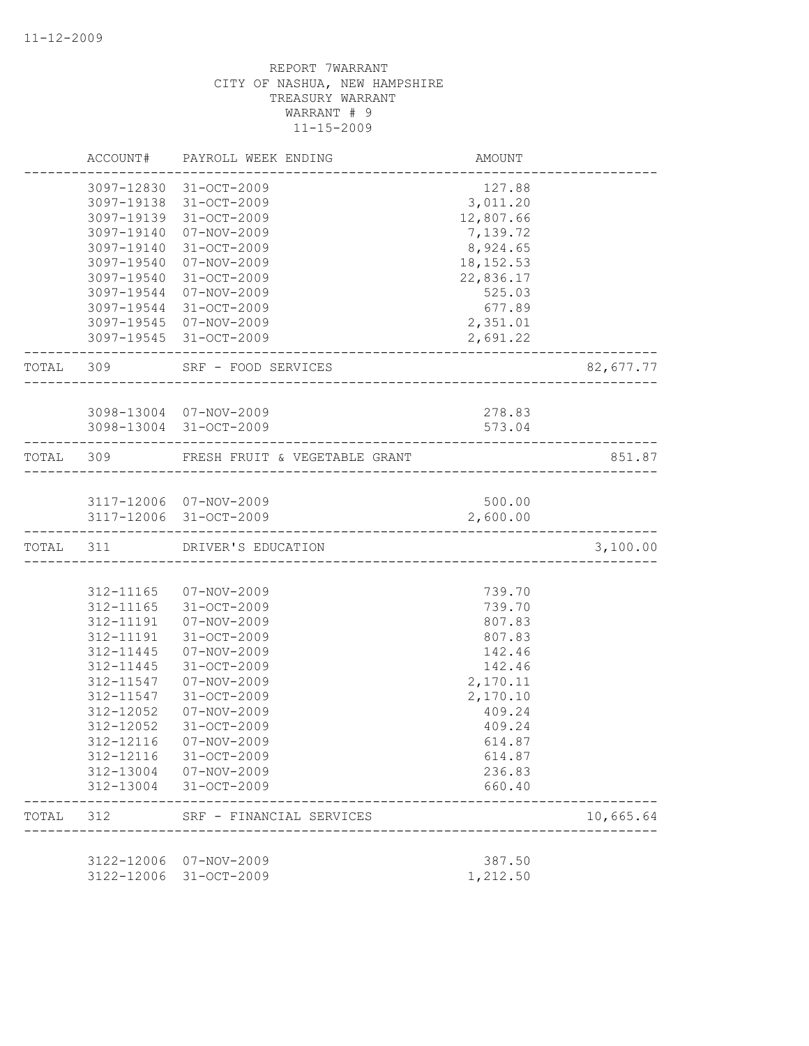REPORT 7WARRANT
CITY OF NASHUA, NEW HAMPSHIRE
TREASURY WARRANT
WARRANT # 9
11-15-2009

| | ACCOUNT# | PAYROLL WEEK ENDING | AMOUNT | |
|---|---|---|---|---|
| | 3097-12830 | 31-OCT-2009 | 127.88 | |
| | 3097-19138 | 31-OCT-2009 | 3,011.20 | |
| | 3097-19139 | 31-OCT-2009 | 12,807.66 | |
| | 3097-19140 | 07-NOV-2009 | 7,139.72 | |
| | 3097-19140 | 31-OCT-2009 | 8,924.65 | |
| | 3097-19540 | 07-NOV-2009 | 18,152.53 | |
| | 3097-19540 | 31-OCT-2009 | 22,836.17 | |
| | 3097-19544 | 07-NOV-2009 | 525.03 | |
| | 3097-19544 | 31-OCT-2009 | 677.89 | |
| | 3097-19545 | 07-NOV-2009 | 2,351.01 | |
| | 3097-19545 | 31-OCT-2009 | 2,691.22 | |
| TOTAL | 309 | SRF - FOOD SERVICES | | 82,677.77 |
| | 3098-13004 | 07-NOV-2009 | 278.83 | |
| | 3098-13004 | 31-OCT-2009 | 573.04 | |
| TOTAL | 309 | FRESH FRUIT & VEGETABLE GRANT | | 851.87 |
| | 3117-12006 | 07-NOV-2009 | 500.00 | |
| | 3117-12006 | 31-OCT-2009 | 2,600.00 | |
| TOTAL | 311 | DRIVER'S EDUCATION | | 3,100.00 |
| | 312-11165 | 07-NOV-2009 | 739.70 | |
| | 312-11165 | 31-OCT-2009 | 739.70 | |
| | 312-11191 | 07-NOV-2009 | 807.83 | |
| | 312-11191 | 31-OCT-2009 | 807.83 | |
| | 312-11445 | 07-NOV-2009 | 142.46 | |
| | 312-11445 | 31-OCT-2009 | 142.46 | |
| | 312-11547 | 07-NOV-2009 | 2,170.11 | |
| | 312-11547 | 31-OCT-2009 | 2,170.10 | |
| | 312-12052 | 07-NOV-2009 | 409.24 | |
| | 312-12052 | 31-OCT-2009 | 409.24 | |
| | 312-12116 | 07-NOV-2009 | 614.87 | |
| | 312-12116 | 31-OCT-2009 | 614.87 | |
| | 312-13004 | 07-NOV-2009 | 236.83 | |
| | 312-13004 | 31-OCT-2009 | 660.40 | |
| TOTAL | 312 | SRF - FINANCIAL SERVICES | | 10,665.64 |
| | 3122-12006 | 07-NOV-2009 | 387.50 | |
| | 3122-12006 | 31-OCT-2009 | 1,212.50 | |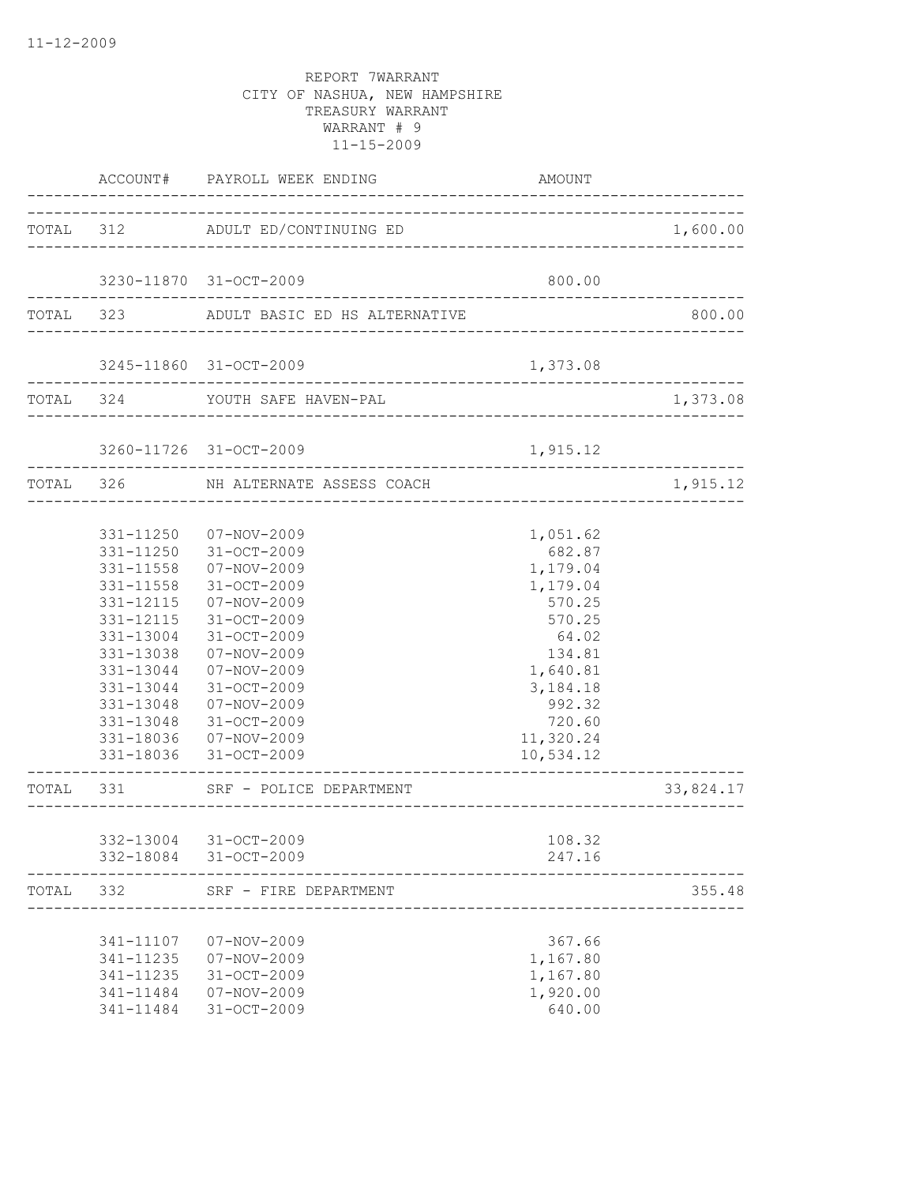REPORT 7WARRANT
CITY OF NASHUA, NEW HAMPSHIRE
TREASURY WARRANT
WARRANT # 9
11-15-2009

| | ACCOUNT# | PAYROLL WEEK ENDING | AMOUNT | |
|---|---|---|---|---|
| TOTAL | 312 | ADULT ED/CONTINUING ED | | 1,600.00 |
| | 3230-11870 | 31-OCT-2009 | 800.00 | |
| TOTAL | 323 | ADULT BASIC ED HS ALTERNATIVE | | 800.00 |
| | 3245-11860 | 31-OCT-2009 | 1,373.08 | |
| TOTAL | 324 | YOUTH SAFE HAVEN-PAL | | 1,373.08 |
| | 3260-11726 | 31-OCT-2009 | 1,915.12 | |
| TOTAL | 326 | NH ALTERNATE ASSESS COACH | | 1,915.12 |
| | 331-11250 | 07-NOV-2009 | 1,051.62 | |
| | 331-11250 | 31-OCT-2009 | 682.87 | |
| | 331-11558 | 07-NOV-2009 | 1,179.04 | |
| | 331-11558 | 31-OCT-2009 | 1,179.04 | |
| | 331-12115 | 07-NOV-2009 | 570.25 | |
| | 331-12115 | 31-OCT-2009 | 570.25 | |
| | 331-13004 | 31-OCT-2009 | 64.02 | |
| | 331-13038 | 07-NOV-2009 | 134.81 | |
| | 331-13044 | 07-NOV-2009 | 1,640.81 | |
| | 331-13044 | 31-OCT-2009 | 3,184.18 | |
| | 331-13048 | 07-NOV-2009 | 992.32 | |
| | 331-13048 | 31-OCT-2009 | 720.60 | |
| | 331-18036 | 07-NOV-2009 | 11,320.24 | |
| | 331-18036 | 31-OCT-2009 | 10,534.12 | |
| TOTAL | 331 | SRF - POLICE DEPARTMENT | | 33,824.17 |
| | 332-13004 | 31-OCT-2009 | 108.32 | |
| | 332-18084 | 31-OCT-2009 | 247.16 | |
| TOTAL | 332 | SRF - FIRE DEPARTMENT | | 355.48 |
| | 341-11107 | 07-NOV-2009 | 367.66 | |
| | 341-11235 | 07-NOV-2009 | 1,167.80 | |
| | 341-11235 | 31-OCT-2009 | 1,167.80 | |
| | 341-11484 | 07-NOV-2009 | 1,920.00 | |
| | 341-11484 | 31-OCT-2009 | 640.00 | |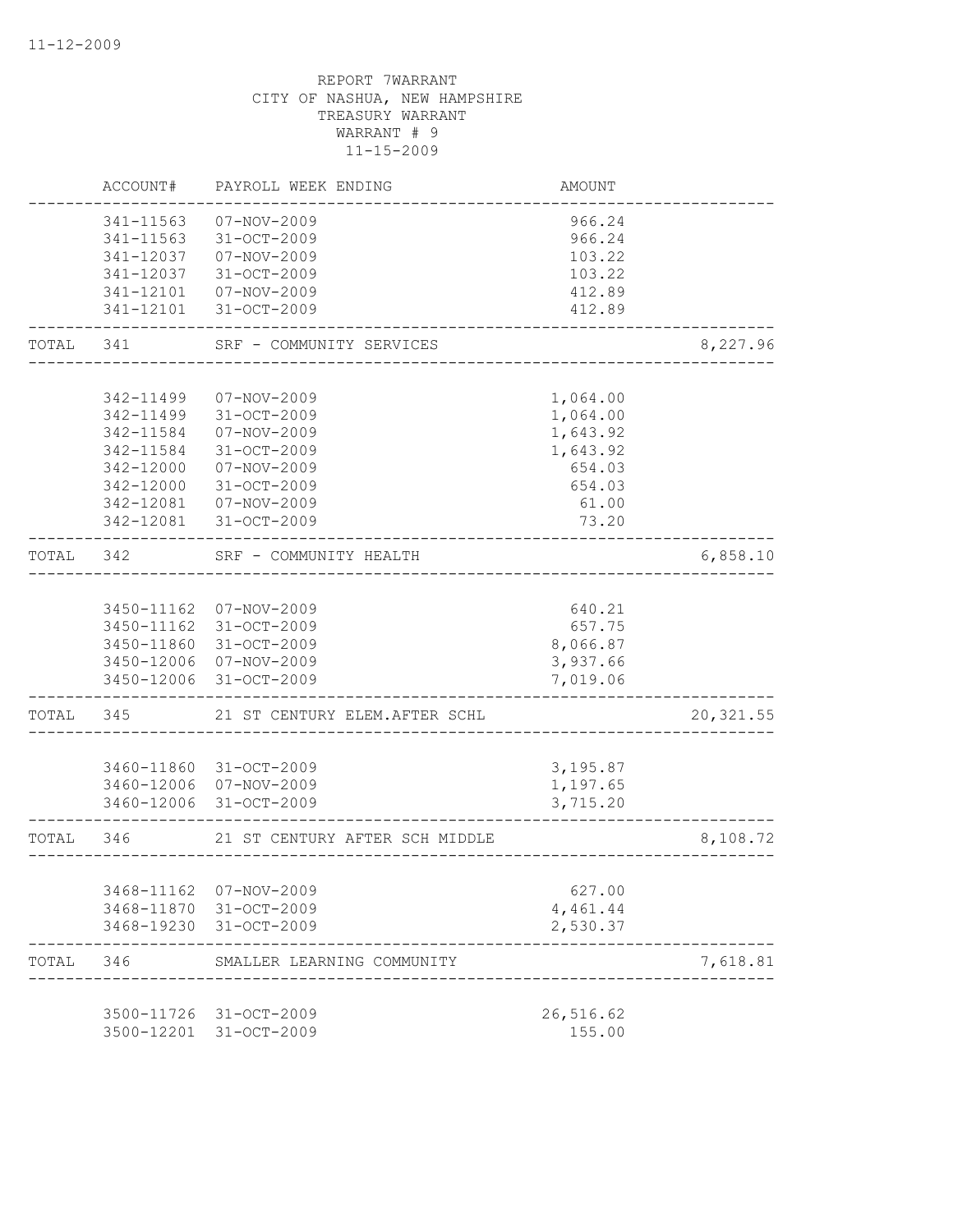REPORT 7WARRANT
CITY OF NASHUA, NEW HAMPSHIRE
TREASURY WARRANT
WARRANT # 9
11-15-2009

| | ACCOUNT# | PAYROLL WEEK ENDING | AMOUNT | |
|---|---|---|---|---|
| | 341-11563 | 07-NOV-2009 | 966.24 | |
| | 341-11563 | 31-OCT-2009 | 966.24 | |
| | 341-12037 | 07-NOV-2009 | 103.22 | |
| | 341-12037 | 31-OCT-2009 | 103.22 | |
| | 341-12101 | 07-NOV-2009 | 412.89 | |
| | 341-12101 | 31-OCT-2009 | 412.89 | |
| TOTAL | 341 | SRF - COMMUNITY SERVICES | | 8,227.96 |
| | 342-11499 | 07-NOV-2009 | 1,064.00 | |
| | 342-11499 | 31-OCT-2009 | 1,064.00 | |
| | 342-11584 | 07-NOV-2009 | 1,643.92 | |
| | 342-11584 | 31-OCT-2009 | 1,643.92 | |
| | 342-12000 | 07-NOV-2009 | 654.03 | |
| | 342-12000 | 31-OCT-2009 | 654.03 | |
| | 342-12081 | 07-NOV-2009 | 61.00 | |
| | 342-12081 | 31-OCT-2009 | 73.20 | |
| TOTAL | 342 | SRF - COMMUNITY HEALTH | | 6,858.10 |
| | 3450-11162 | 07-NOV-2009 | 640.21 | |
| | 3450-11162 | 31-OCT-2009 | 657.75 | |
| | 3450-11860 | 31-OCT-2009 | 8,066.87 | |
| | 3450-12006 | 07-NOV-2009 | 3,937.66 | |
| | 3450-12006 | 31-OCT-2009 | 7,019.06 | |
| TOTAL | 345 | 21 ST CENTURY ELEM.AFTER SCHL | | 20,321.55 |
| | 3460-11860 | 31-OCT-2009 | 3,195.87 | |
| | 3460-12006 | 07-NOV-2009 | 1,197.65 | |
| | 3460-12006 | 31-OCT-2009 | 3,715.20 | |
| TOTAL | 346 | 21 ST CENTURY AFTER SCH MIDDLE | | 8,108.72 |
| | 3468-11162 | 07-NOV-2009 | 627.00 | |
| | 3468-11870 | 31-OCT-2009 | 4,461.44 | |
| | 3468-19230 | 31-OCT-2009 | 2,530.37 | |
| TOTAL | 346 | SMALLER LEARNING COMMUNITY | | 7,618.81 |
| | 3500-11726 | 31-OCT-2009 | 26,516.62 | |
| | 3500-12201 | 31-OCT-2009 | 155.00 | |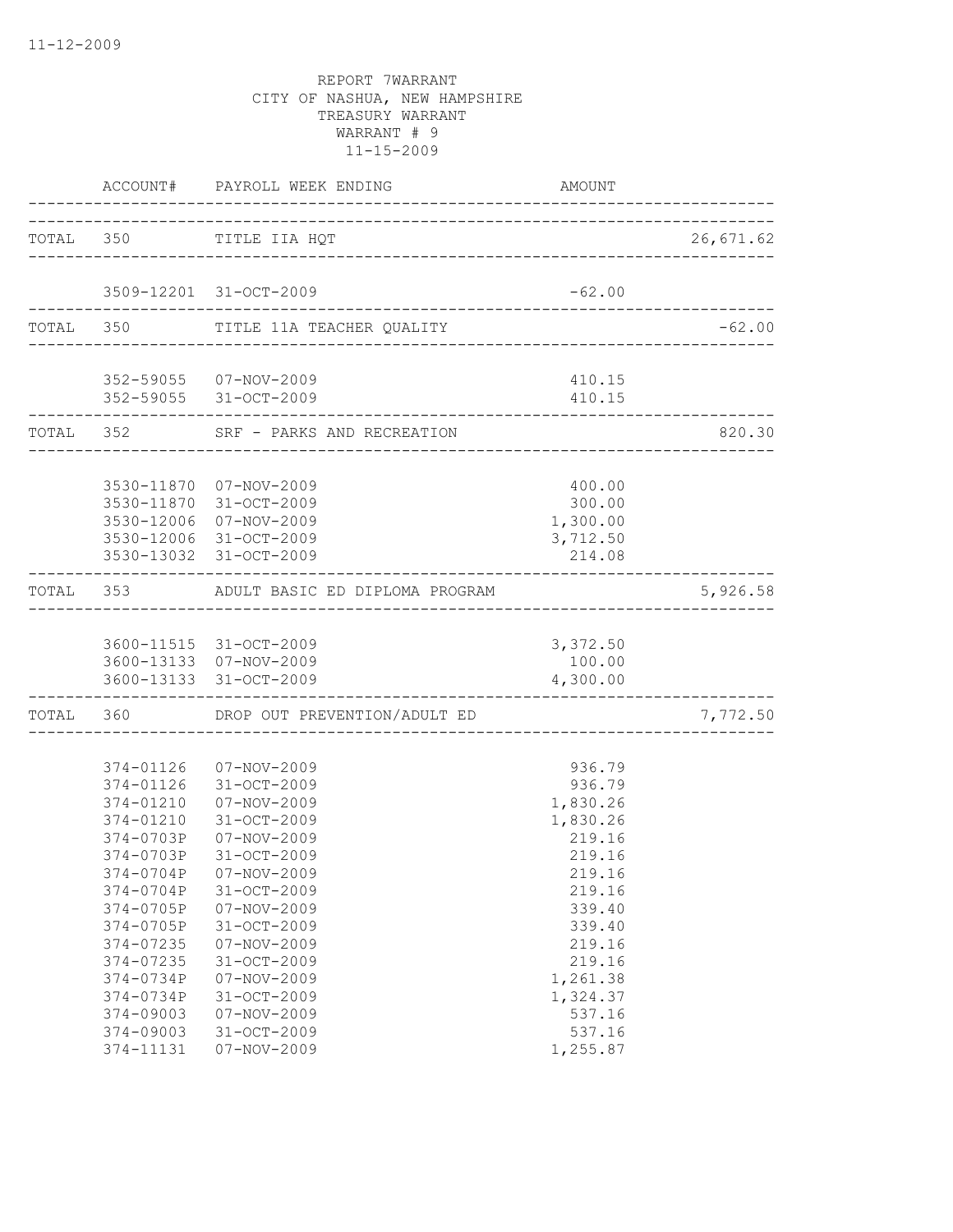11-12-2009

REPORT 7WARRANT
CITY OF NASHUA, NEW HAMPSHIRE
TREASURY WARRANT
WARRANT # 9
11-15-2009

| | ACCOUNT# | PAYROLL WEEK ENDING | AMOUNT | |
|---|---|---|---|---|
| TOTAL | 350 | TITLE IIA HQT | | 26,671.62 |
| | 3509-12201 | 31-OCT-2009 | -62.00 | |
| TOTAL | 350 | TITLE 11A TEACHER QUALITY | | -62.00 |
| | 352-59055 | 07-NOV-2009 | 410.15 | |
| | 352-59055 | 31-OCT-2009 | 410.15 | |
| TOTAL | 352 | SRF - PARKS AND RECREATION | | 820.30 |
| | 3530-11870 | 07-NOV-2009 | 400.00 | |
| | 3530-11870 | 31-OCT-2009 | 300.00 | |
| | 3530-12006 | 07-NOV-2009 | 1,300.00 | |
| | 3530-12006 | 31-OCT-2009 | 3,712.50 | |
| | 3530-13032 | 31-OCT-2009 | 214.08 | |
| TOTAL | 353 | ADULT BASIC ED DIPLOMA PROGRAM | | 5,926.58 |
| | 3600-11515 | 31-OCT-2009 | 3,372.50 | |
| | 3600-13133 | 07-NOV-2009 | 100.00 | |
| | 3600-13133 | 31-OCT-2009 | 4,300.00 | |
| TOTAL | 360 | DROP OUT PREVENTION/ADULT ED | | 7,772.50 |
| | 374-01126 | 07-NOV-2009 | 936.79 | |
| | 374-01126 | 31-OCT-2009 | 936.79 | |
| | 374-01210 | 07-NOV-2009 | 1,830.26 | |
| | 374-01210 | 31-OCT-2009 | 1,830.26 | |
| | 374-0703P | 07-NOV-2009 | 219.16 | |
| | 374-0703P | 31-OCT-2009 | 219.16 | |
| | 374-0704P | 07-NOV-2009 | 219.16 | |
| | 374-0704P | 31-OCT-2009 | 219.16 | |
| | 374-0705P | 07-NOV-2009 | 339.40 | |
| | 374-0705P | 31-OCT-2009 | 339.40 | |
| | 374-07235 | 07-NOV-2009 | 219.16 | |
| | 374-07235 | 31-OCT-2009 | 219.16 | |
| | 374-0734P | 07-NOV-2009 | 1,261.38 | |
| | 374-0734P | 31-OCT-2009 | 1,324.37 | |
| | 374-09003 | 07-NOV-2009 | 537.16 | |
| | 374-09003 | 31-OCT-2009 | 537.16 | |
| | 374-11131 | 07-NOV-2009 | 1,255.87 | |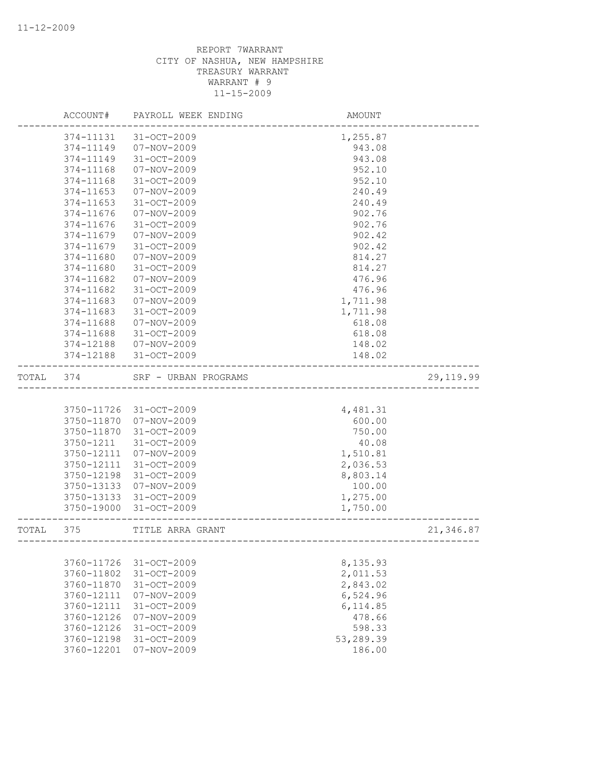REPORT 7WARRANT
CITY OF NASHUA, NEW HAMPSHIRE
TREASURY WARRANT
WARRANT # 9
11-15-2009

| ACCOUNT# | PAYROLL WEEK ENDING | AMOUNT | |
|---|---|---|---|
| 374-11131 | 31-OCT-2009 | 1,255.87 | |
| 374-11149 | 07-NOV-2009 | 943.08 | |
| 374-11149 | 31-OCT-2009 | 943.08 | |
| 374-11168 | 07-NOV-2009 | 952.10 | |
| 374-11168 | 31-OCT-2009 | 952.10 | |
| 374-11653 | 07-NOV-2009 | 240.49 | |
| 374-11653 | 31-OCT-2009 | 240.49 | |
| 374-11676 | 07-NOV-2009 | 902.76 | |
| 374-11676 | 31-OCT-2009 | 902.76 | |
| 374-11679 | 07-NOV-2009 | 902.42 | |
| 374-11679 | 31-OCT-2009 | 902.42 | |
| 374-11680 | 07-NOV-2009 | 814.27 | |
| 374-11680 | 31-OCT-2009 | 814.27 | |
| 374-11682 | 07-NOV-2009 | 476.96 | |
| 374-11682 | 31-OCT-2009 | 476.96 | |
| 374-11683 | 07-NOV-2009 | 1,711.98 | |
| 374-11683 | 31-OCT-2009 | 1,711.98 | |
| 374-11688 | 07-NOV-2009 | 618.08 | |
| 374-11688 | 31-OCT-2009 | 618.08 | |
| 374-12188 | 07-NOV-2009 | 148.02 | |
| 374-12188 | 31-OCT-2009 | 148.02 | |
| TOTAL 374 | SRF - URBAN PROGRAMS | | 29,119.99 |
| 3750-11726 | 31-OCT-2009 | 4,481.31 | |
| 3750-11870 | 07-NOV-2009 | 600.00 | |
| 3750-11870 | 31-OCT-2009 | 750.00 | |
| 3750-1211 | 31-OCT-2009 | 40.08 | |
| 3750-12111 | 07-NOV-2009 | 1,510.81 | |
| 3750-12111 | 31-OCT-2009 | 2,036.53 | |
| 3750-12198 | 31-OCT-2009 | 8,803.14 | |
| 3750-13133 | 07-NOV-2009 | 100.00 | |
| 3750-13133 | 31-OCT-2009 | 1,275.00 | |
| 3750-19000 | 31-OCT-2009 | 1,750.00 | |
| TOTAL 375 | TITLE ARRA GRANT | | 21,346.87 |
| 3760-11726 | 31-OCT-2009 | 8,135.93 | |
| 3760-11802 | 31-OCT-2009 | 2,011.53 | |
| 3760-11870 | 31-OCT-2009 | 2,843.02 | |
| 3760-12111 | 07-NOV-2009 | 6,524.96 | |
| 3760-12111 | 31-OCT-2009 | 6,114.85 | |
| 3760-12126 | 07-NOV-2009 | 478.66 | |
| 3760-12126 | 31-OCT-2009 | 598.33 | |
| 3760-12198 | 31-OCT-2009 | 53,289.39 | |
| 3760-12201 | 07-NOV-2009 | 186.00 | |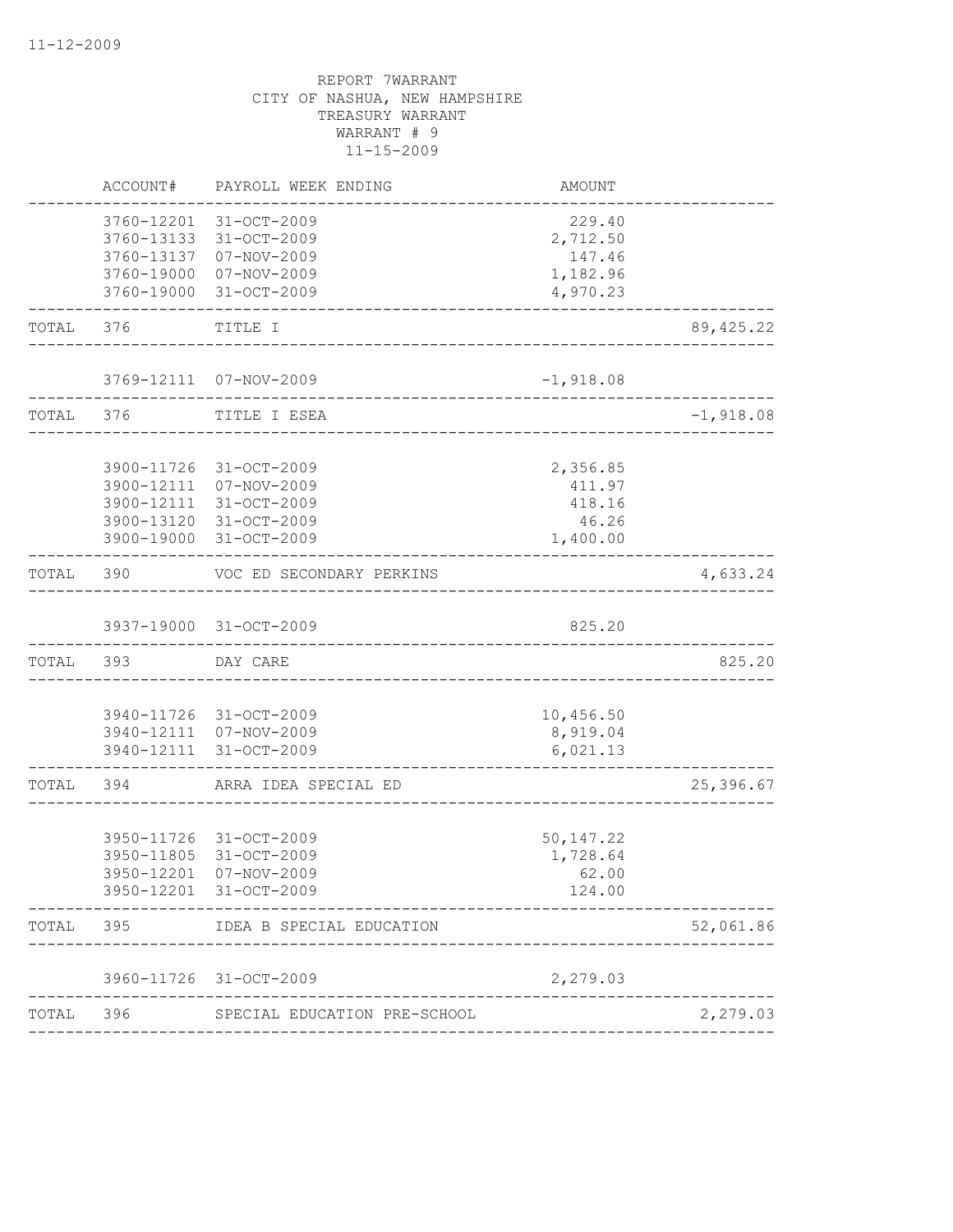11-12-2009

REPORT 7WARRANT
CITY OF NASHUA, NEW HAMPSHIRE
TREASURY WARRANT
WARRANT # 9
11-15-2009

| | ACCOUNT# | PAYROLL WEEK ENDING | AMOUNT | |
|---|---|---|---|---|
| | 3760-12201 | 31-OCT-2009 | 229.40 | |
| | 3760-13133 | 31-OCT-2009 | 2,712.50 | |
| | 3760-13137 | 07-NOV-2009 | 147.46 | |
| | 3760-19000 | 07-NOV-2009 | 1,182.96 | |
| | 3760-19000 | 31-OCT-2009 | 4,970.23 | |
| TOTAL | 376 | TITLE I | | 89,425.22 |
| | 3769-12111 | 07-NOV-2009 | -1,918.08 | |
| TOTAL | 376 | TITLE I ESEA | | -1,918.08 |
| | 3900-11726 | 31-OCT-2009 | 2,356.85 | |
| | 3900-12111 | 07-NOV-2009 | 411.97 | |
| | 3900-12111 | 31-OCT-2009 | 418.16 | |
| | 3900-13120 | 31-OCT-2009 | 46.26 | |
| | 3900-19000 | 31-OCT-2009 | 1,400.00 | |
| TOTAL | 390 | VOC ED SECONDARY PERKINS | | 4,633.24 |
| | 3937-19000 | 31-OCT-2009 | 825.20 | |
| TOTAL | 393 | DAY CARE | | 825.20 |
| | 3940-11726 | 31-OCT-2009 | 10,456.50 | |
| | 3940-12111 | 07-NOV-2009 | 8,919.04 | |
| | 3940-12111 | 31-OCT-2009 | 6,021.13 | |
| TOTAL | 394 | ARRA IDEA SPECIAL ED | | 25,396.67 |
| | 3950-11726 | 31-OCT-2009 | 50,147.22 | |
| | 3950-11805 | 31-OCT-2009 | 1,728.64 | |
| | 3950-12201 | 07-NOV-2009 | 62.00 | |
| | 3950-12201 | 31-OCT-2009 | 124.00 | |
| TOTAL | 395 | IDEA B SPECIAL EDUCATION | | 52,061.86 |
| | 3960-11726 | 31-OCT-2009 | 2,279.03 | |
| TOTAL | 396 | SPECIAL EDUCATION PRE-SCHOOL | | 2,279.03 |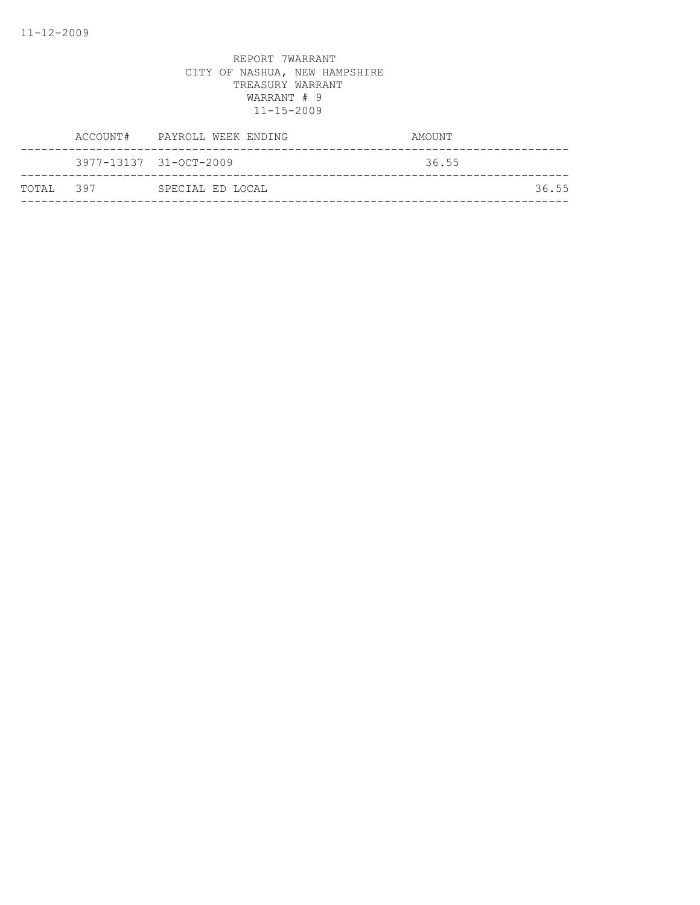11-12-2009

REPORT 7WARRANT
CITY OF NASHUA, NEW HAMPSHIRE
TREASURY WARRANT
WARRANT # 9
11-15-2009

| | ACCOUNT# | PAYROLL WEEK ENDING | AMOUNT | |
|---|---|---|---|---|
| | 3977-13137 | 31-OCT-2009 | 36.55 | |
| TOTAL | 397 | SPECIAL ED LOCAL | | 36.55 |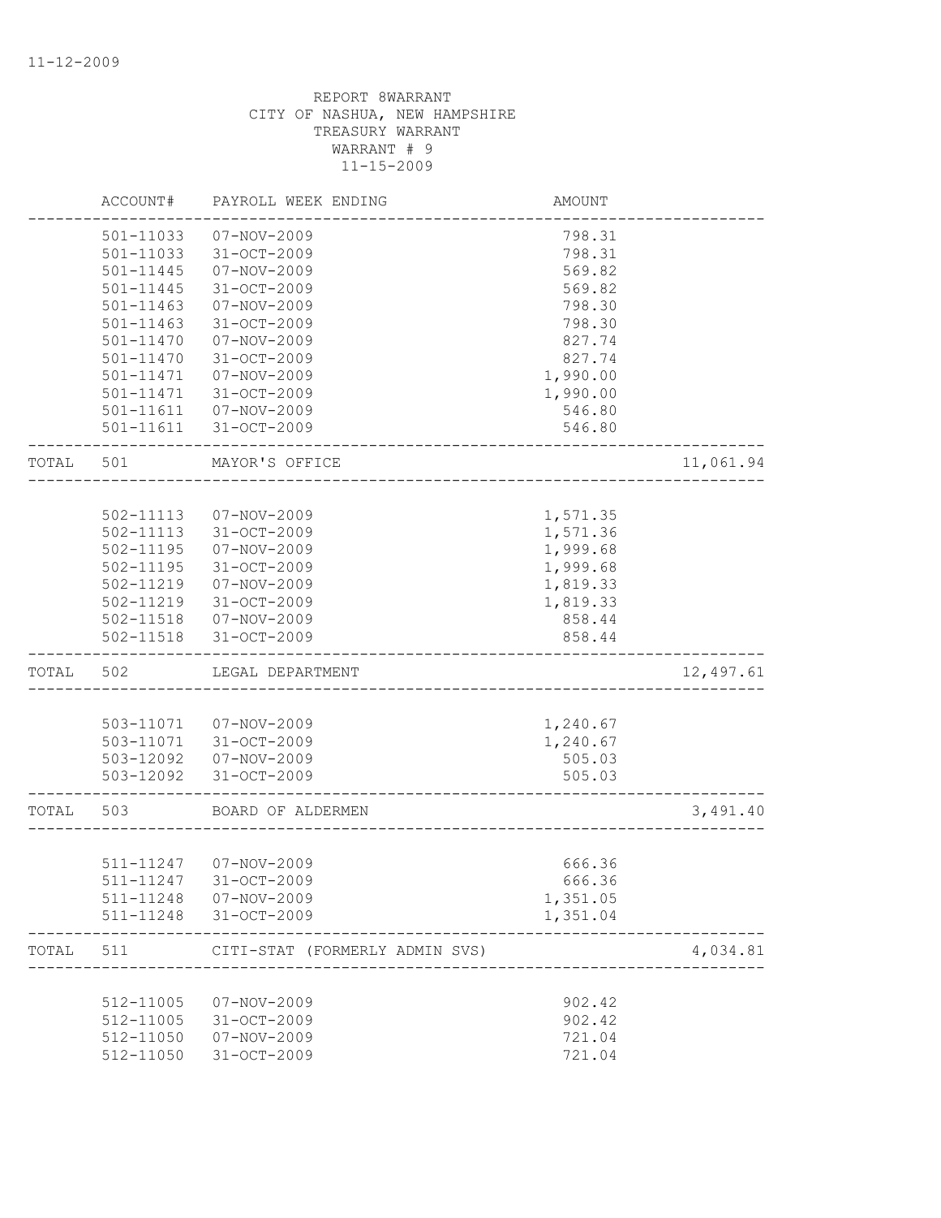REPORT 8WARRANT
CITY OF NASHUA, NEW HAMPSHIRE
TREASURY WARRANT
WARRANT # 9
11-15-2009

| | ACCOUNT# | PAYROLL WEEK ENDING | AMOUNT | |
|---|---|---|---|---|
| | 501-11033 | 07-NOV-2009 | 798.31 | |
| | 501-11033 | 31-OCT-2009 | 798.31 | |
| | 501-11445 | 07-NOV-2009 | 569.82 | |
| | 501-11445 | 31-OCT-2009 | 569.82 | |
| | 501-11463 | 07-NOV-2009 | 798.30 | |
| | 501-11463 | 31-OCT-2009 | 798.30 | |
| | 501-11470 | 07-NOV-2009 | 827.74 | |
| | 501-11470 | 31-OCT-2009 | 827.74 | |
| | 501-11471 | 07-NOV-2009 | 1,990.00 | |
| | 501-11471 | 31-OCT-2009 | 1,990.00 | |
| | 501-11611 | 07-NOV-2009 | 546.80 | |
| | 501-11611 | 31-OCT-2009 | 546.80 | |
| TOTAL | 501 | MAYOR'S OFFICE | | 11,061.94 |
| | 502-11113 | 07-NOV-2009 | 1,571.35 | |
| | 502-11113 | 31-OCT-2009 | 1,571.36 | |
| | 502-11195 | 07-NOV-2009 | 1,999.68 | |
| | 502-11195 | 31-OCT-2009 | 1,999.68 | |
| | 502-11219 | 07-NOV-2009 | 1,819.33 | |
| | 502-11219 | 31-OCT-2009 | 1,819.33 | |
| | 502-11518 | 07-NOV-2009 | 858.44 | |
| | 502-11518 | 31-OCT-2009 | 858.44 | |
| TOTAL | 502 | LEGAL DEPARTMENT | | 12,497.61 |
| | 503-11071 | 07-NOV-2009 | 1,240.67 | |
| | 503-11071 | 31-OCT-2009 | 1,240.67 | |
| | 503-12092 | 07-NOV-2009 | 505.03 | |
| | 503-12092 | 31-OCT-2009 | 505.03 | |
| TOTAL | 503 | BOARD OF ALDERMEN | | 3,491.40 |
| | 511-11247 | 07-NOV-2009 | 666.36 | |
| | 511-11247 | 31-OCT-2009 | 666.36 | |
| | 511-11248 | 07-NOV-2009 | 1,351.05 | |
| | 511-11248 | 31-OCT-2009 | 1,351.04 | |
| TOTAL | 511 | CITI-STAT (FORMERLY ADMIN SVS) | | 4,034.81 |
| | 512-11005 | 07-NOV-2009 | 902.42 | |
| | 512-11005 | 31-OCT-2009 | 902.42 | |
| | 512-11050 | 07-NOV-2009 | 721.04 | |
| | 512-11050 | 31-OCT-2009 | 721.04 | |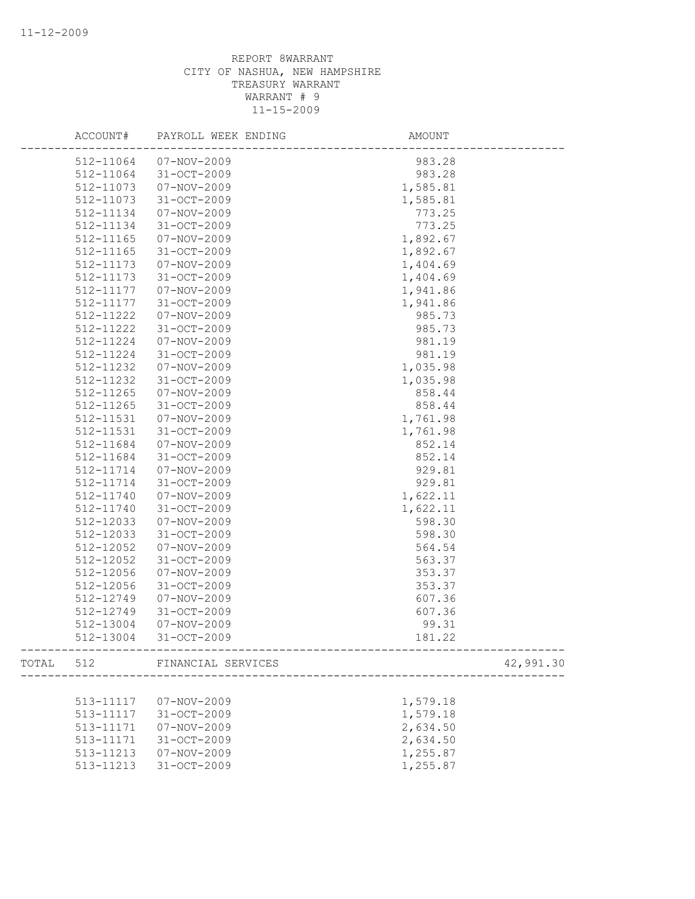REPORT 8WARRANT
CITY OF NASHUA, NEW HAMPSHIRE
TREASURY WARRANT
WARRANT # 9
11-15-2009

| | ACCOUNT# | PAYROLL WEEK ENDING | AMOUNT | |
|---|---|---|---|---|
| | 512-11064 | 07-NOV-2009 | 983.28 | |
| | 512-11064 | 31-OCT-2009 | 983.28 | |
| | 512-11073 | 07-NOV-2009 | 1,585.81 | |
| | 512-11073 | 31-OCT-2009 | 1,585.81 | |
| | 512-11134 | 07-NOV-2009 | 773.25 | |
| | 512-11134 | 31-OCT-2009 | 773.25 | |
| | 512-11165 | 07-NOV-2009 | 1,892.67 | |
| | 512-11165 | 31-OCT-2009 | 1,892.67 | |
| | 512-11173 | 07-NOV-2009 | 1,404.69 | |
| | 512-11173 | 31-OCT-2009 | 1,404.69 | |
| | 512-11177 | 07-NOV-2009 | 1,941.86 | |
| | 512-11177 | 31-OCT-2009 | 1,941.86 | |
| | 512-11222 | 07-NOV-2009 | 985.73 | |
| | 512-11222 | 31-OCT-2009 | 985.73 | |
| | 512-11224 | 07-NOV-2009 | 981.19 | |
| | 512-11224 | 31-OCT-2009 | 981.19 | |
| | 512-11232 | 07-NOV-2009 | 1,035.98 | |
| | 512-11232 | 31-OCT-2009 | 1,035.98 | |
| | 512-11265 | 07-NOV-2009 | 858.44 | |
| | 512-11265 | 31-OCT-2009 | 858.44 | |
| | 512-11531 | 07-NOV-2009 | 1,761.98 | |
| | 512-11531 | 31-OCT-2009 | 1,761.98 | |
| | 512-11684 | 07-NOV-2009 | 852.14 | |
| | 512-11684 | 31-OCT-2009 | 852.14 | |
| | 512-11714 | 07-NOV-2009 | 929.81 | |
| | 512-11714 | 31-OCT-2009 | 929.81 | |
| | 512-11740 | 07-NOV-2009 | 1,622.11 | |
| | 512-11740 | 31-OCT-2009 | 1,622.11 | |
| | 512-12033 | 07-NOV-2009 | 598.30 | |
| | 512-12033 | 31-OCT-2009 | 598.30 | |
| | 512-12052 | 07-NOV-2009 | 564.54 | |
| | 512-12052 | 31-OCT-2009 | 563.37 | |
| | 512-12056 | 07-NOV-2009 | 353.37 | |
| | 512-12056 | 31-OCT-2009 | 353.37 | |
| | 512-12749 | 07-NOV-2009 | 607.36 | |
| | 512-12749 | 31-OCT-2009 | 607.36 | |
| | 512-13004 | 07-NOV-2009 | 99.31 | |
| | 512-13004 | 31-OCT-2009 | 181.22 | |
| TOTAL | 512 | FINANCIAL SERVICES | | 42,991.30 |
| | 513-11117 | 07-NOV-2009 | 1,579.18 | |
| | 513-11117 | 31-OCT-2009 | 1,579.18 | |
| | 513-11171 | 07-NOV-2009 | 2,634.50 | |
| | 513-11171 | 31-OCT-2009 | 2,634.50 | |
| | 513-11213 | 07-NOV-2009 | 1,255.87 | |
| | 513-11213 | 31-OCT-2009 | 1,255.87 | |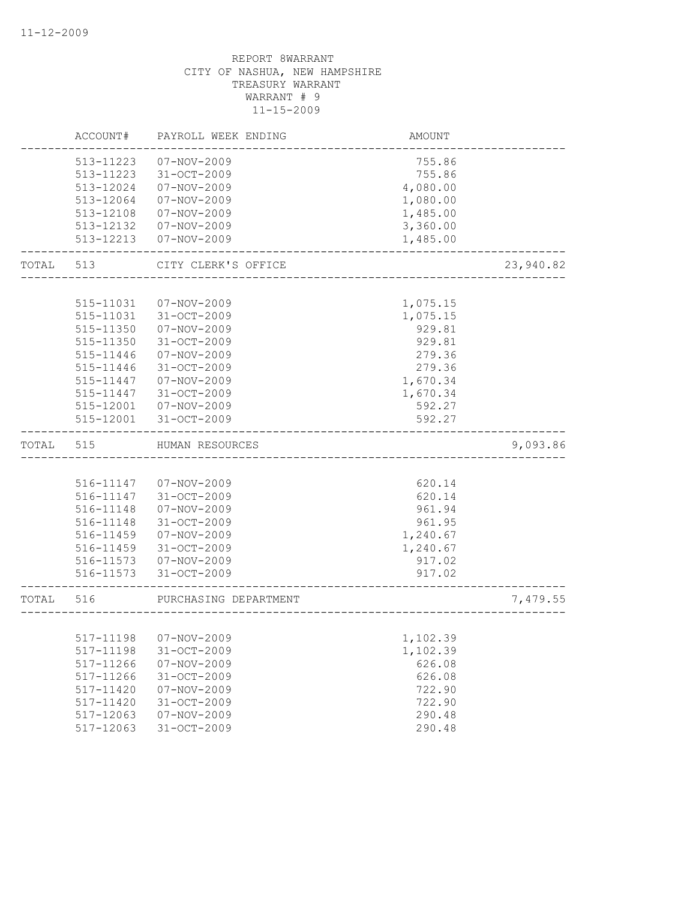REPORT 8WARRANT
CITY OF NASHUA, NEW HAMPSHIRE
TREASURY WARRANT
WARRANT # 9
11-15-2009

| | ACCOUNT# | PAYROLL WEEK ENDING | AMOUNT | |
|---|---|---|---|---|
| | 513-11223 | 07-NOV-2009 | 755.86 | |
| | 513-11223 | 31-OCT-2009 | 755.86 | |
| | 513-12024 | 07-NOV-2009 | 4,080.00 | |
| | 513-12064 | 07-NOV-2009 | 1,080.00 | |
| | 513-12108 | 07-NOV-2009 | 1,485.00 | |
| | 513-12132 | 07-NOV-2009 | 3,360.00 | |
| | 513-12213 | 07-NOV-2009 | 1,485.00 | |
| TOTAL | 513 | CITY CLERK'S OFFICE | | 23,940.82 |
| | 515-11031 | 07-NOV-2009 | 1,075.15 | |
| | 515-11031 | 31-OCT-2009 | 1,075.15 | |
| | 515-11350 | 07-NOV-2009 | 929.81 | |
| | 515-11350 | 31-OCT-2009 | 929.81 | |
| | 515-11446 | 07-NOV-2009 | 279.36 | |
| | 515-11446 | 31-OCT-2009 | 279.36 | |
| | 515-11447 | 07-NOV-2009 | 1,670.34 | |
| | 515-11447 | 31-OCT-2009 | 1,670.34 | |
| | 515-12001 | 07-NOV-2009 | 592.27 | |
| | 515-12001 | 31-OCT-2009 | 592.27 | |
| TOTAL | 515 | HUMAN RESOURCES | | 9,093.86 |
| | 516-11147 | 07-NOV-2009 | 620.14 | |
| | 516-11147 | 31-OCT-2009 | 620.14 | |
| | 516-11148 | 07-NOV-2009 | 961.94 | |
| | 516-11148 | 31-OCT-2009 | 961.95 | |
| | 516-11459 | 07-NOV-2009 | 1,240.67 | |
| | 516-11459 | 31-OCT-2009 | 1,240.67 | |
| | 516-11573 | 07-NOV-2009 | 917.02 | |
| | 516-11573 | 31-OCT-2009 | 917.02 | |
| TOTAL | 516 | PURCHASING DEPARTMENT | | 7,479.55 |
| | 517-11198 | 07-NOV-2009 | 1,102.39 | |
| | 517-11198 | 31-OCT-2009 | 1,102.39 | |
| | 517-11266 | 07-NOV-2009 | 626.08 | |
| | 517-11266 | 31-OCT-2009 | 626.08 | |
| | 517-11420 | 07-NOV-2009 | 722.90 | |
| | 517-11420 | 31-OCT-2009 | 722.90 | |
| | 517-12063 | 07-NOV-2009 | 290.48 | |
| | 517-12063 | 31-OCT-2009 | 290.48 | |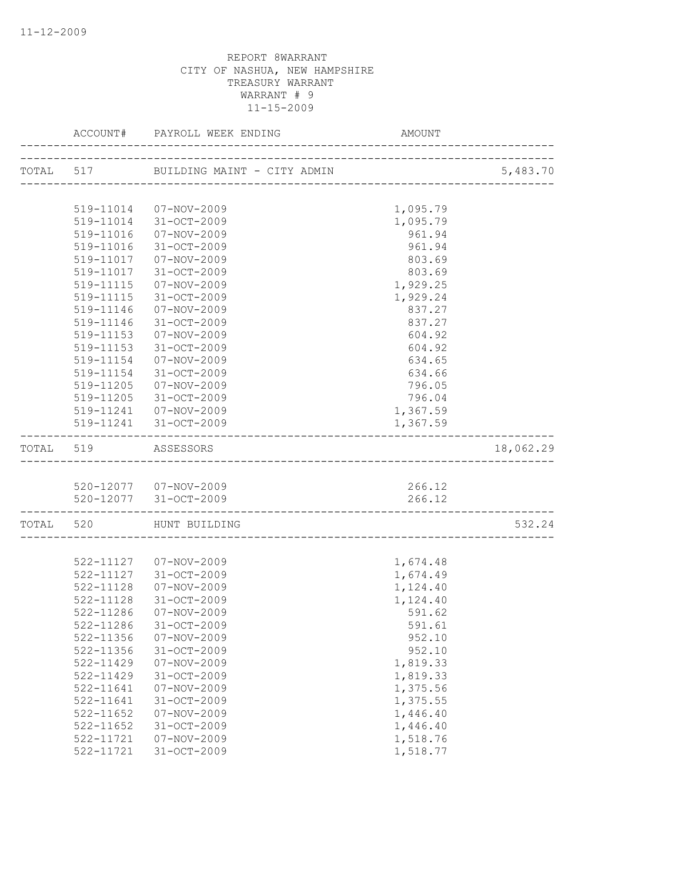11-12-2009

REPORT 8WARRANT
CITY OF NASHUA, NEW HAMPSHIRE
TREASURY WARRANT
WARRANT # 9
11-15-2009

| | ACCOUNT# | PAYROLL WEEK ENDING | AMOUNT | |
|---|---|---|---|---|
| TOTAL | 517 | BUILDING MAINT - CITY ADMIN | | 5,483.70 |
| | 519-11014 | 07-NOV-2009 | 1,095.79 | |
| | 519-11014 | 31-OCT-2009 | 1,095.79 | |
| | 519-11016 | 07-NOV-2009 | 961.94 | |
| | 519-11016 | 31-OCT-2009 | 961.94 | |
| | 519-11017 | 07-NOV-2009 | 803.69 | |
| | 519-11017 | 31-OCT-2009 | 803.69 | |
| | 519-11115 | 07-NOV-2009 | 1,929.25 | |
| | 519-11115 | 31-OCT-2009 | 1,929.24 | |
| | 519-11146 | 07-NOV-2009 | 837.27 | |
| | 519-11146 | 31-OCT-2009 | 837.27 | |
| | 519-11153 | 07-NOV-2009 | 604.92 | |
| | 519-11153 | 31-OCT-2009 | 604.92 | |
| | 519-11154 | 07-NOV-2009 | 634.65 | |
| | 519-11154 | 31-OCT-2009 | 634.66 | |
| | 519-11205 | 07-NOV-2009 | 796.05 | |
| | 519-11205 | 31-OCT-2009 | 796.04 | |
| | 519-11241 | 07-NOV-2009 | 1,367.59 | |
| | 519-11241 | 31-OCT-2009 | 1,367.59 | |
| TOTAL | 519 | ASSESSORS | | 18,062.29 |
| | 520-12077 | 07-NOV-2009 | 266.12 | |
| | 520-12077 | 31-OCT-2009 | 266.12 | |
| TOTAL | 520 | HUNT BUILDING | | 532.24 |
| | 522-11127 | 07-NOV-2009 | 1,674.48 | |
| | 522-11127 | 31-OCT-2009 | 1,674.49 | |
| | 522-11128 | 07-NOV-2009 | 1,124.40 | |
| | 522-11128 | 31-OCT-2009 | 1,124.40 | |
| | 522-11286 | 07-NOV-2009 | 591.62 | |
| | 522-11286 | 31-OCT-2009 | 591.61 | |
| | 522-11356 | 07-NOV-2009 | 952.10 | |
| | 522-11356 | 31-OCT-2009 | 952.10 | |
| | 522-11429 | 07-NOV-2009 | 1,819.33 | |
| | 522-11429 | 31-OCT-2009 | 1,819.33 | |
| | 522-11641 | 07-NOV-2009 | 1,375.56 | |
| | 522-11641 | 31-OCT-2009 | 1,375.55 | |
| | 522-11652 | 07-NOV-2009 | 1,446.40 | |
| | 522-11652 | 31-OCT-2009 | 1,446.40 | |
| | 522-11721 | 07-NOV-2009 | 1,518.76 | |
| | 522-11721 | 31-OCT-2009 | 1,518.77 | |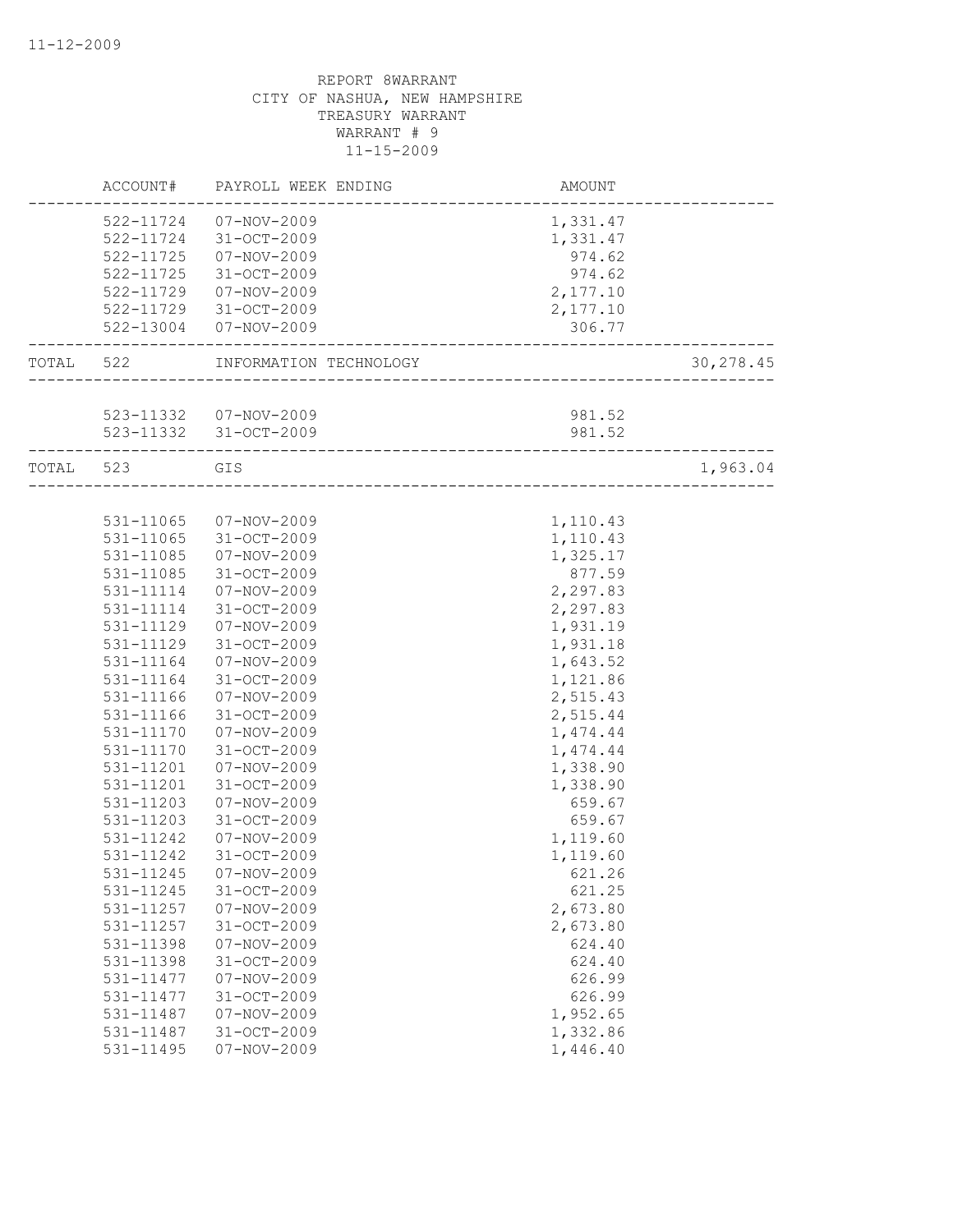REPORT 8WARRANT
CITY OF NASHUA, NEW HAMPSHIRE
TREASURY WARRANT
WARRANT # 9
11-15-2009

| | ACCOUNT# | PAYROLL WEEK ENDING | AMOUNT | |
|---|---|---|---|---|
| | 522-11724 | 07-NOV-2009 | 1,331.47 | |
| | 522-11724 | 31-OCT-2009 | 1,331.47 | |
| | 522-11725 | 07-NOV-2009 | 974.62 | |
| | 522-11725 | 31-OCT-2009 | 974.62 | |
| | 522-11729 | 07-NOV-2009 | 2,177.10 | |
| | 522-11729 | 31-OCT-2009 | 2,177.10 | |
| | 522-13004 | 07-NOV-2009 | 306.77 | |
| TOTAL | 522 | INFORMATION TECHNOLOGY | | 30,278.45 |
| | 523-11332 | 07-NOV-2009 | 981.52 | |
| | 523-11332 | 31-OCT-2009 | 981.52 | |
| TOTAL | 523 | GIS | | 1,963.04 |
| | 531-11065 | 07-NOV-2009 | 1,110.43 | |
| | 531-11065 | 31-OCT-2009 | 1,110.43 | |
| | 531-11085 | 07-NOV-2009 | 1,325.17 | |
| | 531-11085 | 31-OCT-2009 | 877.59 | |
| | 531-11114 | 07-NOV-2009 | 2,297.83 | |
| | 531-11114 | 31-OCT-2009 | 2,297.83 | |
| | 531-11129 | 07-NOV-2009 | 1,931.19 | |
| | 531-11129 | 31-OCT-2009 | 1,931.18 | |
| | 531-11164 | 07-NOV-2009 | 1,643.52 | |
| | 531-11164 | 31-OCT-2009 | 1,121.86 | |
| | 531-11166 | 07-NOV-2009 | 2,515.43 | |
| | 531-11166 | 31-OCT-2009 | 2,515.44 | |
| | 531-11170 | 07-NOV-2009 | 1,474.44 | |
| | 531-11170 | 31-OCT-2009 | 1,474.44 | |
| | 531-11201 | 07-NOV-2009 | 1,338.90 | |
| | 531-11201 | 31-OCT-2009 | 1,338.90 | |
| | 531-11203 | 07-NOV-2009 | 659.67 | |
| | 531-11203 | 31-OCT-2009 | 659.67 | |
| | 531-11242 | 07-NOV-2009 | 1,119.60 | |
| | 531-11242 | 31-OCT-2009 | 1,119.60 | |
| | 531-11245 | 07-NOV-2009 | 621.26 | |
| | 531-11245 | 31-OCT-2009 | 621.25 | |
| | 531-11257 | 07-NOV-2009 | 2,673.80 | |
| | 531-11257 | 31-OCT-2009 | 2,673.80 | |
| | 531-11398 | 07-NOV-2009 | 624.40 | |
| | 531-11398 | 31-OCT-2009 | 624.40 | |
| | 531-11477 | 07-NOV-2009 | 626.99 | |
| | 531-11477 | 31-OCT-2009 | 626.99 | |
| | 531-11487 | 07-NOV-2009 | 1,952.65 | |
| | 531-11487 | 31-OCT-2009 | 1,332.86 | |
| | 531-11495 | 07-NOV-2009 | 1,446.40 | |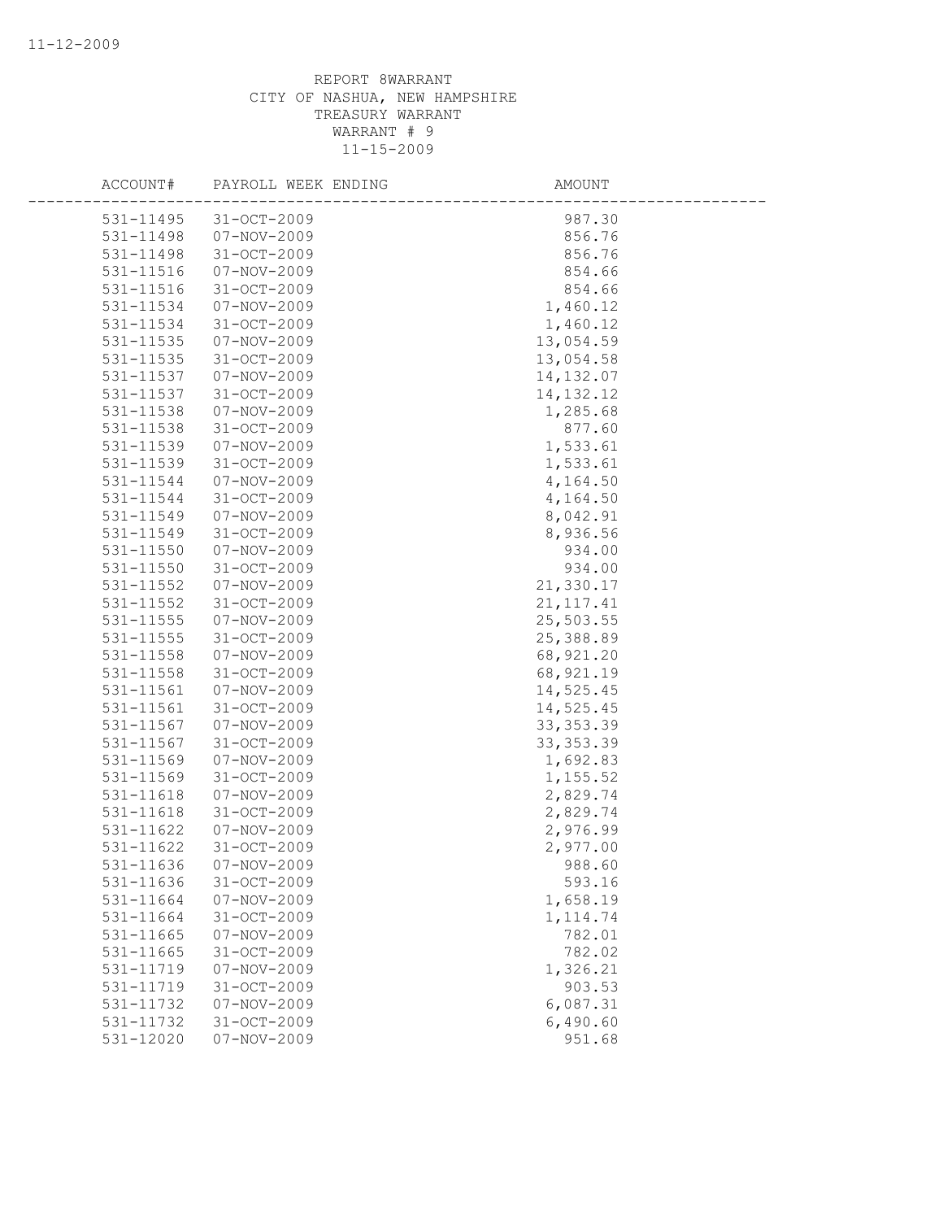REPORT 8WARRANT
CITY OF NASHUA, NEW HAMPSHIRE
TREASURY WARRANT
WARRANT # 9
11-15-2009

| ACCOUNT# | PAYROLL WEEK ENDING | AMOUNT |
|---|---|---|
| 531-11495 | 31-OCT-2009 | 987.30 |
| 531-11498 | 07-NOV-2009 | 856.76 |
| 531-11498 | 31-OCT-2009 | 856.76 |
| 531-11516 | 07-NOV-2009 | 854.66 |
| 531-11516 | 31-OCT-2009 | 854.66 |
| 531-11534 | 07-NOV-2009 | 1,460.12 |
| 531-11534 | 31-OCT-2009 | 1,460.12 |
| 531-11535 | 07-NOV-2009 | 13,054.59 |
| 531-11535 | 31-OCT-2009 | 13,054.58 |
| 531-11537 | 07-NOV-2009 | 14,132.07 |
| 531-11537 | 31-OCT-2009 | 14,132.12 |
| 531-11538 | 07-NOV-2009 | 1,285.68 |
| 531-11538 | 31-OCT-2009 | 877.60 |
| 531-11539 | 07-NOV-2009 | 1,533.61 |
| 531-11539 | 31-OCT-2009 | 1,533.61 |
| 531-11544 | 07-NOV-2009 | 4,164.50 |
| 531-11544 | 31-OCT-2009 | 4,164.50 |
| 531-11549 | 07-NOV-2009 | 8,042.91 |
| 531-11549 | 31-OCT-2009 | 8,936.56 |
| 531-11550 | 07-NOV-2009 | 934.00 |
| 531-11550 | 31-OCT-2009 | 934.00 |
| 531-11552 | 07-NOV-2009 | 21,330.17 |
| 531-11552 | 31-OCT-2009 | 21,117.41 |
| 531-11555 | 07-NOV-2009 | 25,503.55 |
| 531-11555 | 31-OCT-2009 | 25,388.89 |
| 531-11558 | 07-NOV-2009 | 68,921.20 |
| 531-11558 | 31-OCT-2009 | 68,921.19 |
| 531-11561 | 07-NOV-2009 | 14,525.45 |
| 531-11561 | 31-OCT-2009 | 14,525.45 |
| 531-11567 | 07-NOV-2009 | 33,353.39 |
| 531-11567 | 31-OCT-2009 | 33,353.39 |
| 531-11569 | 07-NOV-2009 | 1,692.83 |
| 531-11569 | 31-OCT-2009 | 1,155.52 |
| 531-11618 | 07-NOV-2009 | 2,829.74 |
| 531-11618 | 31-OCT-2009 | 2,829.74 |
| 531-11622 | 07-NOV-2009 | 2,976.99 |
| 531-11622 | 31-OCT-2009 | 2,977.00 |
| 531-11636 | 07-NOV-2009 | 988.60 |
| 531-11636 | 31-OCT-2009 | 593.16 |
| 531-11664 | 07-NOV-2009 | 1,658.19 |
| 531-11664 | 31-OCT-2009 | 1,114.74 |
| 531-11665 | 07-NOV-2009 | 782.01 |
| 531-11665 | 31-OCT-2009 | 782.02 |
| 531-11719 | 07-NOV-2009 | 1,326.21 |
| 531-11719 | 31-OCT-2009 | 903.53 |
| 531-11732 | 07-NOV-2009 | 6,087.31 |
| 531-11732 | 31-OCT-2009 | 6,490.60 |
| 531-12020 | 07-NOV-2009 | 951.68 |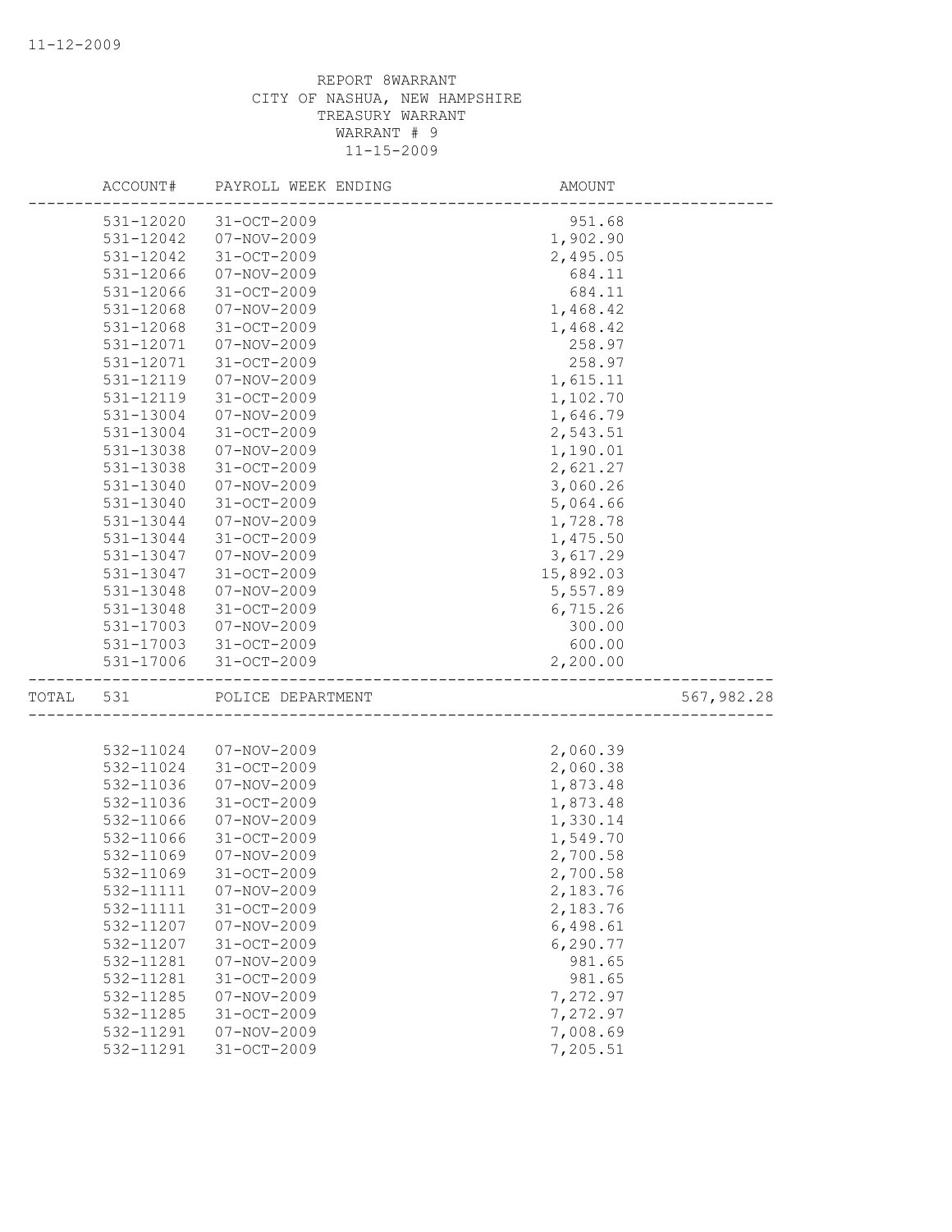REPORT 8WARRANT
CITY OF NASHUA, NEW HAMPSHIRE
TREASURY WARRANT
WARRANT # 9
11-15-2009

| ACCOUNT# | PAYROLL WEEK ENDING | AMOUNT | |
|---|---|---|---|
| 531-12020 | 31-OCT-2009 | 951.68 | |
| 531-12042 | 07-NOV-2009 | 1,902.90 | |
| 531-12042 | 31-OCT-2009 | 2,495.05 | |
| 531-12066 | 07-NOV-2009 | 684.11 | |
| 531-12066 | 31-OCT-2009 | 684.11 | |
| 531-12068 | 07-NOV-2009 | 1,468.42 | |
| 531-12068 | 31-OCT-2009 | 1,468.42 | |
| 531-12071 | 07-NOV-2009 | 258.97 | |
| 531-12071 | 31-OCT-2009 | 258.97 | |
| 531-12119 | 07-NOV-2009 | 1,615.11 | |
| 531-12119 | 31-OCT-2009 | 1,102.70 | |
| 531-13004 | 07-NOV-2009 | 1,646.79 | |
| 531-13004 | 31-OCT-2009 | 2,543.51 | |
| 531-13038 | 07-NOV-2009 | 1,190.01 | |
| 531-13038 | 31-OCT-2009 | 2,621.27 | |
| 531-13040 | 07-NOV-2009 | 3,060.26 | |
| 531-13040 | 31-OCT-2009 | 5,064.66 | |
| 531-13044 | 07-NOV-2009 | 1,728.78 | |
| 531-13044 | 31-OCT-2009 | 1,475.50 | |
| 531-13047 | 07-NOV-2009 | 3,617.29 | |
| 531-13047 | 31-OCT-2009 | 15,892.03 | |
| 531-13048 | 07-NOV-2009 | 5,557.89 | |
| 531-13048 | 31-OCT-2009 | 6,715.26 | |
| 531-17003 | 07-NOV-2009 | 300.00 | |
| 531-17003 | 31-OCT-2009 | 600.00 | |
| 531-17006 | 31-OCT-2009 | 2,200.00 | |
| TOTAL 531 | POLICE DEPARTMENT | | 567,982.28 |
| 532-11024 | 07-NOV-2009 | 2,060.39 | |
| 532-11024 | 31-OCT-2009 | 2,060.38 | |
| 532-11036 | 07-NOV-2009 | 1,873.48 | |
| 532-11036 | 31-OCT-2009 | 1,873.48 | |
| 532-11066 | 07-NOV-2009 | 1,330.14 | |
| 532-11066 | 31-OCT-2009 | 1,549.70 | |
| 532-11069 | 07-NOV-2009 | 2,700.58 | |
| 532-11069 | 31-OCT-2009 | 2,700.58 | |
| 532-11111 | 07-NOV-2009 | 2,183.76 | |
| 532-11111 | 31-OCT-2009 | 2,183.76 | |
| 532-11207 | 07-NOV-2009 | 6,498.61 | |
| 532-11207 | 31-OCT-2009 | 6,290.77 | |
| 532-11281 | 07-NOV-2009 | 981.65 | |
| 532-11281 | 31-OCT-2009 | 981.65 | |
| 532-11285 | 07-NOV-2009 | 7,272.97 | |
| 532-11285 | 31-OCT-2009 | 7,272.97 | |
| 532-11291 | 07-NOV-2009 | 7,008.69 | |
| 532-11291 | 31-OCT-2009 | 7,205.51 | |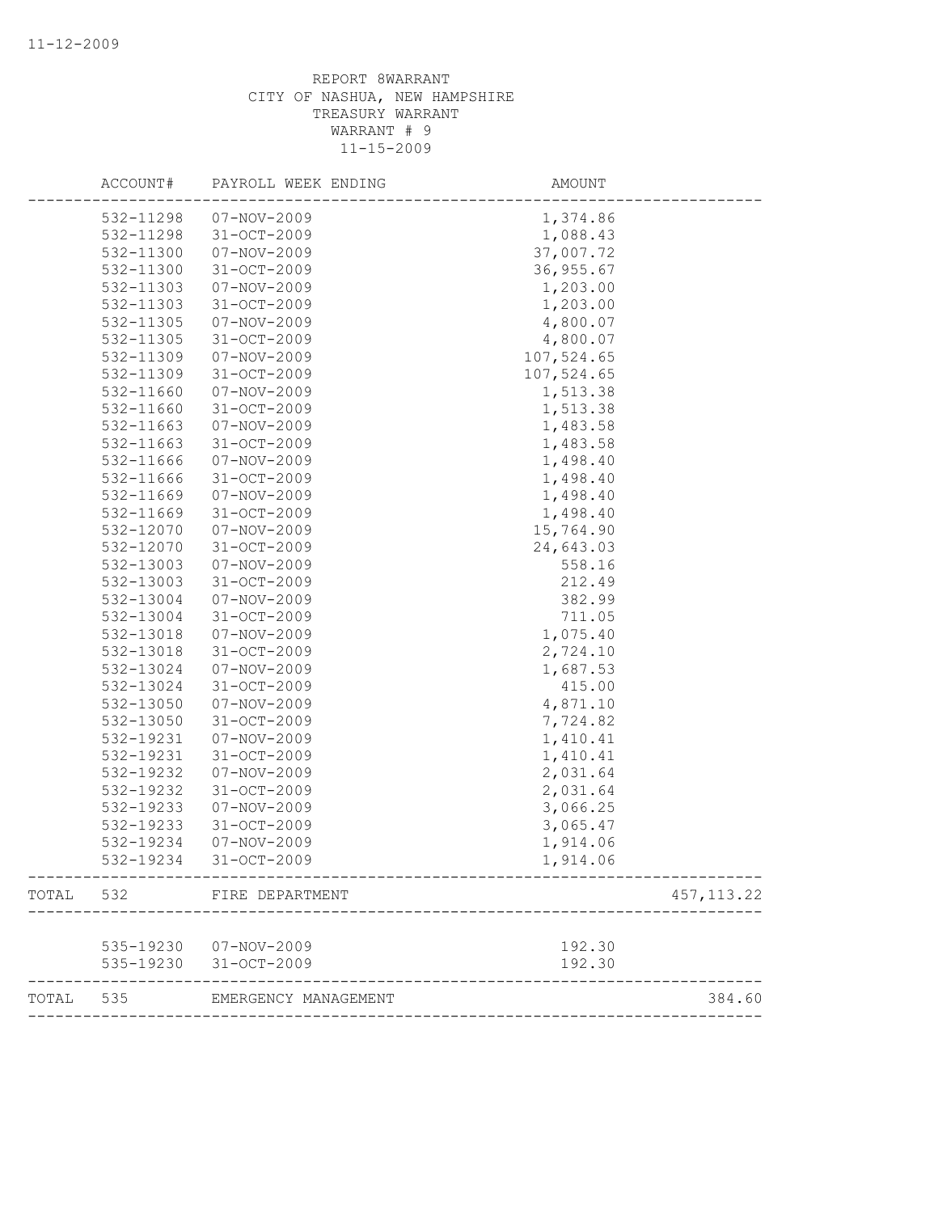11-12-2009

REPORT 8WARRANT
CITY OF NASHUA, NEW HAMPSHIRE
TREASURY WARRANT
WARRANT # 9
11-15-2009

| | ACCOUNT# | PAYROLL WEEK ENDING | AMOUNT | |
|---|---|---|---|---|
| | 532-11298 | 07-NOV-2009 | 1,374.86 | |
| | 532-11298 | 31-OCT-2009 | 1,088.43 | |
| | 532-11300 | 07-NOV-2009 | 37,007.72 | |
| | 532-11300 | 31-OCT-2009 | 36,955.67 | |
| | 532-11303 | 07-NOV-2009 | 1,203.00 | |
| | 532-11303 | 31-OCT-2009 | 1,203.00 | |
| | 532-11305 | 07-NOV-2009 | 4,800.07 | |
| | 532-11305 | 31-OCT-2009 | 4,800.07 | |
| | 532-11309 | 07-NOV-2009 | 107,524.65 | |
| | 532-11309 | 31-OCT-2009 | 107,524.65 | |
| | 532-11660 | 07-NOV-2009 | 1,513.38 | |
| | 532-11660 | 31-OCT-2009 | 1,513.38 | |
| | 532-11663 | 07-NOV-2009 | 1,483.58 | |
| | 532-11663 | 31-OCT-2009 | 1,483.58 | |
| | 532-11666 | 07-NOV-2009 | 1,498.40 | |
| | 532-11666 | 31-OCT-2009 | 1,498.40 | |
| | 532-11669 | 07-NOV-2009 | 1,498.40 | |
| | 532-11669 | 31-OCT-2009 | 1,498.40 | |
| | 532-12070 | 07-NOV-2009 | 15,764.90 | |
| | 532-12070 | 31-OCT-2009 | 24,643.03 | |
| | 532-13003 | 07-NOV-2009 | 558.16 | |
| | 532-13003 | 31-OCT-2009 | 212.49 | |
| | 532-13004 | 07-NOV-2009 | 382.99 | |
| | 532-13004 | 31-OCT-2009 | 711.05 | |
| | 532-13018 | 07-NOV-2009 | 1,075.40 | |
| | 532-13018 | 31-OCT-2009 | 2,724.10 | |
| | 532-13024 | 07-NOV-2009 | 1,687.53 | |
| | 532-13024 | 31-OCT-2009 | 415.00 | |
| | 532-13050 | 07-NOV-2009 | 4,871.10 | |
| | 532-13050 | 31-OCT-2009 | 7,724.82 | |
| | 532-19231 | 07-NOV-2009 | 1,410.41 | |
| | 532-19231 | 31-OCT-2009 | 1,410.41 | |
| | 532-19232 | 07-NOV-2009 | 2,031.64 | |
| | 532-19232 | 31-OCT-2009 | 2,031.64 | |
| | 532-19233 | 07-NOV-2009 | 3,066.25 | |
| | 532-19233 | 31-OCT-2009 | 3,065.47 | |
| | 532-19234 | 07-NOV-2009 | 1,914.06 | |
| | 532-19234 | 31-OCT-2009 | 1,914.06 | |
| TOTAL | 532 | FIRE DEPARTMENT | | 457,113.22 |
| | 535-19230 | 07-NOV-2009 | 192.30 | |
| | 535-19230 | 31-OCT-2009 | 192.30 | |
| TOTAL | 535 | EMERGENCY MANAGEMENT | | 384.60 |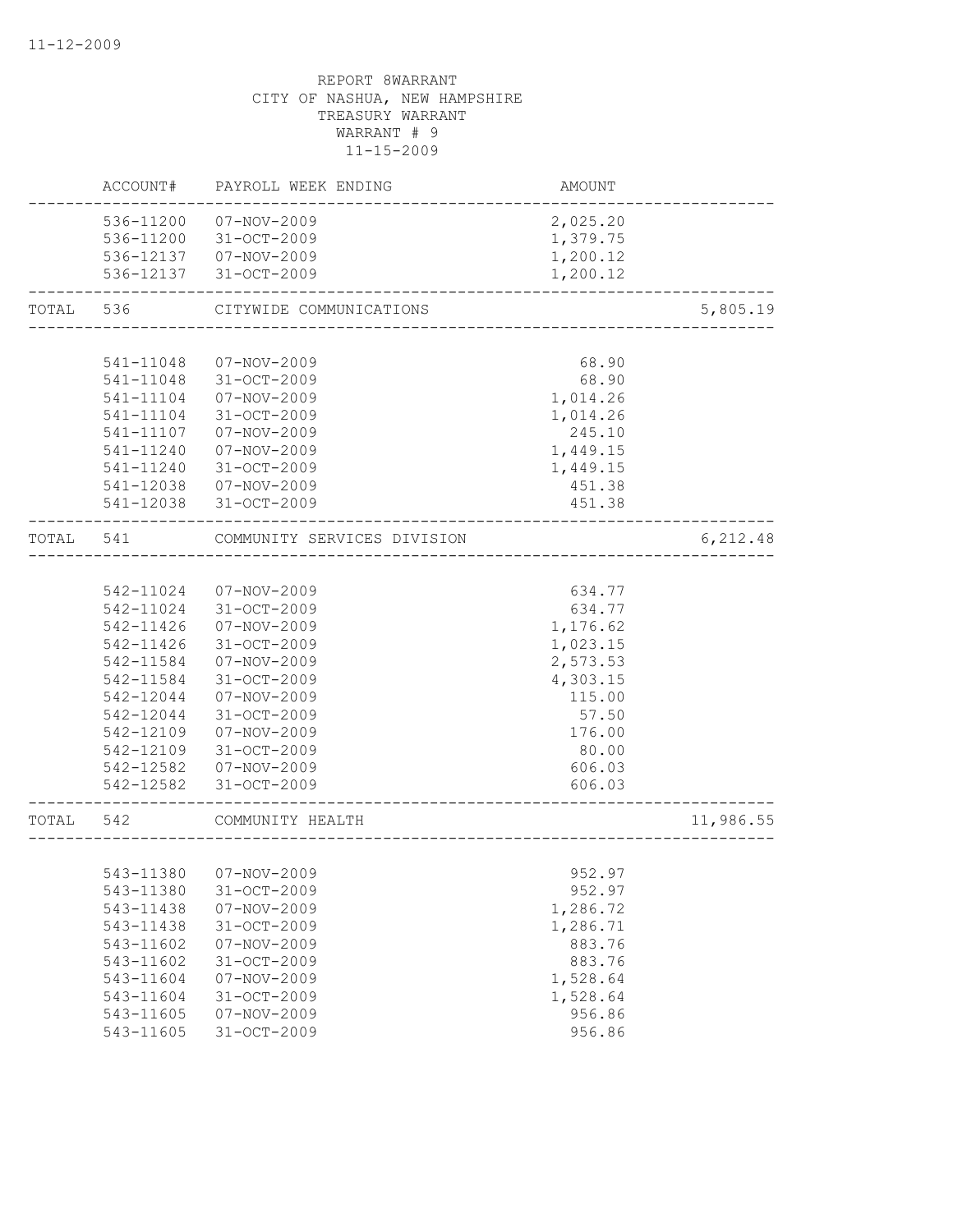REPORT 8WARRANT
CITY OF NASHUA, NEW HAMPSHIRE
TREASURY WARRANT
WARRANT # 9
11-15-2009

| | ACCOUNT# | PAYROLL WEEK ENDING | AMOUNT | |
|---|---|---|---|---|
| | 536-11200 | 07-NOV-2009 | 2,025.20 | |
| | 536-11200 | 31-OCT-2009 | 1,379.75 | |
| | 536-12137 | 07-NOV-2009 | 1,200.12 | |
| | 536-12137 | 31-OCT-2009 | 1,200.12 | |
| TOTAL | 536 | CITYWIDE COMMUNICATIONS | | 5,805.19 |
| | 541-11048 | 07-NOV-2009 | 68.90 | |
| | 541-11048 | 31-OCT-2009 | 68.90 | |
| | 541-11104 | 07-NOV-2009 | 1,014.26 | |
| | 541-11104 | 31-OCT-2009 | 1,014.26 | |
| | 541-11107 | 07-NOV-2009 | 245.10 | |
| | 541-11240 | 07-NOV-2009 | 1,449.15 | |
| | 541-11240 | 31-OCT-2009 | 1,449.15 | |
| | 541-12038 | 07-NOV-2009 | 451.38 | |
| | 541-12038 | 31-OCT-2009 | 451.38 | |
| TOTAL | 541 | COMMUNITY SERVICES DIVISION | | 6,212.48 |
| | 542-11024 | 07-NOV-2009 | 634.77 | |
| | 542-11024 | 31-OCT-2009 | 634.77 | |
| | 542-11426 | 07-NOV-2009 | 1,176.62 | |
| | 542-11426 | 31-OCT-2009 | 1,023.15 | |
| | 542-11584 | 07-NOV-2009 | 2,573.53 | |
| | 542-11584 | 31-OCT-2009 | 4,303.15 | |
| | 542-12044 | 07-NOV-2009 | 115.00 | |
| | 542-12044 | 31-OCT-2009 | 57.50 | |
| | 542-12109 | 07-NOV-2009 | 176.00 | |
| | 542-12109 | 31-OCT-2009 | 80.00 | |
| | 542-12582 | 07-NOV-2009 | 606.03 | |
| | 542-12582 | 31-OCT-2009 | 606.03 | |
| TOTAL | 542 | COMMUNITY HEALTH | | 11,986.55 |
| | 543-11380 | 07-NOV-2009 | 952.97 | |
| | 543-11380 | 31-OCT-2009 | 952.97 | |
| | 543-11438 | 07-NOV-2009 | 1,286.72 | |
| | 543-11438 | 31-OCT-2009 | 1,286.71 | |
| | 543-11602 | 07-NOV-2009 | 883.76 | |
| | 543-11602 | 31-OCT-2009 | 883.76 | |
| | 543-11604 | 07-NOV-2009 | 1,528.64 | |
| | 543-11604 | 31-OCT-2009 | 1,528.64 | |
| | 543-11605 | 07-NOV-2009 | 956.86 | |
| | 543-11605 | 31-OCT-2009 | 956.86 | |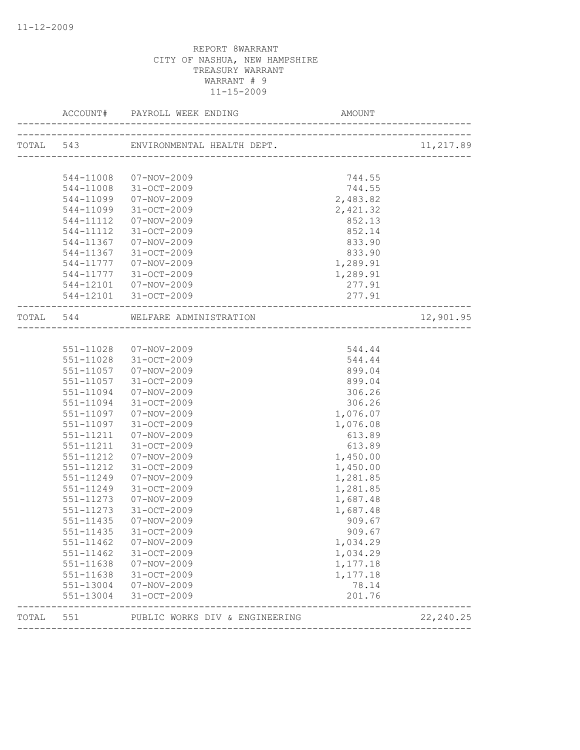11-12-2009

REPORT 8WARRANT
CITY OF NASHUA, NEW HAMPSHIRE
TREASURY WARRANT
WARRANT # 9
11-15-2009

| | ACCOUNT# | PAYROLL WEEK ENDING | AMOUNT | |
|---|---|---|---|---|
| TOTAL | 543 | ENVIRONMENTAL HEALTH DEPT. | | 11,217.89 |
| | 544-11008 | 07-NOV-2009 | 744.55 | |
| | 544-11008 | 31-OCT-2009 | 744.55 | |
| | 544-11099 | 07-NOV-2009 | 2,483.82 | |
| | 544-11099 | 31-OCT-2009 | 2,421.32 | |
| | 544-11112 | 07-NOV-2009 | 852.13 | |
| | 544-11112 | 31-OCT-2009 | 852.14 | |
| | 544-11367 | 07-NOV-2009 | 833.90 | |
| | 544-11367 | 31-OCT-2009 | 833.90 | |
| | 544-11777 | 07-NOV-2009 | 1,289.91 | |
| | 544-11777 | 31-OCT-2009 | 1,289.91 | |
| | 544-12101 | 07-NOV-2009 | 277.91 | |
| | 544-12101 | 31-OCT-2009 | 277.91 | |
| TOTAL | 544 | WELFARE ADMINISTRATION | | 12,901.95 |
| | 551-11028 | 07-NOV-2009 | 544.44 | |
| | 551-11028 | 31-OCT-2009 | 544.44 | |
| | 551-11057 | 07-NOV-2009 | 899.04 | |
| | 551-11057 | 31-OCT-2009 | 899.04 | |
| | 551-11094 | 07-NOV-2009 | 306.26 | |
| | 551-11094 | 31-OCT-2009 | 306.26 | |
| | 551-11097 | 07-NOV-2009 | 1,076.07 | |
| | 551-11097 | 31-OCT-2009 | 1,076.08 | |
| | 551-11211 | 07-NOV-2009 | 613.89 | |
| | 551-11211 | 31-OCT-2009 | 613.89 | |
| | 551-11212 | 07-NOV-2009 | 1,450.00 | |
| | 551-11212 | 31-OCT-2009 | 1,450.00 | |
| | 551-11249 | 07-NOV-2009 | 1,281.85 | |
| | 551-11249 | 31-OCT-2009 | 1,281.85 | |
| | 551-11273 | 07-NOV-2009 | 1,687.48 | |
| | 551-11273 | 31-OCT-2009 | 1,687.48 | |
| | 551-11435 | 07-NOV-2009 | 909.67 | |
| | 551-11435 | 31-OCT-2009 | 909.67 | |
| | 551-11462 | 07-NOV-2009 | 1,034.29 | |
| | 551-11462 | 31-OCT-2009 | 1,034.29 | |
| | 551-11638 | 07-NOV-2009 | 1,177.18 | |
| | 551-11638 | 31-OCT-2009 | 1,177.18 | |
| | 551-13004 | 07-NOV-2009 | 78.14 | |
| | 551-13004 | 31-OCT-2009 | 201.76 | |
| TOTAL | 551 | PUBLIC WORKS DIV & ENGINEERING | | 22,240.25 |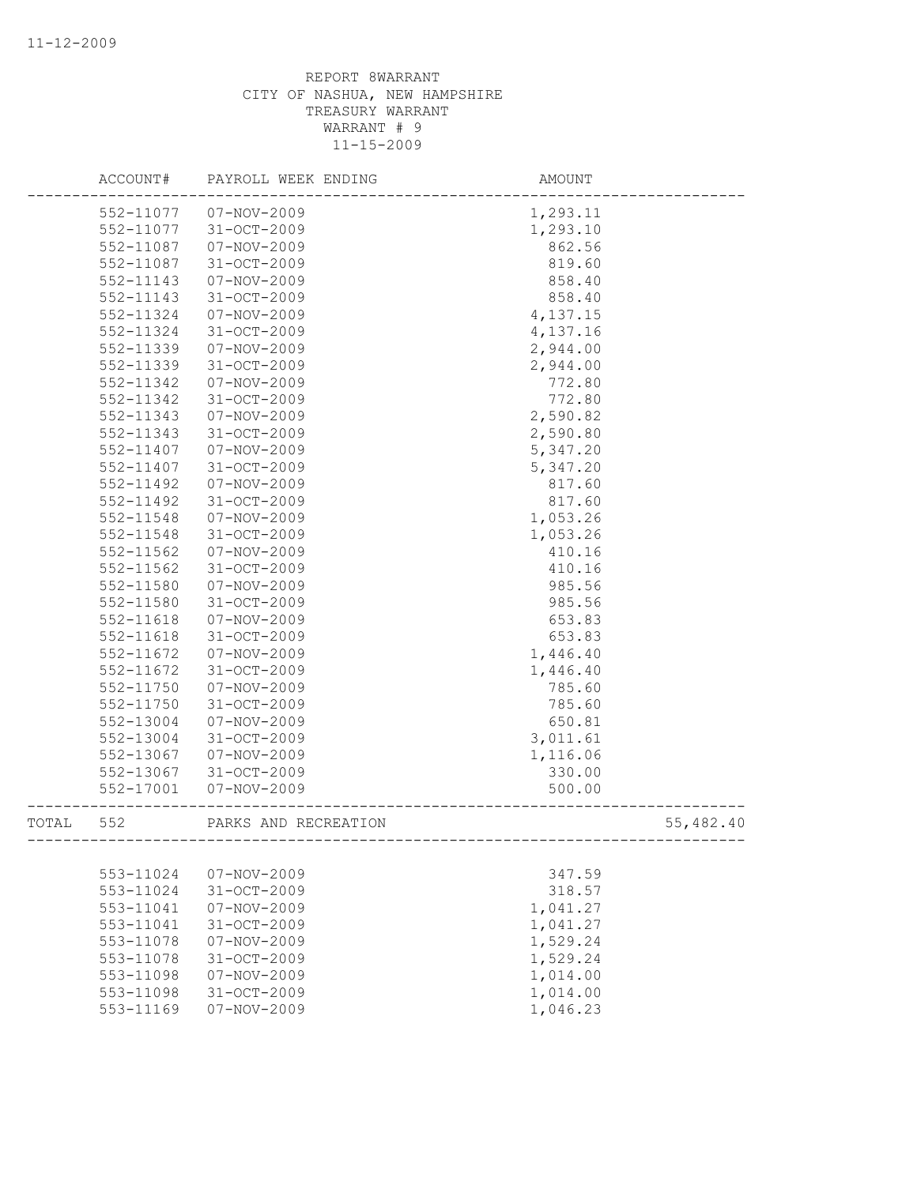REPORT 8WARRANT
CITY OF NASHUA, NEW HAMPSHIRE
TREASURY WARRANT
WARRANT # 9
11-15-2009

| | ACCOUNT# | PAYROLL WEEK ENDING | AMOUNT | |
|---|---|---|---|---|
| | 552-11077 | 07-NOV-2009 | 1,293.11 | |
| | 552-11077 | 31-OCT-2009 | 1,293.10 | |
| | 552-11087 | 07-NOV-2009 | 862.56 | |
| | 552-11087 | 31-OCT-2009 | 819.60 | |
| | 552-11143 | 07-NOV-2009 | 858.40 | |
| | 552-11143 | 31-OCT-2009 | 858.40 | |
| | 552-11324 | 07-NOV-2009 | 4,137.15 | |
| | 552-11324 | 31-OCT-2009 | 4,137.16 | |
| | 552-11339 | 07-NOV-2009 | 2,944.00 | |
| | 552-11339 | 31-OCT-2009 | 2,944.00 | |
| | 552-11342 | 07-NOV-2009 | 772.80 | |
| | 552-11342 | 31-OCT-2009 | 772.80 | |
| | 552-11343 | 07-NOV-2009 | 2,590.82 | |
| | 552-11343 | 31-OCT-2009 | 2,590.80 | |
| | 552-11407 | 07-NOV-2009 | 5,347.20 | |
| | 552-11407 | 31-OCT-2009 | 5,347.20 | |
| | 552-11492 | 07-NOV-2009 | 817.60 | |
| | 552-11492 | 31-OCT-2009 | 817.60 | |
| | 552-11548 | 07-NOV-2009 | 1,053.26 | |
| | 552-11548 | 31-OCT-2009 | 1,053.26 | |
| | 552-11562 | 07-NOV-2009 | 410.16 | |
| | 552-11562 | 31-OCT-2009 | 410.16 | |
| | 552-11580 | 07-NOV-2009 | 985.56 | |
| | 552-11580 | 31-OCT-2009 | 985.56 | |
| | 552-11618 | 07-NOV-2009 | 653.83 | |
| | 552-11618 | 31-OCT-2009 | 653.83 | |
| | 552-11672 | 07-NOV-2009 | 1,446.40 | |
| | 552-11672 | 31-OCT-2009 | 1,446.40 | |
| | 552-11750 | 07-NOV-2009 | 785.60 | |
| | 552-11750 | 31-OCT-2009 | 785.60 | |
| | 552-13004 | 07-NOV-2009 | 650.81 | |
| | 552-13004 | 31-OCT-2009 | 3,011.61 | |
| | 552-13067 | 07-NOV-2009 | 1,116.06 | |
| | 552-13067 | 31-OCT-2009 | 330.00 | |
| | 552-17001 | 07-NOV-2009 | 500.00 | |
| TOTAL | 552 | PARKS AND RECREATION | | 55,482.40 |
| | 553-11024 | 07-NOV-2009 | 347.59 | |
| | 553-11024 | 31-OCT-2009 | 318.57 | |
| | 553-11041 | 07-NOV-2009 | 1,041.27 | |
| | 553-11041 | 31-OCT-2009 | 1,041.27 | |
| | 553-11078 | 07-NOV-2009 | 1,529.24 | |
| | 553-11078 | 31-OCT-2009 | 1,529.24 | |
| | 553-11098 | 07-NOV-2009 | 1,014.00 | |
| | 553-11098 | 31-OCT-2009 | 1,014.00 | |
| | 553-11169 | 07-NOV-2009 | 1,046.23 | |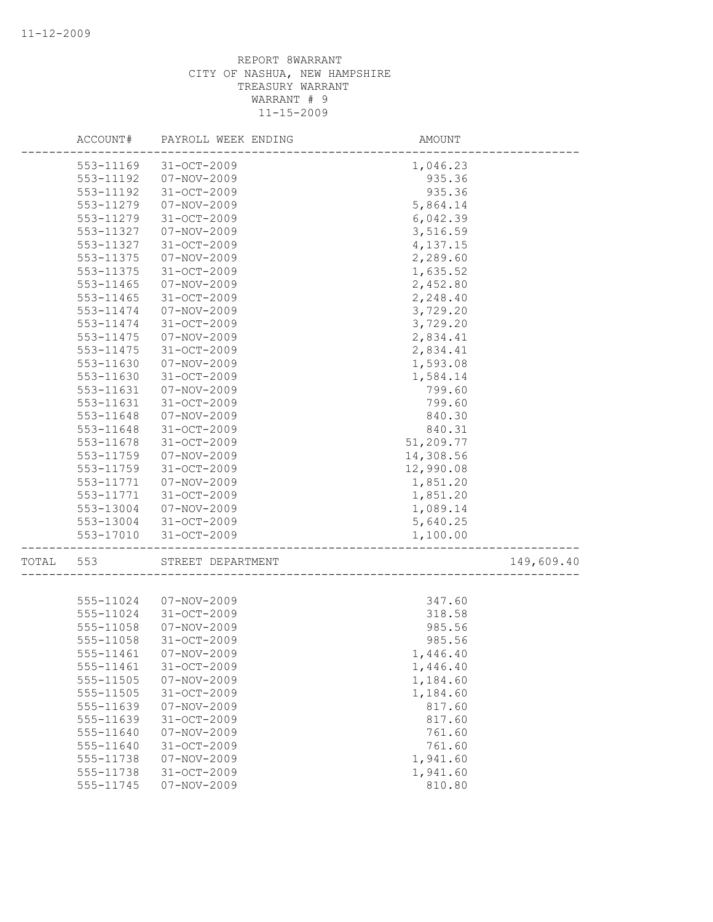REPORT 8WARRANT
CITY OF NASHUA, NEW HAMPSHIRE
TREASURY WARRANT
WARRANT # 9
11-15-2009

| ACCOUNT# | PAYROLL WEEK ENDING | AMOUNT | |
|---|---|---|---|
| 553-11169 | 31-OCT-2009 | 1,046.23 | |
| 553-11192 | 07-NOV-2009 | 935.36 | |
| 553-11192 | 31-OCT-2009 | 935.36 | |
| 553-11279 | 07-NOV-2009 | 5,864.14 | |
| 553-11279 | 31-OCT-2009 | 6,042.39 | |
| 553-11327 | 07-NOV-2009 | 3,516.59 | |
| 553-11327 | 31-OCT-2009 | 4,137.15 | |
| 553-11375 | 07-NOV-2009 | 2,289.60 | |
| 553-11375 | 31-OCT-2009 | 1,635.52 | |
| 553-11465 | 07-NOV-2009 | 2,452.80 | |
| 553-11465 | 31-OCT-2009 | 2,248.40 | |
| 553-11474 | 07-NOV-2009 | 3,729.20 | |
| 553-11474 | 31-OCT-2009 | 3,729.20 | |
| 553-11475 | 07-NOV-2009 | 2,834.41 | |
| 553-11475 | 31-OCT-2009 | 2,834.41 | |
| 553-11630 | 07-NOV-2009 | 1,593.08 | |
| 553-11630 | 31-OCT-2009 | 1,584.14 | |
| 553-11631 | 07-NOV-2009 | 799.60 | |
| 553-11631 | 31-OCT-2009 | 799.60 | |
| 553-11648 | 07-NOV-2009 | 840.30 | |
| 553-11648 | 31-OCT-2009 | 840.31 | |
| 553-11678 | 31-OCT-2009 | 51,209.77 | |
| 553-11759 | 07-NOV-2009 | 14,308.56 | |
| 553-11759 | 31-OCT-2009 | 12,990.08 | |
| 553-11771 | 07-NOV-2009 | 1,851.20 | |
| 553-11771 | 31-OCT-2009 | 1,851.20 | |
| 553-13004 | 07-NOV-2009 | 1,089.14 | |
| 553-13004 | 31-OCT-2009 | 5,640.25 | |
| 553-17010 | 31-OCT-2009 | 1,100.00 | |
| TOTAL 553 | STREET DEPARTMENT | | 149,609.40 |
| 555-11024 | 07-NOV-2009 | 347.60 | |
| 555-11024 | 31-OCT-2009 | 318.58 | |
| 555-11058 | 07-NOV-2009 | 985.56 | |
| 555-11058 | 31-OCT-2009 | 985.56 | |
| 555-11461 | 07-NOV-2009 | 1,446.40 | |
| 555-11461 | 31-OCT-2009 | 1,446.40 | |
| 555-11505 | 07-NOV-2009 | 1,184.60 | |
| 555-11505 | 31-OCT-2009 | 1,184.60 | |
| 555-11639 | 07-NOV-2009 | 817.60 | |
| 555-11639 | 31-OCT-2009 | 817.60 | |
| 555-11640 | 07-NOV-2009 | 761.60 | |
| 555-11640 | 31-OCT-2009 | 761.60 | |
| 555-11738 | 07-NOV-2009 | 1,941.60 | |
| 555-11738 | 31-OCT-2009 | 1,941.60 | |
| 555-11745 | 07-NOV-2009 | 810.80 | |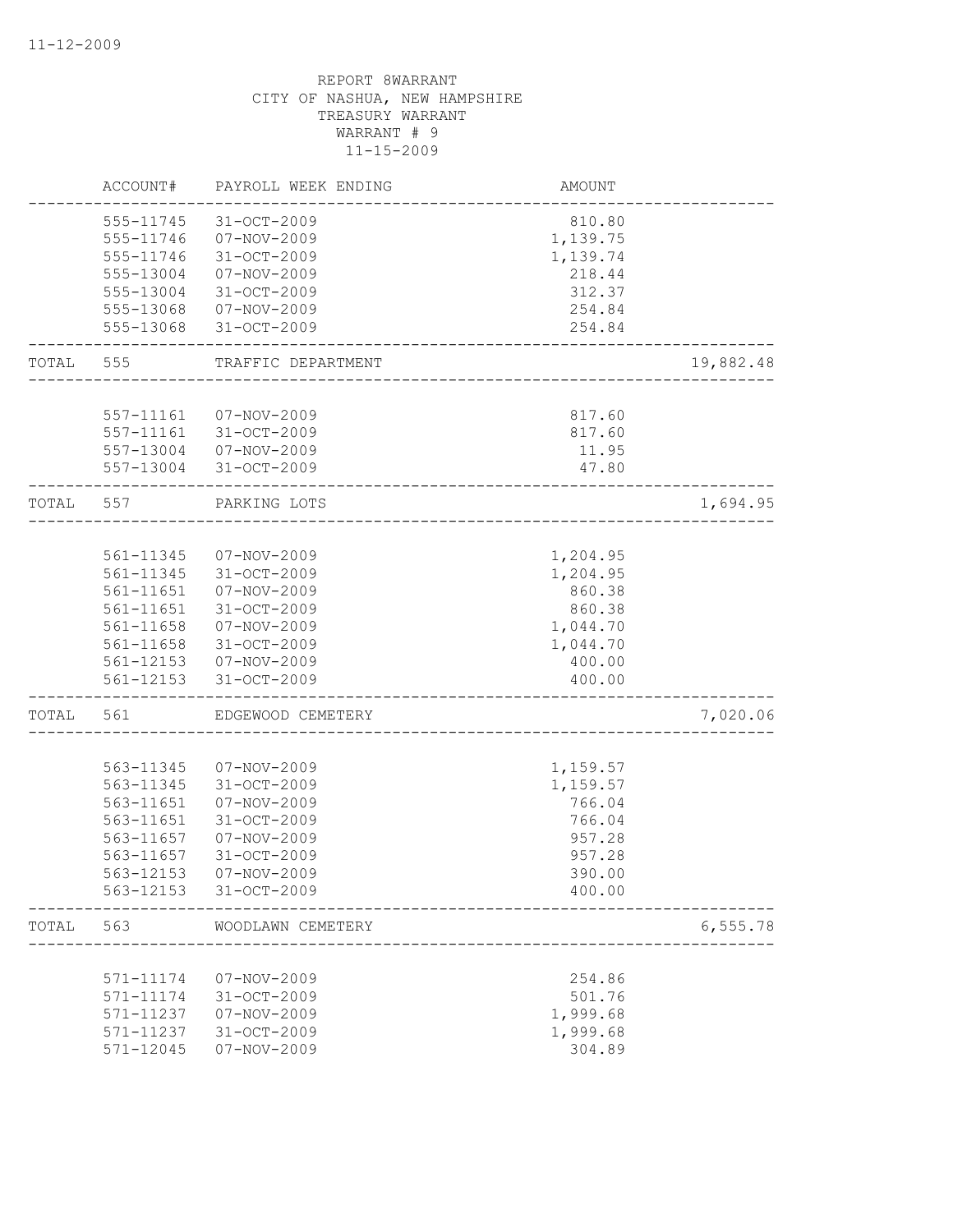11-12-2009

REPORT 8WARRANT
CITY OF NASHUA, NEW HAMPSHIRE
TREASURY WARRANT
WARRANT # 9
11-15-2009

| | ACCOUNT# | PAYROLL WEEK ENDING | AMOUNT | |
|---|---|---|---|---|
| | 555-11745 | 31-OCT-2009 | 810.80 | |
| | 555-11746 | 07-NOV-2009 | 1,139.75 | |
| | 555-11746 | 31-OCT-2009 | 1,139.74 | |
| | 555-13004 | 07-NOV-2009 | 218.44 | |
| | 555-13004 | 31-OCT-2009 | 312.37 | |
| | 555-13068 | 07-NOV-2009 | 254.84 | |
| | 555-13068 | 31-OCT-2009 | 254.84 | |
| TOTAL | 555 | TRAFFIC DEPARTMENT | | 19,882.48 |
| | 557-11161 | 07-NOV-2009 | 817.60 | |
| | 557-11161 | 31-OCT-2009 | 817.60 | |
| | 557-13004 | 07-NOV-2009 | 11.95 | |
| | 557-13004 | 31-OCT-2009 | 47.80 | |
| TOTAL | 557 | PARKING LOTS | | 1,694.95 |
| | 561-11345 | 07-NOV-2009 | 1,204.95 | |
| | 561-11345 | 31-OCT-2009 | 1,204.95 | |
| | 561-11651 | 07-NOV-2009 | 860.38 | |
| | 561-11651 | 31-OCT-2009 | 860.38 | |
| | 561-11658 | 07-NOV-2009 | 1,044.70 | |
| | 561-11658 | 31-OCT-2009 | 1,044.70 | |
| | 561-12153 | 07-NOV-2009 | 400.00 | |
| | 561-12153 | 31-OCT-2009 | 400.00 | |
| TOTAL | 561 | EDGEWOOD CEMETERY | | 7,020.06 |
| | 563-11345 | 07-NOV-2009 | 1,159.57 | |
| | 563-11345 | 31-OCT-2009 | 1,159.57 | |
| | 563-11651 | 07-NOV-2009 | 766.04 | |
| | 563-11651 | 31-OCT-2009 | 766.04 | |
| | 563-11657 | 07-NOV-2009 | 957.28 | |
| | 563-11657 | 31-OCT-2009 | 957.28 | |
| | 563-12153 | 07-NOV-2009 | 390.00 | |
| | 563-12153 | 31-OCT-2009 | 400.00 | |
| TOTAL | 563 | WOODLAWN CEMETERY | | 6,555.78 |
| | 571-11174 | 07-NOV-2009 | 254.86 | |
| | 571-11174 | 31-OCT-2009 | 501.76 | |
| | 571-11237 | 07-NOV-2009 | 1,999.68 | |
| | 571-11237 | 31-OCT-2009 | 1,999.68 | |
| | 571-12045 | 07-NOV-2009 | 304.89 | |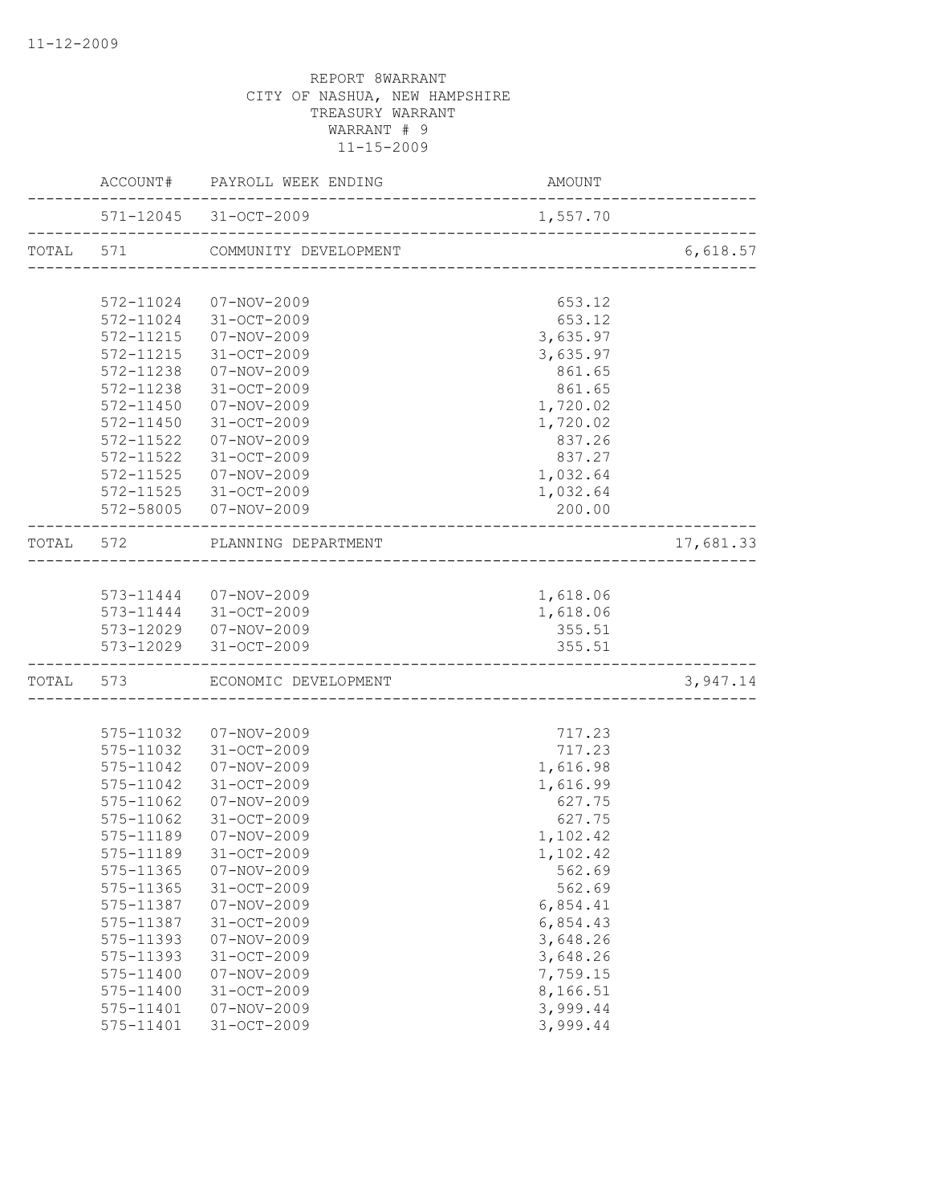11-12-2009

REPORT 8WARRANT
CITY OF NASHUA, NEW HAMPSHIRE
TREASURY WARRANT
WARRANT # 9
11-15-2009

| | ACCOUNT# | PAYROLL WEEK ENDING | AMOUNT | |
|---|---|---|---|---|
| | 571-12045 | 31-OCT-2009 | 1,557.70 | |
| TOTAL | 571 | COMMUNITY DEVELOPMENT | | 6,618.57 |
| | 572-11024 | 07-NOV-2009 | 653.12 | |
| | 572-11024 | 31-OCT-2009 | 653.12 | |
| | 572-11215 | 07-NOV-2009 | 3,635.97 | |
| | 572-11215 | 31-OCT-2009 | 3,635.97 | |
| | 572-11238 | 07-NOV-2009 | 861.65 | |
| | 572-11238 | 31-OCT-2009 | 861.65 | |
| | 572-11450 | 07-NOV-2009 | 1,720.02 | |
| | 572-11450 | 31-OCT-2009 | 1,720.02 | |
| | 572-11522 | 07-NOV-2009 | 837.26 | |
| | 572-11522 | 31-OCT-2009 | 837.27 | |
| | 572-11525 | 07-NOV-2009 | 1,032.64 | |
| | 572-11525 | 31-OCT-2009 | 1,032.64 | |
| | 572-58005 | 07-NOV-2009 | 200.00 | |
| TOTAL | 572 | PLANNING DEPARTMENT | | 17,681.33 |
| | 573-11444 | 07-NOV-2009 | 1,618.06 | |
| | 573-11444 | 31-OCT-2009 | 1,618.06 | |
| | 573-12029 | 07-NOV-2009 | 355.51 | |
| | 573-12029 | 31-OCT-2009 | 355.51 | |
| TOTAL | 573 | ECONOMIC DEVELOPMENT | | 3,947.14 |
| | 575-11032 | 07-NOV-2009 | 717.23 | |
| | 575-11032 | 31-OCT-2009 | 717.23 | |
| | 575-11042 | 07-NOV-2009 | 1,616.98 | |
| | 575-11042 | 31-OCT-2009 | 1,616.99 | |
| | 575-11062 | 07-NOV-2009 | 627.75 | |
| | 575-11062 | 31-OCT-2009 | 627.75 | |
| | 575-11189 | 07-NOV-2009 | 1,102.42 | |
| | 575-11189 | 31-OCT-2009 | 1,102.42 | |
| | 575-11365 | 07-NOV-2009 | 562.69 | |
| | 575-11365 | 31-OCT-2009 | 562.69 | |
| | 575-11387 | 07-NOV-2009 | 6,854.41 | |
| | 575-11387 | 31-OCT-2009 | 6,854.43 | |
| | 575-11393 | 07-NOV-2009 | 3,648.26 | |
| | 575-11393 | 31-OCT-2009 | 3,648.26 | |
| | 575-11400 | 07-NOV-2009 | 7,759.15 | |
| | 575-11400 | 31-OCT-2009 | 8,166.51 | |
| | 575-11401 | 07-NOV-2009 | 3,999.44 | |
| | 575-11401 | 31-OCT-2009 | 3,999.44 | |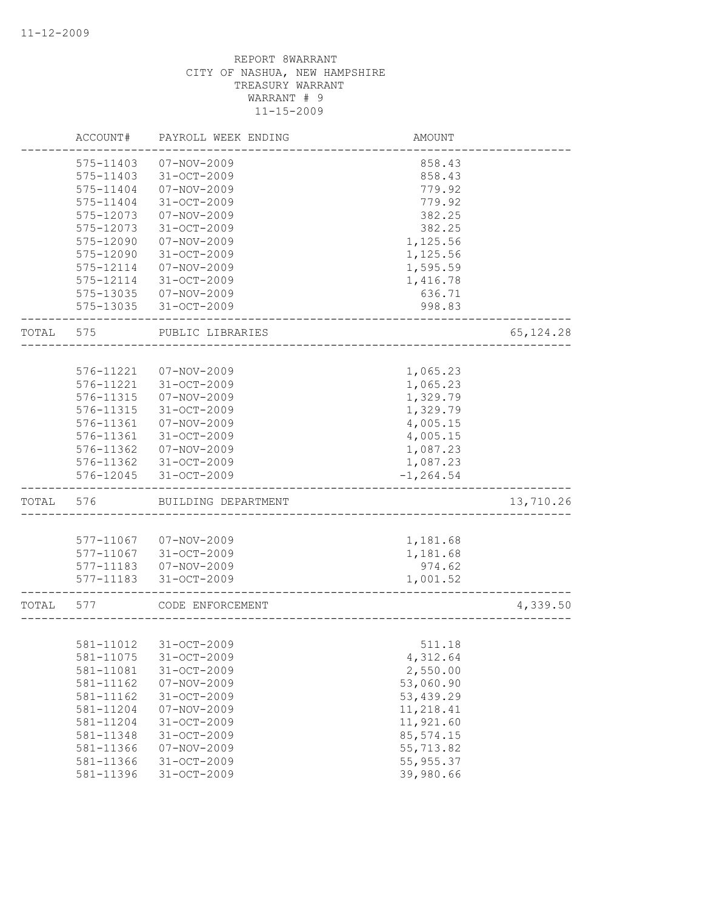REPORT 8WARRANT
CITY OF NASHUA, NEW HAMPSHIRE
TREASURY WARRANT
WARRANT # 9
11-15-2009

| ACCOUNT# | PAYROLL WEEK ENDING | AMOUNT | |
|---|---|---|---|
| 575-11403 | 07-NOV-2009 | 858.43 | |
| 575-11403 | 31-OCT-2009 | 858.43 | |
| 575-11404 | 07-NOV-2009 | 779.92 | |
| 575-11404 | 31-OCT-2009 | 779.92 | |
| 575-12073 | 07-NOV-2009 | 382.25 | |
| 575-12073 | 31-OCT-2009 | 382.25 | |
| 575-12090 | 07-NOV-2009 | 1,125.56 | |
| 575-12090 | 31-OCT-2009 | 1,125.56 | |
| 575-12114 | 07-NOV-2009 | 1,595.59 | |
| 575-12114 | 31-OCT-2009 | 1,416.78 | |
| 575-13035 | 07-NOV-2009 | 636.71 | |
| 575-13035 | 31-OCT-2009 | 998.83 | |
| TOTAL 575 | PUBLIC LIBRARIES | | 65,124.28 |
| 576-11221 | 07-NOV-2009 | 1,065.23 | |
| 576-11221 | 31-OCT-2009 | 1,065.23 | |
| 576-11315 | 07-NOV-2009 | 1,329.79 | |
| 576-11315 | 31-OCT-2009 | 1,329.79 | |
| 576-11361 | 07-NOV-2009 | 4,005.15 | |
| 576-11361 | 31-OCT-2009 | 4,005.15 | |
| 576-11362 | 07-NOV-2009 | 1,087.23 | |
| 576-11362 | 31-OCT-2009 | 1,087.23 | |
| 576-12045 | 31-OCT-2009 | -1,264.54 | |
| TOTAL 576 | BUILDING DEPARTMENT | | 13,710.26 |
| 577-11067 | 07-NOV-2009 | 1,181.68 | |
| 577-11067 | 31-OCT-2009 | 1,181.68 | |
| 577-11183 | 07-NOV-2009 | 974.62 | |
| 577-11183 | 31-OCT-2009 | 1,001.52 | |
| TOTAL 577 | CODE ENFORCEMENT | | 4,339.50 |
| 581-11012 | 31-OCT-2009 | 511.18 | |
| 581-11075 | 31-OCT-2009 | 4,312.64 | |
| 581-11081 | 31-OCT-2009 | 2,550.00 | |
| 581-11162 | 07-NOV-2009 | 53,060.90 | |
| 581-11162 | 31-OCT-2009 | 53,439.29 | |
| 581-11204 | 07-NOV-2009 | 11,218.41 | |
| 581-11204 | 31-OCT-2009 | 11,921.60 | |
| 581-11348 | 31-OCT-2009 | 85,574.15 | |
| 581-11366 | 07-NOV-2009 | 55,713.82 | |
| 581-11366 | 31-OCT-2009 | 55,955.37 | |
| 581-11396 | 31-OCT-2009 | 39,980.66 | |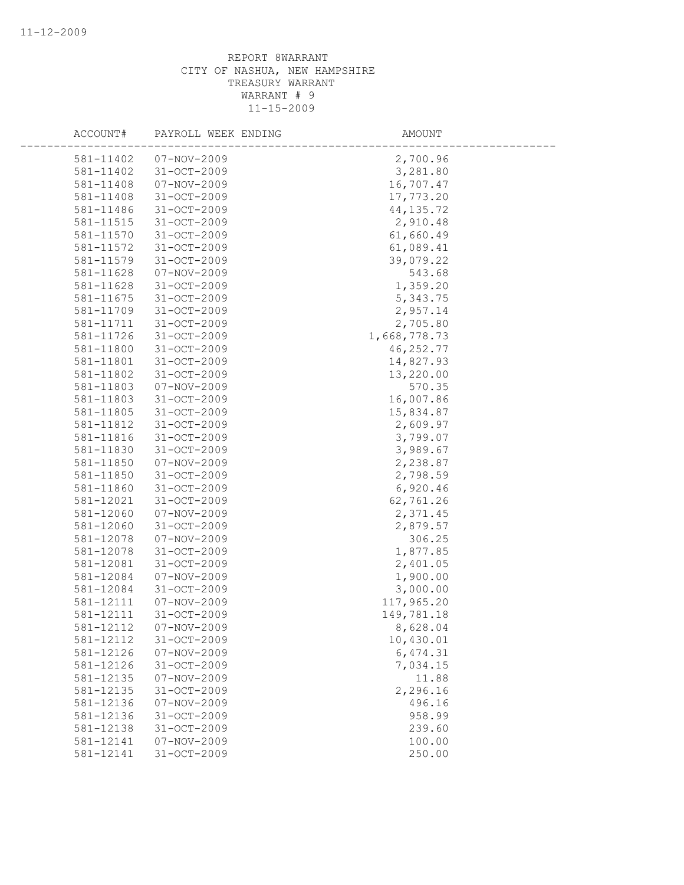REPORT 8WARRANT
CITY OF NASHUA, NEW HAMPSHIRE
TREASURY WARRANT
WARRANT # 9
11-15-2009

| ACCOUNT# | PAYROLL WEEK ENDING | AMOUNT |
|---|---|---|
| 581-11402 | 07-NOV-2009 | 2,700.96 |
| 581-11402 | 31-OCT-2009 | 3,281.80 |
| 581-11408 | 07-NOV-2009 | 16,707.47 |
| 581-11408 | 31-OCT-2009 | 17,773.20 |
| 581-11486 | 31-OCT-2009 | 44,135.72 |
| 581-11515 | 31-OCT-2009 | 2,910.48 |
| 581-11570 | 31-OCT-2009 | 61,660.49 |
| 581-11572 | 31-OCT-2009 | 61,089.41 |
| 581-11579 | 31-OCT-2009 | 39,079.22 |
| 581-11628 | 07-NOV-2009 | 543.68 |
| 581-11628 | 31-OCT-2009 | 1,359.20 |
| 581-11675 | 31-OCT-2009 | 5,343.75 |
| 581-11709 | 31-OCT-2009 | 2,957.14 |
| 581-11711 | 31-OCT-2009 | 2,705.80 |
| 581-11726 | 31-OCT-2009 | 1,668,778.73 |
| 581-11800 | 31-OCT-2009 | 46,252.77 |
| 581-11801 | 31-OCT-2009 | 14,827.93 |
| 581-11802 | 31-OCT-2009 | 13,220.00 |
| 581-11803 | 07-NOV-2009 | 570.35 |
| 581-11803 | 31-OCT-2009 | 16,007.86 |
| 581-11805 | 31-OCT-2009 | 15,834.87 |
| 581-11812 | 31-OCT-2009 | 2,609.97 |
| 581-11816 | 31-OCT-2009 | 3,799.07 |
| 581-11830 | 31-OCT-2009 | 3,989.67 |
| 581-11850 | 07-NOV-2009 | 2,238.87 |
| 581-11850 | 31-OCT-2009 | 2,798.59 |
| 581-11860 | 31-OCT-2009 | 6,920.46 |
| 581-12021 | 31-OCT-2009 | 62,761.26 |
| 581-12060 | 07-NOV-2009 | 2,371.45 |
| 581-12060 | 31-OCT-2009 | 2,879.57 |
| 581-12078 | 07-NOV-2009 | 306.25 |
| 581-12078 | 31-OCT-2009 | 1,877.85 |
| 581-12081 | 31-OCT-2009 | 2,401.05 |
| 581-12084 | 07-NOV-2009 | 1,900.00 |
| 581-12084 | 31-OCT-2009 | 3,000.00 |
| 581-12111 | 07-NOV-2009 | 117,965.20 |
| 581-12111 | 31-OCT-2009 | 149,781.18 |
| 581-12112 | 07-NOV-2009 | 8,628.04 |
| 581-12112 | 31-OCT-2009 | 10,430.01 |
| 581-12126 | 07-NOV-2009 | 6,474.31 |
| 581-12126 | 31-OCT-2009 | 7,034.15 |
| 581-12135 | 07-NOV-2009 | 11.88 |
| 581-12135 | 31-OCT-2009 | 2,296.16 |
| 581-12136 | 07-NOV-2009 | 496.16 |
| 581-12136 | 31-OCT-2009 | 958.99 |
| 581-12138 | 31-OCT-2009 | 239.60 |
| 581-12141 | 07-NOV-2009 | 100.00 |
| 581-12141 | 31-OCT-2009 | 250.00 |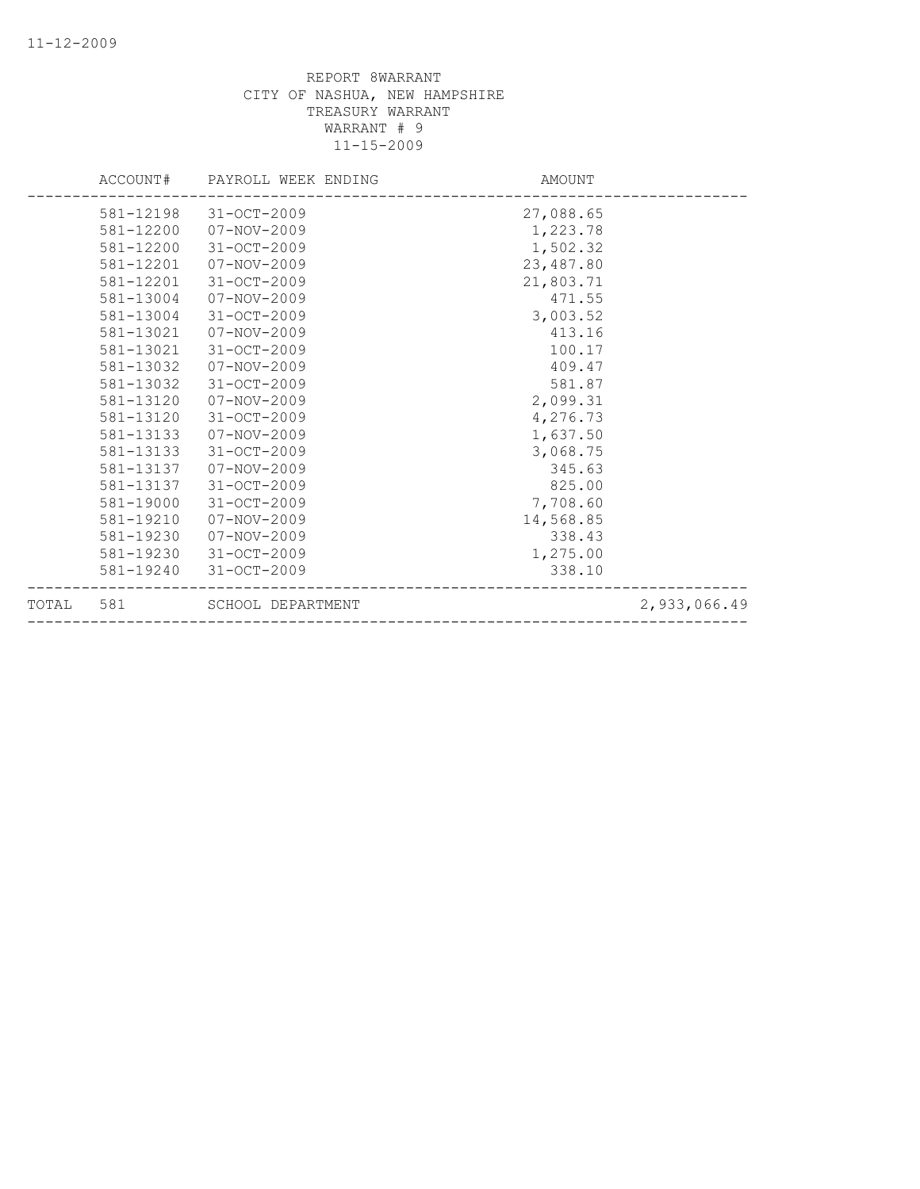REPORT 8WARRANT
CITY OF NASHUA, NEW HAMPSHIRE
TREASURY WARRANT
WARRANT # 9
11-15-2009

| ACCOUNT# | PAYROLL WEEK ENDING | AMOUNT | |
|---|---|---|---|
| 581-12198 | 31-OCT-2009 | 27,088.65 | |
| 581-12200 | 07-NOV-2009 | 1,223.78 | |
| 581-12200 | 31-OCT-2009 | 1,502.32 | |
| 581-12201 | 07-NOV-2009 | 23,487.80 | |
| 581-12201 | 31-OCT-2009 | 21,803.71 | |
| 581-13004 | 07-NOV-2009 | 471.55 | |
| 581-13004 | 31-OCT-2009 | 3,003.52 | |
| 581-13021 | 07-NOV-2009 | 413.16 | |
| 581-13021 | 31-OCT-2009 | 100.17 | |
| 581-13032 | 07-NOV-2009 | 409.47 | |
| 581-13032 | 31-OCT-2009 | 581.87 | |
| 581-13120 | 07-NOV-2009 | 2,099.31 | |
| 581-13120 | 31-OCT-2009 | 4,276.73 | |
| 581-13133 | 07-NOV-2009 | 1,637.50 | |
| 581-13133 | 31-OCT-2009 | 3,068.75 | |
| 581-13137 | 07-NOV-2009 | 345.63 | |
| 581-13137 | 31-OCT-2009 | 825.00 | |
| 581-19000 | 31-OCT-2009 | 7,708.60 | |
| 581-19210 | 07-NOV-2009 | 14,568.85 | |
| 581-19230 | 07-NOV-2009 | 338.43 | |
| 581-19230 | 31-OCT-2009 | 1,275.00 | |
| 581-19240 | 31-OCT-2009 | 338.10 | |
| TOTAL 581 | SCHOOL DEPARTMENT | | 2,933,066.49 |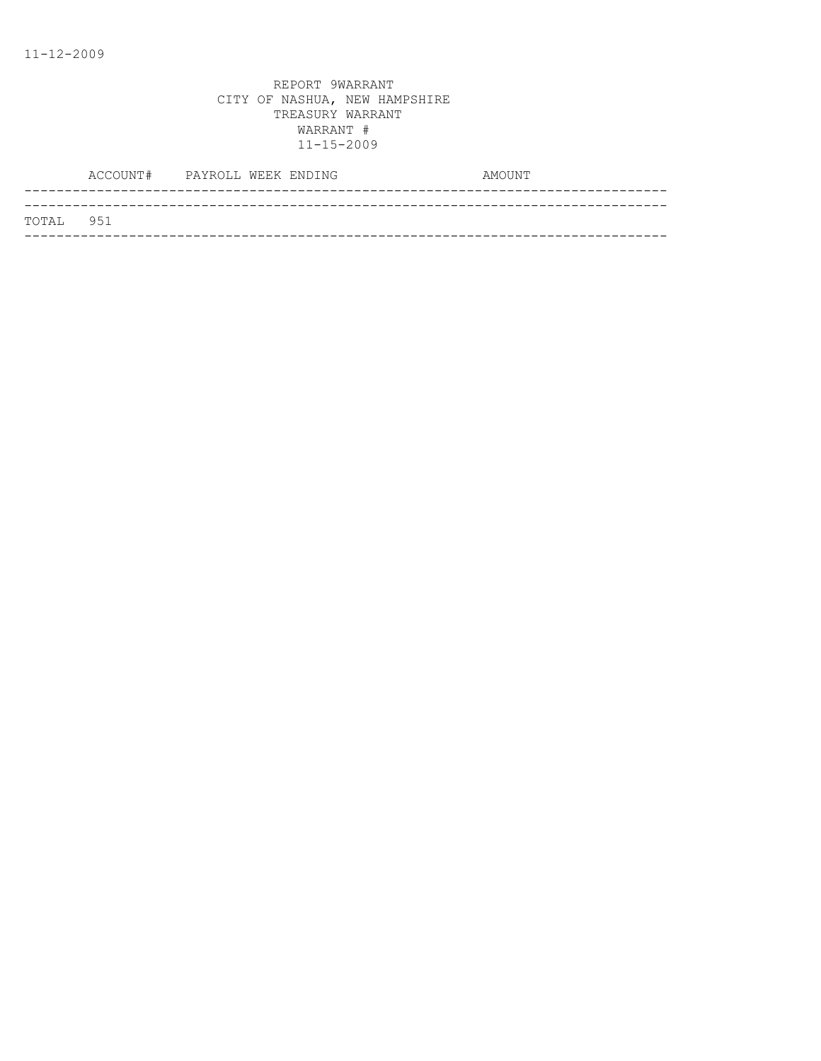11-12-2009

REPORT 9WARRANT
CITY OF NASHUA, NEW HAMPSHIRE
TREASURY WARRANT
WARRANT #
11-15-2009

| ACCOUNT# | PAYROLL WEEK ENDING | AMOUNT |
| --- | --- | --- |
| TOTAL 951 | | |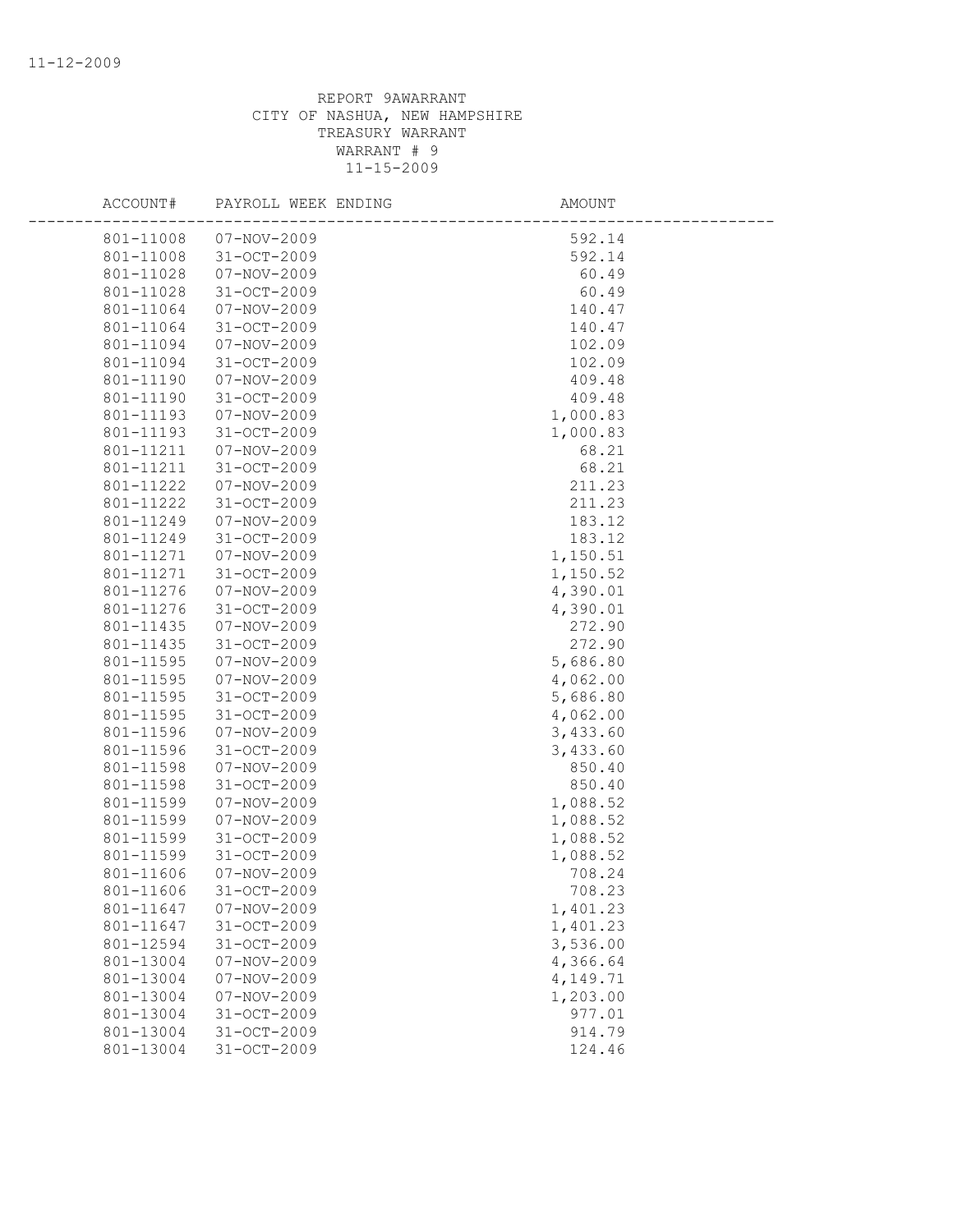REPORT 9AWARRANT
CITY OF NASHUA, NEW HAMPSHIRE
TREASURY WARRANT
WARRANT # 9
11-15-2009

| ACCOUNT# | PAYROLL WEEK ENDING | AMOUNT |
|---|---|---|
| 801-11008 | 07-NOV-2009 | 592.14 |
| 801-11008 | 31-OCT-2009 | 592.14 |
| 801-11028 | 07-NOV-2009 | 60.49 |
| 801-11028 | 31-OCT-2009 | 60.49 |
| 801-11064 | 07-NOV-2009 | 140.47 |
| 801-11064 | 31-OCT-2009 | 140.47 |
| 801-11094 | 07-NOV-2009 | 102.09 |
| 801-11094 | 31-OCT-2009 | 102.09 |
| 801-11190 | 07-NOV-2009 | 409.48 |
| 801-11190 | 31-OCT-2009 | 409.48 |
| 801-11193 | 07-NOV-2009 | 1,000.83 |
| 801-11193 | 31-OCT-2009 | 1,000.83 |
| 801-11211 | 07-NOV-2009 | 68.21 |
| 801-11211 | 31-OCT-2009 | 68.21 |
| 801-11222 | 07-NOV-2009 | 211.23 |
| 801-11222 | 31-OCT-2009 | 211.23 |
| 801-11249 | 07-NOV-2009 | 183.12 |
| 801-11249 | 31-OCT-2009 | 183.12 |
| 801-11271 | 07-NOV-2009 | 1,150.51 |
| 801-11271 | 31-OCT-2009 | 1,150.52 |
| 801-11276 | 07-NOV-2009 | 4,390.01 |
| 801-11276 | 31-OCT-2009 | 4,390.01 |
| 801-11435 | 07-NOV-2009 | 272.90 |
| 801-11435 | 31-OCT-2009 | 272.90 |
| 801-11595 | 07-NOV-2009 | 5,686.80 |
| 801-11595 | 07-NOV-2009 | 4,062.00 |
| 801-11595 | 31-OCT-2009 | 5,686.80 |
| 801-11595 | 31-OCT-2009 | 4,062.00 |
| 801-11596 | 07-NOV-2009 | 3,433.60 |
| 801-11596 | 31-OCT-2009 | 3,433.60 |
| 801-11598 | 07-NOV-2009 | 850.40 |
| 801-11598 | 31-OCT-2009 | 850.40 |
| 801-11599 | 07-NOV-2009 | 1,088.52 |
| 801-11599 | 07-NOV-2009 | 1,088.52 |
| 801-11599 | 31-OCT-2009 | 1,088.52 |
| 801-11599 | 31-OCT-2009 | 1,088.52 |
| 801-11606 | 07-NOV-2009 | 708.24 |
| 801-11606 | 31-OCT-2009 | 708.23 |
| 801-11647 | 07-NOV-2009 | 1,401.23 |
| 801-11647 | 31-OCT-2009 | 1,401.23 |
| 801-12594 | 31-OCT-2009 | 3,536.00 |
| 801-13004 | 07-NOV-2009 | 4,366.64 |
| 801-13004 | 07-NOV-2009 | 4,149.71 |
| 801-13004 | 07-NOV-2009 | 1,203.00 |
| 801-13004 | 31-OCT-2009 | 977.01 |
| 801-13004 | 31-OCT-2009 | 914.79 |
| 801-13004 | 31-OCT-2009 | 124.46 |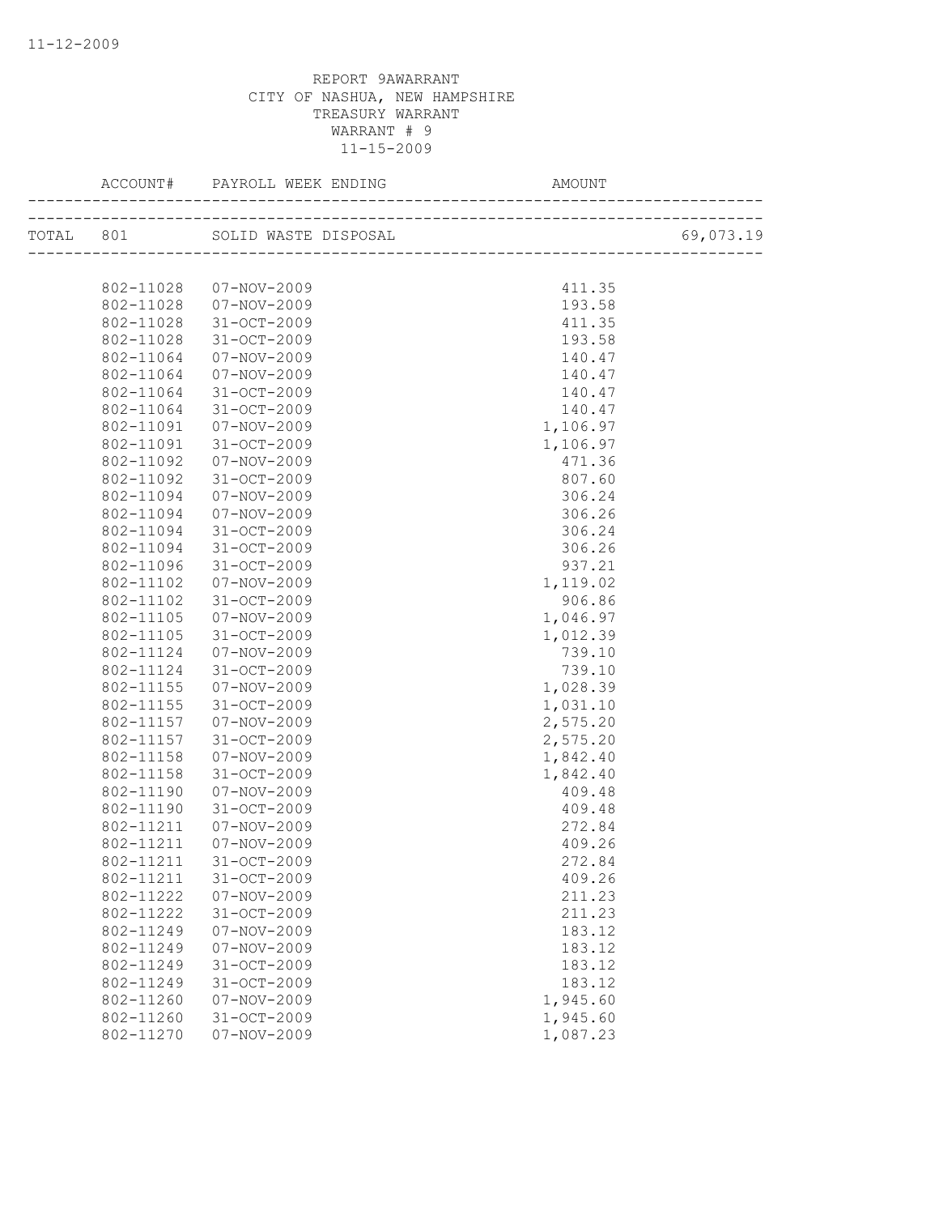REPORT 9AWARRANT
CITY OF NASHUA, NEW HAMPSHIRE
TREASURY WARRANT
WARRANT # 9
11-15-2009

| | ACCOUNT# | PAYROLL WEEK ENDING | AMOUNT | |
|---|---|---|---|---|
| TOTAL | 801 | SOLID WASTE DISPOSAL | | 69,073.19 |
| | 802-11028 | 07-NOV-2009 | 411.35 | |
| | 802-11028 | 07-NOV-2009 | 193.58 | |
| | 802-11028 | 31-OCT-2009 | 411.35 | |
| | 802-11028 | 31-OCT-2009 | 193.58 | |
| | 802-11064 | 07-NOV-2009 | 140.47 | |
| | 802-11064 | 07-NOV-2009 | 140.47 | |
| | 802-11064 | 31-OCT-2009 | 140.47 | |
| | 802-11064 | 31-OCT-2009 | 140.47 | |
| | 802-11091 | 07-NOV-2009 | 1,106.97 | |
| | 802-11091 | 31-OCT-2009 | 1,106.97 | |
| | 802-11092 | 07-NOV-2009 | 471.36 | |
| | 802-11092 | 31-OCT-2009 | 807.60 | |
| | 802-11094 | 07-NOV-2009 | 306.24 | |
| | 802-11094 | 07-NOV-2009 | 306.26 | |
| | 802-11094 | 31-OCT-2009 | 306.24 | |
| | 802-11094 | 31-OCT-2009 | 306.26 | |
| | 802-11096 | 31-OCT-2009 | 937.21 | |
| | 802-11102 | 07-NOV-2009 | 1,119.02 | |
| | 802-11102 | 31-OCT-2009 | 906.86 | |
| | 802-11105 | 07-NOV-2009 | 1,046.97 | |
| | 802-11105 | 31-OCT-2009 | 1,012.39 | |
| | 802-11124 | 07-NOV-2009 | 739.10 | |
| | 802-11124 | 31-OCT-2009 | 739.10 | |
| | 802-11155 | 07-NOV-2009 | 1,028.39 | |
| | 802-11155 | 31-OCT-2009 | 1,031.10 | |
| | 802-11157 | 07-NOV-2009 | 2,575.20 | |
| | 802-11157 | 31-OCT-2009 | 2,575.20 | |
| | 802-11158 | 07-NOV-2009 | 1,842.40 | |
| | 802-11158 | 31-OCT-2009 | 1,842.40 | |
| | 802-11190 | 07-NOV-2009 | 409.48 | |
| | 802-11190 | 31-OCT-2009 | 409.48 | |
| | 802-11211 | 07-NOV-2009 | 272.84 | |
| | 802-11211 | 07-NOV-2009 | 409.26 | |
| | 802-11211 | 31-OCT-2009 | 272.84 | |
| | 802-11211 | 31-OCT-2009 | 409.26 | |
| | 802-11222 | 07-NOV-2009 | 211.23 | |
| | 802-11222 | 31-OCT-2009 | 211.23 | |
| | 802-11249 | 07-NOV-2009 | 183.12 | |
| | 802-11249 | 07-NOV-2009 | 183.12 | |
| | 802-11249 | 31-OCT-2009 | 183.12 | |
| | 802-11249 | 31-OCT-2009 | 183.12 | |
| | 802-11260 | 07-NOV-2009 | 1,945.60 | |
| | 802-11260 | 31-OCT-2009 | 1,945.60 | |
| | 802-11270 | 07-NOV-2009 | 1,087.23 | |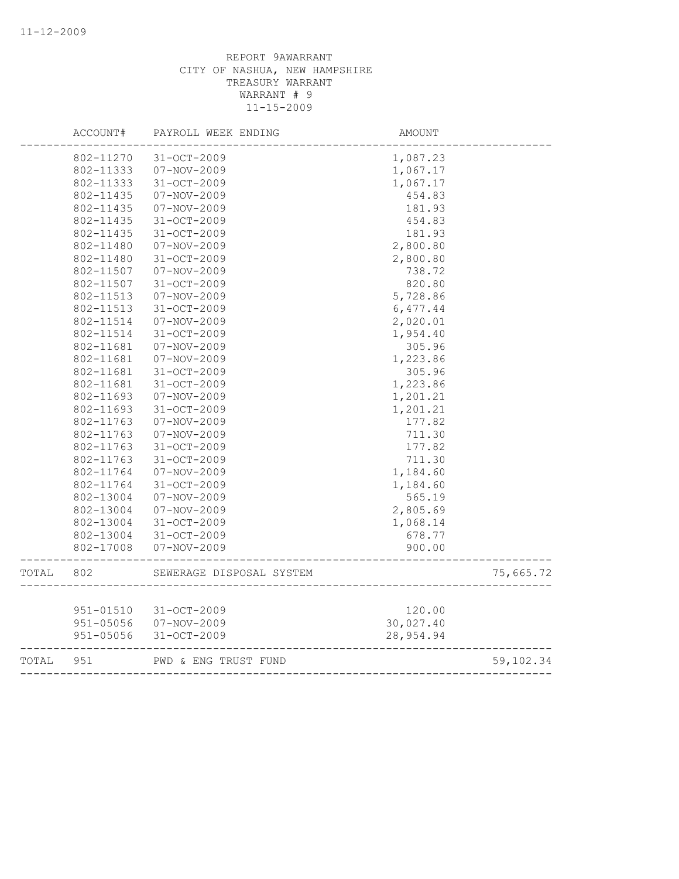REPORT 9AWARRANT
CITY OF NASHUA, NEW HAMPSHIRE
TREASURY WARRANT
WARRANT # 9
11-15-2009

| | ACCOUNT# | PAYROLL WEEK ENDING | AMOUNT | |
|---|---|---|---|---|
| | 802-11270 | 31-OCT-2009 | 1,087.23 | |
| | 802-11333 | 07-NOV-2009 | 1,067.17 | |
| | 802-11333 | 31-OCT-2009 | 1,067.17 | |
| | 802-11435 | 07-NOV-2009 | 454.83 | |
| | 802-11435 | 07-NOV-2009 | 181.93 | |
| | 802-11435 | 31-OCT-2009 | 454.83 | |
| | 802-11435 | 31-OCT-2009 | 181.93 | |
| | 802-11480 | 07-NOV-2009 | 2,800.80 | |
| | 802-11480 | 31-OCT-2009 | 2,800.80 | |
| | 802-11507 | 07-NOV-2009 | 738.72 | |
| | 802-11507 | 31-OCT-2009 | 820.80 | |
| | 802-11513 | 07-NOV-2009 | 5,728.86 | |
| | 802-11513 | 31-OCT-2009 | 6,477.44 | |
| | 802-11514 | 07-NOV-2009 | 2,020.01 | |
| | 802-11514 | 31-OCT-2009 | 1,954.40 | |
| | 802-11681 | 07-NOV-2009 | 305.96 | |
| | 802-11681 | 07-NOV-2009 | 1,223.86 | |
| | 802-11681 | 31-OCT-2009 | 305.96 | |
| | 802-11681 | 31-OCT-2009 | 1,223.86 | |
| | 802-11693 | 07-NOV-2009 | 1,201.21 | |
| | 802-11693 | 31-OCT-2009 | 1,201.21 | |
| | 802-11763 | 07-NOV-2009 | 177.82 | |
| | 802-11763 | 07-NOV-2009 | 711.30 | |
| | 802-11763 | 31-OCT-2009 | 177.82 | |
| | 802-11763 | 31-OCT-2009 | 711.30 | |
| | 802-11764 | 07-NOV-2009 | 1,184.60 | |
| | 802-11764 | 31-OCT-2009 | 1,184.60 | |
| | 802-13004 | 07-NOV-2009 | 565.19 | |
| | 802-13004 | 07-NOV-2009 | 2,805.69 | |
| | 802-13004 | 31-OCT-2009 | 1,068.14 | |
| | 802-13004 | 31-OCT-2009 | 678.77 | |
| | 802-17008 | 07-NOV-2009 | 900.00 | |
| TOTAL | 802 | SEWERAGE DISPOSAL SYSTEM | | 75,665.72 |
| | 951-01510 | 31-OCT-2009 | 120.00 | |
| | 951-05056 | 07-NOV-2009 | 30,027.40 | |
| | 951-05056 | 31-OCT-2009 | 28,954.94 | |
| TOTAL | 951 | PWD & ENG TRUST FUND | | 59,102.34 |